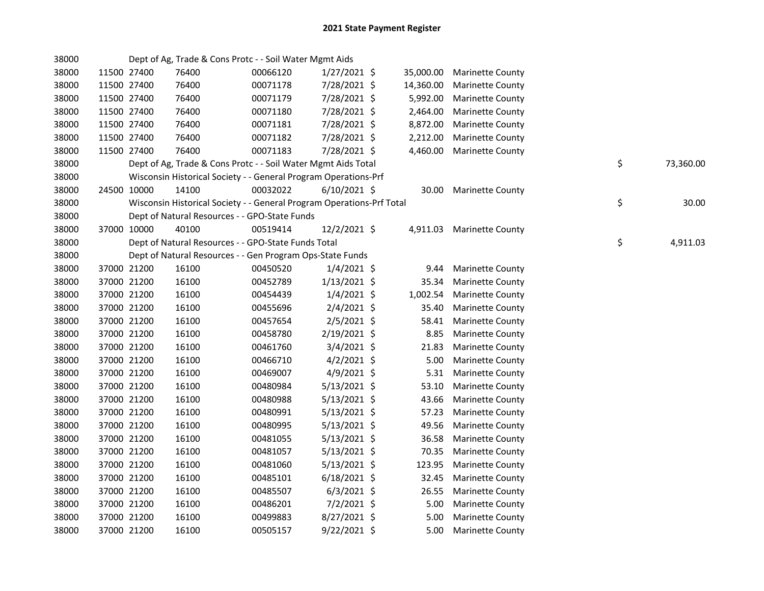# 2021 State Payment Register

| | | | | | | | | |
|---|---|---|---|---|---|---|---|---|
| 38000 | | Dept of Ag, Trade & Cons Protc - - Soil Water Mgmt Aids | | | | | | |
| 38000 | 11500 | 27400 | 76400 | 00066120 | 1/27/2021 | $ 35,000.00 | Marinette County | |
| 38000 | 11500 | 27400 | 76400 | 00071178 | 7/28/2021 | $ 14,360.00 | Marinette County | |
| 38000 | 11500 | 27400 | 76400 | 00071179 | 7/28/2021 | $ 5,992.00 | Marinette County | |
| 38000 | 11500 | 27400 | 76400 | 00071180 | 7/28/2021 | $ 2,464.00 | Marinette County | |
| 38000 | 11500 | 27400 | 76400 | 00071181 | 7/28/2021 | $ 8,872.00 | Marinette County | |
| 38000 | 11500 | 27400 | 76400 | 00071182 | 7/28/2021 | $ 2,212.00 | Marinette County | |
| 38000 | 11500 | 27400 | 76400 | 00071183 | 7/28/2021 | $ 4,460.00 | Marinette County | |
| 38000 | | Dept of Ag, Trade & Cons Protc - - Soil Water Mgmt Aids Total | | | | | | $ 73,360.00 |
| 38000 | | Wisconsin Historical Society - - General Program Operations-Prf | | | | | | |
| 38000 | 24500 | 10000 | 14100 | 00032022 | 6/10/2021 | $ 30.00 | Marinette County | |
| 38000 | | Wisconsin Historical Society - - General Program Operations-Prf Total | | | | | | $ 30.00 |
| 38000 | | Dept of Natural Resources - - GPO-State Funds | | | | | | |
| 38000 | 37000 | 10000 | 40100 | 00519414 | 12/2/2021 | $ 4,911.03 | Marinette County | |
| 38000 | | Dept of Natural Resources - - GPO-State Funds Total | | | | | | $ 4,911.03 |
| 38000 | | Dept of Natural Resources - - Gen Program Ops-State Funds | | | | | | |
| 38000 | 37000 | 21200 | 16100 | 00450520 | 1/4/2021 | $ 9.44 | Marinette County | |
| 38000 | 37000 | 21200 | 16100 | 00452789 | 1/13/2021 | $ 35.34 | Marinette County | |
| 38000 | 37000 | 21200 | 16100 | 00454439 | 1/4/2021 | $ 1,002.54 | Marinette County | |
| 38000 | 37000 | 21200 | 16100 | 00455696 | 2/4/2021 | $ 35.40 | Marinette County | |
| 38000 | 37000 | 21200 | 16100 | 00457654 | 2/5/2021 | $ 58.41 | Marinette County | |
| 38000 | 37000 | 21200 | 16100 | 00458780 | 2/19/2021 | $ 8.85 | Marinette County | |
| 38000 | 37000 | 21200 | 16100 | 00461760 | 3/4/2021 | $ 21.83 | Marinette County | |
| 38000 | 37000 | 21200 | 16100 | 00466710 | 4/2/2021 | $ 5.00 | Marinette County | |
| 38000 | 37000 | 21200 | 16100 | 00469007 | 4/9/2021 | $ 5.31 | Marinette County | |
| 38000 | 37000 | 21200 | 16100 | 00480984 | 5/13/2021 | $ 53.10 | Marinette County | |
| 38000 | 37000 | 21200 | 16100 | 00480988 | 5/13/2021 | $ 43.66 | Marinette County | |
| 38000 | 37000 | 21200 | 16100 | 00480991 | 5/13/2021 | $ 57.23 | Marinette County | |
| 38000 | 37000 | 21200 | 16100 | 00480995 | 5/13/2021 | $ 49.56 | Marinette County | |
| 38000 | 37000 | 21200 | 16100 | 00481055 | 5/13/2021 | $ 36.58 | Marinette County | |
| 38000 | 37000 | 21200 | 16100 | 00481057 | 5/13/2021 | $ 70.35 | Marinette County | |
| 38000 | 37000 | 21200 | 16100 | 00481060 | 5/13/2021 | $ 123.95 | Marinette County | |
| 38000 | 37000 | 21200 | 16100 | 00485101 | 6/18/2021 | $ 32.45 | Marinette County | |
| 38000 | 37000 | 21200 | 16100 | 00485507 | 6/3/2021 | $ 26.55 | Marinette County | |
| 38000 | 37000 | 21200 | 16100 | 00486201 | 7/2/2021 | $ 5.00 | Marinette County | |
| 38000 | 37000 | 21200 | 16100 | 00499883 | 8/27/2021 | $ 5.00 | Marinette County | |
| 38000 | 37000 | 21200 | 16100 | 00505157 | 9/22/2021 | $ 5.00 | Marinette County | |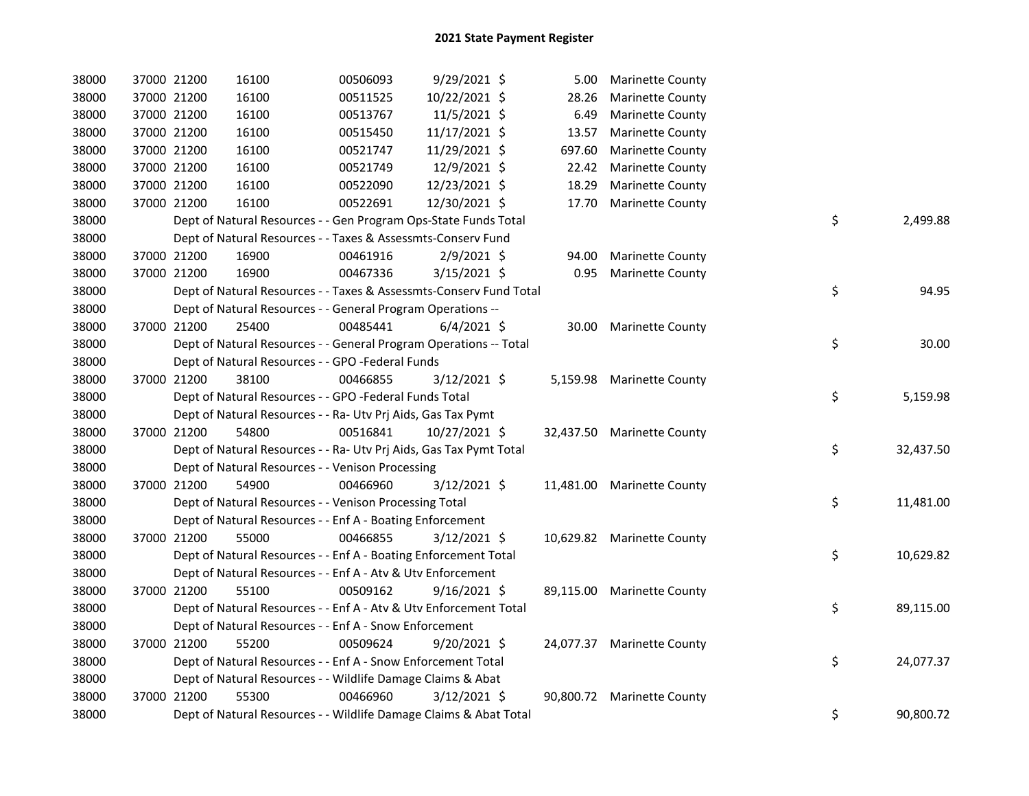## 2021 State Payment Register

| | | | | | | | | |
|---|---|---|---|---|---|---|---|---|
| 38000 | 37000 21200 | 16100 | 00506093 | 9/29/2021 $ | 5.00 | Marinette County | | |
| 38000 | 37000 21200 | 16100 | 00511525 | 10/22/2021 $ | 28.26 | Marinette County | | |
| 38000 | 37000 21200 | 16100 | 00513767 | 11/5/2021 $ | 6.49 | Marinette County | | |
| 38000 | 37000 21200 | 16100 | 00515450 | 11/17/2021 $ | 13.57 | Marinette County | | |
| 38000 | 37000 21200 | 16100 | 00521747 | 11/29/2021 $ | 697.60 | Marinette County | | |
| 38000 | 37000 21200 | 16100 | 00521749 | 12/9/2021 $ | 22.42 | Marinette County | | |
| 38000 | 37000 21200 | 16100 | 00522090 | 12/23/2021 $ | 18.29 | Marinette County | | |
| 38000 | 37000 21200 | 16100 | 00522691 | 12/30/2021 $ | 17.70 | Marinette County | | |
| 38000 | Dept of Natural Resources - - Gen Program Ops-State Funds Total | | | | | | $ | 2,499.88 |
| 38000 | Dept of Natural Resources - - Taxes & Assessmts-Conserv Fund | | | | | | | |
| 38000 | 37000 21200 | 16900 | 00461916 | 2/9/2021 $ | 94.00 | Marinette County | | |
| 38000 | 37000 21200 | 16900 | 00467336 | 3/15/2021 $ | 0.95 | Marinette County | | |
| 38000 | Dept of Natural Resources - - Taxes & Assessmts-Conserv Fund Total | | | | | | $ | 94.95 |
| 38000 | Dept of Natural Resources - - General Program Operations -- | | | | | | | |
| 38000 | 37000 21200 | 25400 | 00485441 | 6/4/2021 $ | 30.00 | Marinette County | | |
| 38000 | Dept of Natural Resources - - General Program Operations -- Total | | | | | | $ | 30.00 |
| 38000 | Dept of Natural Resources - - GPO -Federal Funds | | | | | | | |
| 38000 | 37000 21200 | 38100 | 00466855 | 3/12/2021 $ | 5,159.98 | Marinette County | | |
| 38000 | Dept of Natural Resources - - GPO -Federal Funds Total | | | | | | $ | 5,159.98 |
| 38000 | Dept of Natural Resources - - Ra- Utv Prj Aids, Gas Tax Pymt | | | | | | | |
| 38000 | 37000 21200 | 54800 | 00516841 | 10/27/2021 $ | 32,437.50 | Marinette County | | |
| 38000 | Dept of Natural Resources - - Ra- Utv Prj Aids, Gas Tax Pymt Total | | | | | | $ | 32,437.50 |
| 38000 | Dept of Natural Resources - - Venison Processing | | | | | | | |
| 38000 | 37000 21200 | 54900 | 00466960 | 3/12/2021 $ | 11,481.00 | Marinette County | | |
| 38000 | Dept of Natural Resources - - Venison Processing Total | | | | | | $ | 11,481.00 |
| 38000 | Dept of Natural Resources - - Enf A - Boating Enforcement | | | | | | | |
| 38000 | 37000 21200 | 55000 | 00466855 | 3/12/2021 $ | 10,629.82 | Marinette County | | |
| 38000 | Dept of Natural Resources - - Enf A - Boating Enforcement Total | | | | | | $ | 10,629.82 |
| 38000 | Dept of Natural Resources - - Enf A - Atv & Utv Enforcement | | | | | | | |
| 38000 | 37000 21200 | 55100 | 00509162 | 9/16/2021 $ | 89,115.00 | Marinette County | | |
| 38000 | Dept of Natural Resources - - Enf A - Atv & Utv Enforcement Total | | | | | | $ | 89,115.00 |
| 38000 | Dept of Natural Resources - - Enf A - Snow Enforcement | | | | | | | |
| 38000 | 37000 21200 | 55200 | 00509624 | 9/20/2021 $ | 24,077.37 | Marinette County | | |
| 38000 | Dept of Natural Resources - - Enf A - Snow Enforcement Total | | | | | | $ | 24,077.37 |
| 38000 | Dept of Natural Resources - - Wildlife Damage Claims & Abat | | | | | | | |
| 38000 | 37000 21200 | 55300 | 00466960 | 3/12/2021 $ | 90,800.72 | Marinette County | | |
| 38000 | Dept of Natural Resources - - Wildlife Damage Claims & Abat Total | | | | | | $ | 90,800.72 |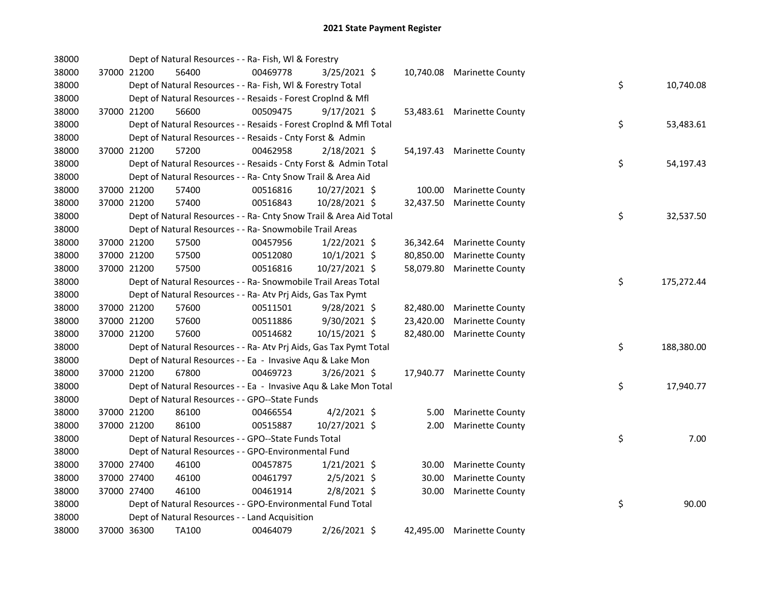## 2021 State Payment Register

| | | | | | | | | |
|---|---|---|---|---|---|---|---|---|
| 38000 | | Dept of Natural Resources - - Ra- Fish, Wl & Forestry | | | | | | |
| 38000 | 37000 21200 | 56400 | 00469778 | 3/25/2021 | $ 10,740.08 | Marinette County | | |
| 38000 | | Dept of Natural Resources - - Ra- Fish, Wl & Forestry Total | | | | | $ | 10,740.08 |
| 38000 | | Dept of Natural Resources - - Resaids - Forest Croplnd & Mfl | | | | | | |
| 38000 | 37000 21200 | 56600 | 00509475 | 9/17/2021 | $ 53,483.61 | Marinette County | | |
| 38000 | | Dept of Natural Resources - - Resaids - Forest Croplnd & Mfl Total | | | | | $ | 53,483.61 |
| 38000 | | Dept of Natural Resources - - Resaids - Cnty Forst & Admin | | | | | | |
| 38000 | 37000 21200 | 57200 | 00462958 | 2/18/2021 | $ 54,197.43 | Marinette County | | |
| 38000 | | Dept of Natural Resources - - Resaids - Cnty Forst & Admin Total | | | | | $ | 54,197.43 |
| 38000 | | Dept of Natural Resources - - Ra- Cnty Snow Trail & Area Aid | | | | | | |
| 38000 | 37000 21200 | 57400 | 00516816 | 10/27/2021 | $ 100.00 | Marinette County | | |
| 38000 | 37000 21200 | 57400 | 00516843 | 10/28/2021 | $ 32,437.50 | Marinette County | | |
| 38000 | | Dept of Natural Resources - - Ra- Cnty Snow Trail & Area Aid Total | | | | | $ | 32,537.50 |
| 38000 | | Dept of Natural Resources - - Ra- Snowmobile Trail Areas | | | | | | |
| 38000 | 37000 21200 | 57500 | 00457956 | 1/22/2021 | $ 36,342.64 | Marinette County | | |
| 38000 | 37000 21200 | 57500 | 00512080 | 10/1/2021 | $ 80,850.00 | Marinette County | | |
| 38000 | 37000 21200 | 57500 | 00516816 | 10/27/2021 | $ 58,079.80 | Marinette County | | |
| 38000 | | Dept of Natural Resources - - Ra- Snowmobile Trail Areas Total | | | | | $ | 175,272.44 |
| 38000 | | Dept of Natural Resources - - Ra- Atv Prj Aids, Gas Tax Pymt | | | | | | |
| 38000 | 37000 21200 | 57600 | 00511501 | 9/28/2021 | $ 82,480.00 | Marinette County | | |
| 38000 | 37000 21200 | 57600 | 00511886 | 9/30/2021 | $ 23,420.00 | Marinette County | | |
| 38000 | 37000 21200 | 57600 | 00514682 | 10/15/2021 | $ 82,480.00 | Marinette County | | |
| 38000 | | Dept of Natural Resources - - Ra- Atv Prj Aids, Gas Tax Pymt Total | | | | | $ | 188,380.00 |
| 38000 | | Dept of Natural Resources - - Ea - Invasive Aqu & Lake Mon | | | | | | |
| 38000 | 37000 21200 | 67800 | 00469723 | 3/26/2021 | $ 17,940.77 | Marinette County | | |
| 38000 | | Dept of Natural Resources - - Ea - Invasive Aqu & Lake Mon Total | | | | | $ | 17,940.77 |
| 38000 | | Dept of Natural Resources - - GPO--State Funds | | | | | | |
| 38000 | 37000 21200 | 86100 | 00466554 | 4/2/2021 | $ 5.00 | Marinette County | | |
| 38000 | 37000 21200 | 86100 | 00515887 | 10/27/2021 | $ 2.00 | Marinette County | | |
| 38000 | | Dept of Natural Resources - - GPO--State Funds Total | | | | | $ | 7.00 |
| 38000 | | Dept of Natural Resources - - GPO-Environmental Fund | | | | | | |
| 38000 | 37000 27400 | 46100 | 00457875 | 1/21/2021 | $ 30.00 | Marinette County | | |
| 38000 | 37000 27400 | 46100 | 00461797 | 2/5/2021 | $ 30.00 | Marinette County | | |
| 38000 | 37000 27400 | 46100 | 00461914 | 2/8/2021 | $ 30.00 | Marinette County | | |
| 38000 | | Dept of Natural Resources - - GPO-Environmental Fund Total | | | | | $ | 90.00 |
| 38000 | | Dept of Natural Resources - - Land Acquisition | | | | | | |
| 38000 | 37000 36300 | TA100 | 00464079 | 2/26/2021 | $ 42,495.00 | Marinette County | | |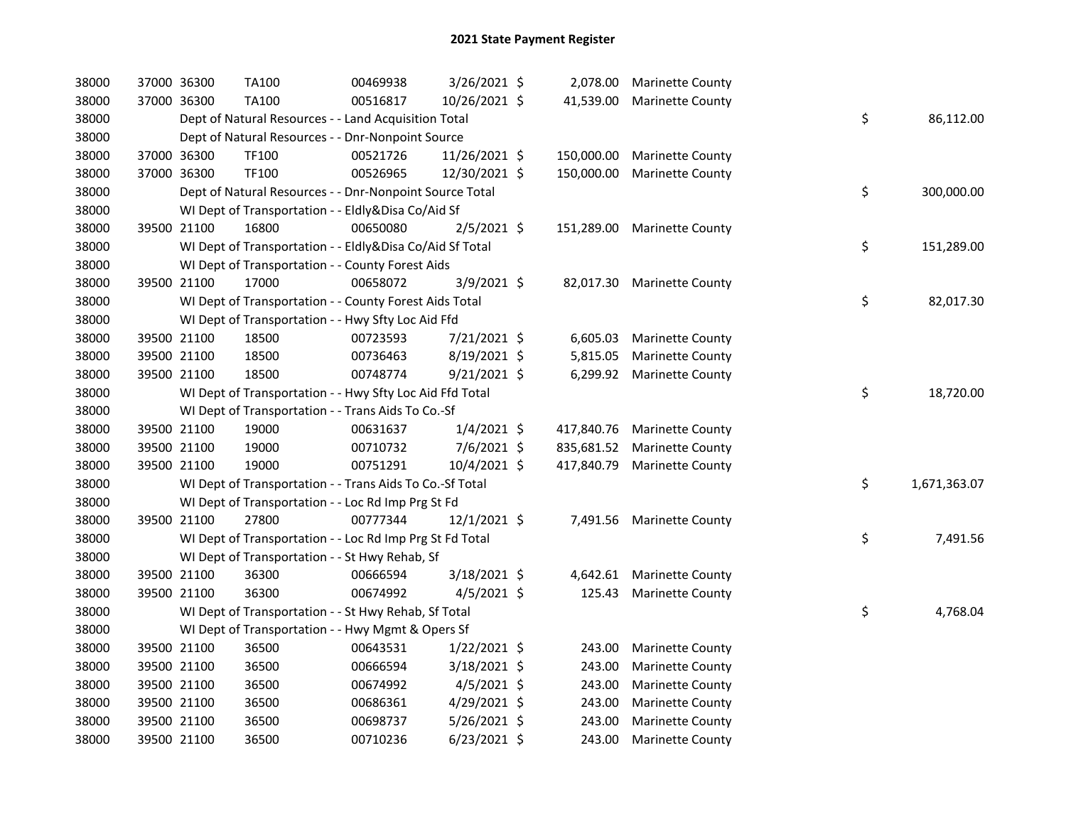# 2021 State Payment Register

| | | | | | | | | | |
|---|---|---|---|---|---|---|---|---|---|
| 38000 | 37000 | 36300 | TA100 | 00469938 | 3/26/2021 | $ 2,078.00 | Marinette County | | |
| 38000 | 37000 | 36300 | TA100 | 00516817 | 10/26/2021 | $ 41,539.00 | Marinette County | | |
| 38000 | | Dept of Natural Resources - - Land Acquisition Total | | | | | | $ | 86,112.00 |
| 38000 | | Dept of Natural Resources - - Dnr-Nonpoint Source | | | | | | | |
| 38000 | 37000 | 36300 | TF100 | 00521726 | 11/26/2021 | $ 150,000.00 | Marinette County | | |
| 38000 | 37000 | 36300 | TF100 | 00526965 | 12/30/2021 | $ 150,000.00 | Marinette County | | |
| 38000 | | Dept of Natural Resources - - Dnr-Nonpoint Source Total | | | | | | $ | 300,000.00 |
| 38000 | | WI Dept of Transportation - - Eldly&Disa Co/Aid Sf | | | | | | | |
| 38000 | 39500 | 21100 | 16800 | 00650080 | 2/5/2021 | $ 151,289.00 | Marinette County | | |
| 38000 | | WI Dept of Transportation - - Eldly&Disa Co/Aid Sf Total | | | | | | $ | 151,289.00 |
| 38000 | | WI Dept of Transportation - - County Forest Aids | | | | | | | |
| 38000 | 39500 | 21100 | 17000 | 00658072 | 3/9/2021 | $ 82,017.30 | Marinette County | | |
| 38000 | | WI Dept of Transportation - - County Forest Aids Total | | | | | | $ | 82,017.30 |
| 38000 | | WI Dept of Transportation - - Hwy Sfty Loc Aid Ffd | | | | | | | |
| 38000 | 39500 | 21100 | 18500 | 00723593 | 7/21/2021 | $ 6,605.03 | Marinette County | | |
| 38000 | 39500 | 21100 | 18500 | 00736463 | 8/19/2021 | $ 5,815.05 | Marinette County | | |
| 38000 | 39500 | 21100 | 18500 | 00748774 | 9/21/2021 | $ 6,299.92 | Marinette County | | |
| 38000 | | WI Dept of Transportation - - Hwy Sfty Loc Aid Ffd Total | | | | | | $ | 18,720.00 |
| 38000 | | WI Dept of Transportation - - Trans Aids To Co.-Sf | | | | | | | |
| 38000 | 39500 | 21100 | 19000 | 00631637 | 1/4/2021 | $ 417,840.76 | Marinette County | | |
| 38000 | 39500 | 21100 | 19000 | 00710732 | 7/6/2021 | $ 835,681.52 | Marinette County | | |
| 38000 | 39500 | 21100 | 19000 | 00751291 | 10/4/2021 | $ 417,840.79 | Marinette County | | |
| 38000 | | WI Dept of Transportation - - Trans Aids To Co.-Sf Total | | | | | | $ | 1,671,363.07 |
| 38000 | | WI Dept of Transportation - - Loc Rd Imp Prg St Fd | | | | | | | |
| 38000 | 39500 | 21100 | 27800 | 00777344 | 12/1/2021 | $ 7,491.56 | Marinette County | | |
| 38000 | | WI Dept of Transportation - - Loc Rd Imp Prg St Fd Total | | | | | | $ | 7,491.56 |
| 38000 | | WI Dept of Transportation - - St Hwy Rehab, Sf | | | | | | | |
| 38000 | 39500 | 21100 | 36300 | 00666594 | 3/18/2021 | $ 4,642.61 | Marinette County | | |
| 38000 | 39500 | 21100 | 36300 | 00674992 | 4/5/2021 | $ 125.43 | Marinette County | | |
| 38000 | | WI Dept of Transportation - - St Hwy Rehab, Sf Total | | | | | | $ | 4,768.04 |
| 38000 | | WI Dept of Transportation - - Hwy Mgmt & Opers Sf | | | | | | | |
| 38000 | 39500 | 21100 | 36500 | 00643531 | 1/22/2021 | $ 243.00 | Marinette County | | |
| 38000 | 39500 | 21100 | 36500 | 00666594 | 3/18/2021 | $ 243.00 | Marinette County | | |
| 38000 | 39500 | 21100 | 36500 | 00674992 | 4/5/2021 | $ 243.00 | Marinette County | | |
| 38000 | 39500 | 21100 | 36500 | 00686361 | 4/29/2021 | $ 243.00 | Marinette County | | |
| 38000 | 39500 | 21100 | 36500 | 00698737 | 5/26/2021 | $ 243.00 | Marinette County | | |
| 38000 | 39500 | 21100 | 36500 | 00710236 | 6/23/2021 | $ 243.00 | Marinette County | | |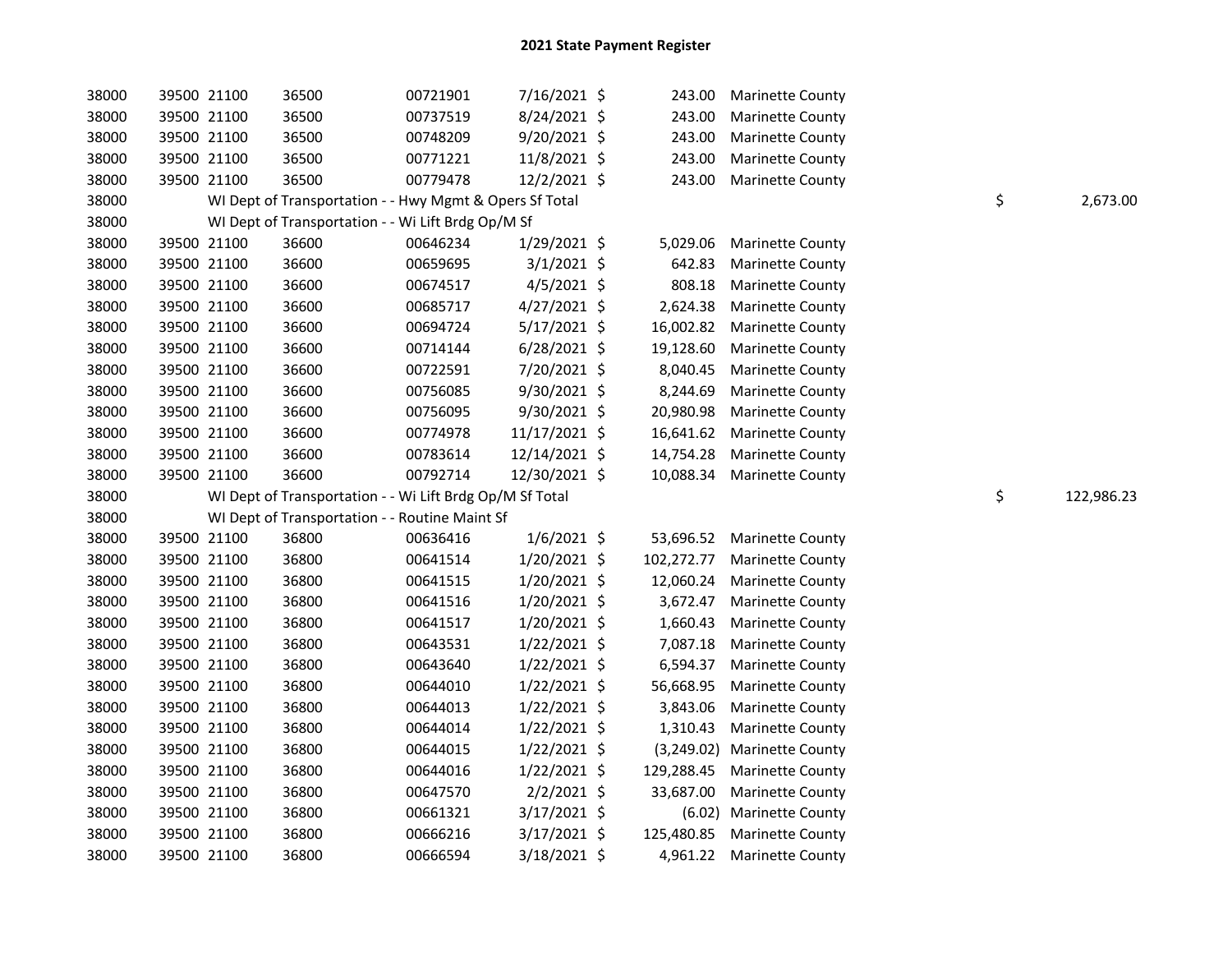# 2021 State Payment Register

| | | | | | | | | | |
|---|---|---|---|---|---|---|---|---|---|
| 38000 | 39500 | 21100 | 36500 | 00721901 | 7/16/2021 | $ | 243.00 | Marinette County | | |
| 38000 | 39500 | 21100 | 36500 | 00737519 | 8/24/2021 | $ | 243.00 | Marinette County | | |
| 38000 | 39500 | 21100 | 36500 | 00748209 | 9/20/2021 | $ | 243.00 | Marinette County | | |
| 38000 | 39500 | 21100 | 36500 | 00771221 | 11/8/2021 | $ | 243.00 | Marinette County | | |
| 38000 | 39500 | 21100 | 36500 | 00779478 | 12/2/2021 | $ | 243.00 | Marinette County | | |
| 38000 | | WI Dept of Transportation - - Hwy Mgmt & Opers Sf Total | | | | | | | $ | 2,673.00 |
| 38000 | | WI Dept of Transportation - - Wi Lift Brdg Op/M Sf | | | | | | | | |
| 38000 | 39500 | 21100 | 36600 | 00646234 | 1/29/2021 | $ | 5,029.06 | Marinette County | | |
| 38000 | 39500 | 21100 | 36600 | 00659695 | 3/1/2021 | $ | 642.83 | Marinette County | | |
| 38000 | 39500 | 21100 | 36600 | 00674517 | 4/5/2021 | $ | 808.18 | Marinette County | | |
| 38000 | 39500 | 21100 | 36600 | 00685717 | 4/27/2021 | $ | 2,624.38 | Marinette County | | |
| 38000 | 39500 | 21100 | 36600 | 00694724 | 5/17/2021 | $ | 16,002.82 | Marinette County | | |
| 38000 | 39500 | 21100 | 36600 | 00714144 | 6/28/2021 | $ | 19,128.60 | Marinette County | | |
| 38000 | 39500 | 21100 | 36600 | 00722591 | 7/20/2021 | $ | 8,040.45 | Marinette County | | |
| 38000 | 39500 | 21100 | 36600 | 00756085 | 9/30/2021 | $ | 8,244.69 | Marinette County | | |
| 38000 | 39500 | 21100 | 36600 | 00756095 | 9/30/2021 | $ | 20,980.98 | Marinette County | | |
| 38000 | 39500 | 21100 | 36600 | 00774978 | 11/17/2021 | $ | 16,641.62 | Marinette County | | |
| 38000 | 39500 | 21100 | 36600 | 00783614 | 12/14/2021 | $ | 14,754.28 | Marinette County | | |
| 38000 | 39500 | 21100 | 36600 | 00792714 | 12/30/2021 | $ | 10,088.34 | Marinette County | | |
| 38000 | | WI Dept of Transportation - - Wi Lift Brdg Op/M Sf Total | | | | | | | $ | 122,986.23 |
| 38000 | | WI Dept of Transportation - - Routine Maint Sf | | | | | | | | |
| 38000 | 39500 | 21100 | 36800 | 00636416 | 1/6/2021 | $ | 53,696.52 | Marinette County | | |
| 38000 | 39500 | 21100 | 36800 | 00641514 | 1/20/2021 | $ | 102,272.77 | Marinette County | | |
| 38000 | 39500 | 21100 | 36800 | 00641515 | 1/20/2021 | $ | 12,060.24 | Marinette County | | |
| 38000 | 39500 | 21100 | 36800 | 00641516 | 1/20/2021 | $ | 3,672.47 | Marinette County | | |
| 38000 | 39500 | 21100 | 36800 | 00641517 | 1/20/2021 | $ | 1,660.43 | Marinette County | | |
| 38000 | 39500 | 21100 | 36800 | 00643531 | 1/22/2021 | $ | 7,087.18 | Marinette County | | |
| 38000 | 39500 | 21100 | 36800 | 00643640 | 1/22/2021 | $ | 6,594.37 | Marinette County | | |
| 38000 | 39500 | 21100 | 36800 | 00644010 | 1/22/2021 | $ | 56,668.95 | Marinette County | | |
| 38000 | 39500 | 21100 | 36800 | 00644013 | 1/22/2021 | $ | 3,843.06 | Marinette County | | |
| 38000 | 39500 | 21100 | 36800 | 00644014 | 1/22/2021 | $ | 1,310.43 | Marinette County | | |
| 38000 | 39500 | 21100 | 36800 | 00644015 | 1/22/2021 | $ | (3,249.02) | Marinette County | | |
| 38000 | 39500 | 21100 | 36800 | 00644016 | 1/22/2021 | $ | 129,288.45 | Marinette County | | |
| 38000 | 39500 | 21100 | 36800 | 00647570 | 2/2/2021 | $ | 33,687.00 | Marinette County | | |
| 38000 | 39500 | 21100 | 36800 | 00661321 | 3/17/2021 | $ | (6.02) | Marinette County | | |
| 38000 | 39500 | 21100 | 36800 | 00666216 | 3/17/2021 | $ | 125,480.85 | Marinette County | | |
| 38000 | 39500 | 21100 | 36800 | 00666594 | 3/18/2021 | $ | 4,961.22 | Marinette County | | |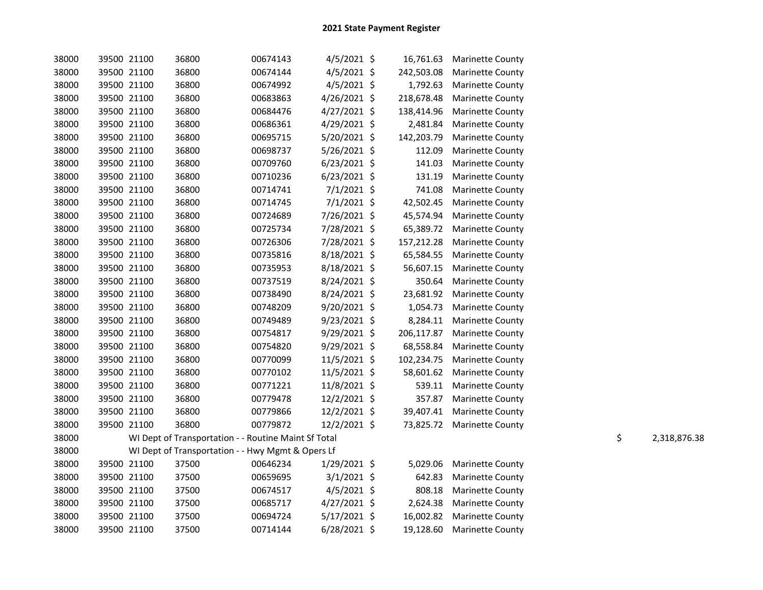# 2021 State Payment Register

| | | | | | | | | | |
|---|---|---|---|---|---|---|---|---|---|
| 38000 | 39500 | 21100 | 36800 | 00674143 | 4/5/2021 | $ | 16,761.63 | Marinette County | |
| 38000 | 39500 | 21100 | 36800 | 00674144 | 4/5/2021 | $ | 242,503.08 | Marinette County | |
| 38000 | 39500 | 21100 | 36800 | 00674992 | 4/5/2021 | $ | 1,792.63 | Marinette County | |
| 38000 | 39500 | 21100 | 36800 | 00683863 | 4/26/2021 | $ | 218,678.48 | Marinette County | |
| 38000 | 39500 | 21100 | 36800 | 00684476 | 4/27/2021 | $ | 138,414.96 | Marinette County | |
| 38000 | 39500 | 21100 | 36800 | 00686361 | 4/29/2021 | $ | 2,481.84 | Marinette County | |
| 38000 | 39500 | 21100 | 36800 | 00695715 | 5/20/2021 | $ | 142,203.79 | Marinette County | |
| 38000 | 39500 | 21100 | 36800 | 00698737 | 5/26/2021 | $ | 112.09 | Marinette County | |
| 38000 | 39500 | 21100 | 36800 | 00709760 | 6/23/2021 | $ | 141.03 | Marinette County | |
| 38000 | 39500 | 21100 | 36800 | 00710236 | 6/23/2021 | $ | 131.19 | Marinette County | |
| 38000 | 39500 | 21100 | 36800 | 00714741 | 7/1/2021 | $ | 741.08 | Marinette County | |
| 38000 | 39500 | 21100 | 36800 | 00714745 | 7/1/2021 | $ | 42,502.45 | Marinette County | |
| 38000 | 39500 | 21100 | 36800 | 00724689 | 7/26/2021 | $ | 45,574.94 | Marinette County | |
| 38000 | 39500 | 21100 | 36800 | 00725734 | 7/28/2021 | $ | 65,389.72 | Marinette County | |
| 38000 | 39500 | 21100 | 36800 | 00726306 | 7/28/2021 | $ | 157,212.28 | Marinette County | |
| 38000 | 39500 | 21100 | 36800 | 00735816 | 8/18/2021 | $ | 65,584.55 | Marinette County | |
| 38000 | 39500 | 21100 | 36800 | 00735953 | 8/18/2021 | $ | 56,607.15 | Marinette County | |
| 38000 | 39500 | 21100 | 36800 | 00737519 | 8/24/2021 | $ | 350.64 | Marinette County | |
| 38000 | 39500 | 21100 | 36800 | 00738490 | 8/24/2021 | $ | 23,681.92 | Marinette County | |
| 38000 | 39500 | 21100 | 36800 | 00748209 | 9/20/2021 | $ | 1,054.73 | Marinette County | |
| 38000 | 39500 | 21100 | 36800 | 00749489 | 9/23/2021 | $ | 8,284.11 | Marinette County | |
| 38000 | 39500 | 21100 | 36800 | 00754817 | 9/29/2021 | $ | 206,117.87 | Marinette County | |
| 38000 | 39500 | 21100 | 36800 | 00754820 | 9/29/2021 | $ | 68,558.84 | Marinette County | |
| 38000 | 39500 | 21100 | 36800 | 00770099 | 11/5/2021 | $ | 102,234.75 | Marinette County | |
| 38000 | 39500 | 21100 | 36800 | 00770102 | 11/5/2021 | $ | 58,601.62 | Marinette County | |
| 38000 | 39500 | 21100 | 36800 | 00771221 | 11/8/2021 | $ | 539.11 | Marinette County | |
| 38000 | 39500 | 21100 | 36800 | 00779478 | 12/2/2021 | $ | 357.87 | Marinette County | |
| 38000 | 39500 | 21100 | 36800 | 00779866 | 12/2/2021 | $ | 39,407.41 | Marinette County | |
| 38000 | 39500 | 21100 | 36800 | 00779872 | 12/2/2021 | $ | 73,825.72 | Marinette County | |
| 38000 | WI Dept of Transportation - - Routine Maint Sf Total | | | | | | | | $ 2,318,876.38 |
| 38000 | WI Dept of Transportation - - Hwy Mgmt & Opers Lf | | | | | | | | |
| 38000 | 39500 | 21100 | 37500 | 00646234 | 1/29/2021 | $ | 5,029.06 | Marinette County | |
| 38000 | 39500 | 21100 | 37500 | 00659695 | 3/1/2021 | $ | 642.83 | Marinette County | |
| 38000 | 39500 | 21100 | 37500 | 00674517 | 4/5/2021 | $ | 808.18 | Marinette County | |
| 38000 | 39500 | 21100 | 37500 | 00685717 | 4/27/2021 | $ | 2,624.38 | Marinette County | |
| 38000 | 39500 | 21100 | 37500 | 00694724 | 5/17/2021 | $ | 16,002.82 | Marinette County | |
| 38000 | 39500 | 21100 | 37500 | 00714144 | 6/28/2021 | $ | 19,128.60 | Marinette County | |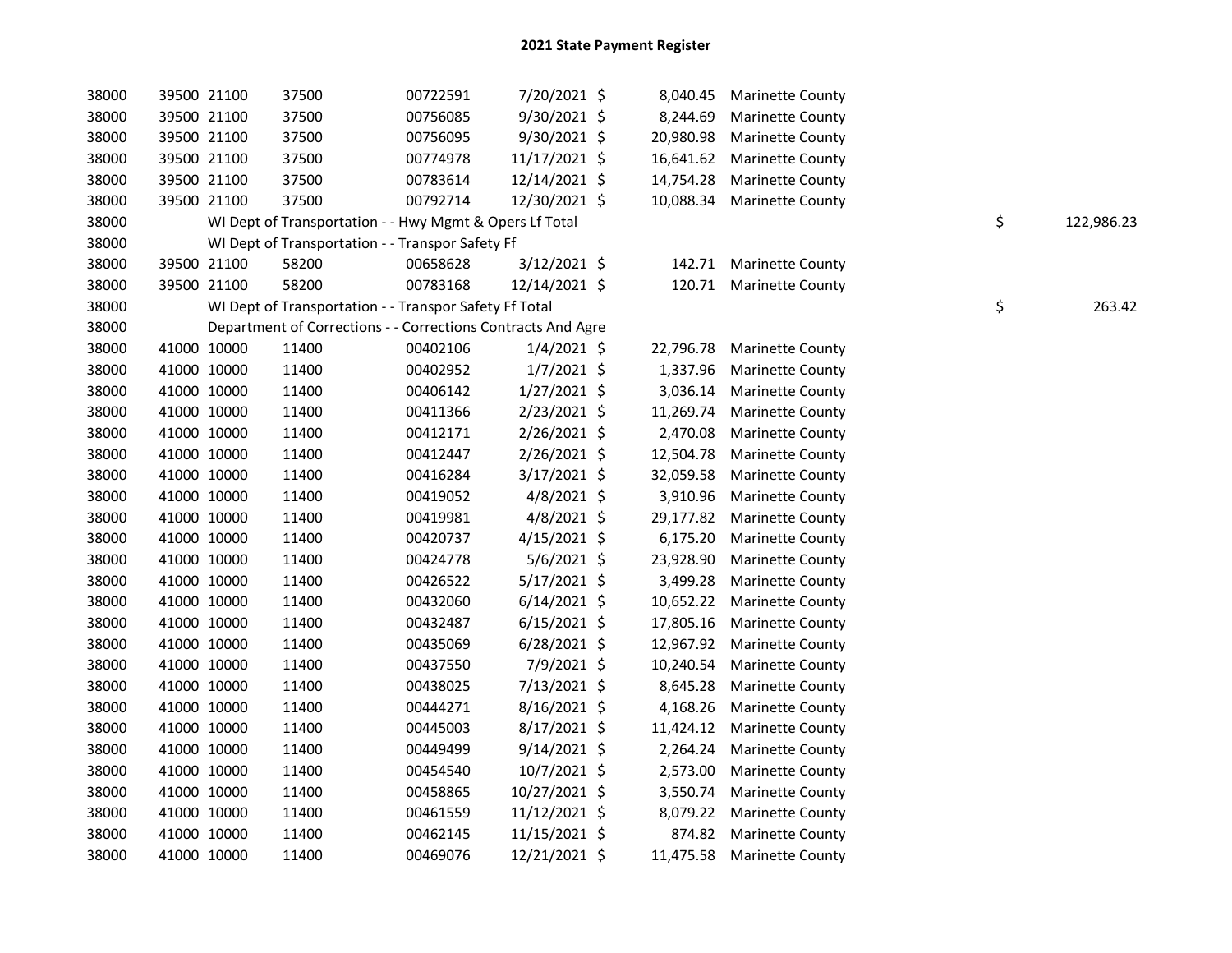# 2021 State Payment Register

| | | | | | | | | | |
|---|---|---|---|---|---|---|---|---|---|
| 38000 | 39500 | 21100 | 37500 | 00722591 | 7/20/2021 | $ | 8,040.45 | Marinette County | |
| 38000 | 39500 | 21100 | 37500 | 00756085 | 9/30/2021 | $ | 8,244.69 | Marinette County | |
| 38000 | 39500 | 21100 | 37500 | 00756095 | 9/30/2021 | $ | 20,980.98 | Marinette County | |
| 38000 | 39500 | 21100 | 37500 | 00774978 | 11/17/2021 | $ | 16,641.62 | Marinette County | |
| 38000 | 39500 | 21100 | 37500 | 00783614 | 12/14/2021 | $ | 14,754.28 | Marinette County | |
| 38000 | 39500 | 21100 | 37500 | 00792714 | 12/30/2021 | $ | 10,088.34 | Marinette County | |
| 38000 | WI Dept of Transportation - - Hwy Mgmt & Opers Lf Total | | | | | | | | $ 122,986.23 |
| 38000 | WI Dept of Transportation - - Transpor Safety Ff | | | | | | | | |
| 38000 | 39500 | 21100 | 58200 | 00658628 | 3/12/2021 | $ | 142.71 | Marinette County | |
| 38000 | 39500 | 21100 | 58200 | 00783168 | 12/14/2021 | $ | 120.71 | Marinette County | |
| 38000 | WI Dept of Transportation - - Transpor Safety Ff Total | | | | | | | | $ 263.42 |
| 38000 | Department of Corrections - - Corrections Contracts And Agre | | | | | | | | |
| 38000 | 41000 | 10000 | 11400 | 00402106 | 1/4/2021 | $ | 22,796.78 | Marinette County | |
| 38000 | 41000 | 10000 | 11400 | 00402952 | 1/7/2021 | $ | 1,337.96 | Marinette County | |
| 38000 | 41000 | 10000 | 11400 | 00406142 | 1/27/2021 | $ | 3,036.14 | Marinette County | |
| 38000 | 41000 | 10000 | 11400 | 00411366 | 2/23/2021 | $ | 11,269.74 | Marinette County | |
| 38000 | 41000 | 10000 | 11400 | 00412171 | 2/26/2021 | $ | 2,470.08 | Marinette County | |
| 38000 | 41000 | 10000 | 11400 | 00412447 | 2/26/2021 | $ | 12,504.78 | Marinette County | |
| 38000 | 41000 | 10000 | 11400 | 00416284 | 3/17/2021 | $ | 32,059.58 | Marinette County | |
| 38000 | 41000 | 10000 | 11400 | 00419052 | 4/8/2021 | $ | 3,910.96 | Marinette County | |
| 38000 | 41000 | 10000 | 11400 | 00419981 | 4/8/2021 | $ | 29,177.82 | Marinette County | |
| 38000 | 41000 | 10000 | 11400 | 00420737 | 4/15/2021 | $ | 6,175.20 | Marinette County | |
| 38000 | 41000 | 10000 | 11400 | 00424778 | 5/6/2021 | $ | 23,928.90 | Marinette County | |
| 38000 | 41000 | 10000 | 11400 | 00426522 | 5/17/2021 | $ | 3,499.28 | Marinette County | |
| 38000 | 41000 | 10000 | 11400 | 00432060 | 6/14/2021 | $ | 10,652.22 | Marinette County | |
| 38000 | 41000 | 10000 | 11400 | 00432487 | 6/15/2021 | $ | 17,805.16 | Marinette County | |
| 38000 | 41000 | 10000 | 11400 | 00435069 | 6/28/2021 | $ | 12,967.92 | Marinette County | |
| 38000 | 41000 | 10000 | 11400 | 00437550 | 7/9/2021 | $ | 10,240.54 | Marinette County | |
| 38000 | 41000 | 10000 | 11400 | 00438025 | 7/13/2021 | $ | 8,645.28 | Marinette County | |
| 38000 | 41000 | 10000 | 11400 | 00444271 | 8/16/2021 | $ | 4,168.26 | Marinette County | |
| 38000 | 41000 | 10000 | 11400 | 00445003 | 8/17/2021 | $ | 11,424.12 | Marinette County | |
| 38000 | 41000 | 10000 | 11400 | 00449499 | 9/14/2021 | $ | 2,264.24 | Marinette County | |
| 38000 | 41000 | 10000 | 11400 | 00454540 | 10/7/2021 | $ | 2,573.00 | Marinette County | |
| 38000 | 41000 | 10000 | 11400 | 00458865 | 10/27/2021 | $ | 3,550.74 | Marinette County | |
| 38000 | 41000 | 10000 | 11400 | 00461559 | 11/12/2021 | $ | 8,079.22 | Marinette County | |
| 38000 | 41000 | 10000 | 11400 | 00462145 | 11/15/2021 | $ | 874.82 | Marinette County | |
| 38000 | 41000 | 10000 | 11400 | 00469076 | 12/21/2021 | $ | 11,475.58 | Marinette County | |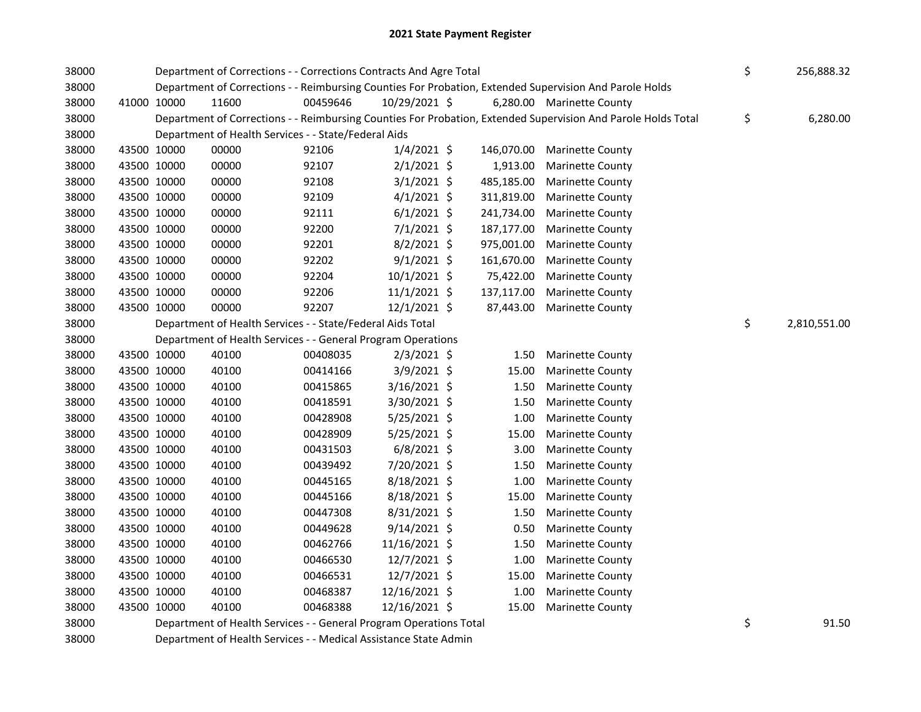# 2021 State Payment Register

| | | | | | | | | | |
|---|---|---|---|---|---|---|---|---|---|
| 38000 | | | Department of Corrections - - Corrections Contracts And Agre Total | | | | | $ | 256,888.32 |
| 38000 | | | Department of Corrections - - Reimbursing Counties For Probation, Extended Supervision And Parole Holds | | | | | | |
| 38000 | 41000 | 10000 | 11600 | 00459646 | 10/29/2021 | $ 6,280.00 | Marinette County | | |
| 38000 | | | Department of Corrections - - Reimbursing Counties For Probation, Extended Supervision And Parole Holds Total | | | | | $ | 6,280.00 |
| 38000 | | | Department of Health Services - - State/Federal Aids | | | | | | |
| 38000 | 43500 | 10000 | 00000 | 92106 | 1/4/2021 | $ 146,070.00 | Marinette County | | |
| 38000 | 43500 | 10000 | 00000 | 92107 | 2/1/2021 | $ 1,913.00 | Marinette County | | |
| 38000 | 43500 | 10000 | 00000 | 92108 | 3/1/2021 | $ 485,185.00 | Marinette County | | |
| 38000 | 43500 | 10000 | 00000 | 92109 | 4/1/2021 | $ 311,819.00 | Marinette County | | |
| 38000 | 43500 | 10000 | 00000 | 92111 | 6/1/2021 | $ 241,734.00 | Marinette County | | |
| 38000 | 43500 | 10000 | 00000 | 92200 | 7/1/2021 | $ 187,177.00 | Marinette County | | |
| 38000 | 43500 | 10000 | 00000 | 92201 | 8/2/2021 | $ 975,001.00 | Marinette County | | |
| 38000 | 43500 | 10000 | 00000 | 92202 | 9/1/2021 | $ 161,670.00 | Marinette County | | |
| 38000 | 43500 | 10000 | 00000 | 92204 | 10/1/2021 | $ 75,422.00 | Marinette County | | |
| 38000 | 43500 | 10000 | 00000 | 92206 | 11/1/2021 | $ 137,117.00 | Marinette County | | |
| 38000 | 43500 | 10000 | 00000 | 92207 | 12/1/2021 | $ 87,443.00 | Marinette County | | |
| 38000 | | | Department of Health Services - - State/Federal Aids Total | | | | | $ | 2,810,551.00 |
| 38000 | | | Department of Health Services - - General Program Operations | | | | | | |
| 38000 | 43500 | 10000 | 40100 | 00408035 | 2/3/2021 | $ 1.50 | Marinette County | | |
| 38000 | 43500 | 10000 | 40100 | 00414166 | 3/9/2021 | $ 15.00 | Marinette County | | |
| 38000 | 43500 | 10000 | 40100 | 00415865 | 3/16/2021 | $ 1.50 | Marinette County | | |
| 38000 | 43500 | 10000 | 40100 | 00418591 | 3/30/2021 | $ 1.50 | Marinette County | | |
| 38000 | 43500 | 10000 | 40100 | 00428908 | 5/25/2021 | $ 1.00 | Marinette County | | |
| 38000 | 43500 | 10000 | 40100 | 00428909 | 5/25/2021 | $ 15.00 | Marinette County | | |
| 38000 | 43500 | 10000 | 40100 | 00431503 | 6/8/2021 | $ 3.00 | Marinette County | | |
| 38000 | 43500 | 10000 | 40100 | 00439492 | 7/20/2021 | $ 1.50 | Marinette County | | |
| 38000 | 43500 | 10000 | 40100 | 00445165 | 8/18/2021 | $ 1.00 | Marinette County | | |
| 38000 | 43500 | 10000 | 40100 | 00445166 | 8/18/2021 | $ 15.00 | Marinette County | | |
| 38000 | 43500 | 10000 | 40100 | 00447308 | 8/31/2021 | $ 1.50 | Marinette County | | |
| 38000 | 43500 | 10000 | 40100 | 00449628 | 9/14/2021 | $ 0.50 | Marinette County | | |
| 38000 | 43500 | 10000 | 40100 | 00462766 | 11/16/2021 | $ 1.50 | Marinette County | | |
| 38000 | 43500 | 10000 | 40100 | 00466530 | 12/7/2021 | $ 1.00 | Marinette County | | |
| 38000 | 43500 | 10000 | 40100 | 00466531 | 12/7/2021 | $ 15.00 | Marinette County | | |
| 38000 | 43500 | 10000 | 40100 | 00468387 | 12/16/2021 | $ 1.00 | Marinette County | | |
| 38000 | 43500 | 10000 | 40100 | 00468388 | 12/16/2021 | $ 15.00 | Marinette County | | |
| 38000 | | | Department of Health Services - - General Program Operations Total | | | | | $ | 91.50 |
| 38000 | | | Department of Health Services - - Medical Assistance State Admin | | | | | | |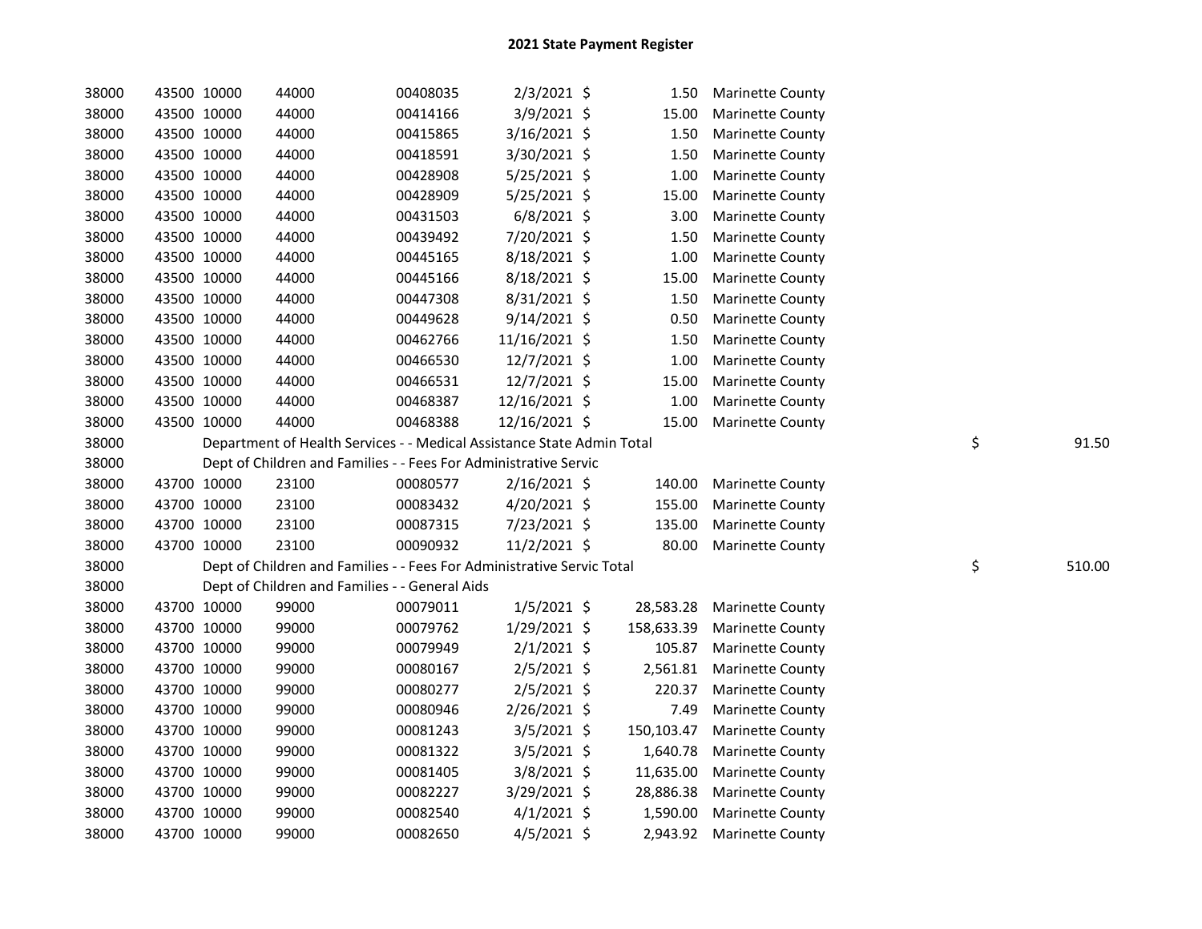# 2021 State Payment Register

| | | | | | | | | | |
|---|---|---|---|---|---|---|---|---|---|
| 38000 | 43500 | 10000 | 44000 | 00408035 | 2/3/2021 | $ | 1.50 | Marinette County | |
| 38000 | 43500 | 10000 | 44000 | 00414166 | 3/9/2021 | $ | 15.00 | Marinette County | |
| 38000 | 43500 | 10000 | 44000 | 00415865 | 3/16/2021 | $ | 1.50 | Marinette County | |
| 38000 | 43500 | 10000 | 44000 | 00418591 | 3/30/2021 | $ | 1.50 | Marinette County | |
| 38000 | 43500 | 10000 | 44000 | 00428908 | 5/25/2021 | $ | 1.00 | Marinette County | |
| 38000 | 43500 | 10000 | 44000 | 00428909 | 5/25/2021 | $ | 15.00 | Marinette County | |
| 38000 | 43500 | 10000 | 44000 | 00431503 | 6/8/2021 | $ | 3.00 | Marinette County | |
| 38000 | 43500 | 10000 | 44000 | 00439492 | 7/20/2021 | $ | 1.50 | Marinette County | |
| 38000 | 43500 | 10000 | 44000 | 00445165 | 8/18/2021 | $ | 1.00 | Marinette County | |
| 38000 | 43500 | 10000 | 44000 | 00445166 | 8/18/2021 | $ | 15.00 | Marinette County | |
| 38000 | 43500 | 10000 | 44000 | 00447308 | 8/31/2021 | $ | 1.50 | Marinette County | |
| 38000 | 43500 | 10000 | 44000 | 00449628 | 9/14/2021 | $ | 0.50 | Marinette County | |
| 38000 | 43500 | 10000 | 44000 | 00462766 | 11/16/2021 | $ | 1.50 | Marinette County | |
| 38000 | 43500 | 10000 | 44000 | 00466530 | 12/7/2021 | $ | 1.00 | Marinette County | |
| 38000 | 43500 | 10000 | 44000 | 00466531 | 12/7/2021 | $ | 15.00 | Marinette County | |
| 38000 | 43500 | 10000 | 44000 | 00468387 | 12/16/2021 | $ | 1.00 | Marinette County | |
| 38000 | 43500 | 10000 | 44000 | 00468388 | 12/16/2021 | $ | 15.00 | Marinette County | |
| 38000 | Department of Health Services - - Medical Assistance State Admin Total | | | | | | | | $ 91.50 |
| 38000 | Dept of Children and Families - - Fees For Administrative Servic | | | | | | | | |
| 38000 | 43700 | 10000 | 23100 | 00080577 | 2/16/2021 | $ | 140.00 | Marinette County | |
| 38000 | 43700 | 10000 | 23100 | 00083432 | 4/20/2021 | $ | 155.00 | Marinette County | |
| 38000 | 43700 | 10000 | 23100 | 00087315 | 7/23/2021 | $ | 135.00 | Marinette County | |
| 38000 | 43700 | 10000 | 23100 | 00090932 | 11/2/2021 | $ | 80.00 | Marinette County | |
| 38000 | Dept of Children and Families - - Fees For Administrative Servic Total | | | | | | | | $ 510.00 |
| 38000 | Dept of Children and Families - - General Aids | | | | | | | | |
| 38000 | 43700 | 10000 | 99000 | 00079011 | 1/5/2021 | $ | 28,583.28 | Marinette County | |
| 38000 | 43700 | 10000 | 99000 | 00079762 | 1/29/2021 | $ | 158,633.39 | Marinette County | |
| 38000 | 43700 | 10000 | 99000 | 00079949 | 2/1/2021 | $ | 105.87 | Marinette County | |
| 38000 | 43700 | 10000 | 99000 | 00080167 | 2/5/2021 | $ | 2,561.81 | Marinette County | |
| 38000 | 43700 | 10000 | 99000 | 00080277 | 2/5/2021 | $ | 220.37 | Marinette County | |
| 38000 | 43700 | 10000 | 99000 | 00080946 | 2/26/2021 | $ | 7.49 | Marinette County | |
| 38000 | 43700 | 10000 | 99000 | 00081243 | 3/5/2021 | $ | 150,103.47 | Marinette County | |
| 38000 | 43700 | 10000 | 99000 | 00081322 | 3/5/2021 | $ | 1,640.78 | Marinette County | |
| 38000 | 43700 | 10000 | 99000 | 00081405 | 3/8/2021 | $ | 11,635.00 | Marinette County | |
| 38000 | 43700 | 10000 | 99000 | 00082227 | 3/29/2021 | $ | 28,886.38 | Marinette County | |
| 38000 | 43700 | 10000 | 99000 | 00082540 | 4/1/2021 | $ | 1,590.00 | Marinette County | |
| 38000 | 43700 | 10000 | 99000 | 00082650 | 4/5/2021 | $ | 2,943.92 | Marinette County | |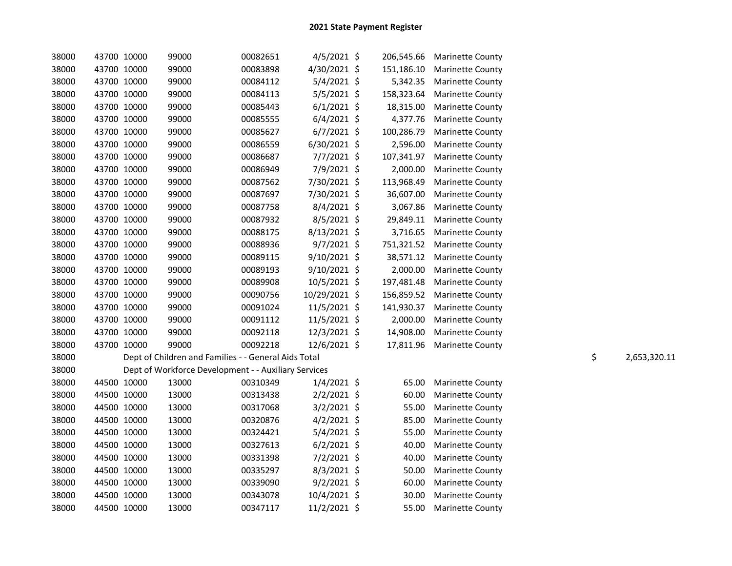# 2021 State Payment Register

| | | | | | | | | | |
|---|---|---|---|---|---|---|---|---|---|
| 38000 | 43700 | 10000 | 99000 | 00082651 | 4/5/2021 | $ | 206,545.66 | Marinette County | |
| 38000 | 43700 | 10000 | 99000 | 00083898 | 4/30/2021 | $ | 151,186.10 | Marinette County | |
| 38000 | 43700 | 10000 | 99000 | 00084112 | 5/4/2021 | $ | 5,342.35 | Marinette County | |
| 38000 | 43700 | 10000 | 99000 | 00084113 | 5/5/2021 | $ | 158,323.64 | Marinette County | |
| 38000 | 43700 | 10000 | 99000 | 00085443 | 6/1/2021 | $ | 18,315.00 | Marinette County | |
| 38000 | 43700 | 10000 | 99000 | 00085555 | 6/4/2021 | $ | 4,377.76 | Marinette County | |
| 38000 | 43700 | 10000 | 99000 | 00085627 | 6/7/2021 | $ | 100,286.79 | Marinette County | |
| 38000 | 43700 | 10000 | 99000 | 00086559 | 6/30/2021 | $ | 2,596.00 | Marinette County | |
| 38000 | 43700 | 10000 | 99000 | 00086687 | 7/7/2021 | $ | 107,341.97 | Marinette County | |
| 38000 | 43700 | 10000 | 99000 | 00086949 | 7/9/2021 | $ | 2,000.00 | Marinette County | |
| 38000 | 43700 | 10000 | 99000 | 00087562 | 7/30/2021 | $ | 113,968.49 | Marinette County | |
| 38000 | 43700 | 10000 | 99000 | 00087697 | 7/30/2021 | $ | 36,607.00 | Marinette County | |
| 38000 | 43700 | 10000 | 99000 | 00087758 | 8/4/2021 | $ | 3,067.86 | Marinette County | |
| 38000 | 43700 | 10000 | 99000 | 00087932 | 8/5/2021 | $ | 29,849.11 | Marinette County | |
| 38000 | 43700 | 10000 | 99000 | 00088175 | 8/13/2021 | $ | 3,716.65 | Marinette County | |
| 38000 | 43700 | 10000 | 99000 | 00088936 | 9/7/2021 | $ | 751,321.52 | Marinette County | |
| 38000 | 43700 | 10000 | 99000 | 00089115 | 9/10/2021 | $ | 38,571.12 | Marinette County | |
| 38000 | 43700 | 10000 | 99000 | 00089193 | 9/10/2021 | $ | 2,000.00 | Marinette County | |
| 38000 | 43700 | 10000 | 99000 | 00089908 | 10/5/2021 | $ | 197,481.48 | Marinette County | |
| 38000 | 43700 | 10000 | 99000 | 00090756 | 10/29/2021 | $ | 156,859.52 | Marinette County | |
| 38000 | 43700 | 10000 | 99000 | 00091024 | 11/5/2021 | $ | 141,930.37 | Marinette County | |
| 38000 | 43700 | 10000 | 99000 | 00091112 | 11/5/2021 | $ | 2,000.00 | Marinette County | |
| 38000 | 43700 | 10000 | 99000 | 00092118 | 12/3/2021 | $ | 14,908.00 | Marinette County | |
| 38000 | 43700 | 10000 | 99000 | 00092218 | 12/6/2021 | $ | 17,811.96 | Marinette County | |
| 38000 | | Dept of Children and Families - - General Aids Total | | | | | | | $ 2,653,320.11 |
| 38000 | | Dept of Workforce Development - - Auxiliary Services | | | | | | | |
| 38000 | 44500 | 10000 | 13000 | 00310349 | 1/4/2021 | $ | 65.00 | Marinette County | |
| 38000 | 44500 | 10000 | 13000 | 00313438 | 2/2/2021 | $ | 60.00 | Marinette County | |
| 38000 | 44500 | 10000 | 13000 | 00317068 | 3/2/2021 | $ | 55.00 | Marinette County | |
| 38000 | 44500 | 10000 | 13000 | 00320876 | 4/2/2021 | $ | 85.00 | Marinette County | |
| 38000 | 44500 | 10000 | 13000 | 00324421 | 5/4/2021 | $ | 55.00 | Marinette County | |
| 38000 | 44500 | 10000 | 13000 | 00327613 | 6/2/2021 | $ | 40.00 | Marinette County | |
| 38000 | 44500 | 10000 | 13000 | 00331398 | 7/2/2021 | $ | 40.00 | Marinette County | |
| 38000 | 44500 | 10000 | 13000 | 00335297 | 8/3/2021 | $ | 50.00 | Marinette County | |
| 38000 | 44500 | 10000 | 13000 | 00339090 | 9/2/2021 | $ | 60.00 | Marinette County | |
| 38000 | 44500 | 10000 | 13000 | 00343078 | 10/4/2021 | $ | 30.00 | Marinette County | |
| 38000 | 44500 | 10000 | 13000 | 00347117 | 11/2/2021 | $ | 55.00 | Marinette County | |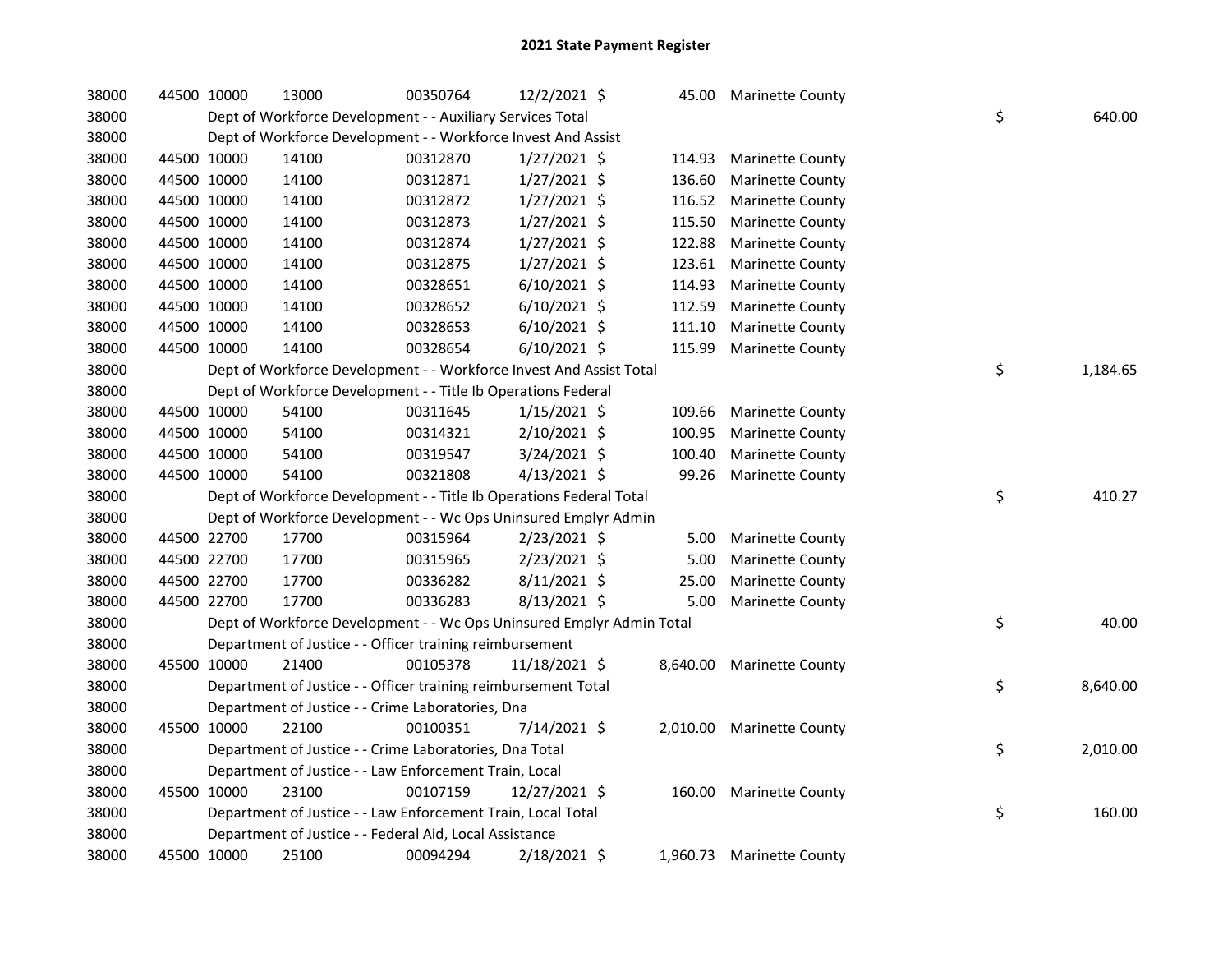# 2021 State Payment Register

| | | | | | | | | |
|---|---|---|---|---|---|---|---|---|
| 38000 | 44500 | 10000 | 13000 | 00350764 | 12/2/2021 | $ 45.00 | Marinette County | |
| 38000 | | Dept of Workforce Development - - Auxiliary Services Total | | | | | | $ 640.00 |
| 38000 | | Dept of Workforce Development - - Workforce Invest And Assist | | | | | | |
| 38000 | 44500 | 10000 | 14100 | 00312870 | 1/27/2021 | $ 114.93 | Marinette County | |
| 38000 | 44500 | 10000 | 14100 | 00312871 | 1/27/2021 | $ 136.60 | Marinette County | |
| 38000 | 44500 | 10000 | 14100 | 00312872 | 1/27/2021 | $ 116.52 | Marinette County | |
| 38000 | 44500 | 10000 | 14100 | 00312873 | 1/27/2021 | $ 115.50 | Marinette County | |
| 38000 | 44500 | 10000 | 14100 | 00312874 | 1/27/2021 | $ 122.88 | Marinette County | |
| 38000 | 44500 | 10000 | 14100 | 00312875 | 1/27/2021 | $ 123.61 | Marinette County | |
| 38000 | 44500 | 10000 | 14100 | 00328651 | 6/10/2021 | $ 114.93 | Marinette County | |
| 38000 | 44500 | 10000 | 14100 | 00328652 | 6/10/2021 | $ 112.59 | Marinette County | |
| 38000 | 44500 | 10000 | 14100 | 00328653 | 6/10/2021 | $ 111.10 | Marinette County | |
| 38000 | 44500 | 10000 | 14100 | 00328654 | 6/10/2021 | $ 115.99 | Marinette County | |
| 38000 | | Dept of Workforce Development - - Workforce Invest And Assist Total | | | | | | $ 1,184.65 |
| 38000 | | Dept of Workforce Development - - Title Ib Operations Federal | | | | | | |
| 38000 | 44500 | 10000 | 54100 | 00311645 | 1/15/2021 | $ 109.66 | Marinette County | |
| 38000 | 44500 | 10000 | 54100 | 00314321 | 2/10/2021 | $ 100.95 | Marinette County | |
| 38000 | 44500 | 10000 | 54100 | 00319547 | 3/24/2021 | $ 100.40 | Marinette County | |
| 38000 | 44500 | 10000 | 54100 | 00321808 | 4/13/2021 | $ 99.26 | Marinette County | |
| 38000 | | Dept of Workforce Development - - Title Ib Operations Federal Total | | | | | | $ 410.27 |
| 38000 | | Dept of Workforce Development - - Wc Ops Uninsured Emplyr Admin | | | | | | |
| 38000 | 44500 | 22700 | 17700 | 00315964 | 2/23/2021 | $ 5.00 | Marinette County | |
| 38000 | 44500 | 22700 | 17700 | 00315965 | 2/23/2021 | $ 5.00 | Marinette County | |
| 38000 | 44500 | 22700 | 17700 | 00336282 | 8/11/2021 | $ 25.00 | Marinette County | |
| 38000 | 44500 | 22700 | 17700 | 00336283 | 8/13/2021 | $ 5.00 | Marinette County | |
| 38000 | | Dept of Workforce Development - - Wc Ops Uninsured Emplyr Admin Total | | | | | | $ 40.00 |
| 38000 | | Department of Justice - - Officer training reimbursement | | | | | | |
| 38000 | 45500 | 10000 | 21400 | 00105378 | 11/18/2021 | $ 8,640.00 | Marinette County | |
| 38000 | | Department of Justice - - Officer training reimbursement Total | | | | | | $ 8,640.00 |
| 38000 | | Department of Justice - - Crime Laboratories, Dna | | | | | | |
| 38000 | 45500 | 10000 | 22100 | 00100351 | 7/14/2021 | $ 2,010.00 | Marinette County | |
| 38000 | | Department of Justice - - Crime Laboratories, Dna Total | | | | | | $ 2,010.00 |
| 38000 | | Department of Justice - - Law Enforcement Train, Local | | | | | | |
| 38000 | 45500 | 10000 | 23100 | 00107159 | 12/27/2021 | $ 160.00 | Marinette County | |
| 38000 | | Department of Justice - - Law Enforcement Train, Local Total | | | | | | $ 160.00 |
| 38000 | | Department of Justice - - Federal Aid, Local Assistance | | | | | | |
| 38000 | 45500 | 10000 | 25100 | 00094294 | 2/18/2021 | $ 1,960.73 | Marinette County | |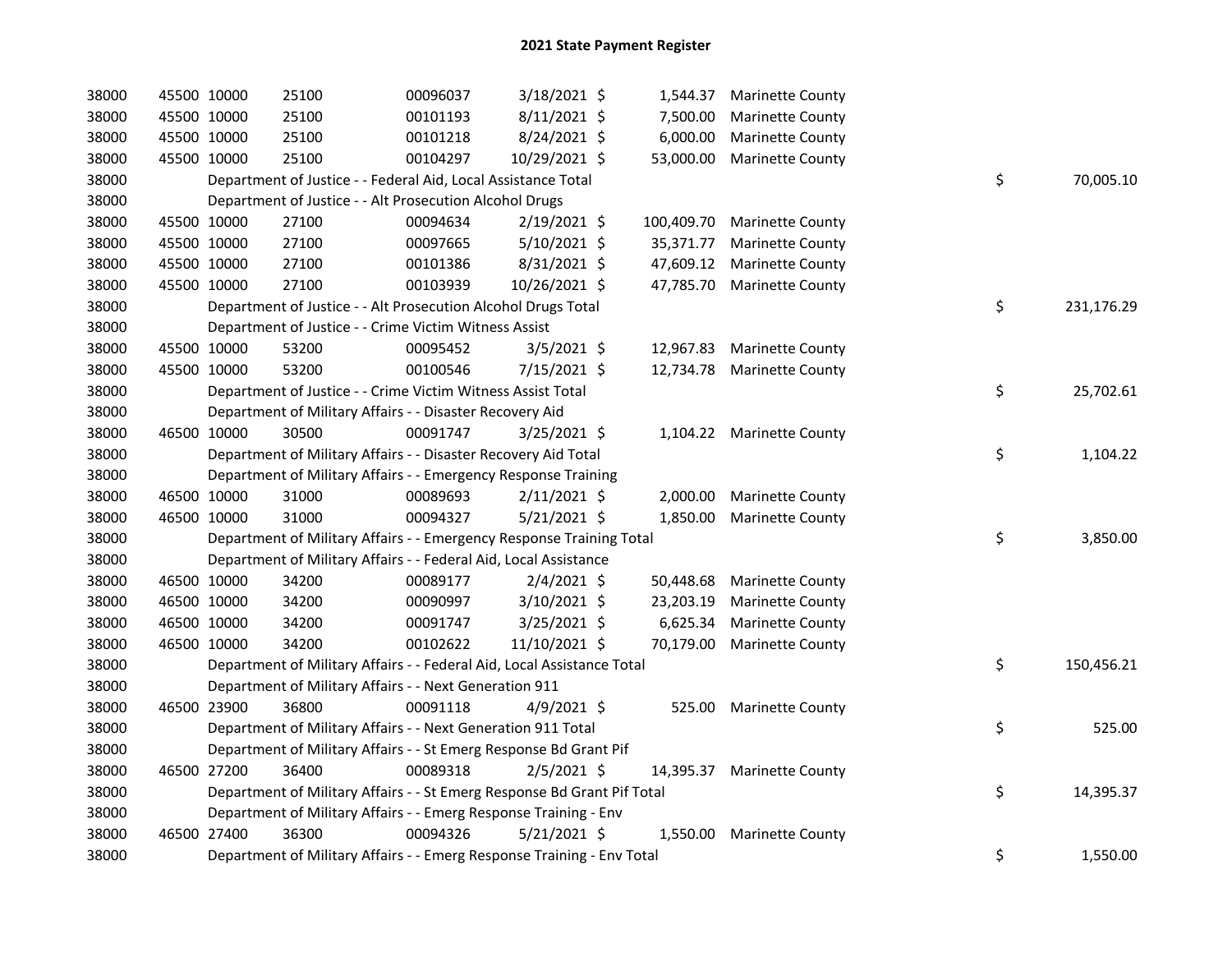# 2021 State Payment Register

| | | | | | | | | | |
|---|---|---|---|---|---|---|---|---|---|
| 38000 | 45500 | 10000 | 25100 | 00096037 | 3/18/2021 | $ 1,544.37 | Marinette County | | |
| 38000 | 45500 | 10000 | 25100 | 00101193 | 8/11/2021 | $ 7,500.00 | Marinette County | | |
| 38000 | 45500 | 10000 | 25100 | 00101218 | 8/24/2021 | $ 6,000.00 | Marinette County | | |
| 38000 | 45500 | 10000 | 25100 | 00104297 | 10/29/2021 | $ 53,000.00 | Marinette County | | |
| 38000 | | Department of Justice - - Federal Aid, Local Assistance Total | | | | | | $ | 70,005.10 |
| 38000 | | Department of Justice - - Alt Prosecution Alcohol Drugs | | | | | | | |
| 38000 | 45500 | 10000 | 27100 | 00094634 | 2/19/2021 | $ 100,409.70 | Marinette County | | |
| 38000 | 45500 | 10000 | 27100 | 00097665 | 5/10/2021 | $ 35,371.77 | Marinette County | | |
| 38000 | 45500 | 10000 | 27100 | 00101386 | 8/31/2021 | $ 47,609.12 | Marinette County | | |
| 38000 | 45500 | 10000 | 27100 | 00103939 | 10/26/2021 | $ 47,785.70 | Marinette County | | |
| 38000 | | Department of Justice - - Alt Prosecution Alcohol Drugs Total | | | | | | $ | 231,176.29 |
| 38000 | | Department of Justice - - Crime Victim Witness Assist | | | | | | | |
| 38000 | 45500 | 10000 | 53200 | 00095452 | 3/5/2021 | $ 12,967.83 | Marinette County | | |
| 38000 | 45500 | 10000 | 53200 | 00100546 | 7/15/2021 | $ 12,734.78 | Marinette County | | |
| 38000 | | Department of Justice - - Crime Victim Witness Assist Total | | | | | | $ | 25,702.61 |
| 38000 | | Department of Military Affairs - - Disaster Recovery Aid | | | | | | | |
| 38000 | 46500 | 10000 | 30500 | 00091747 | 3/25/2021 | $ 1,104.22 | Marinette County | | |
| 38000 | | Department of Military Affairs - - Disaster Recovery Aid Total | | | | | | $ | 1,104.22 |
| 38000 | | Department of Military Affairs - - Emergency Response Training | | | | | | | |
| 38000 | 46500 | 10000 | 31000 | 00089693 | 2/11/2021 | $ 2,000.00 | Marinette County | | |
| 38000 | 46500 | 10000 | 31000 | 00094327 | 5/21/2021 | $ 1,850.00 | Marinette County | | |
| 38000 | | Department of Military Affairs - - Emergency Response Training Total | | | | | | $ | 3,850.00 |
| 38000 | | Department of Military Affairs - - Federal Aid, Local Assistance | | | | | | | |
| 38000 | 46500 | 10000 | 34200 | 00089177 | 2/4/2021 | $ 50,448.68 | Marinette County | | |
| 38000 | 46500 | 10000 | 34200 | 00090997 | 3/10/2021 | $ 23,203.19 | Marinette County | | |
| 38000 | 46500 | 10000 | 34200 | 00091747 | 3/25/2021 | $ 6,625.34 | Marinette County | | |
| 38000 | 46500 | 10000 | 34200 | 00102622 | 11/10/2021 | $ 70,179.00 | Marinette County | | |
| 38000 | | Department of Military Affairs - - Federal Aid, Local Assistance Total | | | | | | $ | 150,456.21 |
| 38000 | | Department of Military Affairs - - Next Generation 911 | | | | | | | |
| 38000 | 46500 | 23900 | 36800 | 00091118 | 4/9/2021 | $ 525.00 | Marinette County | | |
| 38000 | | Department of Military Affairs - - Next Generation 911 Total | | | | | | $ | 525.00 |
| 38000 | | Department of Military Affairs - - St Emerg Response Bd Grant Pif | | | | | | | |
| 38000 | 46500 | 27200 | 36400 | 00089318 | 2/5/2021 | $ 14,395.37 | Marinette County | | |
| 38000 | | Department of Military Affairs - - St Emerg Response Bd Grant Pif Total | | | | | | $ | 14,395.37 |
| 38000 | | Department of Military Affairs - - Emerg Response Training - Env | | | | | | | |
| 38000 | 46500 | 27400 | 36300 | 00094326 | 5/21/2021 | $ 1,550.00 | Marinette County | | |
| 38000 | | Department of Military Affairs - - Emerg Response Training - Env Total | | | | | | $ | 1,550.00 |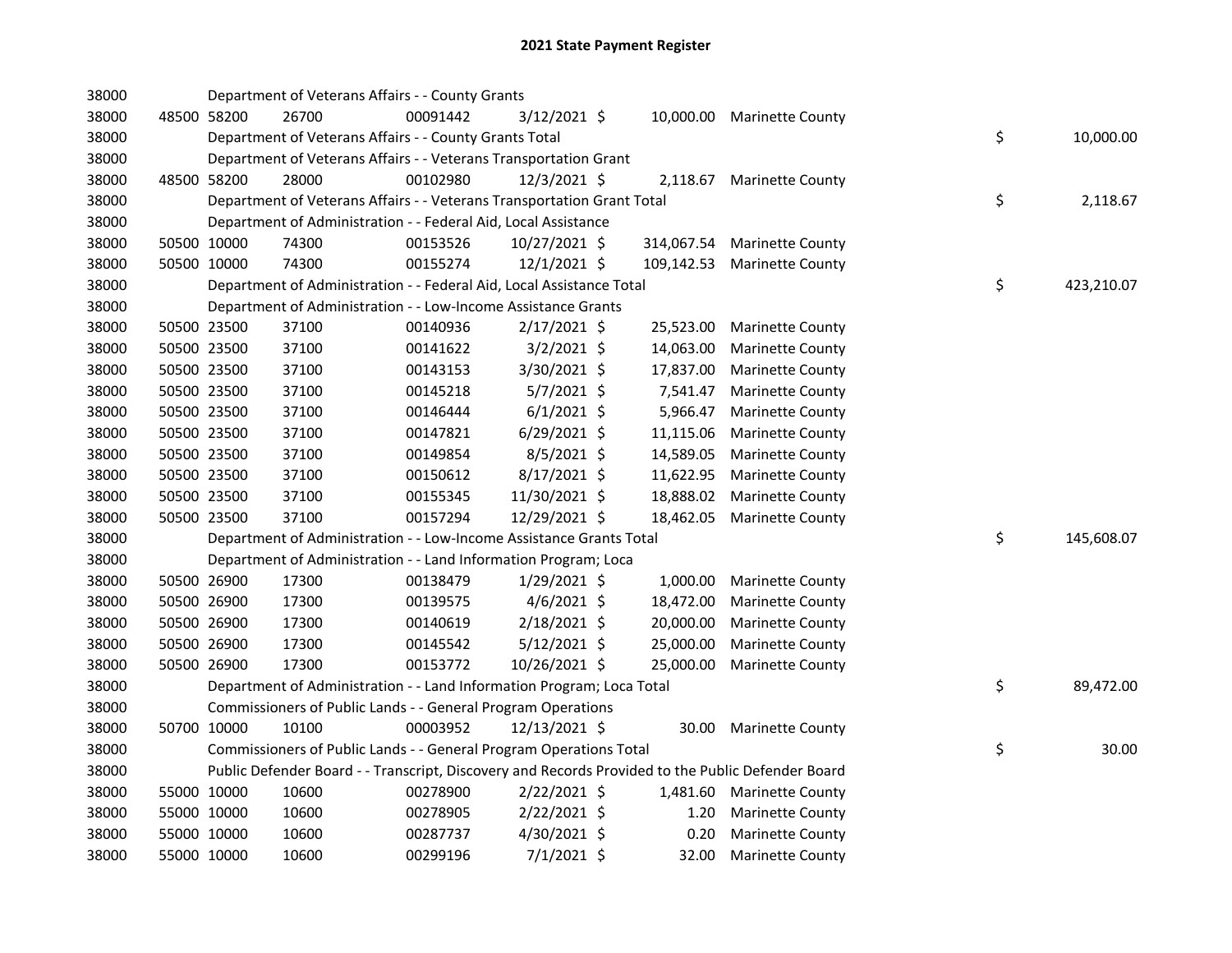## 2021 State Payment Register

| | | | | | | | | | |
|---|---|---|---|---|---|---|---|---|---|
| 38000 | | | Department of Veterans Affairs - - County Grants | | | | | | |
| 38000 | 48500 | 58200 | 26700 | 00091442 | 3/12/2021 | $ 10,000.00 | Marinette County | | |
| 38000 | | | Department of Veterans Affairs - - County Grants Total | | | | | $ | 10,000.00 |
| 38000 | | | Department of Veterans Affairs - - Veterans Transportation Grant | | | | | | |
| 38000 | 48500 | 58200 | 28000 | 00102980 | 12/3/2021 | $ 2,118.67 | Marinette County | | |
| 38000 | | | Department of Veterans Affairs - - Veterans Transportation Grant Total | | | | | $ | 2,118.67 |
| 38000 | | | Department of Administration - - Federal Aid, Local Assistance | | | | | | |
| 38000 | 50500 | 10000 | 74300 | 00153526 | 10/27/2021 | $ 314,067.54 | Marinette County | | |
| 38000 | 50500 | 10000 | 74300 | 00155274 | 12/1/2021 | $ 109,142.53 | Marinette County | | |
| 38000 | | | Department of Administration - - Federal Aid, Local Assistance Total | | | | | $ | 423,210.07 |
| 38000 | | | Department of Administration - - Low-Income Assistance Grants | | | | | | |
| 38000 | 50500 | 23500 | 37100 | 00140936 | 2/17/2021 | $ 25,523.00 | Marinette County | | |
| 38000 | 50500 | 23500 | 37100 | 00141622 | 3/2/2021 | $ 14,063.00 | Marinette County | | |
| 38000 | 50500 | 23500 | 37100 | 00143153 | 3/30/2021 | $ 17,837.00 | Marinette County | | |
| 38000 | 50500 | 23500 | 37100 | 00145218 | 5/7/2021 | $ 7,541.47 | Marinette County | | |
| 38000 | 50500 | 23500 | 37100 | 00146444 | 6/1/2021 | $ 5,966.47 | Marinette County | | |
| 38000 | 50500 | 23500 | 37100 | 00147821 | 6/29/2021 | $ 11,115.06 | Marinette County | | |
| 38000 | 50500 | 23500 | 37100 | 00149854 | 8/5/2021 | $ 14,589.05 | Marinette County | | |
| 38000 | 50500 | 23500 | 37100 | 00150612 | 8/17/2021 | $ 11,622.95 | Marinette County | | |
| 38000 | 50500 | 23500 | 37100 | 00155345 | 11/30/2021 | $ 18,888.02 | Marinette County | | |
| 38000 | 50500 | 23500 | 37100 | 00157294 | 12/29/2021 | $ 18,462.05 | Marinette County | | |
| 38000 | | | Department of Administration - - Low-Income Assistance Grants Total | | | | | $ | 145,608.07 |
| 38000 | | | Department of Administration - - Land Information Program; Loca | | | | | | |
| 38000 | 50500 | 26900 | 17300 | 00138479 | 1/29/2021 | $ 1,000.00 | Marinette County | | |
| 38000 | 50500 | 26900 | 17300 | 00139575 | 4/6/2021 | $ 18,472.00 | Marinette County | | |
| 38000 | 50500 | 26900 | 17300 | 00140619 | 2/18/2021 | $ 20,000.00 | Marinette County | | |
| 38000 | 50500 | 26900 | 17300 | 00145542 | 5/12/2021 | $ 25,000.00 | Marinette County | | |
| 38000 | 50500 | 26900 | 17300 | 00153772 | 10/26/2021 | $ 25,000.00 | Marinette County | | |
| 38000 | | | Department of Administration - - Land Information Program; Loca Total | | | | | $ | 89,472.00 |
| 38000 | | | Commissioners of Public Lands - - General Program Operations | | | | | | |
| 38000 | 50700 | 10000 | 10100 | 00003952 | 12/13/2021 | $ 30.00 | Marinette County | | |
| 38000 | | | Commissioners of Public Lands - - General Program Operations Total | | | | | $ | 30.00 |
| 38000 | | | Public Defender Board - - Transcript, Discovery and Records Provided to the Public Defender Board | | | | | | |
| 38000 | 55000 | 10000 | 10600 | 00278900 | 2/22/2021 | $ 1,481.60 | Marinette County | | |
| 38000 | 55000 | 10000 | 10600 | 00278905 | 2/22/2021 | $ 1.20 | Marinette County | | |
| 38000 | 55000 | 10000 | 10600 | 00287737 | 4/30/2021 | $ 0.20 | Marinette County | | |
| 38000 | 55000 | 10000 | 10600 | 00299196 | 7/1/2021 | $ 32.00 | Marinette County | | |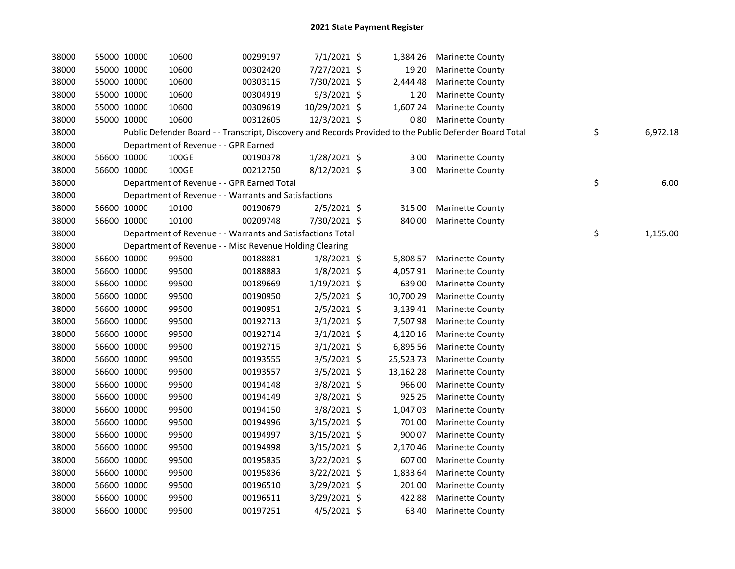# 2021 State Payment Register

| | | | | | | | | | |
|---|---|---|---|---|---|---|---|---|---|
| 38000 | 55000 | 10000 | 10600 | 00299197 | 7/1/2021 | $ 1,384.26 | Marinette County | | |
| 38000 | 55000 | 10000 | 10600 | 00302420 | 7/27/2021 | $ 19.20 | Marinette County | | |
| 38000 | 55000 | 10000 | 10600 | 00303115 | 7/30/2021 | $ 2,444.48 | Marinette County | | |
| 38000 | 55000 | 10000 | 10600 | 00304919 | 9/3/2021 | $ 1.20 | Marinette County | | |
| 38000 | 55000 | 10000 | 10600 | 00309619 | 10/29/2021 | $ 1,607.24 | Marinette County | | |
| 38000 | 55000 | 10000 | 10600 | 00312605 | 12/3/2021 | $ 0.80 | Marinette County | | |
| 38000 | Public Defender Board - - Transcript, Discovery and Records Provided to the Public Defender Board Total | | | | | | | $ | 6,972.18 |
| 38000 | Department of Revenue - - GPR Earned | | | | | | | | |
| 38000 | 56600 | 10000 | 100GE | 00190378 | 1/28/2021 | $ 3.00 | Marinette County | | |
| 38000 | 56600 | 10000 | 100GE | 00212750 | 8/12/2021 | $ 3.00 | Marinette County | | |
| 38000 | Department of Revenue - - GPR Earned Total | | | | | | | $ | 6.00 |
| 38000 | Department of Revenue - - Warrants and Satisfactions | | | | | | | | |
| 38000 | 56600 | 10000 | 10100 | 00190679 | 2/5/2021 | $ 315.00 | Marinette County | | |
| 38000 | 56600 | 10000 | 10100 | 00209748 | 7/30/2021 | $ 840.00 | Marinette County | | |
| 38000 | Department of Revenue - - Warrants and Satisfactions Total | | | | | | | $ | 1,155.00 |
| 38000 | Department of Revenue - - Misc Revenue Holding Clearing | | | | | | | | |
| 38000 | 56600 | 10000 | 99500 | 00188881 | 1/8/2021 | $ 5,808.57 | Marinette County | | |
| 38000 | 56600 | 10000 | 99500 | 00188883 | 1/8/2021 | $ 4,057.91 | Marinette County | | |
| 38000 | 56600 | 10000 | 99500 | 00189669 | 1/19/2021 | $ 639.00 | Marinette County | | |
| 38000 | 56600 | 10000 | 99500 | 00190950 | 2/5/2021 | $ 10,700.29 | Marinette County | | |
| 38000 | 56600 | 10000 | 99500 | 00190951 | 2/5/2021 | $ 3,139.41 | Marinette County | | |
| 38000 | 56600 | 10000 | 99500 | 00192713 | 3/1/2021 | $ 7,507.98 | Marinette County | | |
| 38000 | 56600 | 10000 | 99500 | 00192714 | 3/1/2021 | $ 4,120.16 | Marinette County | | |
| 38000 | 56600 | 10000 | 99500 | 00192715 | 3/1/2021 | $ 6,895.56 | Marinette County | | |
| 38000 | 56600 | 10000 | 99500 | 00193555 | 3/5/2021 | $ 25,523.73 | Marinette County | | |
| 38000 | 56600 | 10000 | 99500 | 00193557 | 3/5/2021 | $ 13,162.28 | Marinette County | | |
| 38000 | 56600 | 10000 | 99500 | 00194148 | 3/8/2021 | $ 966.00 | Marinette County | | |
| 38000 | 56600 | 10000 | 99500 | 00194149 | 3/8/2021 | $ 925.25 | Marinette County | | |
| 38000 | 56600 | 10000 | 99500 | 00194150 | 3/8/2021 | $ 1,047.03 | Marinette County | | |
| 38000 | 56600 | 10000 | 99500 | 00194996 | 3/15/2021 | $ 701.00 | Marinette County | | |
| 38000 | 56600 | 10000 | 99500 | 00194997 | 3/15/2021 | $ 900.07 | Marinette County | | |
| 38000 | 56600 | 10000 | 99500 | 00194998 | 3/15/2021 | $ 2,170.46 | Marinette County | | |
| 38000 | 56600 | 10000 | 99500 | 00195835 | 3/22/2021 | $ 607.00 | Marinette County | | |
| 38000 | 56600 | 10000 | 99500 | 00195836 | 3/22/2021 | $ 1,833.64 | Marinette County | | |
| 38000 | 56600 | 10000 | 99500 | 00196510 | 3/29/2021 | $ 201.00 | Marinette County | | |
| 38000 | 56600 | 10000 | 99500 | 00196511 | 3/29/2021 | $ 422.88 | Marinette County | | |
| 38000 | 56600 | 10000 | 99500 | 00197251 | 4/5/2021 | $ 63.40 | Marinette County | | |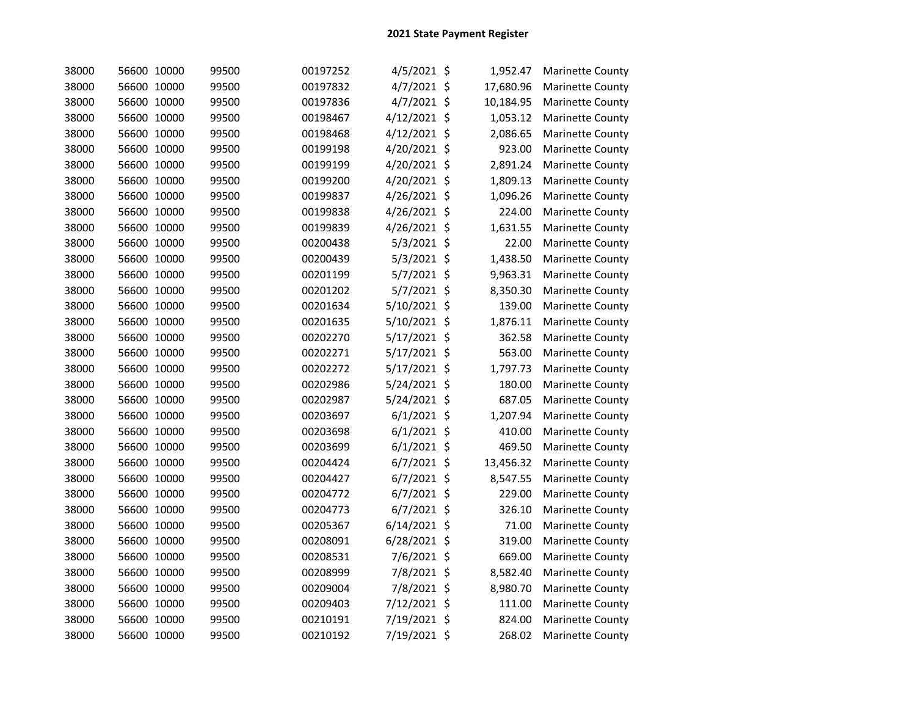## 2021 State Payment Register

| | | | | | | | | |
|---|---|---|---|---|---|---|---|---|
| 38000 | 56600 | 10000 | 99500 | 00197252 | 4/5/2021 | $ | 1,952.47 | Marinette County |
| 38000 | 56600 | 10000 | 99500 | 00197832 | 4/7/2021 | $ | 17,680.96 | Marinette County |
| 38000 | 56600 | 10000 | 99500 | 00197836 | 4/7/2021 | $ | 10,184.95 | Marinette County |
| 38000 | 56600 | 10000 | 99500 | 00198467 | 4/12/2021 | $ | 1,053.12 | Marinette County |
| 38000 | 56600 | 10000 | 99500 | 00198468 | 4/12/2021 | $ | 2,086.65 | Marinette County |
| 38000 | 56600 | 10000 | 99500 | 00199198 | 4/20/2021 | $ | 923.00 | Marinette County |
| 38000 | 56600 | 10000 | 99500 | 00199199 | 4/20/2021 | $ | 2,891.24 | Marinette County |
| 38000 | 56600 | 10000 | 99500 | 00199200 | 4/20/2021 | $ | 1,809.13 | Marinette County |
| 38000 | 56600 | 10000 | 99500 | 00199837 | 4/26/2021 | $ | 1,096.26 | Marinette County |
| 38000 | 56600 | 10000 | 99500 | 00199838 | 4/26/2021 | $ | 224.00 | Marinette County |
| 38000 | 56600 | 10000 | 99500 | 00199839 | 4/26/2021 | $ | 1,631.55 | Marinette County |
| 38000 | 56600 | 10000 | 99500 | 00200438 | 5/3/2021 | $ | 22.00 | Marinette County |
| 38000 | 56600 | 10000 | 99500 | 00200439 | 5/3/2021 | $ | 1,438.50 | Marinette County |
| 38000 | 56600 | 10000 | 99500 | 00201199 | 5/7/2021 | $ | 9,963.31 | Marinette County |
| 38000 | 56600 | 10000 | 99500 | 00201202 | 5/7/2021 | $ | 8,350.30 | Marinette County |
| 38000 | 56600 | 10000 | 99500 | 00201634 | 5/10/2021 | $ | 139.00 | Marinette County |
| 38000 | 56600 | 10000 | 99500 | 00201635 | 5/10/2021 | $ | 1,876.11 | Marinette County |
| 38000 | 56600 | 10000 | 99500 | 00202270 | 5/17/2021 | $ | 362.58 | Marinette County |
| 38000 | 56600 | 10000 | 99500 | 00202271 | 5/17/2021 | $ | 563.00 | Marinette County |
| 38000 | 56600 | 10000 | 99500 | 00202272 | 5/17/2021 | $ | 1,797.73 | Marinette County |
| 38000 | 56600 | 10000 | 99500 | 00202986 | 5/24/2021 | $ | 180.00 | Marinette County |
| 38000 | 56600 | 10000 | 99500 | 00202987 | 5/24/2021 | $ | 687.05 | Marinette County |
| 38000 | 56600 | 10000 | 99500 | 00203697 | 6/1/2021 | $ | 1,207.94 | Marinette County |
| 38000 | 56600 | 10000 | 99500 | 00203698 | 6/1/2021 | $ | 410.00 | Marinette County |
| 38000 | 56600 | 10000 | 99500 | 00203699 | 6/1/2021 | $ | 469.50 | Marinette County |
| 38000 | 56600 | 10000 | 99500 | 00204424 | 6/7/2021 | $ | 13,456.32 | Marinette County |
| 38000 | 56600 | 10000 | 99500 | 00204427 | 6/7/2021 | $ | 8,547.55 | Marinette County |
| 38000 | 56600 | 10000 | 99500 | 00204772 | 6/7/2021 | $ | 229.00 | Marinette County |
| 38000 | 56600 | 10000 | 99500 | 00204773 | 6/7/2021 | $ | 326.10 | Marinette County |
| 38000 | 56600 | 10000 | 99500 | 00205367 | 6/14/2021 | $ | 71.00 | Marinette County |
| 38000 | 56600 | 10000 | 99500 | 00208091 | 6/28/2021 | $ | 319.00 | Marinette County |
| 38000 | 56600 | 10000 | 99500 | 00208531 | 7/6/2021 | $ | 669.00 | Marinette County |
| 38000 | 56600 | 10000 | 99500 | 00208999 | 7/8/2021 | $ | 8,582.40 | Marinette County |
| 38000 | 56600 | 10000 | 99500 | 00209004 | 7/8/2021 | $ | 8,980.70 | Marinette County |
| 38000 | 56600 | 10000 | 99500 | 00209403 | 7/12/2021 | $ | 111.00 | Marinette County |
| 38000 | 56600 | 10000 | 99500 | 00210191 | 7/19/2021 | $ | 824.00 | Marinette County |
| 38000 | 56600 | 10000 | 99500 | 00210192 | 7/19/2021 | $ | 268.02 | Marinette County |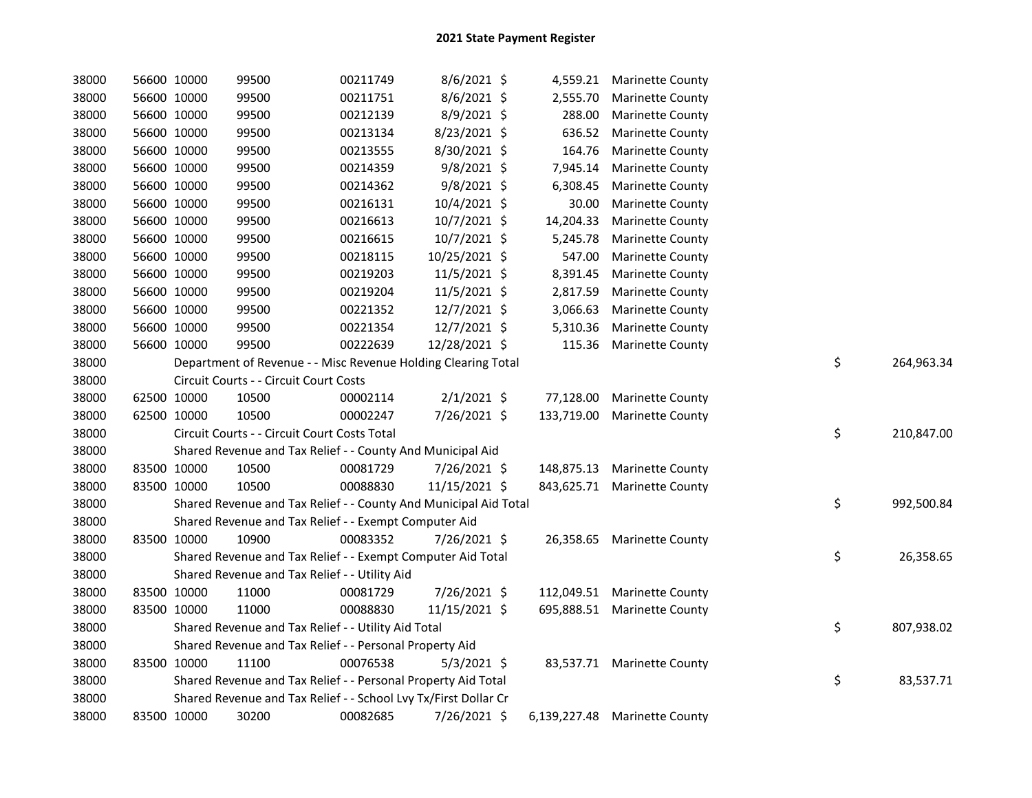# 2021 State Payment Register

| | | | | | | | | | |
|---|---|---|---|---|---|---|---|---|---|
| 38000 | 56600 | 10000 | 99500 | 00211749 | 8/6/2021 | $ 4,559.21 | Marinette County | | |
| 38000 | 56600 | 10000 | 99500 | 00211751 | 8/6/2021 | $ 2,555.70 | Marinette County | | |
| 38000 | 56600 | 10000 | 99500 | 00212139 | 8/9/2021 | $ 288.00 | Marinette County | | |
| 38000 | 56600 | 10000 | 99500 | 00213134 | 8/23/2021 | $ 636.52 | Marinette County | | |
| 38000 | 56600 | 10000 | 99500 | 00213555 | 8/30/2021 | $ 164.76 | Marinette County | | |
| 38000 | 56600 | 10000 | 99500 | 00214359 | 9/8/2021 | $ 7,945.14 | Marinette County | | |
| 38000 | 56600 | 10000 | 99500 | 00214362 | 9/8/2021 | $ 6,308.45 | Marinette County | | |
| 38000 | 56600 | 10000 | 99500 | 00216131 | 10/4/2021 | $ 30.00 | Marinette County | | |
| 38000 | 56600 | 10000 | 99500 | 00216613 | 10/7/2021 | $ 14,204.33 | Marinette County | | |
| 38000 | 56600 | 10000 | 99500 | 00216615 | 10/7/2021 | $ 5,245.78 | Marinette County | | |
| 38000 | 56600 | 10000 | 99500 | 00218115 | 10/25/2021 | $ 547.00 | Marinette County | | |
| 38000 | 56600 | 10000 | 99500 | 00219203 | 11/5/2021 | $ 8,391.45 | Marinette County | | |
| 38000 | 56600 | 10000 | 99500 | 00219204 | 11/5/2021 | $ 2,817.59 | Marinette County | | |
| 38000 | 56600 | 10000 | 99500 | 00221352 | 12/7/2021 | $ 3,066.63 | Marinette County | | |
| 38000 | 56600 | 10000 | 99500 | 00221354 | 12/7/2021 | $ 5,310.36 | Marinette County | | |
| 38000 | 56600 | 10000 | 99500 | 00222639 | 12/28/2021 | $ 115.36 | Marinette County | | |
| 38000 | | Department of Revenue - - Misc Revenue Holding Clearing Total | | | | | | $ | 264,963.34 |
| 38000 | | Circuit Courts - - Circuit Court Costs | | | | | | | |
| 38000 | 62500 | 10000 | 10500 | 00002114 | 2/1/2021 | $ 77,128.00 | Marinette County | | |
| 38000 | 62500 | 10000 | 10500 | 00002247 | 7/26/2021 | $ 133,719.00 | Marinette County | | |
| 38000 | | Circuit Courts - - Circuit Court Costs Total | | | | | | $ | 210,847.00 |
| 38000 | | Shared Revenue and Tax Relief - - County And Municipal Aid | | | | | | | |
| 38000 | 83500 | 10000 | 10500 | 00081729 | 7/26/2021 | $ 148,875.13 | Marinette County | | |
| 38000 | 83500 | 10000 | 10500 | 00088830 | 11/15/2021 | $ 843,625.71 | Marinette County | | |
| 38000 | | Shared Revenue and Tax Relief - - County And Municipal Aid Total | | | | | | $ | 992,500.84 |
| 38000 | | Shared Revenue and Tax Relief - - Exempt Computer Aid | | | | | | | |
| 38000 | 83500 | 10000 | 10900 | 00083352 | 7/26/2021 | $ 26,358.65 | Marinette County | | |
| 38000 | | Shared Revenue and Tax Relief - - Exempt Computer Aid Total | | | | | | $ | 26,358.65 |
| 38000 | | Shared Revenue and Tax Relief - - Utility Aid | | | | | | | |
| 38000 | 83500 | 10000 | 11000 | 00081729 | 7/26/2021 | $ 112,049.51 | Marinette County | | |
| 38000 | 83500 | 10000 | 11000 | 00088830 | 11/15/2021 | $ 695,888.51 | Marinette County | | |
| 38000 | | Shared Revenue and Tax Relief - - Utility Aid Total | | | | | | $ | 807,938.02 |
| 38000 | | Shared Revenue and Tax Relief - - Personal Property Aid | | | | | | | |
| 38000 | 83500 | 10000 | 11100 | 00076538 | 5/3/2021 | $ 83,537.71 | Marinette County | | |
| 38000 | | Shared Revenue and Tax Relief - - Personal Property Aid Total | | | | | | $ | 83,537.71 |
| 38000 | | Shared Revenue and Tax Relief - - School Lvy Tx/First Dollar Cr | | | | | | | |
| 38000 | 83500 | 10000 | 30200 | 00082685 | 7/26/2021 | $ 6,139,227.48 | Marinette County | | |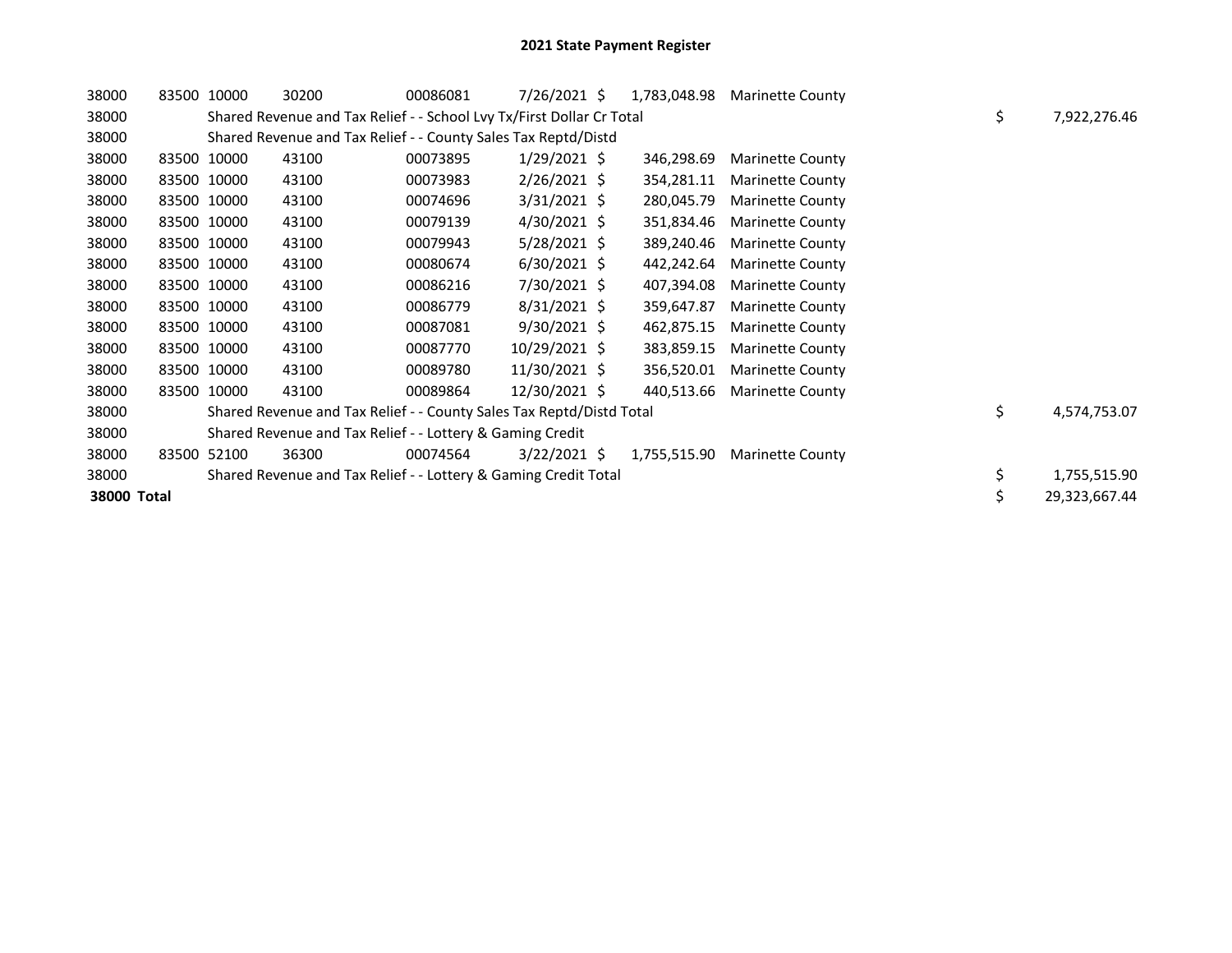# 2021 State Payment Register

| | | | | | | | | | |
|---|---|---|---|---|---|---|---|---|---|
| 38000 | 83500 | 10000 | 30200 | 00086081 | 7/26/2021 | $ 1,783,048.98 | Marinette County | | |
| 38000 | | Shared Revenue and Tax Relief - - School Lvy Tx/First Dollar Cr Total | | | | | | $ | 7,922,276.46 |
| 38000 | | Shared Revenue and Tax Relief - - County Sales Tax Reptd/Distd | | | | | | | |
| 38000 | 83500 | 10000 | 43100 | 00073895 | 1/29/2021 | $ 346,298.69 | Marinette County | | |
| 38000 | 83500 | 10000 | 43100 | 00073983 | 2/26/2021 | $ 354,281.11 | Marinette County | | |
| 38000 | 83500 | 10000 | 43100 | 00074696 | 3/31/2021 | $ 280,045.79 | Marinette County | | |
| 38000 | 83500 | 10000 | 43100 | 00079139 | 4/30/2021 | $ 351,834.46 | Marinette County | | |
| 38000 | 83500 | 10000 | 43100 | 00079943 | 5/28/2021 | $ 389,240.46 | Marinette County | | |
| 38000 | 83500 | 10000 | 43100 | 00080674 | 6/30/2021 | $ 442,242.64 | Marinette County | | |
| 38000 | 83500 | 10000 | 43100 | 00086216 | 7/30/2021 | $ 407,394.08 | Marinette County | | |
| 38000 | 83500 | 10000 | 43100 | 00086779 | 8/31/2021 | $ 359,647.87 | Marinette County | | |
| 38000 | 83500 | 10000 | 43100 | 00087081 | 9/30/2021 | $ 462,875.15 | Marinette County | | |
| 38000 | 83500 | 10000 | 43100 | 00087770 | 10/29/2021 | $ 383,859.15 | Marinette County | | |
| 38000 | 83500 | 10000 | 43100 | 00089780 | 11/30/2021 | $ 356,520.01 | Marinette County | | |
| 38000 | 83500 | 10000 | 43100 | 00089864 | 12/30/2021 | $ 440,513.66 | Marinette County | | |
| 38000 | | Shared Revenue and Tax Relief - - County Sales Tax Reptd/Distd Total | | | | | | $ | 4,574,753.07 |
| 38000 | | Shared Revenue and Tax Relief - - Lottery & Gaming Credit | | | | | | | |
| 38000 | 83500 | 52100 | 36300 | 00074564 | 3/22/2021 | $ 1,755,515.90 | Marinette County | | |
| 38000 | | Shared Revenue and Tax Relief - - Lottery & Gaming Credit Total | | | | | | $ | 1,755,515.90 |
| **38000 Total** | | | | | | | | $ | 29,323,667.44 |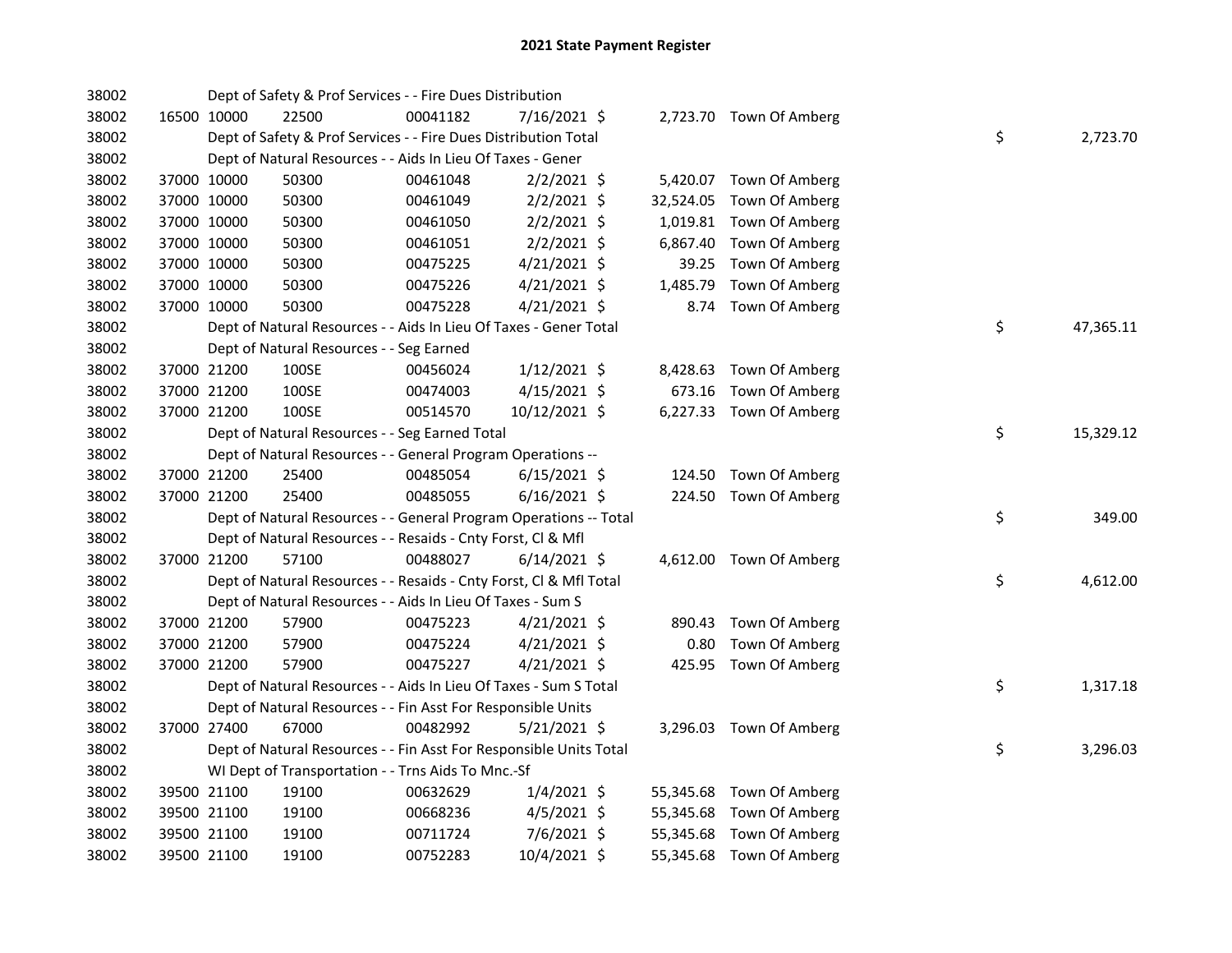# 2021 State Payment Register

| | | | | | | | | | |
|---|---|---|---|---|---|---|---|---|---|
| 38002 | | | Dept of Safety & Prof Services - - Fire Dues Distribution | | | | | | |
| 38002 | 16500 | 10000 | 22500 | 00041182 | 7/16/2021 | $ 2,723.70 | Town Of Amberg | | |
| 38002 | | | Dept of Safety & Prof Services - - Fire Dues Distribution Total | | | | | $ | 2,723.70 |
| 38002 | | | Dept of Natural Resources - - Aids In Lieu Of Taxes - Gener | | | | | | |
| 38002 | 37000 | 10000 | 50300 | 00461048 | 2/2/2021 | $ 5,420.07 | Town Of Amberg | | |
| 38002 | 37000 | 10000 | 50300 | 00461049 | 2/2/2021 | $ 32,524.05 | Town Of Amberg | | |
| 38002 | 37000 | 10000 | 50300 | 00461050 | 2/2/2021 | $ 1,019.81 | Town Of Amberg | | |
| 38002 | 37000 | 10000 | 50300 | 00461051 | 2/2/2021 | $ 6,867.40 | Town Of Amberg | | |
| 38002 | 37000 | 10000 | 50300 | 00475225 | 4/21/2021 | $ 39.25 | Town Of Amberg | | |
| 38002 | 37000 | 10000 | 50300 | 00475226 | 4/21/2021 | $ 1,485.79 | Town Of Amberg | | |
| 38002 | 37000 | 10000 | 50300 | 00475228 | 4/21/2021 | $ 8.74 | Town Of Amberg | | |
| 38002 | | | Dept of Natural Resources - - Aids In Lieu Of Taxes - Gener Total | | | | | $ | 47,365.11 |
| 38002 | | | Dept of Natural Resources - - Seg Earned | | | | | | |
| 38002 | 37000 | 21200 | 100SE | 00456024 | 1/12/2021 | $ 8,428.63 | Town Of Amberg | | |
| 38002 | 37000 | 21200 | 100SE | 00474003 | 4/15/2021 | $ 673.16 | Town Of Amberg | | |
| 38002 | 37000 | 21200 | 100SE | 00514570 | 10/12/2021 | $ 6,227.33 | Town Of Amberg | | |
| 38002 | | | Dept of Natural Resources - - Seg Earned Total | | | | | $ | 15,329.12 |
| 38002 | | | Dept of Natural Resources - - General Program Operations -- | | | | | | |
| 38002 | 37000 | 21200 | 25400 | 00485054 | 6/15/2021 | $ 124.50 | Town Of Amberg | | |
| 38002 | 37000 | 21200 | 25400 | 00485055 | 6/16/2021 | $ 224.50 | Town Of Amberg | | |
| 38002 | | | Dept of Natural Resources - - General Program Operations -- Total | | | | | $ | 349.00 |
| 38002 | | | Dept of Natural Resources - - Resaids - Cnty Forst, Cl & Mfl | | | | | | |
| 38002 | 37000 | 21200 | 57100 | 00488027 | 6/14/2021 | $ 4,612.00 | Town Of Amberg | | |
| 38002 | | | Dept of Natural Resources - - Resaids - Cnty Forst, Cl & Mfl Total | | | | | $ | 4,612.00 |
| 38002 | | | Dept of Natural Resources - - Aids In Lieu Of Taxes - Sum S | | | | | | |
| 38002 | 37000 | 21200 | 57900 | 00475223 | 4/21/2021 | $ 890.43 | Town Of Amberg | | |
| 38002 | 37000 | 21200 | 57900 | 00475224 | 4/21/2021 | $ 0.80 | Town Of Amberg | | |
| 38002 | 37000 | 21200 | 57900 | 00475227 | 4/21/2021 | $ 425.95 | Town Of Amberg | | |
| 38002 | | | Dept of Natural Resources - - Aids In Lieu Of Taxes - Sum S Total | | | | | $ | 1,317.18 |
| 38002 | | | Dept of Natural Resources - - Fin Asst For Responsible Units | | | | | | |
| 38002 | 37000 | 27400 | 67000 | 00482992 | 5/21/2021 | $ 3,296.03 | Town Of Amberg | | |
| 38002 | | | Dept of Natural Resources - - Fin Asst For Responsible Units Total | | | | | $ | 3,296.03 |
| 38002 | | | WI Dept of Transportation - - Trns Aids To Mnc.-Sf | | | | | | |
| 38002 | 39500 | 21100 | 19100 | 00632629 | 1/4/2021 | $ 55,345.68 | Town Of Amberg | | |
| 38002 | 39500 | 21100 | 19100 | 00668236 | 4/5/2021 | $ 55,345.68 | Town Of Amberg | | |
| 38002 | 39500 | 21100 | 19100 | 00711724 | 7/6/2021 | $ 55,345.68 | Town Of Amberg | | |
| 38002 | 39500 | 21100 | 19100 | 00752283 | 10/4/2021 | $ 55,345.68 | Town Of Amberg | | |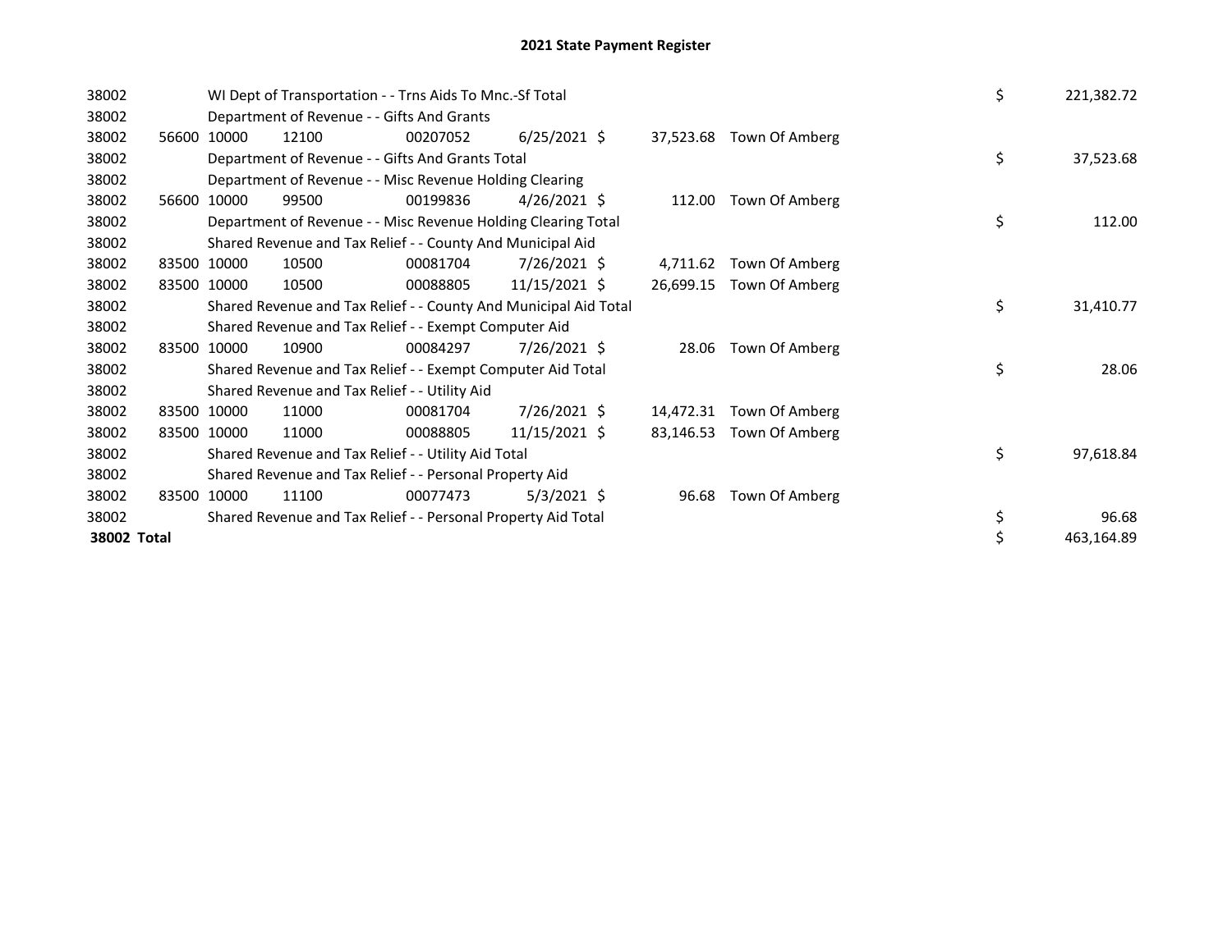# 2021 State Payment Register

| | | | | | | | | | |
|---|---|---|---|---|---|---|---|---|---|
| 38002 | | WI Dept of Transportation - - Trns Aids To Mnc.-Sf Total | | | | | | $ | 221,382.72 |
| 38002 | | Department of Revenue - - Gifts And Grants | | | | | | | |
| 38002 | 56600 | 10000 | 12100 | 00207052 | 6/25/2021 | $ 37,523.68 | Town Of Amberg | | |
| 38002 | | Department of Revenue - - Gifts And Grants Total | | | | | | $ | 37,523.68 |
| 38002 | | Department of Revenue - - Misc Revenue Holding Clearing | | | | | | | |
| 38002 | 56600 | 10000 | 99500 | 00199836 | 4/26/2021 | $ 112.00 | Town Of Amberg | | |
| 38002 | | Department of Revenue - - Misc Revenue Holding Clearing Total | | | | | | $ | 112.00 |
| 38002 | | Shared Revenue and Tax Relief - - County And Municipal Aid | | | | | | | |
| 38002 | 83500 | 10000 | 10500 | 00081704 | 7/26/2021 | $ 4,711.62 | Town Of Amberg | | |
| 38002 | 83500 | 10000 | 10500 | 00088805 | 11/15/2021 | $ 26,699.15 | Town Of Amberg | | |
| 38002 | | Shared Revenue and Tax Relief - - County And Municipal Aid Total | | | | | | $ | 31,410.77 |
| 38002 | | Shared Revenue and Tax Relief - - Exempt Computer Aid | | | | | | | |
| 38002 | 83500 | 10000 | 10900 | 00084297 | 7/26/2021 | $ 28.06 | Town Of Amberg | | |
| 38002 | | Shared Revenue and Tax Relief - - Exempt Computer Aid Total | | | | | | $ | 28.06 |
| 38002 | | Shared Revenue and Tax Relief - - Utility Aid | | | | | | | |
| 38002 | 83500 | 10000 | 11000 | 00081704 | 7/26/2021 | $ 14,472.31 | Town Of Amberg | | |
| 38002 | 83500 | 10000 | 11000 | 00088805 | 11/15/2021 | $ 83,146.53 | Town Of Amberg | | |
| 38002 | | Shared Revenue and Tax Relief - - Utility Aid Total | | | | | | $ | 97,618.84 |
| 38002 | | Shared Revenue and Tax Relief - - Personal Property Aid | | | | | | | |
| 38002 | 83500 | 10000 | 11100 | 00077473 | 5/3/2021 | $ 96.68 | Town Of Amberg | | |
| 38002 | | Shared Revenue and Tax Relief - - Personal Property Aid Total | | | | | | $ | 96.68 |
| **38002 Total** | | | | | | | | $ | 463,164.89 |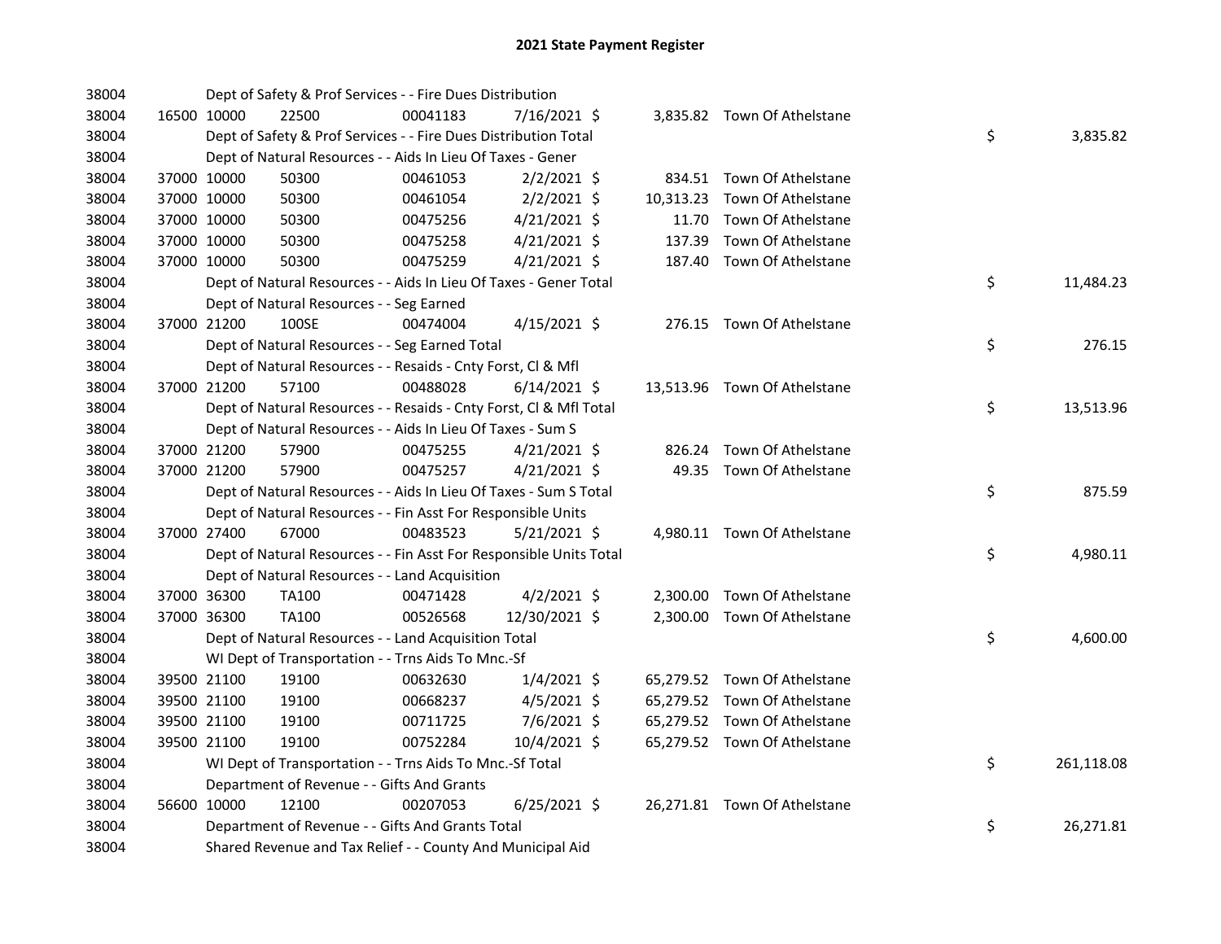# 2021 State Payment Register

| | | | | | | | | | |
|---|---|---|---|---|---|---|---|---|---|
| 38004 | | | Dept of Safety & Prof Services - - Fire Dues Distribution | | | | | | |
| 38004 | 16500 | 10000 | 22500 | 00041183 | 7/16/2021 | $ 3,835.82 | Town Of Athelstane | | |
| 38004 | | | Dept of Safety & Prof Services - - Fire Dues Distribution Total | | | | | $ | 3,835.82 |
| 38004 | | | Dept of Natural Resources - - Aids In Lieu Of Taxes - Gener | | | | | | |
| 38004 | 37000 | 10000 | 50300 | 00461053 | 2/2/2021 | $ 834.51 | Town Of Athelstane | | |
| 38004 | 37000 | 10000 | 50300 | 00461054 | 2/2/2021 | $ 10,313.23 | Town Of Athelstane | | |
| 38004 | 37000 | 10000 | 50300 | 00475256 | 4/21/2021 | $ 11.70 | Town Of Athelstane | | |
| 38004 | 37000 | 10000 | 50300 | 00475258 | 4/21/2021 | $ 137.39 | Town Of Athelstane | | |
| 38004 | 37000 | 10000 | 50300 | 00475259 | 4/21/2021 | $ 187.40 | Town Of Athelstane | | |
| 38004 | | | Dept of Natural Resources - - Aids In Lieu Of Taxes - Gener Total | | | | | $ | 11,484.23 |
| 38004 | | | Dept of Natural Resources - - Seg Earned | | | | | | |
| 38004 | 37000 | 21200 | 100SE | 00474004 | 4/15/2021 | $ 276.15 | Town Of Athelstane | | |
| 38004 | | | Dept of Natural Resources - - Seg Earned Total | | | | | $ | 276.15 |
| 38004 | | | Dept of Natural Resources - - Resaids - Cnty Forst, Cl & Mfl | | | | | | |
| 38004 | 37000 | 21200 | 57100 | 00488028 | 6/14/2021 | $ 13,513.96 | Town Of Athelstane | | |
| 38004 | | | Dept of Natural Resources - - Resaids - Cnty Forst, Cl & Mfl Total | | | | | $ | 13,513.96 |
| 38004 | | | Dept of Natural Resources - - Aids In Lieu Of Taxes - Sum S | | | | | | |
| 38004 | 37000 | 21200 | 57900 | 00475255 | 4/21/2021 | $ 826.24 | Town Of Athelstane | | |
| 38004 | 37000 | 21200 | 57900 | 00475257 | 4/21/2021 | $ 49.35 | Town Of Athelstane | | |
| 38004 | | | Dept of Natural Resources - - Aids In Lieu Of Taxes - Sum S Total | | | | | $ | 875.59 |
| 38004 | | | Dept of Natural Resources - - Fin Asst For Responsible Units | | | | | | |
| 38004 | 37000 | 27400 | 67000 | 00483523 | 5/21/2021 | $ 4,980.11 | Town Of Athelstane | | |
| 38004 | | | Dept of Natural Resources - - Fin Asst For Responsible Units Total | | | | | $ | 4,980.11 |
| 38004 | | | Dept of Natural Resources - - Land Acquisition | | | | | | |
| 38004 | 37000 | 36300 | TA100 | 00471428 | 4/2/2021 | $ 2,300.00 | Town Of Athelstane | | |
| 38004 | 37000 | 36300 | TA100 | 00526568 | 12/30/2021 | $ 2,300.00 | Town Of Athelstane | | |
| 38004 | | | Dept of Natural Resources - - Land Acquisition Total | | | | | $ | 4,600.00 |
| 38004 | | | WI Dept of Transportation - - Trns Aids To Mnc.-Sf | | | | | | |
| 38004 | 39500 | 21100 | 19100 | 00632630 | 1/4/2021 | $ 65,279.52 | Town Of Athelstane | | |
| 38004 | 39500 | 21100 | 19100 | 00668237 | 4/5/2021 | $ 65,279.52 | Town Of Athelstane | | |
| 38004 | 39500 | 21100 | 19100 | 00711725 | 7/6/2021 | $ 65,279.52 | Town Of Athelstane | | |
| 38004 | 39500 | 21100 | 19100 | 00752284 | 10/4/2021 | $ 65,279.52 | Town Of Athelstane | | |
| 38004 | | | WI Dept of Transportation - - Trns Aids To Mnc.-Sf Total | | | | | $ | 261,118.08 |
| 38004 | | | Department of Revenue - - Gifts And Grants | | | | | | |
| 38004 | 56600 | 10000 | 12100 | 00207053 | 6/25/2021 | $ 26,271.81 | Town Of Athelstane | | |
| 38004 | | | Department of Revenue - - Gifts And Grants Total | | | | | $ | 26,271.81 |
| 38004 | | | Shared Revenue and Tax Relief - - County And Municipal Aid | | | | | | |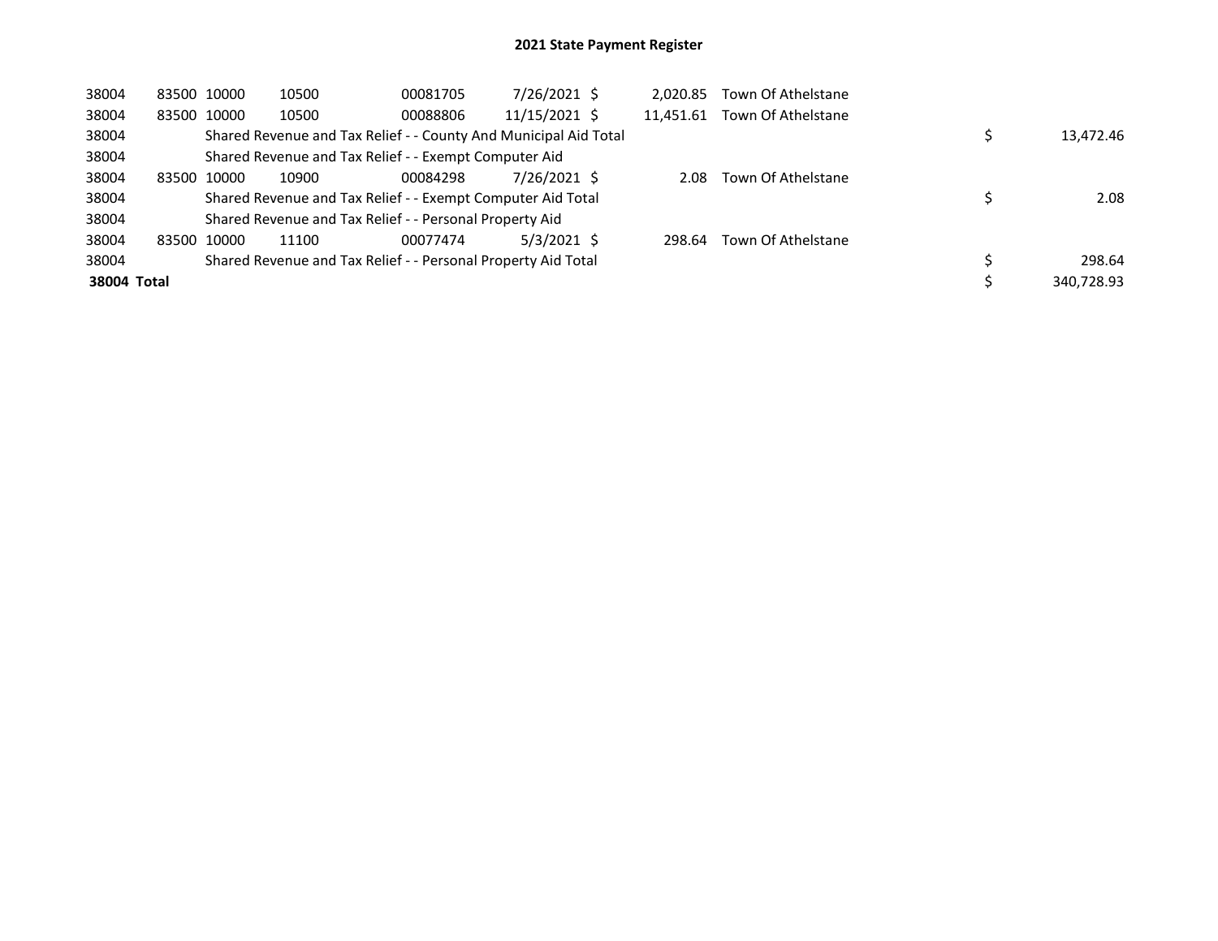# 2021 State Payment Register

| | | | | | | | | | |
|---|---|---|---|---|---|---|---|---|---|
| 38004 | 83500 | 10000 | 10500 | 00081705 | 7/26/2021 | $ 2,020.85 | Town Of Athelstane | | |
| 38004 | 83500 | 10000 | 10500 | 00088806 | 11/15/2021 | $ 11,451.61 | Town Of Athelstane | | |
| 38004 | | Shared Revenue and Tax Relief - - County And Municipal Aid Total | | | | | | $ | 13,472.46 |
| 38004 | | Shared Revenue and Tax Relief - - Exempt Computer Aid | | | | | | | |
| 38004 | 83500 | 10000 | 10900 | 00084298 | 7/26/2021 | $ 2.08 | Town Of Athelstane | | |
| 38004 | | Shared Revenue and Tax Relief - - Exempt Computer Aid Total | | | | | | $ | 2.08 |
| 38004 | | Shared Revenue and Tax Relief - - Personal Property Aid | | | | | | | |
| 38004 | 83500 | 10000 | 11100 | 00077474 | 5/3/2021 | $ 298.64 | Town Of Athelstane | | |
| 38004 | | Shared Revenue and Tax Relief - - Personal Property Aid Total | | | | | | $ | 298.64 |
| **38004 Total** | | | | | | | | $ | 340,728.93 |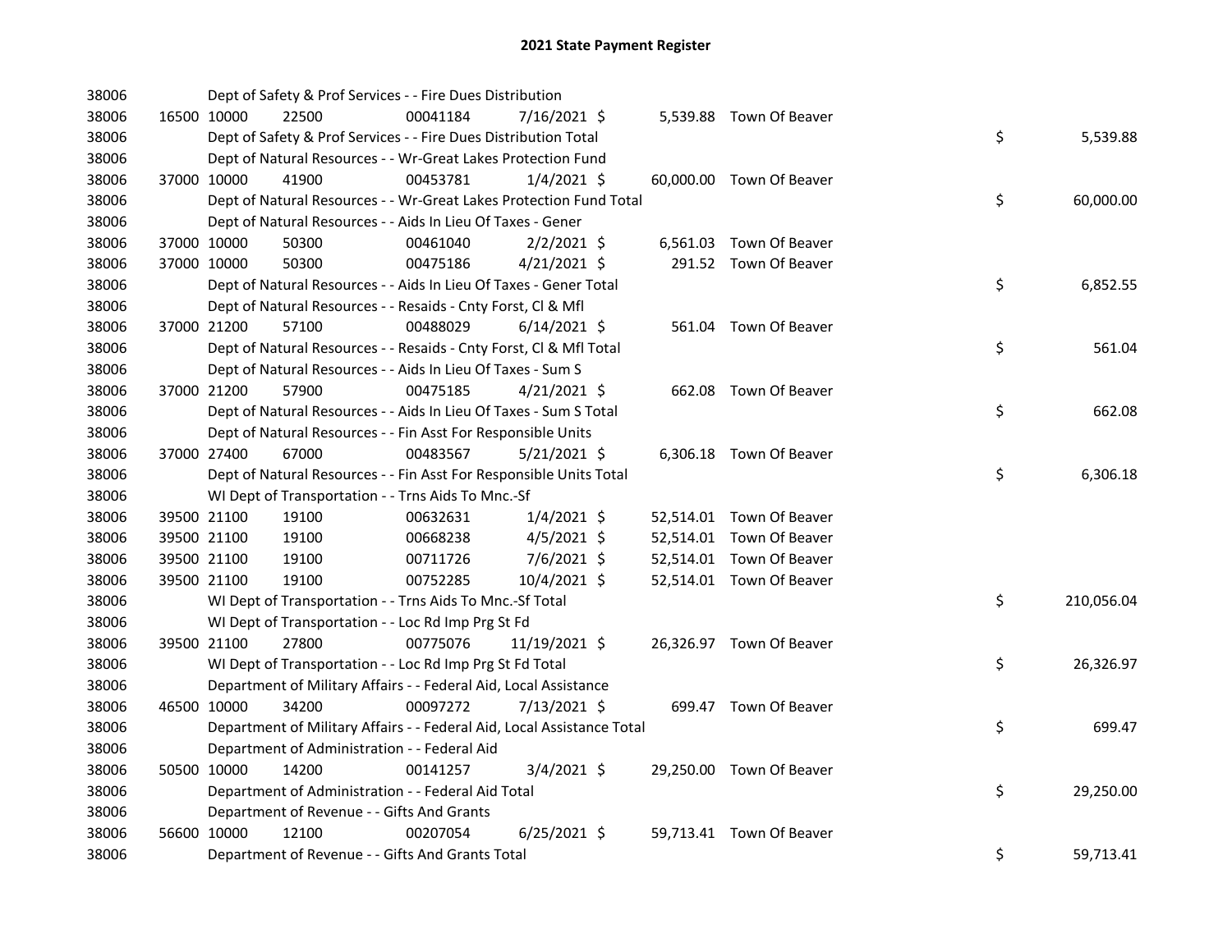# 2021 State Payment Register

| | | | | | | | | | |
|---|---|---|---|---|---|---|---|---|---|
| 38006 | | | Dept of Safety & Prof Services - - Fire Dues Distribution | | | | | | |
| 38006 | 16500 | 10000 | 22500 | 00041184 | 7/16/2021 | $ | 5,539.88 | Town Of Beaver | |
| 38006 | | | Dept of Safety & Prof Services - - Fire Dues Distribution Total | | | | | | $ 5,539.88 |
| 38006 | | | Dept of Natural Resources - - Wr-Great Lakes Protection Fund | | | | | | |
| 38006 | 37000 | 10000 | 41900 | 00453781 | 1/4/2021 | $ | 60,000.00 | Town Of Beaver | |
| 38006 | | | Dept of Natural Resources - - Wr-Great Lakes Protection Fund Total | | | | | | $ 60,000.00 |
| 38006 | | | Dept of Natural Resources - - Aids In Lieu Of Taxes - Gener | | | | | | |
| 38006 | 37000 | 10000 | 50300 | 00461040 | 2/2/2021 | $ | 6,561.03 | Town Of Beaver | |
| 38006 | 37000 | 10000 | 50300 | 00475186 | 4/21/2021 | $ | 291.52 | Town Of Beaver | |
| 38006 | | | Dept of Natural Resources - - Aids In Lieu Of Taxes - Gener Total | | | | | | $ 6,852.55 |
| 38006 | | | Dept of Natural Resources - - Resaids - Cnty Forst, Cl & Mfl | | | | | | |
| 38006 | 37000 | 21200 | 57100 | 00488029 | 6/14/2021 | $ | 561.04 | Town Of Beaver | |
| 38006 | | | Dept of Natural Resources - - Resaids - Cnty Forst, Cl & Mfl Total | | | | | | $ 561.04 |
| 38006 | | | Dept of Natural Resources - - Aids In Lieu Of Taxes - Sum S | | | | | | |
| 38006 | 37000 | 21200 | 57900 | 00475185 | 4/21/2021 | $ | 662.08 | Town Of Beaver | |
| 38006 | | | Dept of Natural Resources - - Aids In Lieu Of Taxes - Sum S Total | | | | | | $ 662.08 |
| 38006 | | | Dept of Natural Resources - - Fin Asst For Responsible Units | | | | | | |
| 38006 | 37000 | 27400 | 67000 | 00483567 | 5/21/2021 | $ | 6,306.18 | Town Of Beaver | |
| 38006 | | | Dept of Natural Resources - - Fin Asst For Responsible Units Total | | | | | | $ 6,306.18 |
| 38006 | | | WI Dept of Transportation - - Trns Aids To Mnc.-Sf | | | | | | |
| 38006 | 39500 | 21100 | 19100 | 00632631 | 1/4/2021 | $ | 52,514.01 | Town Of Beaver | |
| 38006 | 39500 | 21100 | 19100 | 00668238 | 4/5/2021 | $ | 52,514.01 | Town Of Beaver | |
| 38006 | 39500 | 21100 | 19100 | 00711726 | 7/6/2021 | $ | 52,514.01 | Town Of Beaver | |
| 38006 | 39500 | 21100 | 19100 | 00752285 | 10/4/2021 | $ | 52,514.01 | Town Of Beaver | |
| 38006 | | | WI Dept of Transportation - - Trns Aids To Mnc.-Sf Total | | | | | | $ 210,056.04 |
| 38006 | | | WI Dept of Transportation - - Loc Rd Imp Prg St Fd | | | | | | |
| 38006 | 39500 | 21100 | 27800 | 00775076 | 11/19/2021 | $ | 26,326.97 | Town Of Beaver | |
| 38006 | | | WI Dept of Transportation - - Loc Rd Imp Prg St Fd Total | | | | | | $ 26,326.97 |
| 38006 | | | Department of Military Affairs - - Federal Aid, Local Assistance | | | | | | |
| 38006 | 46500 | 10000 | 34200 | 00097272 | 7/13/2021 | $ | 699.47 | Town Of Beaver | |
| 38006 | | | Department of Military Affairs - - Federal Aid, Local Assistance Total | | | | | | $ 699.47 |
| 38006 | | | Department of Administration - - Federal Aid | | | | | | |
| 38006 | 50500 | 10000 | 14200 | 00141257 | 3/4/2021 | $ | 29,250.00 | Town Of Beaver | |
| 38006 | | | Department of Administration - - Federal Aid Total | | | | | | $ 29,250.00 |
| 38006 | | | Department of Revenue - - Gifts And Grants | | | | | | |
| 38006 | 56600 | 10000 | 12100 | 00207054 | 6/25/2021 | $ | 59,713.41 | Town Of Beaver | |
| 38006 | | | Department of Revenue - - Gifts And Grants Total | | | | | | $ 59,713.41 |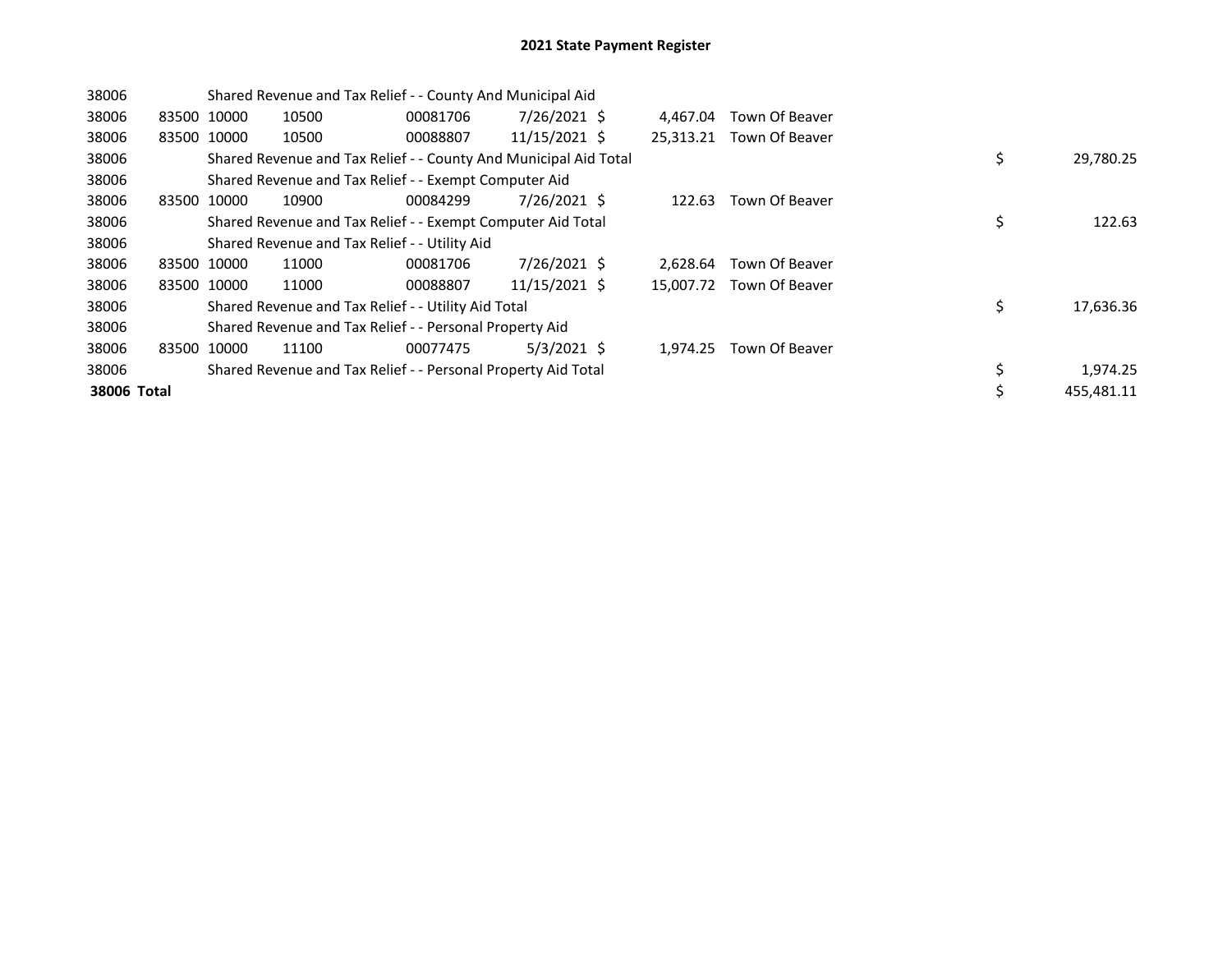# 2021 State Payment Register

| | | | | | | | | | |
|---|---|---|---|---|---|---|---|---|---|
| 38006 | | Shared Revenue and Tax Relief - - County And Municipal Aid | | | | | | | |
| 38006 | 83500 | 10000 | 10500 | 00081706 | 7/26/2021 | $ 4,467.04 | Town Of Beaver | | |
| 38006 | 83500 | 10000 | 10500 | 00088807 | 11/15/2021 | $ 25,313.21 | Town Of Beaver | | |
| 38006 | | Shared Revenue and Tax Relief - - County And Municipal Aid Total | | | | | | $ | 29,780.25 |
| 38006 | | Shared Revenue and Tax Relief - - Exempt Computer Aid | | | | | | | |
| 38006 | 83500 | 10000 | 10900 | 00084299 | 7/26/2021 | $ 122.63 | Town Of Beaver | | |
| 38006 | | Shared Revenue and Tax Relief - - Exempt Computer Aid Total | | | | | | $ | 122.63 |
| 38006 | | Shared Revenue and Tax Relief - - Utility Aid | | | | | | | |
| 38006 | 83500 | 10000 | 11000 | 00081706 | 7/26/2021 | $ 2,628.64 | Town Of Beaver | | |
| 38006 | 83500 | 10000 | 11000 | 00088807 | 11/15/2021 | $ 15,007.72 | Town Of Beaver | | |
| 38006 | | Shared Revenue and Tax Relief - - Utility Aid Total | | | | | | $ | 17,636.36 |
| 38006 | | Shared Revenue and Tax Relief - - Personal Property Aid | | | | | | | |
| 38006 | 83500 | 10000 | 11100 | 00077475 | 5/3/2021 | $ 1,974.25 | Town Of Beaver | | |
| 38006 | | Shared Revenue and Tax Relief - - Personal Property Aid Total | | | | | | $ | 1,974.25 |
| **38006 Total** | | | | | | | | $ | 455,481.11 |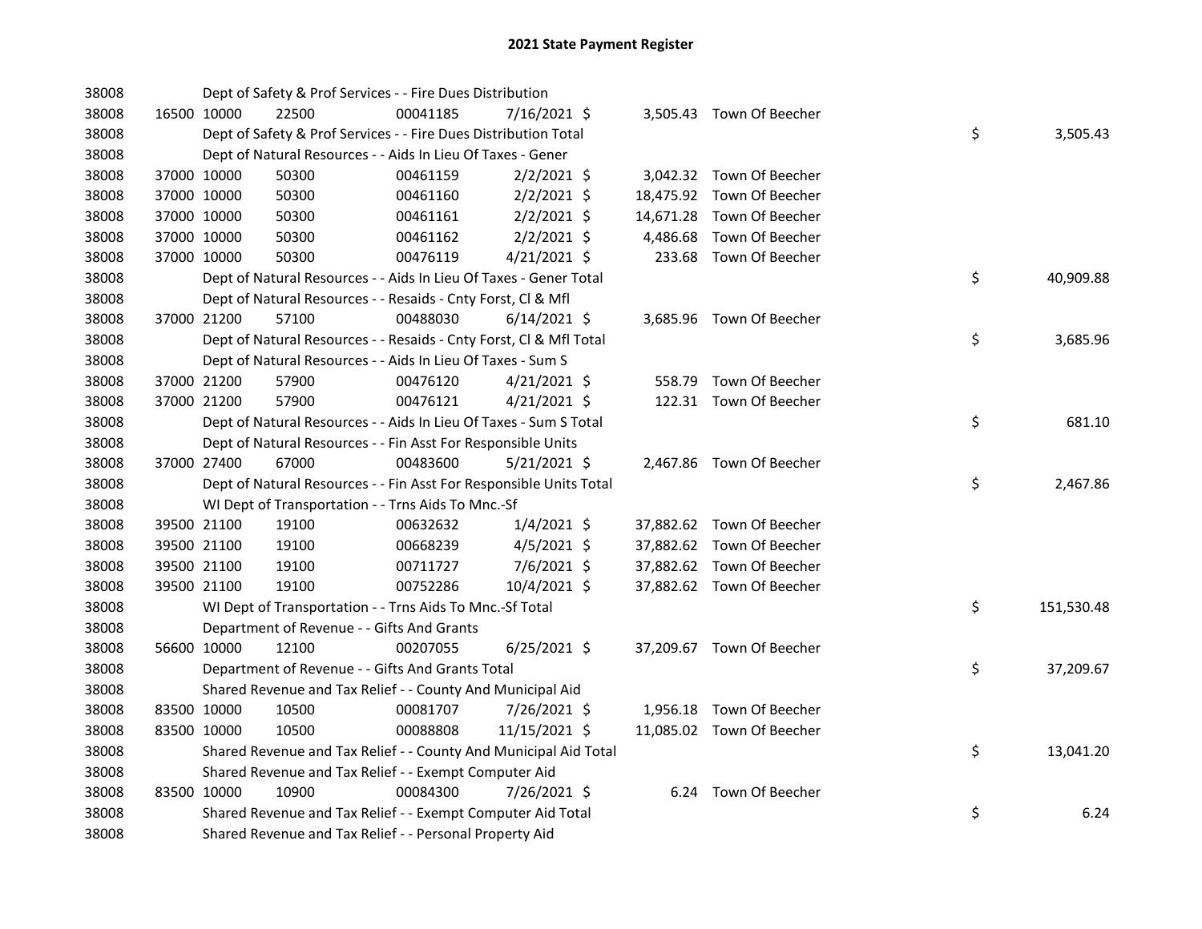# 2021 State Payment Register

| | | | | | | | | | |
|---|---|---|---|---|---|---|---|---|---|
| 38008 | | Dept of Safety & Prof Services - - Fire Dues Distribution | | | | | | | |
| 38008 | 16500 | 10000 | 22500 | 00041185 | 7/16/2021 | $ 3,505.43 | Town Of Beecher | | |
| 38008 | | Dept of Safety & Prof Services - - Fire Dues Distribution Total | | | | | | $ | 3,505.43 |
| 38008 | | Dept of Natural Resources - - Aids In Lieu Of Taxes - Gener | | | | | | | |
| 38008 | 37000 | 10000 | 50300 | 00461159 | 2/2/2021 | $ 3,042.32 | Town Of Beecher | | |
| 38008 | 37000 | 10000 | 50300 | 00461160 | 2/2/2021 | $ 18,475.92 | Town Of Beecher | | |
| 38008 | 37000 | 10000 | 50300 | 00461161 | 2/2/2021 | $ 14,671.28 | Town Of Beecher | | |
| 38008 | 37000 | 10000 | 50300 | 00461162 | 2/2/2021 | $ 4,486.68 | Town Of Beecher | | |
| 38008 | 37000 | 10000 | 50300 | 00476119 | 4/21/2021 | $ 233.68 | Town Of Beecher | | |
| 38008 | | Dept of Natural Resources - - Aids In Lieu Of Taxes - Gener Total | | | | | | $ | 40,909.88 |
| 38008 | | Dept of Natural Resources - - Resaids - Cnty Forst, Cl & Mfl | | | | | | | |
| 38008 | 37000 | 21200 | 57100 | 00488030 | 6/14/2021 | $ 3,685.96 | Town Of Beecher | | |
| 38008 | | Dept of Natural Resources - - Resaids - Cnty Forst, Cl & Mfl Total | | | | | | $ | 3,685.96 |
| 38008 | | Dept of Natural Resources - - Aids In Lieu Of Taxes - Sum S | | | | | | | |
| 38008 | 37000 | 21200 | 57900 | 00476120 | 4/21/2021 | $ 558.79 | Town Of Beecher | | |
| 38008 | 37000 | 21200 | 57900 | 00476121 | 4/21/2021 | $ 122.31 | Town Of Beecher | | |
| 38008 | | Dept of Natural Resources - - Aids In Lieu Of Taxes - Sum S Total | | | | | | $ | 681.10 |
| 38008 | | Dept of Natural Resources - - Fin Asst For Responsible Units | | | | | | | |
| 38008 | 37000 | 27400 | 67000 | 00483600 | 5/21/2021 | $ 2,467.86 | Town Of Beecher | | |
| 38008 | | Dept of Natural Resources - - Fin Asst For Responsible Units Total | | | | | | $ | 2,467.86 |
| 38008 | | WI Dept of Transportation - - Trns Aids To Mnc.-Sf | | | | | | | |
| 38008 | 39500 | 21100 | 19100 | 00632632 | 1/4/2021 | $ 37,882.62 | Town Of Beecher | | |
| 38008 | 39500 | 21100 | 19100 | 00668239 | 4/5/2021 | $ 37,882.62 | Town Of Beecher | | |
| 38008 | 39500 | 21100 | 19100 | 00711727 | 7/6/2021 | $ 37,882.62 | Town Of Beecher | | |
| 38008 | 39500 | 21100 | 19100 | 00752286 | 10/4/2021 | $ 37,882.62 | Town Of Beecher | | |
| 38008 | | WI Dept of Transportation - - Trns Aids To Mnc.-Sf Total | | | | | | $ | 151,530.48 |
| 38008 | | Department of Revenue - - Gifts And Grants | | | | | | | |
| 38008 | 56600 | 10000 | 12100 | 00207055 | 6/25/2021 | $ 37,209.67 | Town Of Beecher | | |
| 38008 | | Department of Revenue - - Gifts And Grants Total | | | | | | $ | 37,209.67 |
| 38008 | | Shared Revenue and Tax Relief - - County And Municipal Aid | | | | | | | |
| 38008 | 83500 | 10000 | 10500 | 00081707 | 7/26/2021 | $ 1,956.18 | Town Of Beecher | | |
| 38008 | 83500 | 10000 | 10500 | 00088808 | 11/15/2021 | $ 11,085.02 | Town Of Beecher | | |
| 38008 | | Shared Revenue and Tax Relief - - County And Municipal Aid Total | | | | | | $ | 13,041.20 |
| 38008 | | Shared Revenue and Tax Relief - - Exempt Computer Aid | | | | | | | |
| 38008 | 83500 | 10000 | 10900 | 00084300 | 7/26/2021 | $ 6.24 | Town Of Beecher | | |
| 38008 | | Shared Revenue and Tax Relief - - Exempt Computer Aid Total | | | | | | $ | 6.24 |
| 38008 | | Shared Revenue and Tax Relief - - Personal Property Aid | | | | | | | |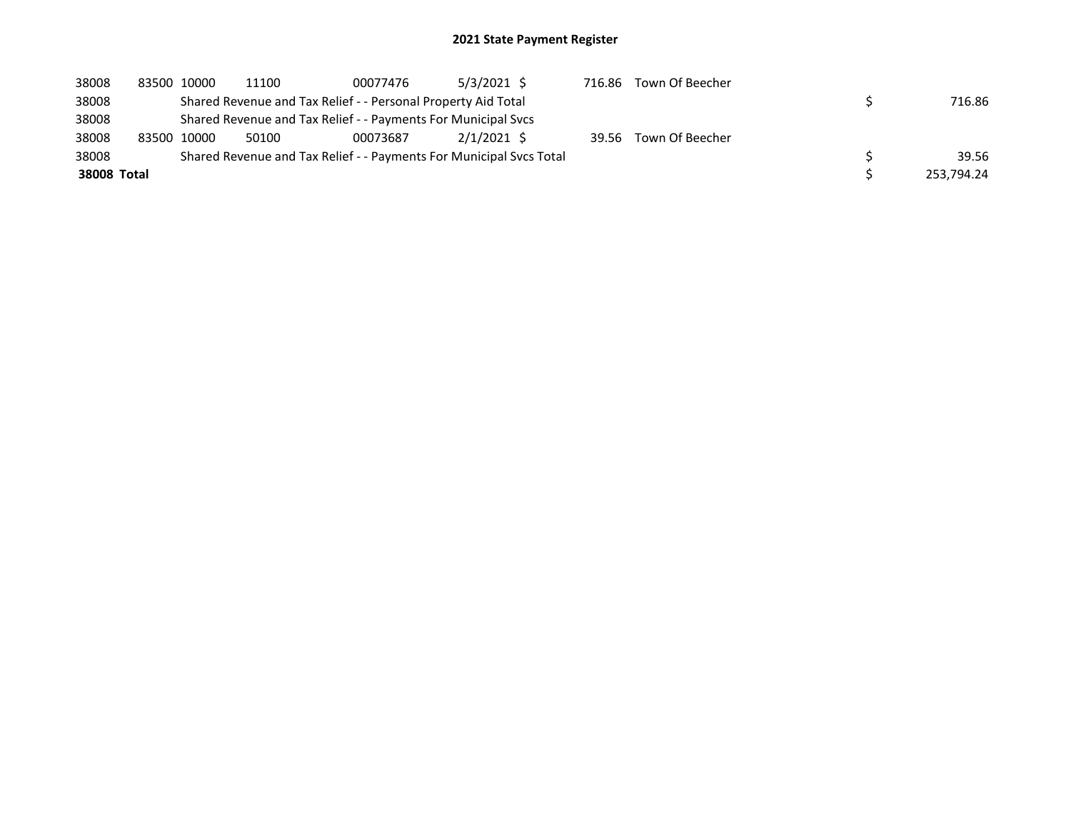## 2021 State Payment Register

| | | | | | | | | | |
|---|---|---|---|---|---|---|---|---|---|
| 38008 | 83500 | 10000 | 11100 | 00077476 | 5/3/2021 | $ 716.86 | Town Of Beecher | | |
| 38008 | | Shared Revenue and Tax Relief - - Personal Property Aid Total | | | | | | $ | 716.86 |
| 38008 | | Shared Revenue and Tax Relief - - Payments For Municipal Svcs | | | | | | | |
| 38008 | 83500 | 10000 | 50100 | 00073687 | 2/1/2021 | $ 39.56 | Town Of Beecher | | |
| 38008 | | Shared Revenue and Tax Relief - - Payments For Municipal Svcs Total | | | | | | $ | 39.56 |
| **38008 Total** | | | | | | | | $ | 253,794.24 |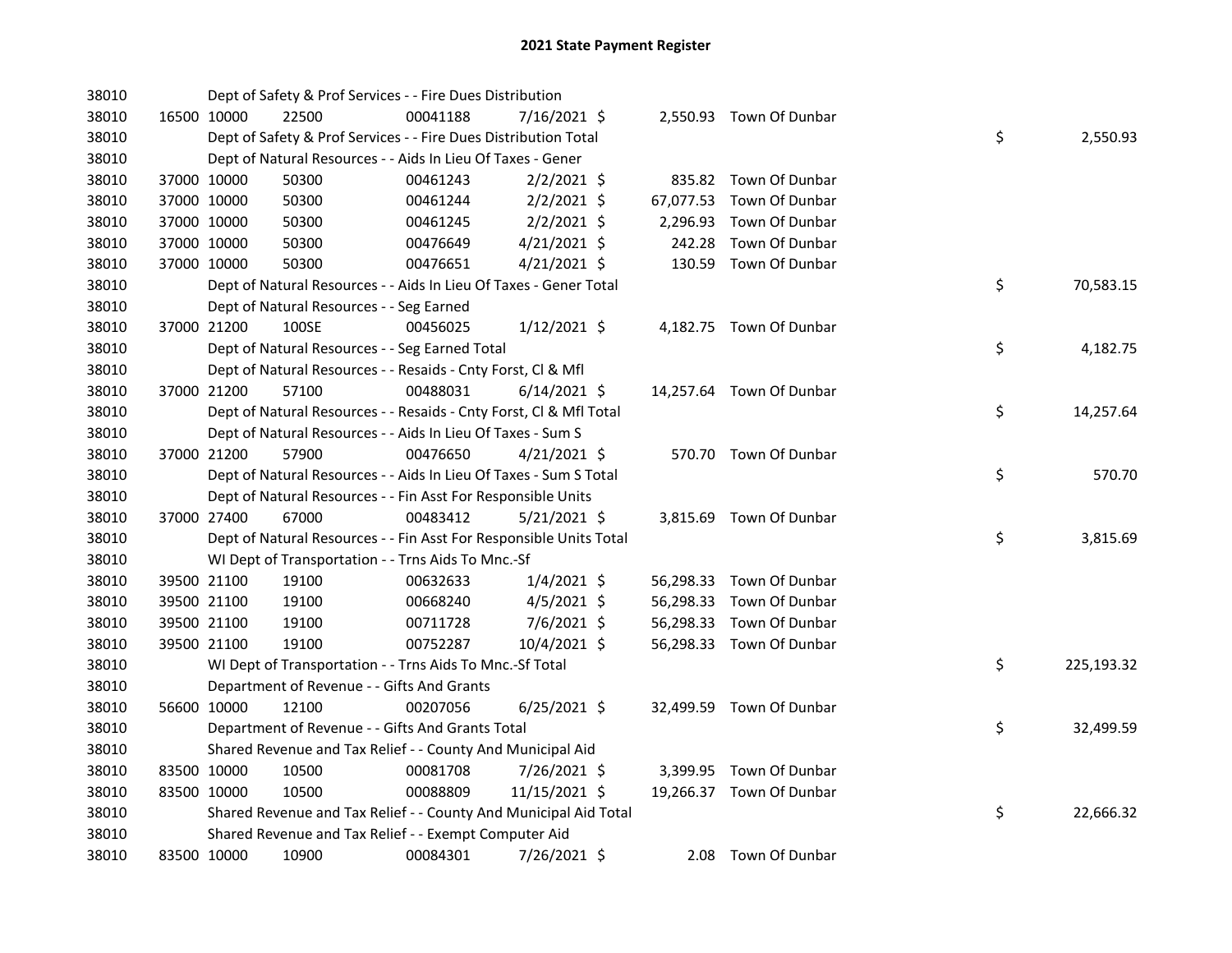# 2021 State Payment Register

| | | | | | | | | | |
|---|---|---|---|---|---|---|---|---|---|
| 38010 | | | Dept of Safety & Prof Services - - Fire Dues Distribution | | | | | | |
| 38010 | 16500 | 10000 | 22500 | 00041188 | 7/16/2021 | $ 2,550.93 | Town Of Dunbar | | |
| 38010 | | | Dept of Safety & Prof Services - - Fire Dues Distribution Total | | | | | $ | 2,550.93 |
| 38010 | | | Dept of Natural Resources - - Aids In Lieu Of Taxes - Gener | | | | | | |
| 38010 | 37000 | 10000 | 50300 | 00461243 | 2/2/2021 | $ 835.82 | Town Of Dunbar | | |
| 38010 | 37000 | 10000 | 50300 | 00461244 | 2/2/2021 | $ 67,077.53 | Town Of Dunbar | | |
| 38010 | 37000 | 10000 | 50300 | 00461245 | 2/2/2021 | $ 2,296.93 | Town Of Dunbar | | |
| 38010 | 37000 | 10000 | 50300 | 00476649 | 4/21/2021 | $ 242.28 | Town Of Dunbar | | |
| 38010 | 37000 | 10000 | 50300 | 00476651 | 4/21/2021 | $ 130.59 | Town Of Dunbar | | |
| 38010 | | | Dept of Natural Resources - - Aids In Lieu Of Taxes - Gener Total | | | | | $ | 70,583.15 |
| 38010 | | | Dept of Natural Resources - - Seg Earned | | | | | | |
| 38010 | 37000 | 21200 | 100SE | 00456025 | 1/12/2021 | $ 4,182.75 | Town Of Dunbar | | |
| 38010 | | | Dept of Natural Resources - - Seg Earned Total | | | | | $ | 4,182.75 |
| 38010 | | | Dept of Natural Resources - - Resaids - Cnty Forst, Cl & Mfl | | | | | | |
| 38010 | 37000 | 21200 | 57100 | 00488031 | 6/14/2021 | $ 14,257.64 | Town Of Dunbar | | |
| 38010 | | | Dept of Natural Resources - - Resaids - Cnty Forst, Cl & Mfl Total | | | | | $ | 14,257.64 |
| 38010 | | | Dept of Natural Resources - - Aids In Lieu Of Taxes - Sum S | | | | | | |
| 38010 | 37000 | 21200 | 57900 | 00476650 | 4/21/2021 | $ 570.70 | Town Of Dunbar | | |
| 38010 | | | Dept of Natural Resources - - Aids In Lieu Of Taxes - Sum S Total | | | | | $ | 570.70 |
| 38010 | | | Dept of Natural Resources - - Fin Asst For Responsible Units | | | | | | |
| 38010 | 37000 | 27400 | 67000 | 00483412 | 5/21/2021 | $ 3,815.69 | Town Of Dunbar | | |
| 38010 | | | Dept of Natural Resources - - Fin Asst For Responsible Units Total | | | | | $ | 3,815.69 |
| 38010 | | | WI Dept of Transportation - - Trns Aids To Mnc.-Sf | | | | | | |
| 38010 | 39500 | 21100 | 19100 | 00632633 | 1/4/2021 | $ 56,298.33 | Town Of Dunbar | | |
| 38010 | 39500 | 21100 | 19100 | 00668240 | 4/5/2021 | $ 56,298.33 | Town Of Dunbar | | |
| 38010 | 39500 | 21100 | 19100 | 00711728 | 7/6/2021 | $ 56,298.33 | Town Of Dunbar | | |
| 38010 | 39500 | 21100 | 19100 | 00752287 | 10/4/2021 | $ 56,298.33 | Town Of Dunbar | | |
| 38010 | | | WI Dept of Transportation - - Trns Aids To Mnc.-Sf Total | | | | | $ | 225,193.32 |
| 38010 | | | Department of Revenue - - Gifts And Grants | | | | | | |
| 38010 | 56600 | 10000 | 12100 | 00207056 | 6/25/2021 | $ 32,499.59 | Town Of Dunbar | | |
| 38010 | | | Department of Revenue - - Gifts And Grants Total | | | | | $ | 32,499.59 |
| 38010 | | | Shared Revenue and Tax Relief - - County And Municipal Aid | | | | | | |
| 38010 | 83500 | 10000 | 10500 | 00081708 | 7/26/2021 | $ 3,399.95 | Town Of Dunbar | | |
| 38010 | 83500 | 10000 | 10500 | 00088809 | 11/15/2021 | $ 19,266.37 | Town Of Dunbar | | |
| 38010 | | | Shared Revenue and Tax Relief - - County And Municipal Aid Total | | | | | $ | 22,666.32 |
| 38010 | | | Shared Revenue and Tax Relief - - Exempt Computer Aid | | | | | | |
| 38010 | 83500 | 10000 | 10900 | 00084301 | 7/26/2021 | $ 2.08 | Town Of Dunbar | | |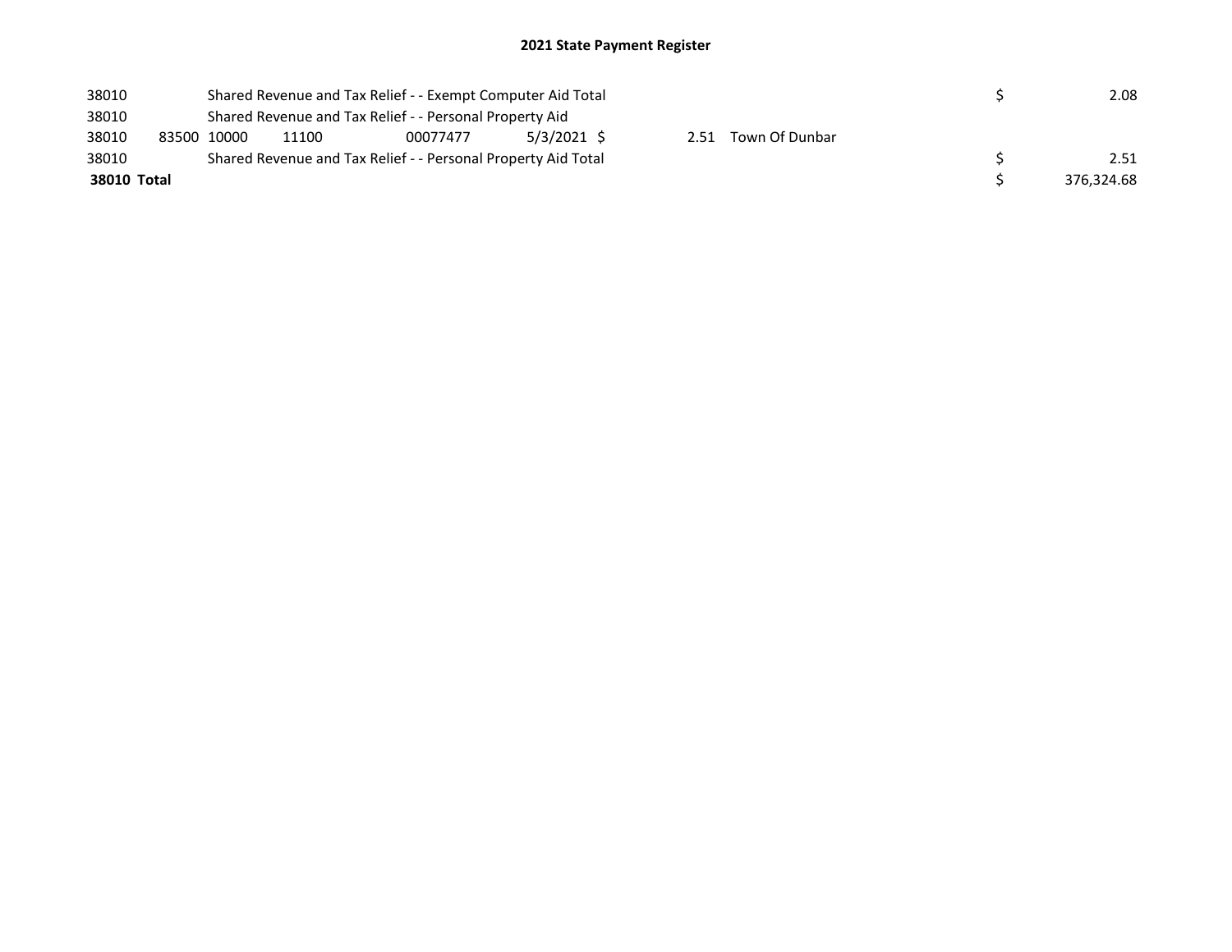## 2021 State Payment Register

| | | | | | | | | | | |
|---|---|---|---|---|---|---|---|---|---|---|
| 38010 | | Shared Revenue and Tax Relief - - Exempt Computer Aid Total | | | | | | | $ | 2.08 |
| 38010 | | Shared Revenue and Tax Relief - - Personal Property Aid | | | | | | | | |
| 38010 | 83500 | 10000 | 11100 | 00077477 | 5/3/2021 | $ | 2.51 | Town Of Dunbar | | |
| 38010 | | Shared Revenue and Tax Relief - - Personal Property Aid Total | | | | | | | $ | 2.51 |
| **38010 Total** | | | | | | | | | $ | 376,324.68 |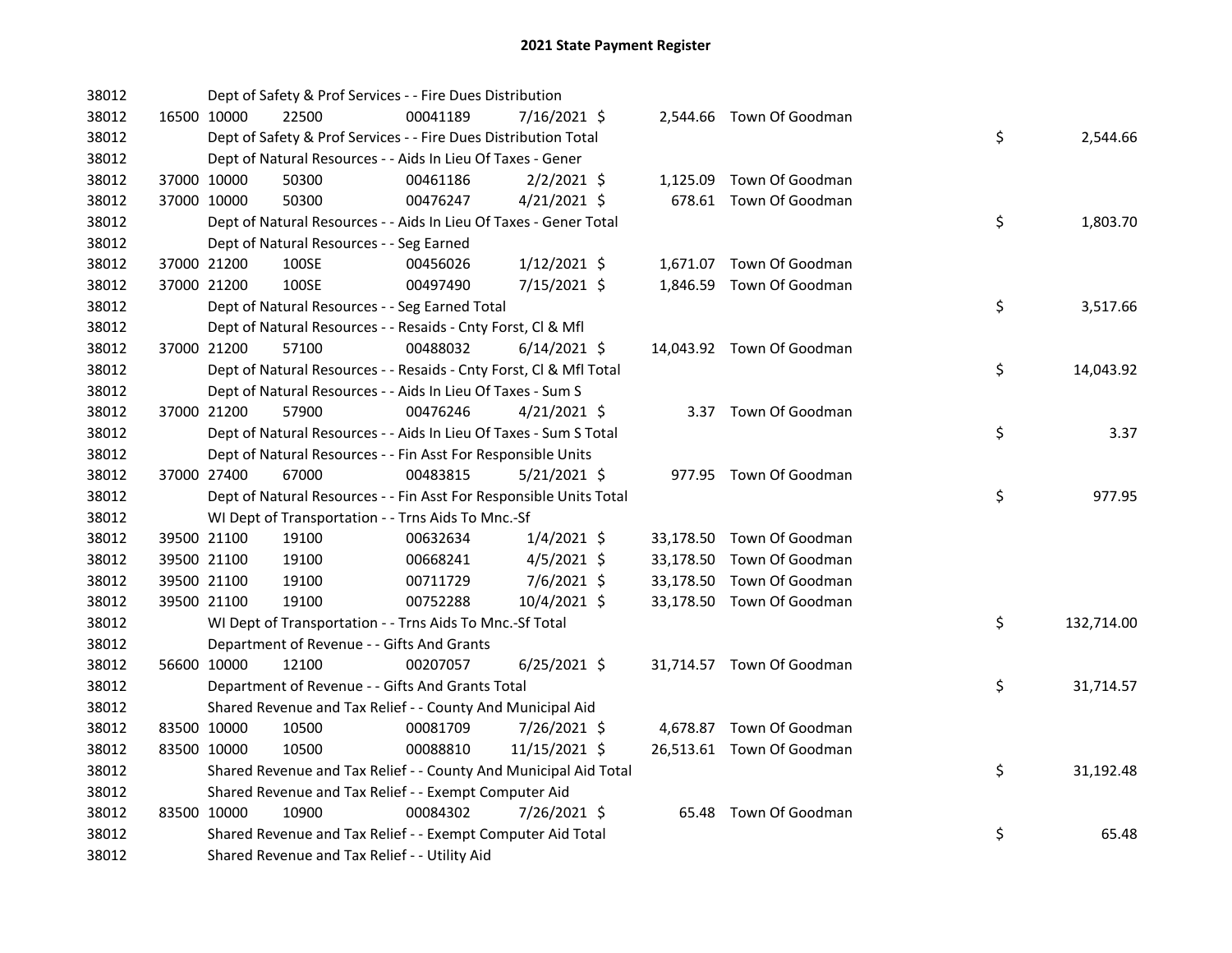# 2021 State Payment Register

| | | | | | | | | | |
|---|---|---|---|---|---|---|---|---|---|
| 38012 | | | Dept of Safety & Prof Services - - Fire Dues Distribution | | | | | | |
| 38012 | 16500 | 10000 | 22500 | 00041189 | 7/16/2021 | $ | 2,544.66 | Town Of Goodman | |
| 38012 | | | Dept of Safety & Prof Services - - Fire Dues Distribution Total | | | | | | $ 2,544.66 |
| 38012 | | | Dept of Natural Resources - - Aids In Lieu Of Taxes - Gener | | | | | | |
| 38012 | 37000 | 10000 | 50300 | 00461186 | 2/2/2021 | $ | 1,125.09 | Town Of Goodman | |
| 38012 | 37000 | 10000 | 50300 | 00476247 | 4/21/2021 | $ | 678.61 | Town Of Goodman | |
| 38012 | | | Dept of Natural Resources - - Aids In Lieu Of Taxes - Gener Total | | | | | | $ 1,803.70 |
| 38012 | | | Dept of Natural Resources - - Seg Earned | | | | | | |
| 38012 | 37000 | 21200 | 100SE | 00456026 | 1/12/2021 | $ | 1,671.07 | Town Of Goodman | |
| 38012 | 37000 | 21200 | 100SE | 00497490 | 7/15/2021 | $ | 1,846.59 | Town Of Goodman | |
| 38012 | | | Dept of Natural Resources - - Seg Earned Total | | | | | | $ 3,517.66 |
| 38012 | | | Dept of Natural Resources - - Resaids - Cnty Forst, Cl & Mfl | | | | | | |
| 38012 | 37000 | 21200 | 57100 | 00488032 | 6/14/2021 | $ | 14,043.92 | Town Of Goodman | |
| 38012 | | | Dept of Natural Resources - - Resaids - Cnty Forst, Cl & Mfl Total | | | | | | $ 14,043.92 |
| 38012 | | | Dept of Natural Resources - - Aids In Lieu Of Taxes - Sum S | | | | | | |
| 38012 | 37000 | 21200 | 57900 | 00476246 | 4/21/2021 | $ | 3.37 | Town Of Goodman | |
| 38012 | | | Dept of Natural Resources - - Aids In Lieu Of Taxes - Sum S Total | | | | | | $ 3.37 |
| 38012 | | | Dept of Natural Resources - - Fin Asst For Responsible Units | | | | | | |
| 38012 | 37000 | 27400 | 67000 | 00483815 | 5/21/2021 | $ | 977.95 | Town Of Goodman | |
| 38012 | | | Dept of Natural Resources - - Fin Asst For Responsible Units Total | | | | | | $ 977.95 |
| 38012 | | | WI Dept of Transportation - - Trns Aids To Mnc.-Sf | | | | | | |
| 38012 | 39500 | 21100 | 19100 | 00632634 | 1/4/2021 | $ | 33,178.50 | Town Of Goodman | |
| 38012 | 39500 | 21100 | 19100 | 00668241 | 4/5/2021 | $ | 33,178.50 | Town Of Goodman | |
| 38012 | 39500 | 21100 | 19100 | 00711729 | 7/6/2021 | $ | 33,178.50 | Town Of Goodman | |
| 38012 | 39500 | 21100 | 19100 | 00752288 | 10/4/2021 | $ | 33,178.50 | Town Of Goodman | |
| 38012 | | | WI Dept of Transportation - - Trns Aids To Mnc.-Sf Total | | | | | | $ 132,714.00 |
| 38012 | | | Department of Revenue - - Gifts And Grants | | | | | | |
| 38012 | 56600 | 10000 | 12100 | 00207057 | 6/25/2021 | $ | 31,714.57 | Town Of Goodman | |
| 38012 | | | Department of Revenue - - Gifts And Grants Total | | | | | | $ 31,714.57 |
| 38012 | | | Shared Revenue and Tax Relief - - County And Municipal Aid | | | | | | |
| 38012 | 83500 | 10000 | 10500 | 00081709 | 7/26/2021 | $ | 4,678.87 | Town Of Goodman | |
| 38012 | 83500 | 10000 | 10500 | 00088810 | 11/15/2021 | $ | 26,513.61 | Town Of Goodman | |
| 38012 | | | Shared Revenue and Tax Relief - - County And Municipal Aid Total | | | | | | $ 31,192.48 |
| 38012 | | | Shared Revenue and Tax Relief - - Exempt Computer Aid | | | | | | |
| 38012 | 83500 | 10000 | 10900 | 00084302 | 7/26/2021 | $ | 65.48 | Town Of Goodman | |
| 38012 | | | Shared Revenue and Tax Relief - - Exempt Computer Aid Total | | | | | | $ 65.48 |
| 38012 | | | Shared Revenue and Tax Relief - - Utility Aid | | | | | | |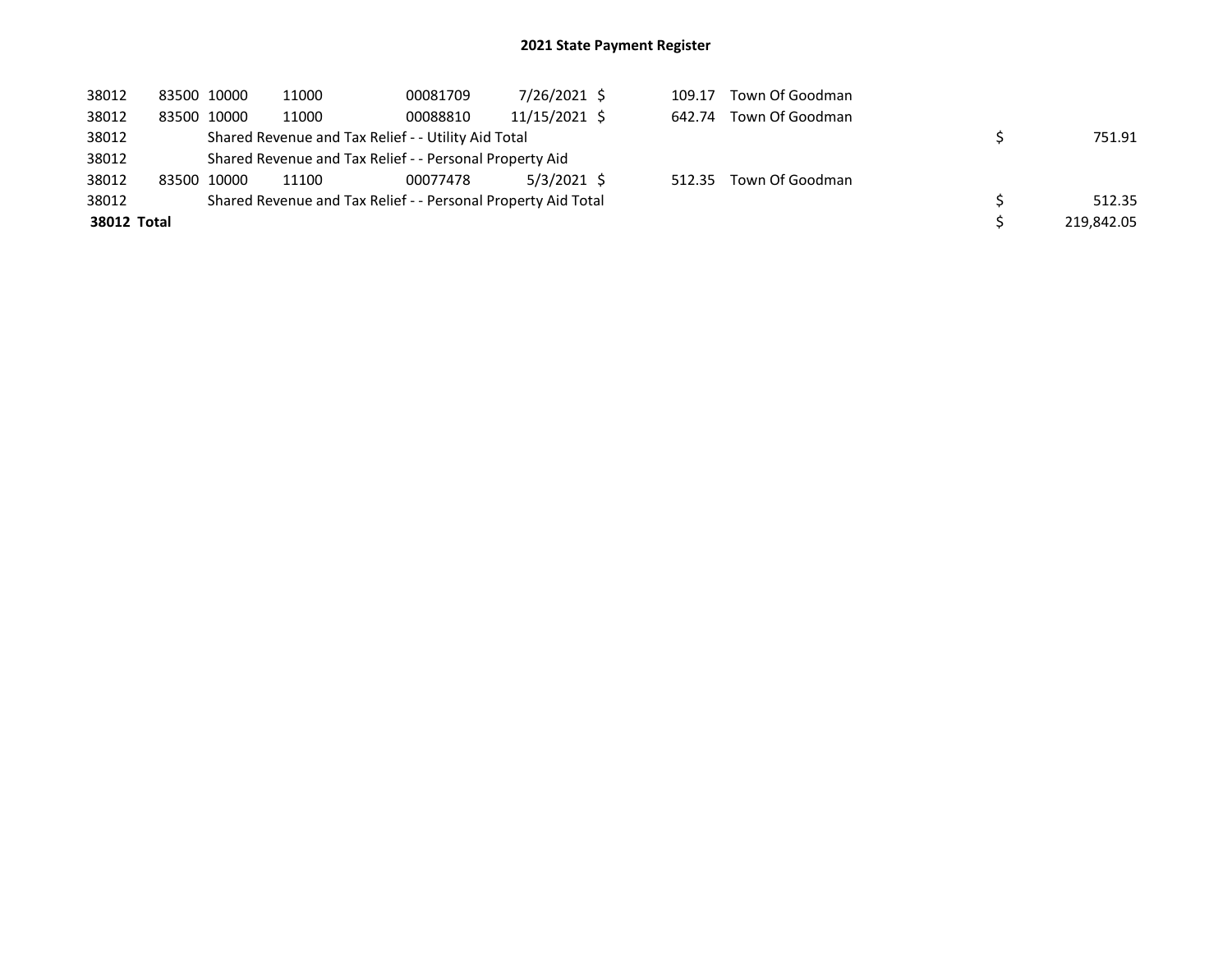## 2021 State Payment Register

| | | | | | | | | | |
|---|---|---|---|---|---|---|---|---|---|
| 38012 | 83500 | 10000 | 11000 | 00081709 | 7/26/2021 | $ 109.17 | Town Of Goodman | | |
| 38012 | 83500 | 10000 | 11000 | 00088810 | 11/15/2021 | $ 642.74 | Town Of Goodman | | |
| 38012 | | Shared Revenue and Tax Relief - - Utility Aid Total | | | | | | $ | 751.91 |
| 38012 | | Shared Revenue and Tax Relief - - Personal Property Aid | | | | | | | |
| 38012 | 83500 | 10000 | 11100 | 00077478 | 5/3/2021 | $ 512.35 | Town Of Goodman | | |
| 38012 | | Shared Revenue and Tax Relief - - Personal Property Aid Total | | | | | | $ | 512.35 |
| **38012 Total** | | | | | | | | $ | 219,842.05 |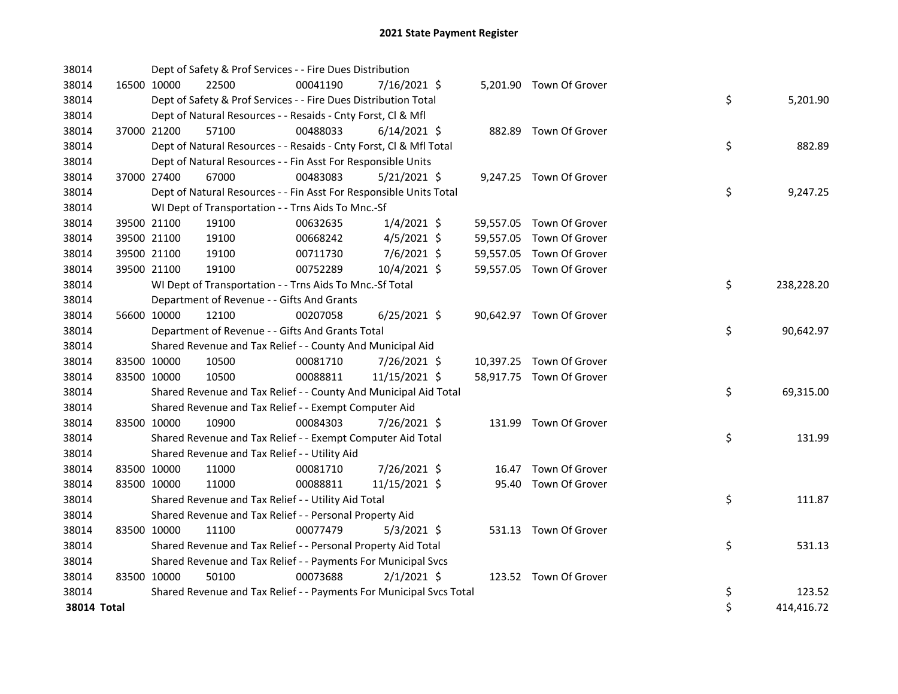# 2021 State Payment Register

| | | | | | | | | | |
|---|---|---|---|---|---|---|---|---|---|
| 38014 | | Dept of Safety & Prof Services - - Fire Dues Distribution | | | | | | | |
| 38014 | 16500 | 10000 | 22500 | 00041190 | 7/16/2021 | $ | 5,201.90 | Town Of Grover | |
| 38014 | | Dept of Safety & Prof Services - - Fire Dues Distribution Total | | | | | | | $ 5,201.90 |
| 38014 | | Dept of Natural Resources - - Resaids - Cnty Forst, Cl & Mfl | | | | | | | |
| 38014 | 37000 | 21200 | 57100 | 00488033 | 6/14/2021 | $ | 882.89 | Town Of Grover | |
| 38014 | | Dept of Natural Resources - - Resaids - Cnty Forst, Cl & Mfl Total | | | | | | | $ 882.89 |
| 38014 | | Dept of Natural Resources - - Fin Asst For Responsible Units | | | | | | | |
| 38014 | 37000 | 27400 | 67000 | 00483083 | 5/21/2021 | $ | 9,247.25 | Town Of Grover | |
| 38014 | | Dept of Natural Resources - - Fin Asst For Responsible Units Total | | | | | | | $ 9,247.25 |
| 38014 | | WI Dept of Transportation - - Trns Aids To Mnc.-Sf | | | | | | | |
| 38014 | 39500 | 21100 | 19100 | 00632635 | 1/4/2021 | $ | 59,557.05 | Town Of Grover | |
| 38014 | 39500 | 21100 | 19100 | 00668242 | 4/5/2021 | $ | 59,557.05 | Town Of Grover | |
| 38014 | 39500 | 21100 | 19100 | 00711730 | 7/6/2021 | $ | 59,557.05 | Town Of Grover | |
| 38014 | 39500 | 21100 | 19100 | 00752289 | 10/4/2021 | $ | 59,557.05 | Town Of Grover | |
| 38014 | | WI Dept of Transportation - - Trns Aids To Mnc.-Sf Total | | | | | | | $ 238,228.20 |
| 38014 | | Department of Revenue - - Gifts And Grants | | | | | | | |
| 38014 | 56600 | 10000 | 12100 | 00207058 | 6/25/2021 | $ | 90,642.97 | Town Of Grover | |
| 38014 | | Department of Revenue - - Gifts And Grants Total | | | | | | | $ 90,642.97 |
| 38014 | | Shared Revenue and Tax Relief - - County And Municipal Aid | | | | | | | |
| 38014 | 83500 | 10000 | 10500 | 00081710 | 7/26/2021 | $ | 10,397.25 | Town Of Grover | |
| 38014 | 83500 | 10000 | 10500 | 00088811 | 11/15/2021 | $ | 58,917.75 | Town Of Grover | |
| 38014 | | Shared Revenue and Tax Relief - - County And Municipal Aid Total | | | | | | | $ 69,315.00 |
| 38014 | | Shared Revenue and Tax Relief - - Exempt Computer Aid | | | | | | | |
| 38014 | 83500 | 10000 | 10900 | 00084303 | 7/26/2021 | $ | 131.99 | Town Of Grover | |
| 38014 | | Shared Revenue and Tax Relief - - Exempt Computer Aid Total | | | | | | | $ 131.99 |
| 38014 | | Shared Revenue and Tax Relief - - Utility Aid | | | | | | | |
| 38014 | 83500 | 10000 | 11000 | 00081710 | 7/26/2021 | $ | 16.47 | Town Of Grover | |
| 38014 | 83500 | 10000 | 11000 | 00088811 | 11/15/2021 | $ | 95.40 | Town Of Grover | |
| 38014 | | Shared Revenue and Tax Relief - - Utility Aid Total | | | | | | | $ 111.87 |
| 38014 | | Shared Revenue and Tax Relief - - Personal Property Aid | | | | | | | |
| 38014 | 83500 | 10000 | 11100 | 00077479 | 5/3/2021 | $ | 531.13 | Town Of Grover | |
| 38014 | | Shared Revenue and Tax Relief - - Personal Property Aid Total | | | | | | | $ 531.13 |
| 38014 | | Shared Revenue and Tax Relief - - Payments For Municipal Svcs | | | | | | | |
| 38014 | 83500 | 10000 | 50100 | 00073688 | 2/1/2021 | $ | 123.52 | Town Of Grover | |
| 38014 | | Shared Revenue and Tax Relief - - Payments For Municipal Svcs Total | | | | | | | $ 123.52 |
| **38014 Total** | | | | | | | | | $ 414,416.72 |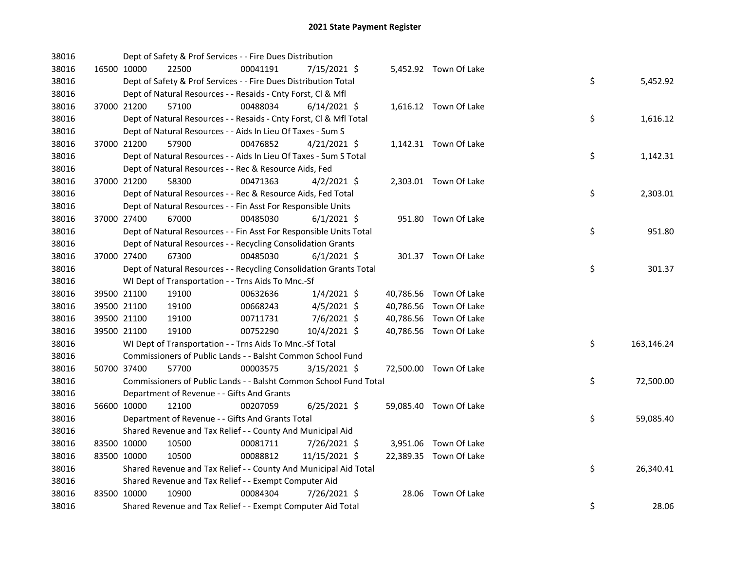## 2021 State Payment Register

| | | | | | | | | | |
|---|---|---|---|---|---|---|---|---|---|
| 38016 | | Dept of Safety & Prof Services - - Fire Dues Distribution | | | | | | | |
| 38016 | 16500 | 10000 | 22500 | 00041191 | 7/15/2021 | $ 5,452.92 | Town Of Lake | | |
| 38016 | | Dept of Safety & Prof Services - - Fire Dues Distribution Total | | | | | | $ | 5,452.92 |
| 38016 | | Dept of Natural Resources - - Resaids - Cnty Forst, Cl & Mfl | | | | | | | |
| 38016 | 37000 | 21200 | 57100 | 00488034 | 6/14/2021 | $ 1,616.12 | Town Of Lake | | |
| 38016 | | Dept of Natural Resources - - Resaids - Cnty Forst, Cl & Mfl Total | | | | | | $ | 1,616.12 |
| 38016 | | Dept of Natural Resources - - Aids In Lieu Of Taxes - Sum S | | | | | | | |
| 38016 | 37000 | 21200 | 57900 | 00476852 | 4/21/2021 | $ 1,142.31 | Town Of Lake | | |
| 38016 | | Dept of Natural Resources - - Aids In Lieu Of Taxes - Sum S Total | | | | | | $ | 1,142.31 |
| 38016 | | Dept of Natural Resources - - Rec & Resource Aids, Fed | | | | | | | |
| 38016 | 37000 | 21200 | 58300 | 00471363 | 4/2/2021 | $ 2,303.01 | Town Of Lake | | |
| 38016 | | Dept of Natural Resources - - Rec & Resource Aids, Fed Total | | | | | | $ | 2,303.01 |
| 38016 | | Dept of Natural Resources - - Fin Asst For Responsible Units | | | | | | | |
| 38016 | 37000 | 27400 | 67000 | 00485030 | 6/1/2021 | $ 951.80 | Town Of Lake | | |
| 38016 | | Dept of Natural Resources - - Fin Asst For Responsible Units Total | | | | | | $ | 951.80 |
| 38016 | | Dept of Natural Resources - - Recycling Consolidation Grants | | | | | | | |
| 38016 | 37000 | 27400 | 67300 | 00485030 | 6/1/2021 | $ 301.37 | Town Of Lake | | |
| 38016 | | Dept of Natural Resources - - Recycling Consolidation Grants Total | | | | | | $ | 301.37 |
| 38016 | | WI Dept of Transportation - - Trns Aids To Mnc.-Sf | | | | | | | |
| 38016 | 39500 | 21100 | 19100 | 00632636 | 1/4/2021 | $ 40,786.56 | Town Of Lake | | |
| 38016 | 39500 | 21100 | 19100 | 00668243 | 4/5/2021 | $ 40,786.56 | Town Of Lake | | |
| 38016 | 39500 | 21100 | 19100 | 00711731 | 7/6/2021 | $ 40,786.56 | Town Of Lake | | |
| 38016 | 39500 | 21100 | 19100 | 00752290 | 10/4/2021 | $ 40,786.56 | Town Of Lake | | |
| 38016 | | WI Dept of Transportation - - Trns Aids To Mnc.-Sf Total | | | | | | $ | 163,146.24 |
| 38016 | | Commissioners of Public Lands - - Balsht Common School Fund | | | | | | | |
| 38016 | 50700 | 37400 | 57700 | 00003575 | 3/15/2021 | $ 72,500.00 | Town Of Lake | | |
| 38016 | | Commissioners of Public Lands - - Balsht Common School Fund Total | | | | | | $ | 72,500.00 |
| 38016 | | Department of Revenue - - Gifts And Grants | | | | | | | |
| 38016 | 56600 | 10000 | 12100 | 00207059 | 6/25/2021 | $ 59,085.40 | Town Of Lake | | |
| 38016 | | Department of Revenue - - Gifts And Grants Total | | | | | | $ | 59,085.40 |
| 38016 | | Shared Revenue and Tax Relief - - County And Municipal Aid | | | | | | | |
| 38016 | 83500 | 10000 | 10500 | 00081711 | 7/26/2021 | $ 3,951.06 | Town Of Lake | | |
| 38016 | 83500 | 10000 | 10500 | 00088812 | 11/15/2021 | $ 22,389.35 | Town Of Lake | | |
| 38016 | | Shared Revenue and Tax Relief - - County And Municipal Aid Total | | | | | | $ | 26,340.41 |
| 38016 | | Shared Revenue and Tax Relief - - Exempt Computer Aid | | | | | | | |
| 38016 | 83500 | 10000 | 10900 | 00084304 | 7/26/2021 | $ 28.06 | Town Of Lake | | |
| 38016 | | Shared Revenue and Tax Relief - - Exempt Computer Aid Total | | | | | | $ | 28.06 |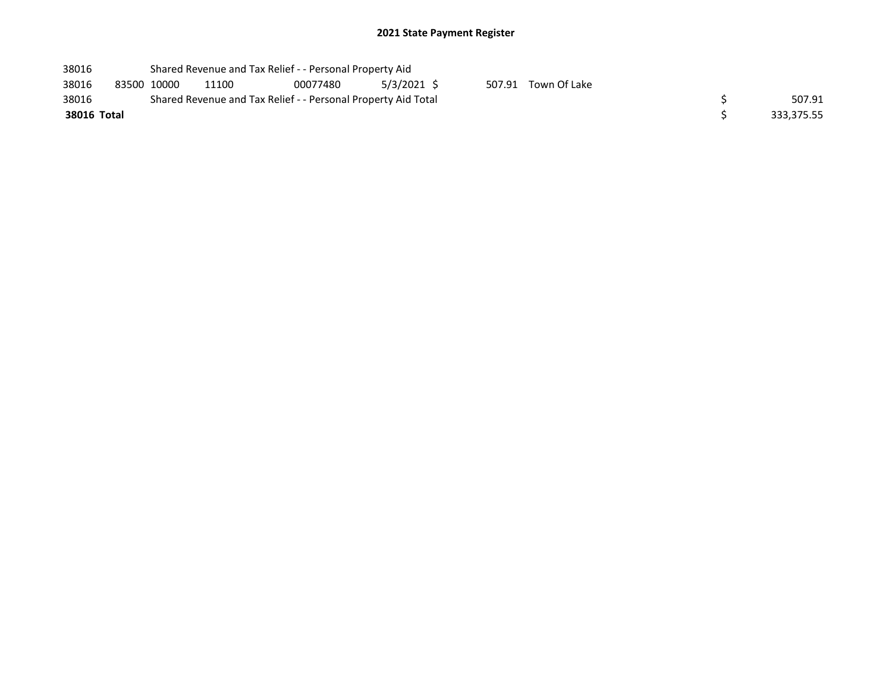# 2021 State Payment Register

| | | | | | | | | | |
|---|---|---|---|---|---|---|---|---|---|
| 38016 | | Shared Revenue and Tax Relief - - Personal Property Aid | | | | | | | |
| 38016 | 83500 | 10000 | 11100 | 00077480 | 5/3/2021 | $ 507.91 | Town Of Lake | | |
| 38016 | | Shared Revenue and Tax Relief - - Personal Property Aid Total | | | | | | $ | 507.91 |
| **38016 Total** | | | | | | | | $ | 333,375.55 |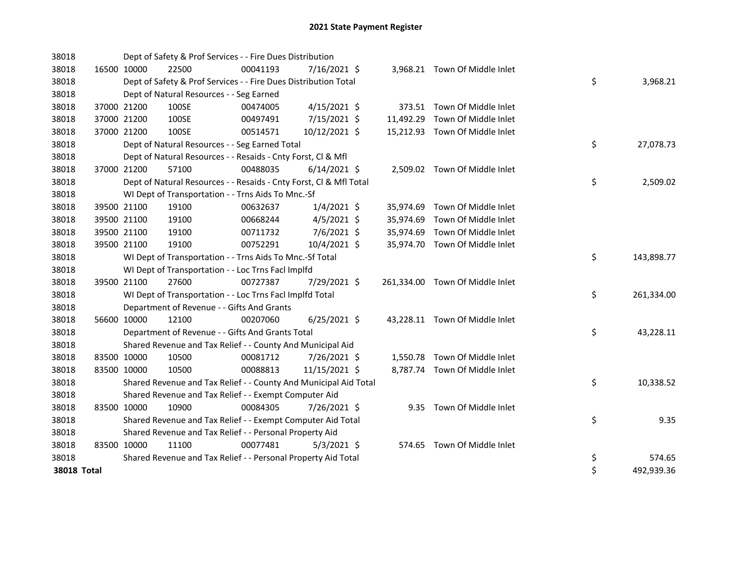# 2021 State Payment Register

| | | | | | | | | | |
|---|---|---|---|---|---|---|---|---|---|
| 38018 | | | Dept of Safety & Prof Services - - Fire Dues Distribution | | | | | | |
| 38018 | 16500 | 10000 | 22500 | 00041193 | 7/16/2021 | $ 3,968.21 | Town Of Middle Inlet | | |
| 38018 | | | Dept of Safety & Prof Services - - Fire Dues Distribution Total | | | | | $ | 3,968.21 |
| 38018 | | | Dept of Natural Resources - - Seg Earned | | | | | | |
| 38018 | 37000 | 21200 | 100SE | 00474005 | 4/15/2021 | $ 373.51 | Town Of Middle Inlet | | |
| 38018 | 37000 | 21200 | 100SE | 00497491 | 7/15/2021 | $ 11,492.29 | Town Of Middle Inlet | | |
| 38018 | 37000 | 21200 | 100SE | 00514571 | 10/12/2021 | $ 15,212.93 | Town Of Middle Inlet | | |
| 38018 | | | Dept of Natural Resources - - Seg Earned Total | | | | | $ | 27,078.73 |
| 38018 | | | Dept of Natural Resources - - Resaids - Cnty Forst, Cl & Mfl | | | | | | |
| 38018 | 37000 | 21200 | 57100 | 00488035 | 6/14/2021 | $ 2,509.02 | Town Of Middle Inlet | | |
| 38018 | | | Dept of Natural Resources - - Resaids - Cnty Forst, Cl & Mfl Total | | | | | $ | 2,509.02 |
| 38018 | | | WI Dept of Transportation - - Trns Aids To Mnc.-Sf | | | | | | |
| 38018 | 39500 | 21100 | 19100 | 00632637 | 1/4/2021 | $ 35,974.69 | Town Of Middle Inlet | | |
| 38018 | 39500 | 21100 | 19100 | 00668244 | 4/5/2021 | $ 35,974.69 | Town Of Middle Inlet | | |
| 38018 | 39500 | 21100 | 19100 | 00711732 | 7/6/2021 | $ 35,974.69 | Town Of Middle Inlet | | |
| 38018 | 39500 | 21100 | 19100 | 00752291 | 10/4/2021 | $ 35,974.70 | Town Of Middle Inlet | | |
| 38018 | | | WI Dept of Transportation - - Trns Aids To Mnc.-Sf Total | | | | | $ | 143,898.77 |
| 38018 | | | WI Dept of Transportation - - Loc Trns Facl Implfd | | | | | | |
| 38018 | 39500 | 21100 | 27600 | 00727387 | 7/29/2021 | $ 261,334.00 | Town Of Middle Inlet | | |
| 38018 | | | WI Dept of Transportation - - Loc Trns Facl Implfd Total | | | | | $ | 261,334.00 |
| 38018 | | | Department of Revenue - - Gifts And Grants | | | | | | |
| 38018 | 56600 | 10000 | 12100 | 00207060 | 6/25/2021 | $ 43,228.11 | Town Of Middle Inlet | | |
| 38018 | | | Department of Revenue - - Gifts And Grants Total | | | | | $ | 43,228.11 |
| 38018 | | | Shared Revenue and Tax Relief - - County And Municipal Aid | | | | | | |
| 38018 | 83500 | 10000 | 10500 | 00081712 | 7/26/2021 | $ 1,550.78 | Town Of Middle Inlet | | |
| 38018 | 83500 | 10000 | 10500 | 00088813 | 11/15/2021 | $ 8,787.74 | Town Of Middle Inlet | | |
| 38018 | | | Shared Revenue and Tax Relief - - County And Municipal Aid Total | | | | | $ | 10,338.52 |
| 38018 | | | Shared Revenue and Tax Relief - - Exempt Computer Aid | | | | | | |
| 38018 | 83500 | 10000 | 10900 | 00084305 | 7/26/2021 | $ 9.35 | Town Of Middle Inlet | | |
| 38018 | | | Shared Revenue and Tax Relief - - Exempt Computer Aid Total | | | | | $ | 9.35 |
| 38018 | | | Shared Revenue and Tax Relief - - Personal Property Aid | | | | | | |
| 38018 | 83500 | 10000 | 11100 | 00077481 | 5/3/2021 | $ 574.65 | Town Of Middle Inlet | | |
| 38018 | | | Shared Revenue and Tax Relief - - Personal Property Aid Total | | | | | $ | 574.65 |
| **38018 Total** | | | | | | | | $ | 492,939.36 |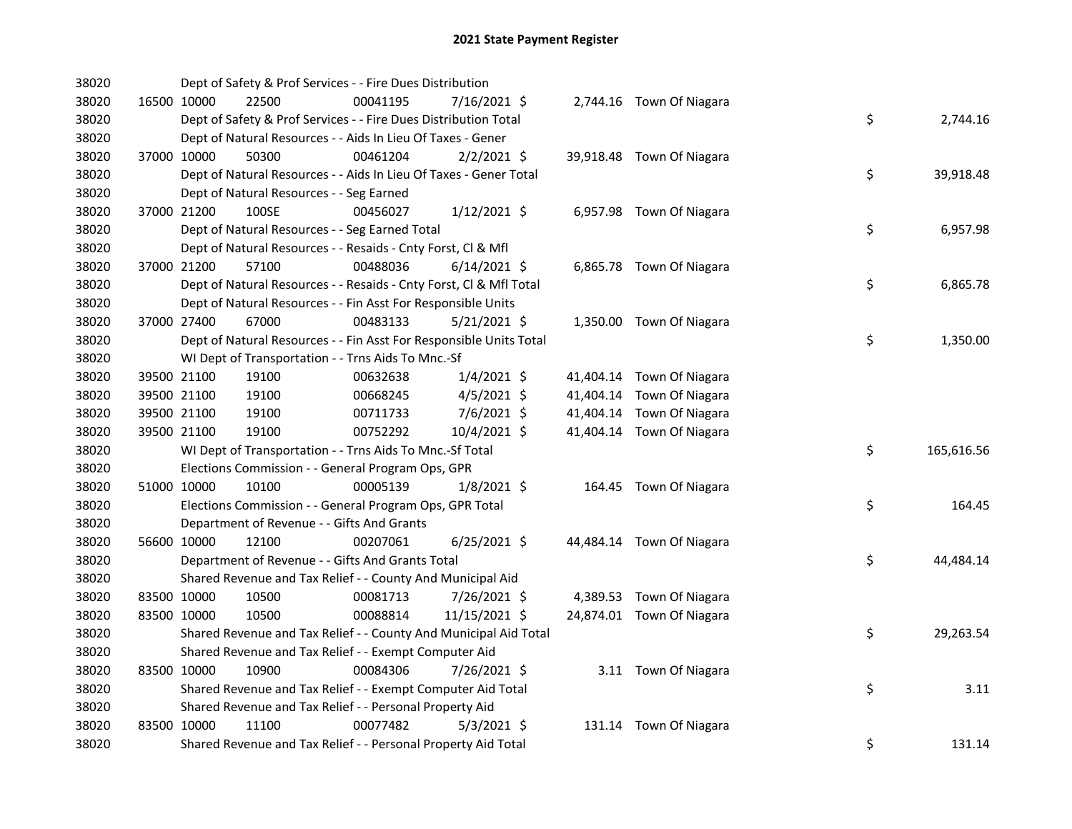# 2021 State Payment Register

| | | | | | | | | | |
|---|---|---|---|---|---|---|---|---|---|
| 38020 | | Dept of Safety & Prof Services - - Fire Dues Distribution | | | | | | | |
| 38020 | 16500 | 10000 | 22500 | 00041195 | 7/16/2021 $ | 2,744.16 | Town Of Niagara | | |
| 38020 | | Dept of Safety & Prof Services - - Fire Dues Distribution Total | | | | | | $ | 2,744.16 |
| 38020 | | Dept of Natural Resources - - Aids In Lieu Of Taxes - Gener | | | | | | | |
| 38020 | 37000 | 10000 | 50300 | 00461204 | 2/2/2021 $ | 39,918.48 | Town Of Niagara | | |
| 38020 | | Dept of Natural Resources - - Aids In Lieu Of Taxes - Gener Total | | | | | | $ | 39,918.48 |
| 38020 | | Dept of Natural Resources - - Seg Earned | | | | | | | |
| 38020 | 37000 | 21200 | 100SE | 00456027 | 1/12/2021 $ | 6,957.98 | Town Of Niagara | | |
| 38020 | | Dept of Natural Resources - - Seg Earned Total | | | | | | $ | 6,957.98 |
| 38020 | | Dept of Natural Resources - - Resaids - Cnty Forst, Cl & Mfl | | | | | | | |
| 38020 | 37000 | 21200 | 57100 | 00488036 | 6/14/2021 $ | 6,865.78 | Town Of Niagara | | |
| 38020 | | Dept of Natural Resources - - Resaids - Cnty Forst, Cl & Mfl Total | | | | | | $ | 6,865.78 |
| 38020 | | Dept of Natural Resources - - Fin Asst For Responsible Units | | | | | | | |
| 38020 | 37000 | 27400 | 67000 | 00483133 | 5/21/2021 $ | 1,350.00 | Town Of Niagara | | |
| 38020 | | Dept of Natural Resources - - Fin Asst For Responsible Units Total | | | | | | $ | 1,350.00 |
| 38020 | | WI Dept of Transportation - - Trns Aids To Mnc.-Sf | | | | | | | |
| 38020 | 39500 | 21100 | 19100 | 00632638 | 1/4/2021 $ | 41,404.14 | Town Of Niagara | | |
| 38020 | 39500 | 21100 | 19100 | 00668245 | 4/5/2021 $ | 41,404.14 | Town Of Niagara | | |
| 38020 | 39500 | 21100 | 19100 | 00711733 | 7/6/2021 $ | 41,404.14 | Town Of Niagara | | |
| 38020 | 39500 | 21100 | 19100 | 00752292 | 10/4/2021 $ | 41,404.14 | Town Of Niagara | | |
| 38020 | | WI Dept of Transportation - - Trns Aids To Mnc.-Sf Total | | | | | | $ | 165,616.56 |
| 38020 | | Elections Commission - - General Program Ops, GPR | | | | | | | |
| 38020 | 51000 | 10000 | 10100 | 00005139 | 1/8/2021 $ | 164.45 | Town Of Niagara | | |
| 38020 | | Elections Commission - - General Program Ops, GPR Total | | | | | | $ | 164.45 |
| 38020 | | Department of Revenue - - Gifts And Grants | | | | | | | |
| 38020 | 56600 | 10000 | 12100 | 00207061 | 6/25/2021 $ | 44,484.14 | Town Of Niagara | | |
| 38020 | | Department of Revenue - - Gifts And Grants Total | | | | | | $ | 44,484.14 |
| 38020 | | Shared Revenue and Tax Relief - - County And Municipal Aid | | | | | | | |
| 38020 | 83500 | 10000 | 10500 | 00081713 | 7/26/2021 $ | 4,389.53 | Town Of Niagara | | |
| 38020 | 83500 | 10000 | 10500 | 00088814 | 11/15/2021 $ | 24,874.01 | Town Of Niagara | | |
| 38020 | | Shared Revenue and Tax Relief - - County And Municipal Aid Total | | | | | | $ | 29,263.54 |
| 38020 | | Shared Revenue and Tax Relief - - Exempt Computer Aid | | | | | | | |
| 38020 | 83500 | 10000 | 10900 | 00084306 | 7/26/2021 $ | 3.11 | Town Of Niagara | | |
| 38020 | | Shared Revenue and Tax Relief - - Exempt Computer Aid Total | | | | | | $ | 3.11 |
| 38020 | | Shared Revenue and Tax Relief - - Personal Property Aid | | | | | | | |
| 38020 | 83500 | 10000 | 11100 | 00077482 | 5/3/2021 $ | 131.14 | Town Of Niagara | | |
| 38020 | | Shared Revenue and Tax Relief - - Personal Property Aid Total | | | | | | $ | 131.14 |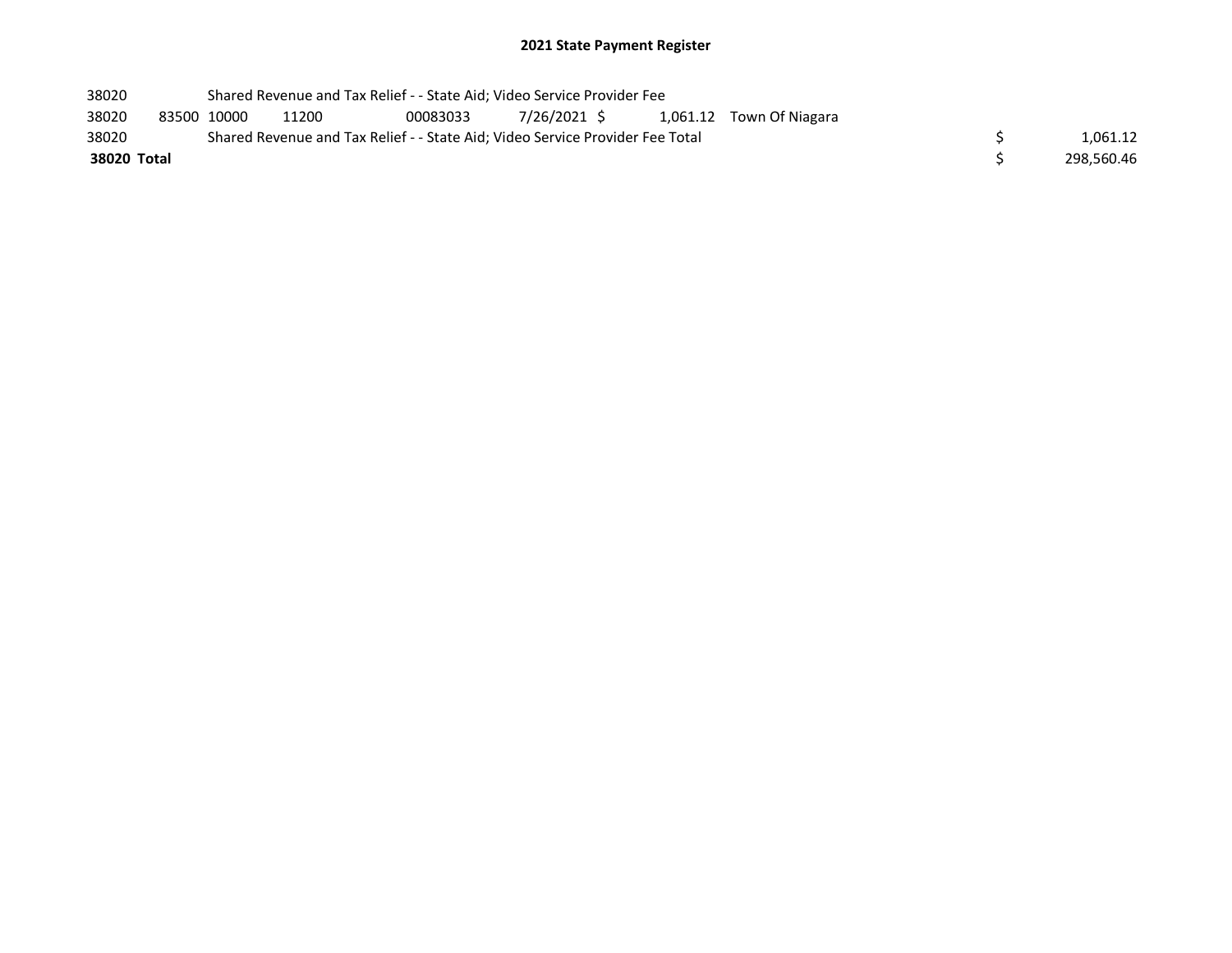# 2021 State Payment Register

| | | | | | | | | | |
|---|---|---|---|---|---|---|---|---|---|
| 38020 | | Shared Revenue and Tax Relief - - State Aid; Video Service Provider Fee | | | | | | | |
| 38020 | 83500 | 10000 | 11200 | 00083033 | 7/26/2021 | $ 1,061.12 | Town Of Niagara | | |
| 38020 | | Shared Revenue and Tax Relief - - State Aid; Video Service Provider Fee Total | | | | | | $ | 1,061.12 |
| **38020 Total** | | | | | | | | $ | 298,560.46 |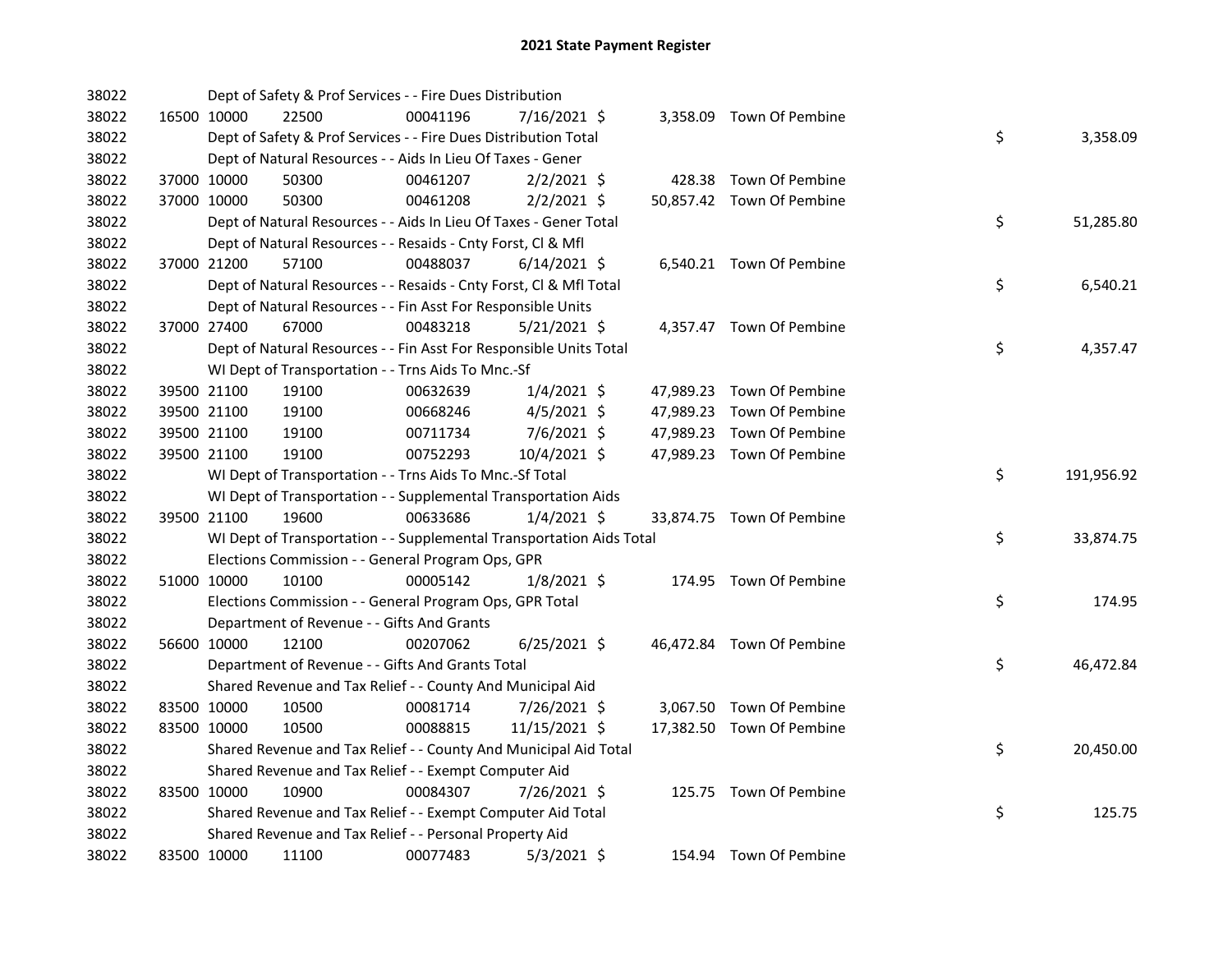# 2021 State Payment Register

| | | | | | | | | | |
|---|---|---|---|---|---|---|---|---|---|
| 38022 | | | Dept of Safety & Prof Services - - Fire Dues Distribution | | | | | | |
| 38022 | 16500 | 10000 | 22500 | 00041196 | 7/16/2021 | $ 3,358.09 | Town Of Pembine | | |
| 38022 | | | Dept of Safety & Prof Services - - Fire Dues Distribution Total | | | | | $ | 3,358.09 |
| 38022 | | | Dept of Natural Resources - - Aids In Lieu Of Taxes - Gener | | | | | | |
| 38022 | 37000 | 10000 | 50300 | 00461207 | 2/2/2021 | $ 428.38 | Town Of Pembine | | |
| 38022 | 37000 | 10000 | 50300 | 00461208 | 2/2/2021 | $ 50,857.42 | Town Of Pembine | | |
| 38022 | | | Dept of Natural Resources - - Aids In Lieu Of Taxes - Gener Total | | | | | $ | 51,285.80 |
| 38022 | | | Dept of Natural Resources - - Resaids - Cnty Forst, Cl & Mfl | | | | | | |
| 38022 | 37000 | 21200 | 57100 | 00488037 | 6/14/2021 | $ 6,540.21 | Town Of Pembine | | |
| 38022 | | | Dept of Natural Resources - - Resaids - Cnty Forst, Cl & Mfl Total | | | | | $ | 6,540.21 |
| 38022 | | | Dept of Natural Resources - - Fin Asst For Responsible Units | | | | | | |
| 38022 | 37000 | 27400 | 67000 | 00483218 | 5/21/2021 | $ 4,357.47 | Town Of Pembine | | |
| 38022 | | | Dept of Natural Resources - - Fin Asst For Responsible Units Total | | | | | $ | 4,357.47 |
| 38022 | | | WI Dept of Transportation - - Trns Aids To Mnc.-Sf | | | | | | |
| 38022 | 39500 | 21100 | 19100 | 00632639 | 1/4/2021 | $ 47,989.23 | Town Of Pembine | | |
| 38022 | 39500 | 21100 | 19100 | 00668246 | 4/5/2021 | $ 47,989.23 | Town Of Pembine | | |
| 38022 | 39500 | 21100 | 19100 | 00711734 | 7/6/2021 | $ 47,989.23 | Town Of Pembine | | |
| 38022 | 39500 | 21100 | 19100 | 00752293 | 10/4/2021 | $ 47,989.23 | Town Of Pembine | | |
| 38022 | | | WI Dept of Transportation - - Trns Aids To Mnc.-Sf Total | | | | | $ | 191,956.92 |
| 38022 | | | WI Dept of Transportation - - Supplemental Transportation Aids | | | | | | |
| 38022 | 39500 | 21100 | 19600 | 00633686 | 1/4/2021 | $ 33,874.75 | Town Of Pembine | | |
| 38022 | | | WI Dept of Transportation - - Supplemental Transportation Aids Total | | | | | $ | 33,874.75 |
| 38022 | | | Elections Commission - - General Program Ops, GPR | | | | | | |
| 38022 | 51000 | 10000 | 10100 | 00005142 | 1/8/2021 | $ 174.95 | Town Of Pembine | | |
| 38022 | | | Elections Commission - - General Program Ops, GPR Total | | | | | $ | 174.95 |
| 38022 | | | Department of Revenue - - Gifts And Grants | | | | | | |
| 38022 | 56600 | 10000 | 12100 | 00207062 | 6/25/2021 | $ 46,472.84 | Town Of Pembine | | |
| 38022 | | | Department of Revenue - - Gifts And Grants Total | | | | | $ | 46,472.84 |
| 38022 | | | Shared Revenue and Tax Relief - - County And Municipal Aid | | | | | | |
| 38022 | 83500 | 10000 | 10500 | 00081714 | 7/26/2021 | $ 3,067.50 | Town Of Pembine | | |
| 38022 | 83500 | 10000 | 10500 | 00088815 | 11/15/2021 | $ 17,382.50 | Town Of Pembine | | |
| 38022 | | | Shared Revenue and Tax Relief - - County And Municipal Aid Total | | | | | $ | 20,450.00 |
| 38022 | | | Shared Revenue and Tax Relief - - Exempt Computer Aid | | | | | | |
| 38022 | 83500 | 10000 | 10900 | 00084307 | 7/26/2021 | $ 125.75 | Town Of Pembine | | |
| 38022 | | | Shared Revenue and Tax Relief - - Exempt Computer Aid Total | | | | | $ | 125.75 |
| 38022 | | | Shared Revenue and Tax Relief - - Personal Property Aid | | | | | | |
| 38022 | 83500 | 10000 | 11100 | 00077483 | 5/3/2021 | $ 154.94 | Town Of Pembine | | |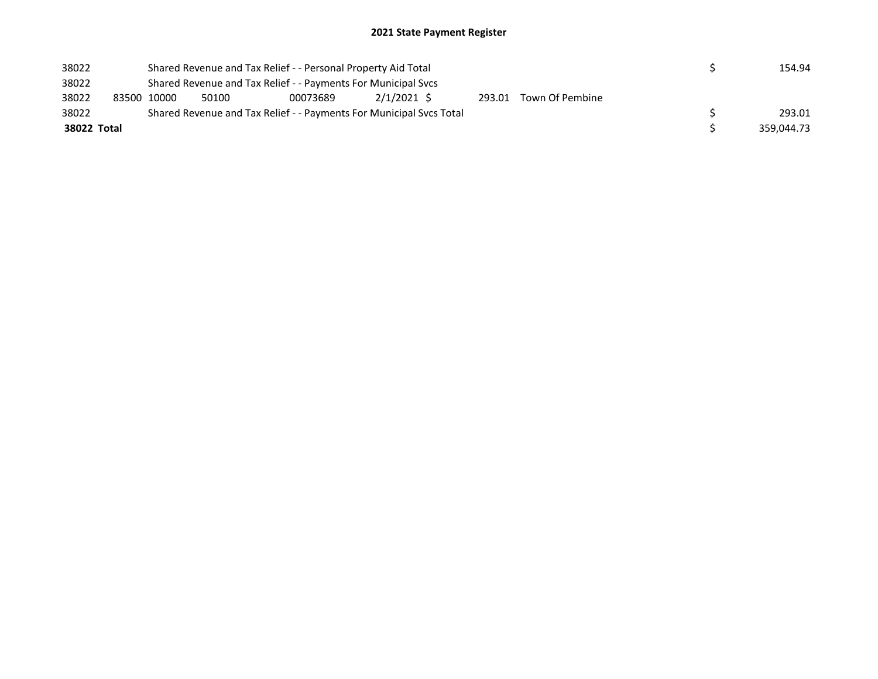# 2021 State Payment Register

| | | | | | | | | | |
|---|---|---|---|---|---|---|---|---|---|
| 38022 | | Shared Revenue and Tax Relief - - Personal Property Aid Total | | | | | | $ | 154.94 |
| 38022 | | Shared Revenue and Tax Relief - - Payments For Municipal Svcs | | | | | | | |
| 38022 | 83500 | 10000 | 50100 | 00073689 | 2/1/2021 | $ 293.01 | Town Of Pembine | | |
| 38022 | | Shared Revenue and Tax Relief - - Payments For Municipal Svcs Total | | | | | | $ | 293.01 |
| **38022 Total** | | | | | | | | $ | 359,044.73 |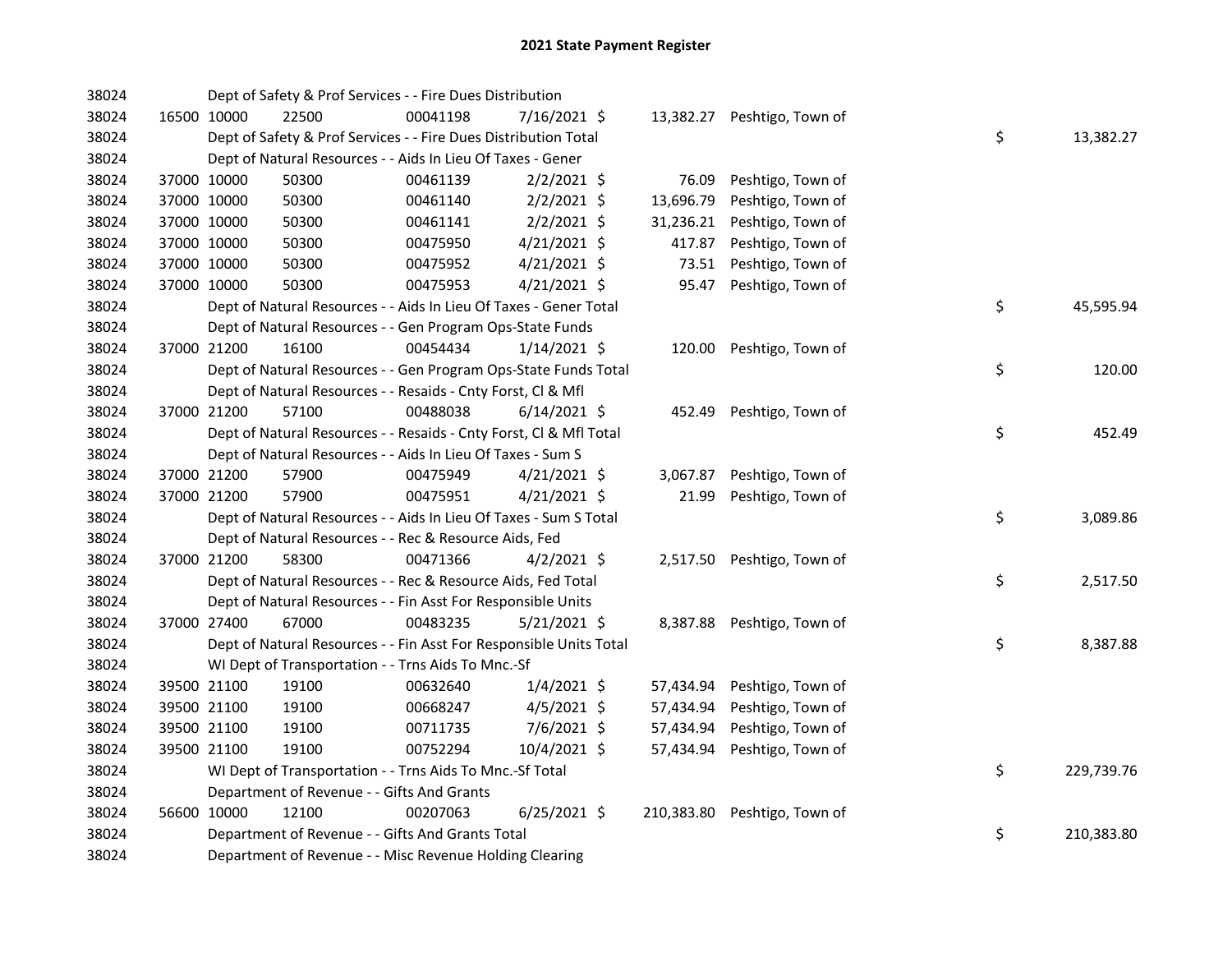# 2021 State Payment Register

| | | | | | | | | | |
|---|---|---|---|---|---|---|---|---|---|
| 38024 | | Dept of Safety & Prof Services - - Fire Dues Distribution | | | | | | | |
| 38024 | 16500 | 10000 | 22500 | 00041198 | 7/16/2021 | $ 13,382.27 | Peshtigo, Town of | | |
| 38024 | | Dept of Safety & Prof Services - - Fire Dues Distribution Total | | | | | | $ | 13,382.27 |
| 38024 | | Dept of Natural Resources - - Aids In Lieu Of Taxes - Gener | | | | | | | |
| 38024 | 37000 | 10000 | 50300 | 00461139 | 2/2/2021 | $ 76.09 | Peshtigo, Town of | | |
| 38024 | 37000 | 10000 | 50300 | 00461140 | 2/2/2021 | $ 13,696.79 | Peshtigo, Town of | | |
| 38024 | 37000 | 10000 | 50300 | 00461141 | 2/2/2021 | $ 31,236.21 | Peshtigo, Town of | | |
| 38024 | 37000 | 10000 | 50300 | 00475950 | 4/21/2021 | $ 417.87 | Peshtigo, Town of | | |
| 38024 | 37000 | 10000 | 50300 | 00475952 | 4/21/2021 | $ 73.51 | Peshtigo, Town of | | |
| 38024 | 37000 | 10000 | 50300 | 00475953 | 4/21/2021 | $ 95.47 | Peshtigo, Town of | | |
| 38024 | | Dept of Natural Resources - - Aids In Lieu Of Taxes - Gener Total | | | | | | $ | 45,595.94 |
| 38024 | | Dept of Natural Resources - - Gen Program Ops-State Funds | | | | | | | |
| 38024 | 37000 | 21200 | 16100 | 00454434 | 1/14/2021 | $ 120.00 | Peshtigo, Town of | | |
| 38024 | | Dept of Natural Resources - - Gen Program Ops-State Funds Total | | | | | | $ | 120.00 |
| 38024 | | Dept of Natural Resources - - Resaids - Cnty Forst, Cl & Mfl | | | | | | | |
| 38024 | 37000 | 21200 | 57100 | 00488038 | 6/14/2021 | $ 452.49 | Peshtigo, Town of | | |
| 38024 | | Dept of Natural Resources - - Resaids - Cnty Forst, Cl & Mfl Total | | | | | | $ | 452.49 |
| 38024 | | Dept of Natural Resources - - Aids In Lieu Of Taxes - Sum S | | | | | | | |
| 38024 | 37000 | 21200 | 57900 | 00475949 | 4/21/2021 | $ 3,067.87 | Peshtigo, Town of | | |
| 38024 | 37000 | 21200 | 57900 | 00475951 | 4/21/2021 | $ 21.99 | Peshtigo, Town of | | |
| 38024 | | Dept of Natural Resources - - Aids In Lieu Of Taxes - Sum S Total | | | | | | $ | 3,089.86 |
| 38024 | | Dept of Natural Resources - - Rec & Resource Aids, Fed | | | | | | | |
| 38024 | 37000 | 21200 | 58300 | 00471366 | 4/2/2021 | $ 2,517.50 | Peshtigo, Town of | | |
| 38024 | | Dept of Natural Resources - - Rec & Resource Aids, Fed Total | | | | | | $ | 2,517.50 |
| 38024 | | Dept of Natural Resources - - Fin Asst For Responsible Units | | | | | | | |
| 38024 | 37000 | 27400 | 67000 | 00483235 | 5/21/2021 | $ 8,387.88 | Peshtigo, Town of | | |
| 38024 | | Dept of Natural Resources - - Fin Asst For Responsible Units Total | | | | | | $ | 8,387.88 |
| 38024 | | WI Dept of Transportation - - Trns Aids To Mnc.-Sf | | | | | | | |
| 38024 | 39500 | 21100 | 19100 | 00632640 | 1/4/2021 | $ 57,434.94 | Peshtigo, Town of | | |
| 38024 | 39500 | 21100 | 19100 | 00668247 | 4/5/2021 | $ 57,434.94 | Peshtigo, Town of | | |
| 38024 | 39500 | 21100 | 19100 | 00711735 | 7/6/2021 | $ 57,434.94 | Peshtigo, Town of | | |
| 38024 | 39500 | 21100 | 19100 | 00752294 | 10/4/2021 | $ 57,434.94 | Peshtigo, Town of | | |
| 38024 | | WI Dept of Transportation - - Trns Aids To Mnc.-Sf Total | | | | | | $ | 229,739.76 |
| 38024 | | Department of Revenue - - Gifts And Grants | | | | | | | |
| 38024 | 56600 | 10000 | 12100 | 00207063 | 6/25/2021 | $ 210,383.80 | Peshtigo, Town of | | |
| 38024 | | Department of Revenue - - Gifts And Grants Total | | | | | | $ | 210,383.80 |
| 38024 | | Department of Revenue - - Misc Revenue Holding Clearing | | | | | | | |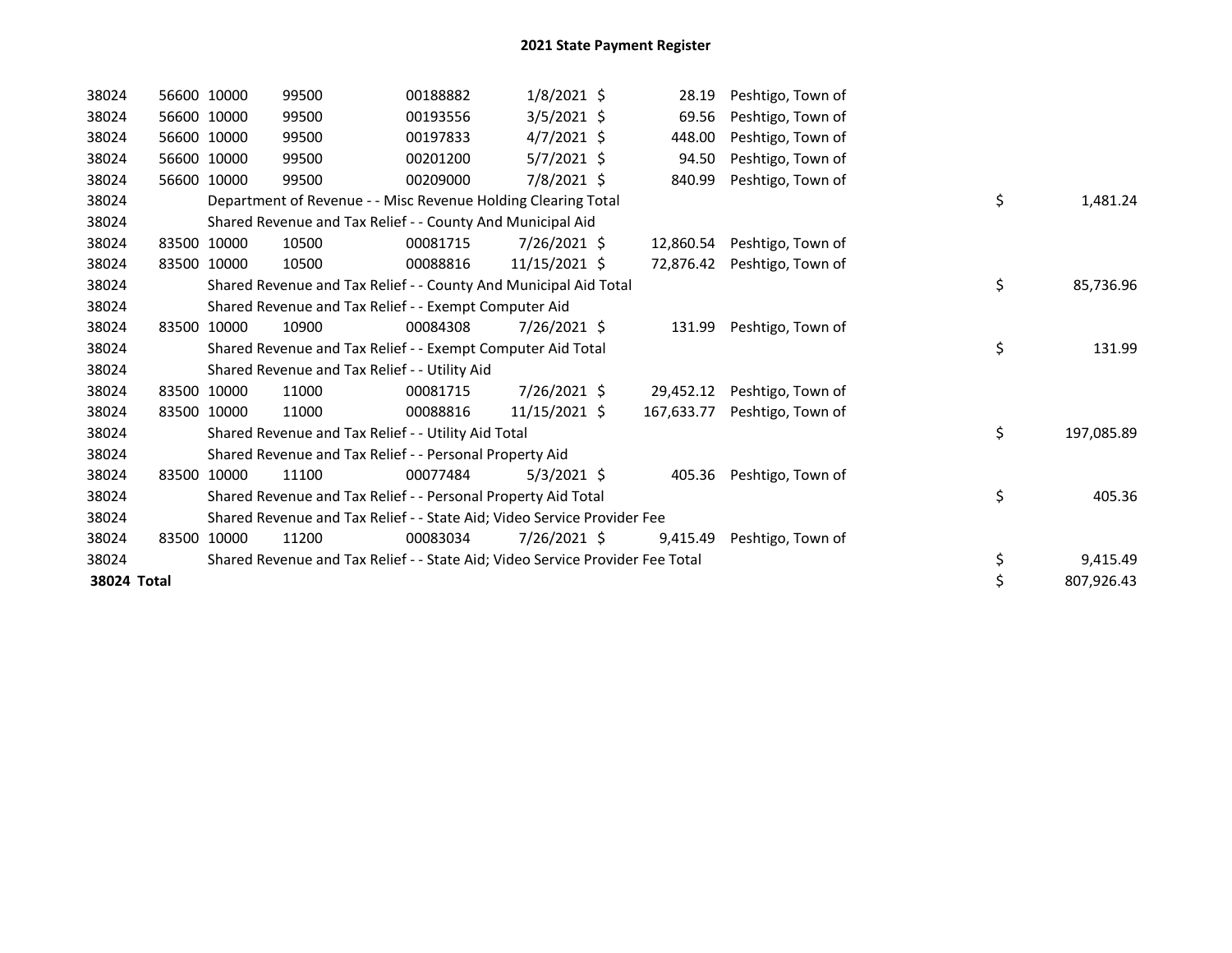# 2021 State Payment Register

| | | | | | | | | | |
|---|---|---|---|---|---|---|---|---|---|
| 38024 | 56600 | 10000 | 99500 | 00188882 | 1/8/2021 | $ 28.19 | Peshtigo, Town of | | |
| 38024 | 56600 | 10000 | 99500 | 00193556 | 3/5/2021 | $ 69.56 | Peshtigo, Town of | | |
| 38024 | 56600 | 10000 | 99500 | 00197833 | 4/7/2021 | $ 448.00 | Peshtigo, Town of | | |
| 38024 | 56600 | 10000 | 99500 | 00201200 | 5/7/2021 | $ 94.50 | Peshtigo, Town of | | |
| 38024 | 56600 | 10000 | 99500 | 00209000 | 7/8/2021 | $ 840.99 | Peshtigo, Town of | | |
| 38024 | | Department of Revenue - - Misc Revenue Holding Clearing Total | | | | | | $ | 1,481.24 |
| 38024 | | Shared Revenue and Tax Relief - - County And Municipal Aid | | | | | | | |
| 38024 | 83500 | 10000 | 10500 | 00081715 | 7/26/2021 | $ 12,860.54 | Peshtigo, Town of | | |
| 38024 | 83500 | 10000 | 10500 | 00088816 | 11/15/2021 | $ 72,876.42 | Peshtigo, Town of | | |
| 38024 | | Shared Revenue and Tax Relief - - County And Municipal Aid Total | | | | | | $ | 85,736.96 |
| 38024 | | Shared Revenue and Tax Relief - - Exempt Computer Aid | | | | | | | |
| 38024 | 83500 | 10000 | 10900 | 00084308 | 7/26/2021 | $ 131.99 | Peshtigo, Town of | | |
| 38024 | | Shared Revenue and Tax Relief - - Exempt Computer Aid Total | | | | | | $ | 131.99 |
| 38024 | | Shared Revenue and Tax Relief - - Utility Aid | | | | | | | |
| 38024 | 83500 | 10000 | 11000 | 00081715 | 7/26/2021 | $ 29,452.12 | Peshtigo, Town of | | |
| 38024 | 83500 | 10000 | 11000 | 00088816 | 11/15/2021 | $ 167,633.77 | Peshtigo, Town of | | |
| 38024 | | Shared Revenue and Tax Relief - - Utility Aid Total | | | | | | $ | 197,085.89 |
| 38024 | | Shared Revenue and Tax Relief - - Personal Property Aid | | | | | | | |
| 38024 | 83500 | 10000 | 11100 | 00077484 | 5/3/2021 | $ 405.36 | Peshtigo, Town of | | |
| 38024 | | Shared Revenue and Tax Relief - - Personal Property Aid Total | | | | | | $ | 405.36 |
| 38024 | | Shared Revenue and Tax Relief - - State Aid; Video Service Provider Fee | | | | | | | |
| 38024 | 83500 | 10000 | 11200 | 00083034 | 7/26/2021 | $ 9,415.49 | Peshtigo, Town of | | |
| 38024 | | Shared Revenue and Tax Relief - - State Aid; Video Service Provider Fee Total | | | | | | $ | 9,415.49 |
| **38024 Total** | | | | | | | | $ | 807,926.43 |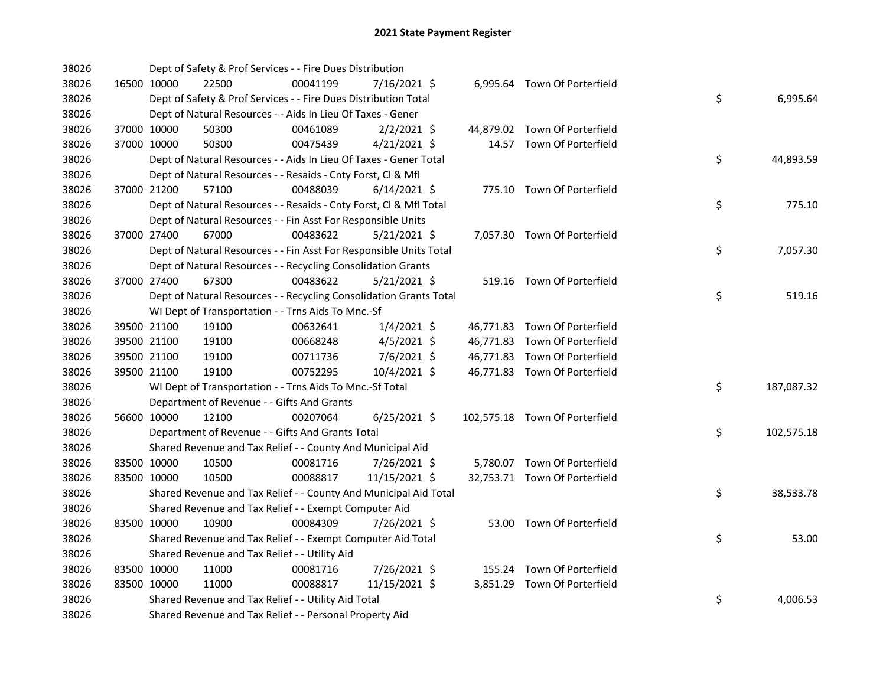# 2021 State Payment Register

| | | | | | | | | | |
|---|---|---|---|---|---|---|---|---|---|
| 38026 | | Dept of Safety & Prof Services - - Fire Dues Distribution | | | | | | | |
| 38026 | 16500 | 10000 | 22500 | 00041199 | 7/16/2021 $ | 6,995.64 | Town Of Porterfield | | |
| 38026 | | Dept of Safety & Prof Services - - Fire Dues Distribution Total | | | | | | $ | 6,995.64 |
| 38026 | | Dept of Natural Resources - - Aids In Lieu Of Taxes - Gener | | | | | | | |
| 38026 | 37000 | 10000 | 50300 | 00461089 | 2/2/2021 $ | 44,879.02 | Town Of Porterfield | | |
| 38026 | 37000 | 10000 | 50300 | 00475439 | 4/21/2021 $ | 14.57 | Town Of Porterfield | | |
| 38026 | | Dept of Natural Resources - - Aids In Lieu Of Taxes - Gener Total | | | | | | $ | 44,893.59 |
| 38026 | | Dept of Natural Resources - - Resaids - Cnty Forst, Cl & Mfl | | | | | | | |
| 38026 | 37000 | 21200 | 57100 | 00488039 | 6/14/2021 $ | 775.10 | Town Of Porterfield | | |
| 38026 | | Dept of Natural Resources - - Resaids - Cnty Forst, Cl & Mfl Total | | | | | | $ | 775.10 |
| 38026 | | Dept of Natural Resources - - Fin Asst For Responsible Units | | | | | | | |
| 38026 | 37000 | 27400 | 67000 | 00483622 | 5/21/2021 $ | 7,057.30 | Town Of Porterfield | | |
| 38026 | | Dept of Natural Resources - - Fin Asst For Responsible Units Total | | | | | | $ | 7,057.30 |
| 38026 | | Dept of Natural Resources - - Recycling Consolidation Grants | | | | | | | |
| 38026 | 37000 | 27400 | 67300 | 00483622 | 5/21/2021 $ | 519.16 | Town Of Porterfield | | |
| 38026 | | Dept of Natural Resources - - Recycling Consolidation Grants Total | | | | | | $ | 519.16 |
| 38026 | | WI Dept of Transportation - - Trns Aids To Mnc.-Sf | | | | | | | |
| 38026 | 39500 | 21100 | 19100 | 00632641 | 1/4/2021 $ | 46,771.83 | Town Of Porterfield | | |
| 38026 | 39500 | 21100 | 19100 | 00668248 | 4/5/2021 $ | 46,771.83 | Town Of Porterfield | | |
| 38026 | 39500 | 21100 | 19100 | 00711736 | 7/6/2021 $ | 46,771.83 | Town Of Porterfield | | |
| 38026 | 39500 | 21100 | 19100 | 00752295 | 10/4/2021 $ | 46,771.83 | Town Of Porterfield | | |
| 38026 | | WI Dept of Transportation - - Trns Aids To Mnc.-Sf Total | | | | | | $ | 187,087.32 |
| 38026 | | Department of Revenue - - Gifts And Grants | | | | | | | |
| 38026 | 56600 | 10000 | 12100 | 00207064 | 6/25/2021 $ | 102,575.18 | Town Of Porterfield | | |
| 38026 | | Department of Revenue - - Gifts And Grants Total | | | | | | $ | 102,575.18 |
| 38026 | | Shared Revenue and Tax Relief - - County And Municipal Aid | | | | | | | |
| 38026 | 83500 | 10000 | 10500 | 00081716 | 7/26/2021 $ | 5,780.07 | Town Of Porterfield | | |
| 38026 | 83500 | 10000 | 10500 | 00088817 | 11/15/2021 $ | 32,753.71 | Town Of Porterfield | | |
| 38026 | | Shared Revenue and Tax Relief - - County And Municipal Aid Total | | | | | | $ | 38,533.78 |
| 38026 | | Shared Revenue and Tax Relief - - Exempt Computer Aid | | | | | | | |
| 38026 | 83500 | 10000 | 10900 | 00084309 | 7/26/2021 $ | 53.00 | Town Of Porterfield | | |
| 38026 | | Shared Revenue and Tax Relief - - Exempt Computer Aid Total | | | | | | $ | 53.00 |
| 38026 | | Shared Revenue and Tax Relief - - Utility Aid | | | | | | | |
| 38026 | 83500 | 10000 | 11000 | 00081716 | 7/26/2021 $ | 155.24 | Town Of Porterfield | | |
| 38026 | 83500 | 10000 | 11000 | 00088817 | 11/15/2021 $ | 3,851.29 | Town Of Porterfield | | |
| 38026 | | Shared Revenue and Tax Relief - - Utility Aid Total | | | | | | $ | 4,006.53 |
| 38026 | | Shared Revenue and Tax Relief - - Personal Property Aid | | | | | | | |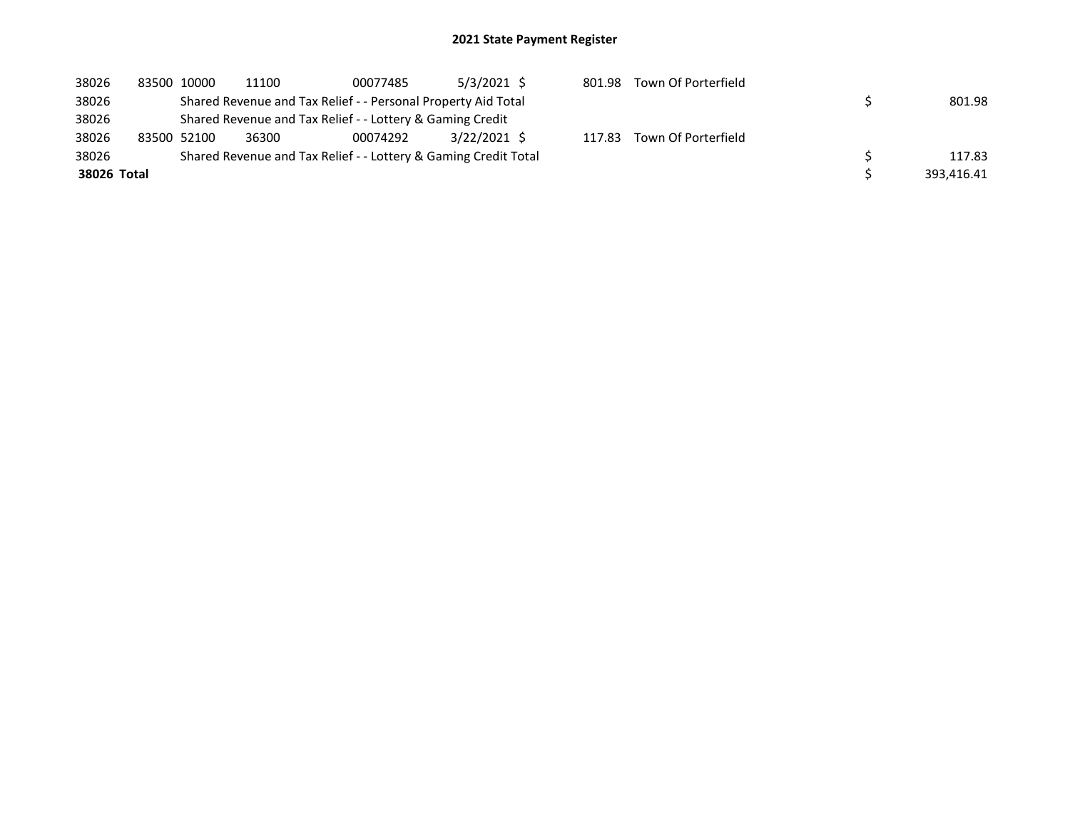# 2021 State Payment Register

| | | | | | | | | | |
|---|---|---|---|---|---|---|---|---|---|
| 38026 | 83500 | 10000 | 11100 | 00077485 | 5/3/2021 | $ 801.98 | Town Of Porterfield | | |
| 38026 | | Shared Revenue and Tax Relief - - Personal Property Aid Total | | | | | | $ | 801.98 |
| 38026 | | Shared Revenue and Tax Relief - - Lottery & Gaming Credit | | | | | | | |
| 38026 | 83500 | 52100 | 36300 | 00074292 | 3/22/2021 | $ 117.83 | Town Of Porterfield | | |
| 38026 | | Shared Revenue and Tax Relief - - Lottery & Gaming Credit Total | | | | | | $ | 117.83 |
| **38026 Total** | | | | | | | | $ | 393,416.41 |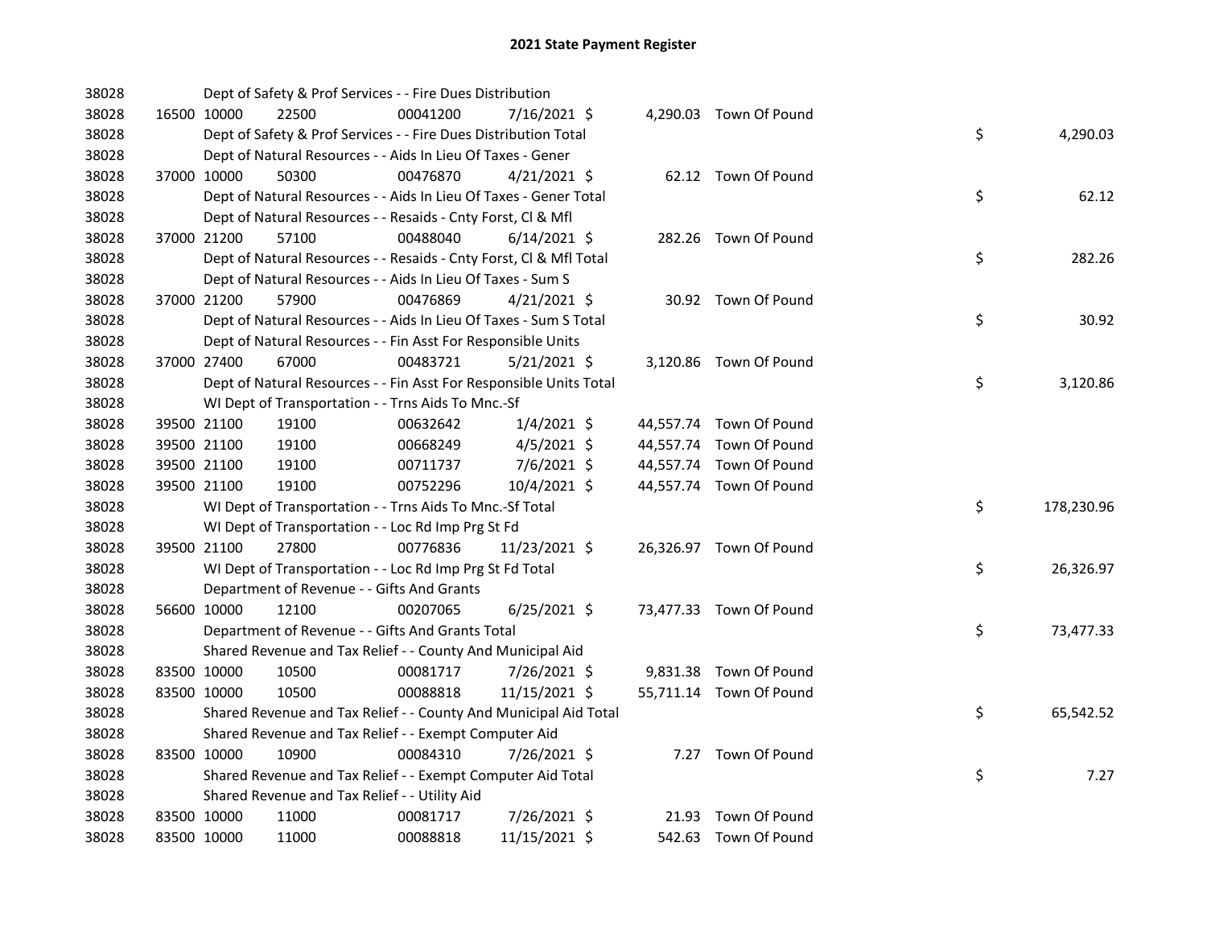# 2021 State Payment Register

| | | | | | | | | | |
|---|---|---|---|---|---|---|---|---|---|
| 38028 | | | Dept of Safety & Prof Services - - Fire Dues Distribution | | | | | | |
| 38028 | 16500 | 10000 | 22500 | 00041200 | 7/16/2021 $ | 4,290.03 | Town Of Pound | | |
| 38028 | | | Dept of Safety & Prof Services - - Fire Dues Distribution Total | | | | | $ | 4,290.03 |
| 38028 | | | Dept of Natural Resources - - Aids In Lieu Of Taxes - Gener | | | | | | |
| 38028 | 37000 | 10000 | 50300 | 00476870 | 4/21/2021 $ | 62.12 | Town Of Pound | | |
| 38028 | | | Dept of Natural Resources - - Aids In Lieu Of Taxes - Gener Total | | | | | $ | 62.12 |
| 38028 | | | Dept of Natural Resources - - Resaids - Cnty Forst, Cl & Mfl | | | | | | |
| 38028 | 37000 | 21200 | 57100 | 00488040 | 6/14/2021 $ | 282.26 | Town Of Pound | | |
| 38028 | | | Dept of Natural Resources - - Resaids - Cnty Forst, Cl & Mfl Total | | | | | $ | 282.26 |
| 38028 | | | Dept of Natural Resources - - Aids In Lieu Of Taxes - Sum S | | | | | | |
| 38028 | 37000 | 21200 | 57900 | 00476869 | 4/21/2021 $ | 30.92 | Town Of Pound | | |
| 38028 | | | Dept of Natural Resources - - Aids In Lieu Of Taxes - Sum S Total | | | | | $ | 30.92 |
| 38028 | | | Dept of Natural Resources - - Fin Asst For Responsible Units | | | | | | |
| 38028 | 37000 | 27400 | 67000 | 00483721 | 5/21/2021 $ | 3,120.86 | Town Of Pound | | |
| 38028 | | | Dept of Natural Resources - - Fin Asst For Responsible Units Total | | | | | $ | 3,120.86 |
| 38028 | | | WI Dept of Transportation - - Trns Aids To Mnc.-Sf | | | | | | |
| 38028 | 39500 | 21100 | 19100 | 00632642 | 1/4/2021 $ | 44,557.74 | Town Of Pound | | |
| 38028 | 39500 | 21100 | 19100 | 00668249 | 4/5/2021 $ | 44,557.74 | Town Of Pound | | |
| 38028 | 39500 | 21100 | 19100 | 00711737 | 7/6/2021 $ | 44,557.74 | Town Of Pound | | |
| 38028 | 39500 | 21100 | 19100 | 00752296 | 10/4/2021 $ | 44,557.74 | Town Of Pound | | |
| 38028 | | | WI Dept of Transportation - - Trns Aids To Mnc.-Sf Total | | | | | $ | 178,230.96 |
| 38028 | | | WI Dept of Transportation - - Loc Rd Imp Prg St Fd | | | | | | |
| 38028 | 39500 | 21100 | 27800 | 00776836 | 11/23/2021 $ | 26,326.97 | Town Of Pound | | |
| 38028 | | | WI Dept of Transportation - - Loc Rd Imp Prg St Fd Total | | | | | $ | 26,326.97 |
| 38028 | | | Department of Revenue - - Gifts And Grants | | | | | | |
| 38028 | 56600 | 10000 | 12100 | 00207065 | 6/25/2021 $ | 73,477.33 | Town Of Pound | | |
| 38028 | | | Department of Revenue - - Gifts And Grants Total | | | | | $ | 73,477.33 |
| 38028 | | | Shared Revenue and Tax Relief - - County And Municipal Aid | | | | | | |
| 38028 | 83500 | 10000 | 10500 | 00081717 | 7/26/2021 $ | 9,831.38 | Town Of Pound | | |
| 38028 | 83500 | 10000 | 10500 | 00088818 | 11/15/2021 $ | 55,711.14 | Town Of Pound | | |
| 38028 | | | Shared Revenue and Tax Relief - - County And Municipal Aid Total | | | | | $ | 65,542.52 |
| 38028 | | | Shared Revenue and Tax Relief - - Exempt Computer Aid | | | | | | |
| 38028 | 83500 | 10000 | 10900 | 00084310 | 7/26/2021 $ | 7.27 | Town Of Pound | | |
| 38028 | | | Shared Revenue and Tax Relief - - Exempt Computer Aid Total | | | | | $ | 7.27 |
| 38028 | | | Shared Revenue and Tax Relief - - Utility Aid | | | | | | |
| 38028 | 83500 | 10000 | 11000 | 00081717 | 7/26/2021 $ | 21.93 | Town Of Pound | | |
| 38028 | 83500 | 10000 | 11000 | 00088818 | 11/15/2021 $ | 542.63 | Town Of Pound | | |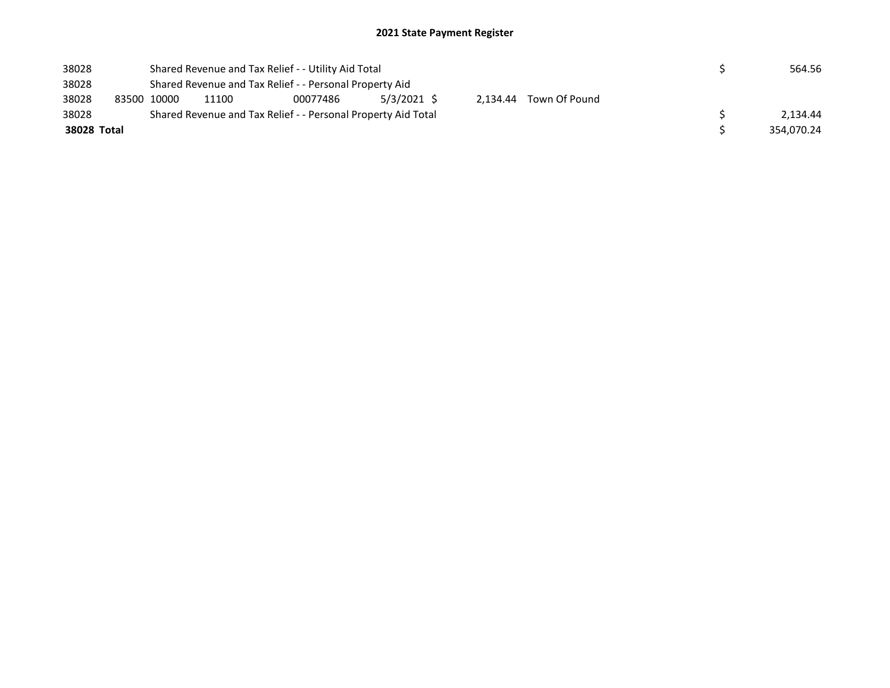## 2021 State Payment Register

| | | | | | | | | | |
|---|---|---|---|---|---|---|---|---|---|
| 38028 | | Shared Revenue and Tax Relief - - Utility Aid Total | | | | | | $ | 564.56 |
| 38028 | | Shared Revenue and Tax Relief - - Personal Property Aid | | | | | | | |
| 38028 | 83500 | 10000 | 11100 | 00077486 | 5/3/2021 | $ 2,134.44 | Town Of Pound | | |
| 38028 | | Shared Revenue and Tax Relief - - Personal Property Aid Total | | | | | | $ | 2,134.44 |
| **38028 Total** | | | | | | | | $ | 354,070.24 |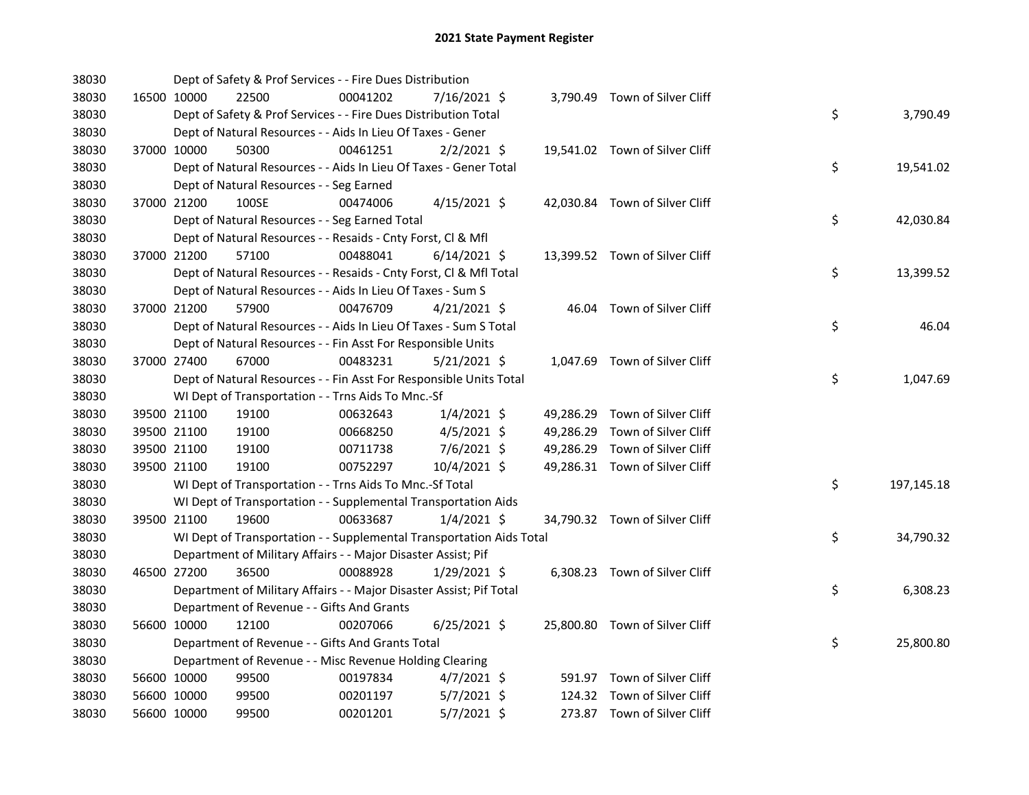# 2021 State Payment Register

| | | | | | | | | | |
|---|---|---|---|---|---|---|---|---|---|
| 38030 | | | Dept of Safety & Prof Services - - Fire Dues Distribution | | | | | | |
| 38030 | 16500 | 10000 | 22500 | 00041202 | 7/16/2021 | $ 3,790.49 | Town of Silver Cliff | | |
| 38030 | | | Dept of Safety & Prof Services - - Fire Dues Distribution Total | | | | | $ | 3,790.49 |
| 38030 | | | Dept of Natural Resources - - Aids In Lieu Of Taxes - Gener | | | | | | |
| 38030 | 37000 | 10000 | 50300 | 00461251 | 2/2/2021 | $ 19,541.02 | Town of Silver Cliff | | |
| 38030 | | | Dept of Natural Resources - - Aids In Lieu Of Taxes - Gener Total | | | | | $ | 19,541.02 |
| 38030 | | | Dept of Natural Resources - - Seg Earned | | | | | | |
| 38030 | 37000 | 21200 | 100SE | 00474006 | 4/15/2021 | $ 42,030.84 | Town of Silver Cliff | | |
| 38030 | | | Dept of Natural Resources - - Seg Earned Total | | | | | $ | 42,030.84 |
| 38030 | | | Dept of Natural Resources - - Resaids - Cnty Forst, Cl & Mfl | | | | | | |
| 38030 | 37000 | 21200 | 57100 | 00488041 | 6/14/2021 | $ 13,399.52 | Town of Silver Cliff | | |
| 38030 | | | Dept of Natural Resources - - Resaids - Cnty Forst, Cl & Mfl Total | | | | | $ | 13,399.52 |
| 38030 | | | Dept of Natural Resources - - Aids In Lieu Of Taxes - Sum S | | | | | | |
| 38030 | 37000 | 21200 | 57900 | 00476709 | 4/21/2021 | $ 46.04 | Town of Silver Cliff | | |
| 38030 | | | Dept of Natural Resources - - Aids In Lieu Of Taxes - Sum S Total | | | | | $ | 46.04 |
| 38030 | | | Dept of Natural Resources - - Fin Asst For Responsible Units | | | | | | |
| 38030 | 37000 | 27400 | 67000 | 00483231 | 5/21/2021 | $ 1,047.69 | Town of Silver Cliff | | |
| 38030 | | | Dept of Natural Resources - - Fin Asst For Responsible Units Total | | | | | $ | 1,047.69 |
| 38030 | | | WI Dept of Transportation - - Trns Aids To Mnc.-Sf | | | | | | |
| 38030 | 39500 | 21100 | 19100 | 00632643 | 1/4/2021 | $ 49,286.29 | Town of Silver Cliff | | |
| 38030 | 39500 | 21100 | 19100 | 00668250 | 4/5/2021 | $ 49,286.29 | Town of Silver Cliff | | |
| 38030 | 39500 | 21100 | 19100 | 00711738 | 7/6/2021 | $ 49,286.29 | Town of Silver Cliff | | |
| 38030 | 39500 | 21100 | 19100 | 00752297 | 10/4/2021 | $ 49,286.31 | Town of Silver Cliff | | |
| 38030 | | | WI Dept of Transportation - - Trns Aids To Mnc.-Sf Total | | | | | $ | 197,145.18 |
| 38030 | | | WI Dept of Transportation - - Supplemental Transportation Aids | | | | | | |
| 38030 | 39500 | 21100 | 19600 | 00633687 | 1/4/2021 | $ 34,790.32 | Town of Silver Cliff | | |
| 38030 | | | WI Dept of Transportation - - Supplemental Transportation Aids Total | | | | | $ | 34,790.32 |
| 38030 | | | Department of Military Affairs - - Major Disaster Assist; Pif | | | | | | |
| 38030 | 46500 | 27200 | 36500 | 00088928 | 1/29/2021 | $ 6,308.23 | Town of Silver Cliff | | |
| 38030 | | | Department of Military Affairs - - Major Disaster Assist; Pif Total | | | | | $ | 6,308.23 |
| 38030 | | | Department of Revenue - - Gifts And Grants | | | | | | |
| 38030 | 56600 | 10000 | 12100 | 00207066 | 6/25/2021 | $ 25,800.80 | Town of Silver Cliff | | |
| 38030 | | | Department of Revenue - - Gifts And Grants Total | | | | | $ | 25,800.80 |
| 38030 | | | Department of Revenue - - Misc Revenue Holding Clearing | | | | | | |
| 38030 | 56600 | 10000 | 99500 | 00197834 | 4/7/2021 | $ 591.97 | Town of Silver Cliff | | |
| 38030 | 56600 | 10000 | 99500 | 00201197 | 5/7/2021 | $ 124.32 | Town of Silver Cliff | | |
| 38030 | 56600 | 10000 | 99500 | 00201201 | 5/7/2021 | $ 273.87 | Town of Silver Cliff | | |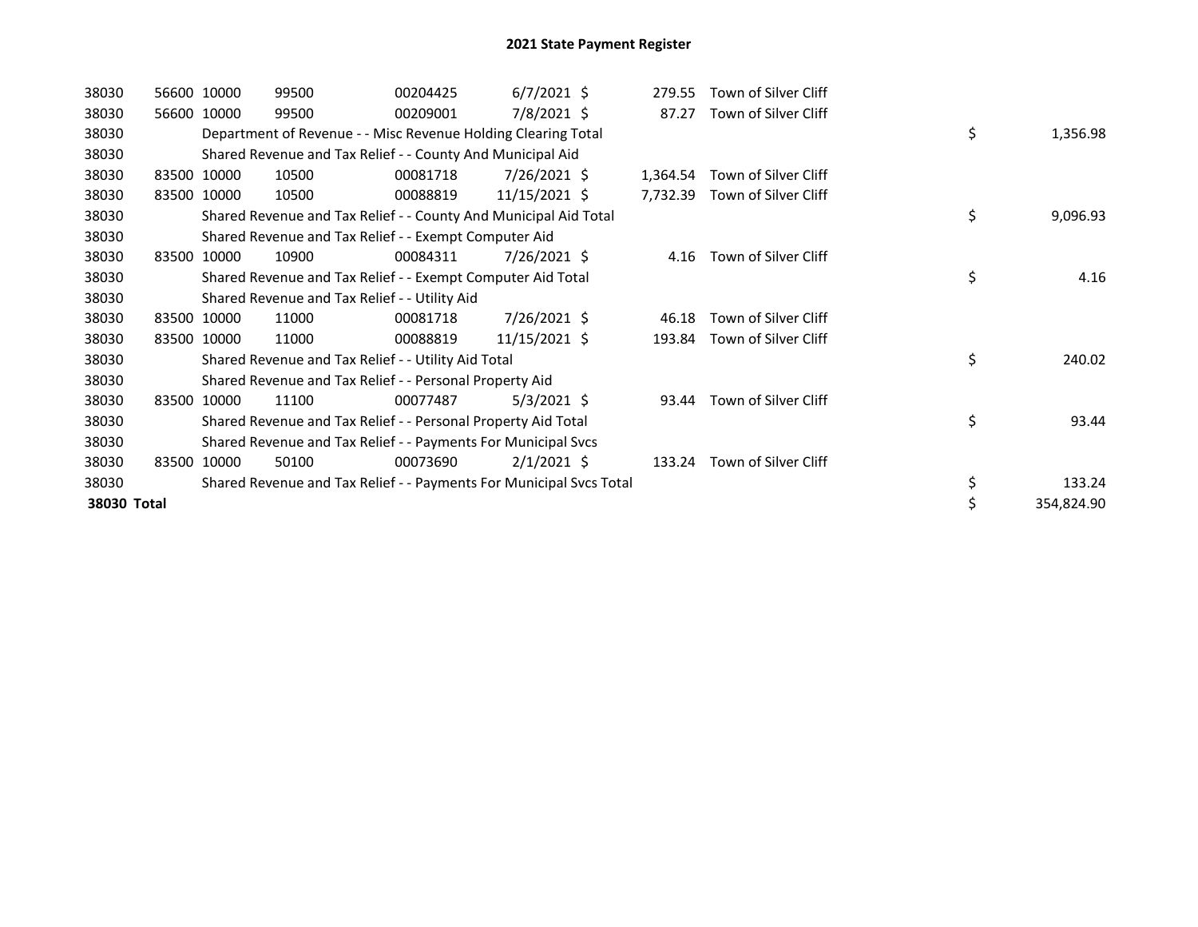## 2021 State Payment Register

| | | | | | | | | | |
|---|---|---|---|---|---|---|---|---|---|
| 38030 | 56600 | 10000 | 99500 | 00204425 | 6/7/2021 | $ 279.55 | Town of Silver Cliff | | |
| 38030 | 56600 | 10000 | 99500 | 00209001 | 7/8/2021 | $ 87.27 | Town of Silver Cliff | | |
| 38030 | | Department of Revenue - - Misc Revenue Holding Clearing Total | | | | | | $ | 1,356.98 |
| 38030 | | Shared Revenue and Tax Relief - - County And Municipal Aid | | | | | | | |
| 38030 | 83500 | 10000 | 10500 | 00081718 | 7/26/2021 | $ 1,364.54 | Town of Silver Cliff | | |
| 38030 | 83500 | 10000 | 10500 | 00088819 | 11/15/2021 | $ 7,732.39 | Town of Silver Cliff | | |
| 38030 | | Shared Revenue and Tax Relief - - County And Municipal Aid Total | | | | | | $ | 9,096.93 |
| 38030 | | Shared Revenue and Tax Relief - - Exempt Computer Aid | | | | | | | |
| 38030 | 83500 | 10000 | 10900 | 00084311 | 7/26/2021 | $ 4.16 | Town of Silver Cliff | | |
| 38030 | | Shared Revenue and Tax Relief - - Exempt Computer Aid Total | | | | | | $ | 4.16 |
| 38030 | | Shared Revenue and Tax Relief - - Utility Aid | | | | | | | |
| 38030 | 83500 | 10000 | 11000 | 00081718 | 7/26/2021 | $ 46.18 | Town of Silver Cliff | | |
| 38030 | 83500 | 10000 | 11000 | 00088819 | 11/15/2021 | $ 193.84 | Town of Silver Cliff | | |
| 38030 | | Shared Revenue and Tax Relief - - Utility Aid Total | | | | | | $ | 240.02 |
| 38030 | | Shared Revenue and Tax Relief - - Personal Property Aid | | | | | | | |
| 38030 | 83500 | 10000 | 11100 | 00077487 | 5/3/2021 | $ 93.44 | Town of Silver Cliff | | |
| 38030 | | Shared Revenue and Tax Relief - - Personal Property Aid Total | | | | | | $ | 93.44 |
| 38030 | | Shared Revenue and Tax Relief - - Payments For Municipal Svcs | | | | | | | |
| 38030 | 83500 | 10000 | 50100 | 00073690 | 2/1/2021 | $ 133.24 | Town of Silver Cliff | | |
| 38030 | | Shared Revenue and Tax Relief - - Payments For Municipal Svcs Total | | | | | | $ | 133.24 |
| **38030 Total** | | | | | | | | $ | 354,824.90 |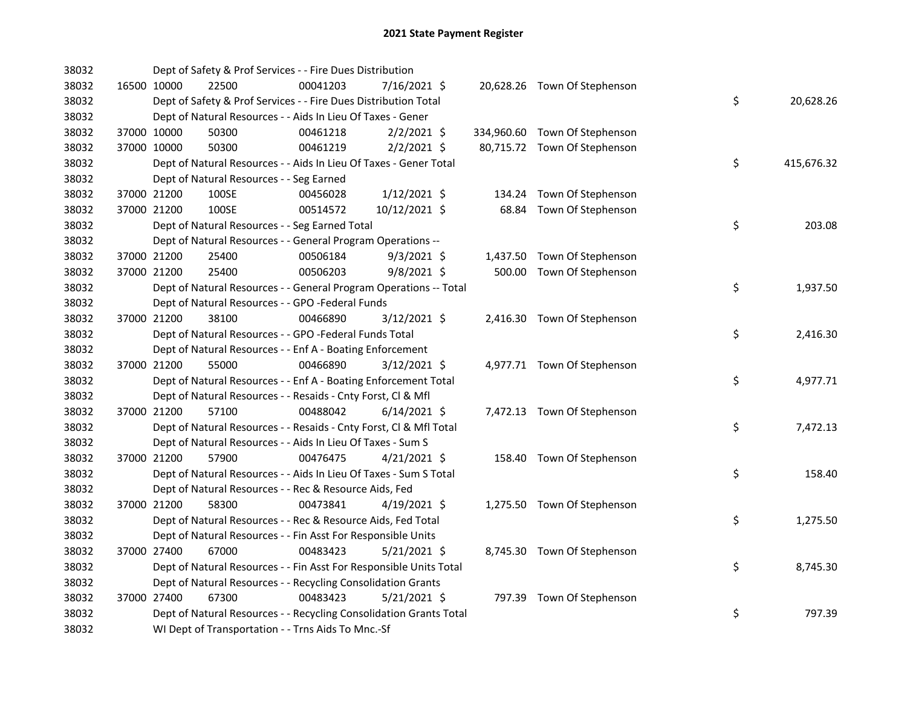# 2021 State Payment Register

| | | | | | | | | | |
|---|---|---|---|---|---|---|---|---|---|
| 38032 | | | Dept of Safety & Prof Services - - Fire Dues Distribution | | | | | | |
| 38032 | 16500 | 10000 | 22500 | 00041203 | 7/16/2021 $ | 20,628.26 | Town Of Stephenson | | |
| 38032 | | | Dept of Safety & Prof Services - - Fire Dues Distribution Total | | | | | $ | 20,628.26 |
| 38032 | | | Dept of Natural Resources - - Aids In Lieu Of Taxes - Gener | | | | | | |
| 38032 | 37000 | 10000 | 50300 | 00461218 | 2/2/2021 $ | 334,960.60 | Town Of Stephenson | | |
| 38032 | 37000 | 10000 | 50300 | 00461219 | 2/2/2021 $ | 80,715.72 | Town Of Stephenson | | |
| 38032 | | | Dept of Natural Resources - - Aids In Lieu Of Taxes - Gener Total | | | | | $ | 415,676.32 |
| 38032 | | | Dept of Natural Resources - - Seg Earned | | | | | | |
| 38032 | 37000 | 21200 | 100SE | 00456028 | 1/12/2021 $ | 134.24 | Town Of Stephenson | | |
| 38032 | 37000 | 21200 | 100SE | 00514572 | 10/12/2021 $ | 68.84 | Town Of Stephenson | | |
| 38032 | | | Dept of Natural Resources - - Seg Earned Total | | | | | $ | 203.08 |
| 38032 | | | Dept of Natural Resources - - General Program Operations -- | | | | | | |
| 38032 | 37000 | 21200 | 25400 | 00506184 | 9/3/2021 $ | 1,437.50 | Town Of Stephenson | | |
| 38032 | 37000 | 21200 | 25400 | 00506203 | 9/8/2021 $ | 500.00 | Town Of Stephenson | | |
| 38032 | | | Dept of Natural Resources - - General Program Operations -- Total | | | | | $ | 1,937.50 |
| 38032 | | | Dept of Natural Resources - - GPO -Federal Funds | | | | | | |
| 38032 | 37000 | 21200 | 38100 | 00466890 | 3/12/2021 $ | 2,416.30 | Town Of Stephenson | | |
| 38032 | | | Dept of Natural Resources - - GPO -Federal Funds Total | | | | | $ | 2,416.30 |
| 38032 | | | Dept of Natural Resources - - Enf A - Boating Enforcement | | | | | | |
| 38032 | 37000 | 21200 | 55000 | 00466890 | 3/12/2021 $ | 4,977.71 | Town Of Stephenson | | |
| 38032 | | | Dept of Natural Resources - - Enf A - Boating Enforcement Total | | | | | $ | 4,977.71 |
| 38032 | | | Dept of Natural Resources - - Resaids - Cnty Forst, Cl & Mfl | | | | | | |
| 38032 | 37000 | 21200 | 57100 | 00488042 | 6/14/2021 $ | 7,472.13 | Town Of Stephenson | | |
| 38032 | | | Dept of Natural Resources - - Resaids - Cnty Forst, Cl & Mfl Total | | | | | $ | 7,472.13 |
| 38032 | | | Dept of Natural Resources - - Aids In Lieu Of Taxes - Sum S | | | | | | |
| 38032 | 37000 | 21200 | 57900 | 00476475 | 4/21/2021 $ | 158.40 | Town Of Stephenson | | |
| 38032 | | | Dept of Natural Resources - - Aids In Lieu Of Taxes - Sum S Total | | | | | $ | 158.40 |
| 38032 | | | Dept of Natural Resources - - Rec & Resource Aids, Fed | | | | | | |
| 38032 | 37000 | 21200 | 58300 | 00473841 | 4/19/2021 $ | 1,275.50 | Town Of Stephenson | | |
| 38032 | | | Dept of Natural Resources - - Rec & Resource Aids, Fed Total | | | | | $ | 1,275.50 |
| 38032 | | | Dept of Natural Resources - - Fin Asst For Responsible Units | | | | | | |
| 38032 | 37000 | 27400 | 67000 | 00483423 | 5/21/2021 $ | 8,745.30 | Town Of Stephenson | | |
| 38032 | | | Dept of Natural Resources - - Fin Asst For Responsible Units Total | | | | | $ | 8,745.30 |
| 38032 | | | Dept of Natural Resources - - Recycling Consolidation Grants | | | | | | |
| 38032 | 37000 | 27400 | 67300 | 00483423 | 5/21/2021 $ | 797.39 | Town Of Stephenson | | |
| 38032 | | | Dept of Natural Resources - - Recycling Consolidation Grants Total | | | | | $ | 797.39 |
| 38032 | | | WI Dept of Transportation - - Trns Aids To Mnc.-Sf | | | | | | |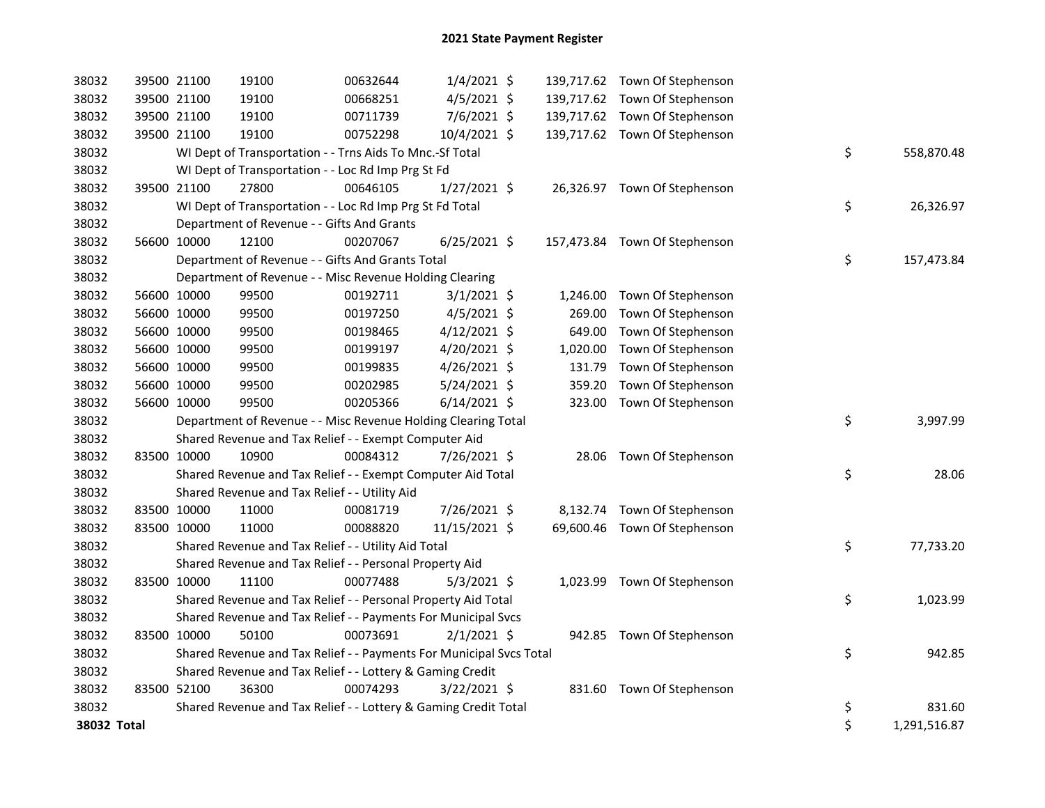# 2021 State Payment Register

| | | | | | | | | | |
|---|---|---|---|---|---|---|---|---|---|
| 38032 | 39500 | 21100 | 19100 | 00632644 | 1/4/2021 | $ | 139,717.62 | Town Of Stephenson | | |
| 38032 | 39500 | 21100 | 19100 | 00668251 | 4/5/2021 | $ | 139,717.62 | Town Of Stephenson | | |
| 38032 | 39500 | 21100 | 19100 | 00711739 | 7/6/2021 | $ | 139,717.62 | Town Of Stephenson | | |
| 38032 | 39500 | 21100 | 19100 | 00752298 | 10/4/2021 | $ | 139,717.62 | Town Of Stephenson | | |
| 38032 | | WI Dept of Transportation - - Trns Aids To Mnc.-Sf Total | | | | | | | $ | 558,870.48 |
| 38032 | | WI Dept of Transportation - - Loc Rd Imp Prg St Fd | | | | | | | | |
| 38032 | 39500 | 21100 | 27800 | 00646105 | 1/27/2021 | $ | 26,326.97 | Town Of Stephenson | | |
| 38032 | | WI Dept of Transportation - - Loc Rd Imp Prg St Fd Total | | | | | | | $ | 26,326.97 |
| 38032 | | Department of Revenue - - Gifts And Grants | | | | | | | | |
| 38032 | 56600 | 10000 | 12100 | 00207067 | 6/25/2021 | $ | 157,473.84 | Town Of Stephenson | | |
| 38032 | | Department of Revenue - - Gifts And Grants Total | | | | | | | $ | 157,473.84 |
| 38032 | | Department of Revenue - - Misc Revenue Holding Clearing | | | | | | | | |
| 38032 | 56600 | 10000 | 99500 | 00192711 | 3/1/2021 | $ | 1,246.00 | Town Of Stephenson | | |
| 38032 | 56600 | 10000 | 99500 | 00197250 | 4/5/2021 | $ | 269.00 | Town Of Stephenson | | |
| 38032 | 56600 | 10000 | 99500 | 00198465 | 4/12/2021 | $ | 649.00 | Town Of Stephenson | | |
| 38032 | 56600 | 10000 | 99500 | 00199197 | 4/20/2021 | $ | 1,020.00 | Town Of Stephenson | | |
| 38032 | 56600 | 10000 | 99500 | 00199835 | 4/26/2021 | $ | 131.79 | Town Of Stephenson | | |
| 38032 | 56600 | 10000 | 99500 | 00202985 | 5/24/2021 | $ | 359.20 | Town Of Stephenson | | |
| 38032 | 56600 | 10000 | 99500 | 00205366 | 6/14/2021 | $ | 323.00 | Town Of Stephenson | | |
| 38032 | | Department of Revenue - - Misc Revenue Holding Clearing Total | | | | | | | $ | 3,997.99 |
| 38032 | | Shared Revenue and Tax Relief - - Exempt Computer Aid | | | | | | | | |
| 38032 | 83500 | 10000 | 10900 | 00084312 | 7/26/2021 | $ | 28.06 | Town Of Stephenson | | |
| 38032 | | Shared Revenue and Tax Relief - - Exempt Computer Aid Total | | | | | | | $ | 28.06 |
| 38032 | | Shared Revenue and Tax Relief - - Utility Aid | | | | | | | | |
| 38032 | 83500 | 10000 | 11000 | 00081719 | 7/26/2021 | $ | 8,132.74 | Town Of Stephenson | | |
| 38032 | 83500 | 10000 | 11000 | 00088820 | 11/15/2021 | $ | 69,600.46 | Town Of Stephenson | | |
| 38032 | | Shared Revenue and Tax Relief - - Utility Aid Total | | | | | | | $ | 77,733.20 |
| 38032 | | Shared Revenue and Tax Relief - - Personal Property Aid | | | | | | | | |
| 38032 | 83500 | 10000 | 11100 | 00077488 | 5/3/2021 | $ | 1,023.99 | Town Of Stephenson | | |
| 38032 | | Shared Revenue and Tax Relief - - Personal Property Aid Total | | | | | | | $ | 1,023.99 |
| 38032 | | Shared Revenue and Tax Relief - - Payments For Municipal Svcs | | | | | | | | |
| 38032 | 83500 | 10000 | 50100 | 00073691 | 2/1/2021 | $ | 942.85 | Town Of Stephenson | | |
| 38032 | | Shared Revenue and Tax Relief - - Payments For Municipal Svcs Total | | | | | | | $ | 942.85 |
| 38032 | | Shared Revenue and Tax Relief - - Lottery & Gaming Credit | | | | | | | | |
| 38032 | 83500 | 52100 | 36300 | 00074293 | 3/22/2021 | $ | 831.60 | Town Of Stephenson | | |
| 38032 | | Shared Revenue and Tax Relief - - Lottery & Gaming Credit Total | | | | | | | $ | 831.60 |
| **38032 Total** | | | | | | | | | $ | 1,291,516.87 |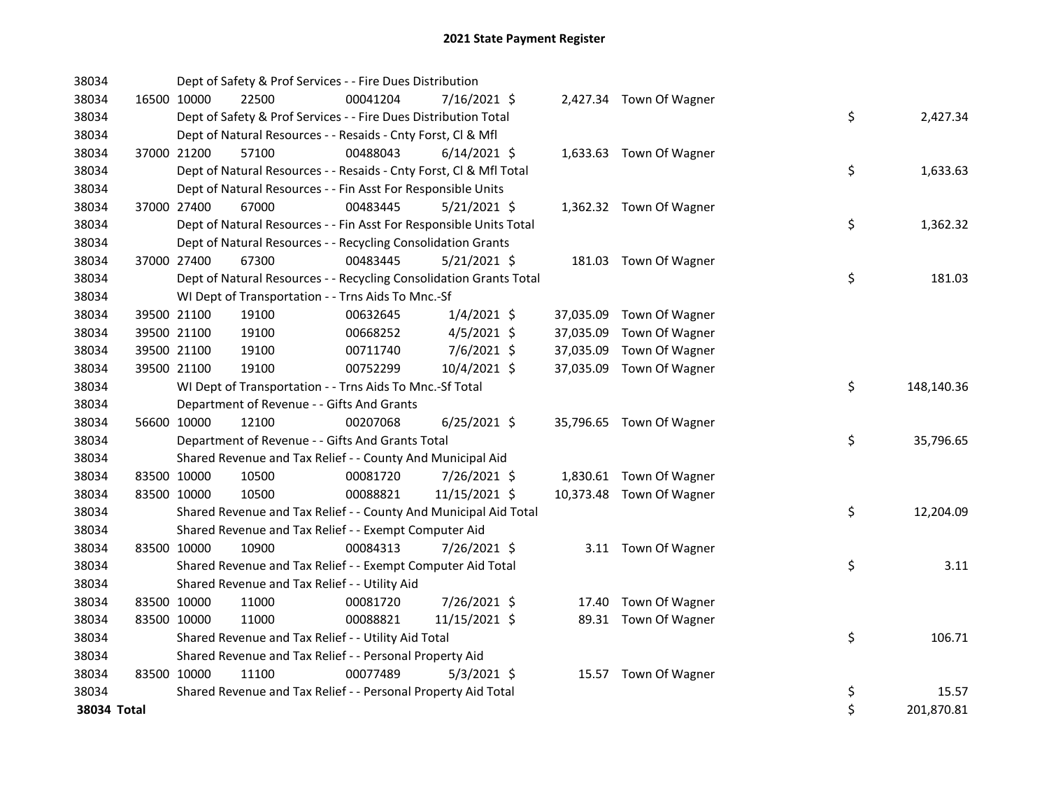# 2021 State Payment Register

| | | | | | | | | | |
|---|---|---|---|---|---|---|---|---|---|
| 38034 | | | Dept of Safety & Prof Services - - Fire Dues Distribution | | | | | | |
| 38034 | 16500 | 10000 | 22500 | 00041204 | 7/16/2021 | $ 2,427.34 | Town Of Wagner | | |
| 38034 | | | Dept of Safety & Prof Services - - Fire Dues Distribution Total | | | | | $ | 2,427.34 |
| 38034 | | | Dept of Natural Resources - - Resaids - Cnty Forst, Cl & Mfl | | | | | | |
| 38034 | 37000 | 21200 | 57100 | 00488043 | 6/14/2021 | $ 1,633.63 | Town Of Wagner | | |
| 38034 | | | Dept of Natural Resources - - Resaids - Cnty Forst, Cl & Mfl Total | | | | | $ | 1,633.63 |
| 38034 | | | Dept of Natural Resources - - Fin Asst For Responsible Units | | | | | | |
| 38034 | 37000 | 27400 | 67000 | 00483445 | 5/21/2021 | $ 1,362.32 | Town Of Wagner | | |
| 38034 | | | Dept of Natural Resources - - Fin Asst For Responsible Units Total | | | | | $ | 1,362.32 |
| 38034 | | | Dept of Natural Resources - - Recycling Consolidation Grants | | | | | | |
| 38034 | 37000 | 27400 | 67300 | 00483445 | 5/21/2021 | $ 181.03 | Town Of Wagner | | |
| 38034 | | | Dept of Natural Resources - - Recycling Consolidation Grants Total | | | | | $ | 181.03 |
| 38034 | | | WI Dept of Transportation - - Trns Aids To Mnc.-Sf | | | | | | |
| 38034 | 39500 | 21100 | 19100 | 00632645 | 1/4/2021 | $ 37,035.09 | Town Of Wagner | | |
| 38034 | 39500 | 21100 | 19100 | 00668252 | 4/5/2021 | $ 37,035.09 | Town Of Wagner | | |
| 38034 | 39500 | 21100 | 19100 | 00711740 | 7/6/2021 | $ 37,035.09 | Town Of Wagner | | |
| 38034 | 39500 | 21100 | 19100 | 00752299 | 10/4/2021 | $ 37,035.09 | Town Of Wagner | | |
| 38034 | | | WI Dept of Transportation - - Trns Aids To Mnc.-Sf Total | | | | | $ | 148,140.36 |
| 38034 | | | Department of Revenue - - Gifts And Grants | | | | | | |
| 38034 | 56600 | 10000 | 12100 | 00207068 | 6/25/2021 | $ 35,796.65 | Town Of Wagner | | |
| 38034 | | | Department of Revenue - - Gifts And Grants Total | | | | | $ | 35,796.65 |
| 38034 | | | Shared Revenue and Tax Relief - - County And Municipal Aid | | | | | | |
| 38034 | 83500 | 10000 | 10500 | 00081720 | 7/26/2021 | $ 1,830.61 | Town Of Wagner | | |
| 38034 | 83500 | 10000 | 10500 | 00088821 | 11/15/2021 | $ 10,373.48 | Town Of Wagner | | |
| 38034 | | | Shared Revenue and Tax Relief - - County And Municipal Aid Total | | | | | $ | 12,204.09 |
| 38034 | | | Shared Revenue and Tax Relief - - Exempt Computer Aid | | | | | | |
| 38034 | 83500 | 10000 | 10900 | 00084313 | 7/26/2021 | $ 3.11 | Town Of Wagner | | |
| 38034 | | | Shared Revenue and Tax Relief - - Exempt Computer Aid Total | | | | | $ | 3.11 |
| 38034 | | | Shared Revenue and Tax Relief - - Utility Aid | | | | | | |
| 38034 | 83500 | 10000 | 11000 | 00081720 | 7/26/2021 | $ 17.40 | Town Of Wagner | | |
| 38034 | 83500 | 10000 | 11000 | 00088821 | 11/15/2021 | $ 89.31 | Town Of Wagner | | |
| 38034 | | | Shared Revenue and Tax Relief - - Utility Aid Total | | | | | $ | 106.71 |
| 38034 | | | Shared Revenue and Tax Relief - - Personal Property Aid | | | | | | |
| 38034 | 83500 | 10000 | 11100 | 00077489 | 5/3/2021 | $ 15.57 | Town Of Wagner | | |
| 38034 | | | Shared Revenue and Tax Relief - - Personal Property Aid Total | | | | | $ | 15.57 |
| **38034 Total** | | | | | | | | $ | 201,870.81 |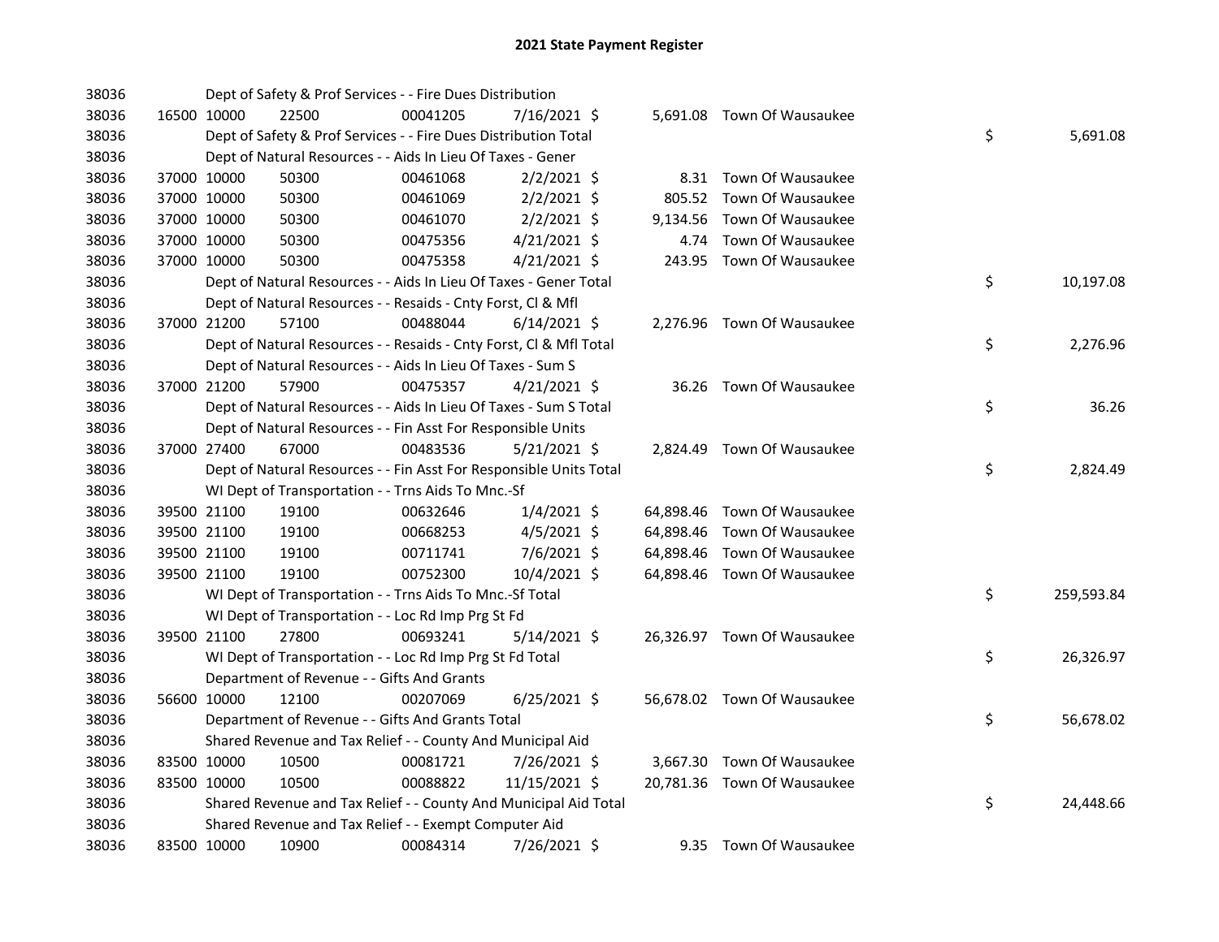# 2021 State Payment Register

| | | | | | | | | | |
|---|---|---|---|---|---|---|---|---|---|
| 38036 | | | Dept of Safety & Prof Services - - Fire Dues Distribution | | | | | | |
| 38036 | 16500 | 10000 | 22500 | 00041205 | 7/16/2021 | $ | 5,691.08 | Town Of Wausaukee | |
| 38036 | | | Dept of Safety & Prof Services - - Fire Dues Distribution Total | | | | | | $ 5,691.08 |
| 38036 | | | Dept of Natural Resources - - Aids In Lieu Of Taxes - Gener | | | | | | |
| 38036 | 37000 | 10000 | 50300 | 00461068 | 2/2/2021 | $ | 8.31 | Town Of Wausaukee | |
| 38036 | 37000 | 10000 | 50300 | 00461069 | 2/2/2021 | $ | 805.52 | Town Of Wausaukee | |
| 38036 | 37000 | 10000 | 50300 | 00461070 | 2/2/2021 | $ | 9,134.56 | Town Of Wausaukee | |
| 38036 | 37000 | 10000 | 50300 | 00475356 | 4/21/2021 | $ | 4.74 | Town Of Wausaukee | |
| 38036 | 37000 | 10000 | 50300 | 00475358 | 4/21/2021 | $ | 243.95 | Town Of Wausaukee | |
| 38036 | | | Dept of Natural Resources - - Aids In Lieu Of Taxes - Gener Total | | | | | | $ 10,197.08 |
| 38036 | | | Dept of Natural Resources - - Resaids - Cnty Forst, Cl & Mfl | | | | | | |
| 38036 | 37000 | 21200 | 57100 | 00488044 | 6/14/2021 | $ | 2,276.96 | Town Of Wausaukee | |
| 38036 | | | Dept of Natural Resources - - Resaids - Cnty Forst, Cl & Mfl Total | | | | | | $ 2,276.96 |
| 38036 | | | Dept of Natural Resources - - Aids In Lieu Of Taxes - Sum S | | | | | | |
| 38036 | 37000 | 21200 | 57900 | 00475357 | 4/21/2021 | $ | 36.26 | Town Of Wausaukee | |
| 38036 | | | Dept of Natural Resources - - Aids In Lieu Of Taxes - Sum S Total | | | | | | $ 36.26 |
| 38036 | | | Dept of Natural Resources - - Fin Asst For Responsible Units | | | | | | |
| 38036 | 37000 | 27400 | 67000 | 00483536 | 5/21/2021 | $ | 2,824.49 | Town Of Wausaukee | |
| 38036 | | | Dept of Natural Resources - - Fin Asst For Responsible Units Total | | | | | | $ 2,824.49 |
| 38036 | | | WI Dept of Transportation - - Trns Aids To Mnc.-Sf | | | | | | |
| 38036 | 39500 | 21100 | 19100 | 00632646 | 1/4/2021 | $ | 64,898.46 | Town Of Wausaukee | |
| 38036 | 39500 | 21100 | 19100 | 00668253 | 4/5/2021 | $ | 64,898.46 | Town Of Wausaukee | |
| 38036 | 39500 | 21100 | 19100 | 00711741 | 7/6/2021 | $ | 64,898.46 | Town Of Wausaukee | |
| 38036 | 39500 | 21100 | 19100 | 00752300 | 10/4/2021 | $ | 64,898.46 | Town Of Wausaukee | |
| 38036 | | | WI Dept of Transportation - - Trns Aids To Mnc.-Sf Total | | | | | | $ 259,593.84 |
| 38036 | | | WI Dept of Transportation - - Loc Rd Imp Prg St Fd | | | | | | |
| 38036 | 39500 | 21100 | 27800 | 00693241 | 5/14/2021 | $ | 26,326.97 | Town Of Wausaukee | |
| 38036 | | | WI Dept of Transportation - - Loc Rd Imp Prg St Fd Total | | | | | | $ 26,326.97 |
| 38036 | | | Department of Revenue - - Gifts And Grants | | | | | | |
| 38036 | 56600 | 10000 | 12100 | 00207069 | 6/25/2021 | $ | 56,678.02 | Town Of Wausaukee | |
| 38036 | | | Department of Revenue - - Gifts And Grants Total | | | | | | $ 56,678.02 |
| 38036 | | | Shared Revenue and Tax Relief - - County And Municipal Aid | | | | | | |
| 38036 | 83500 | 10000 | 10500 | 00081721 | 7/26/2021 | $ | 3,667.30 | Town Of Wausaukee | |
| 38036 | 83500 | 10000 | 10500 | 00088822 | 11/15/2021 | $ | 20,781.36 | Town Of Wausaukee | |
| 38036 | | | Shared Revenue and Tax Relief - - County And Municipal Aid Total | | | | | | $ 24,448.66 |
| 38036 | | | Shared Revenue and Tax Relief - - Exempt Computer Aid | | | | | | |
| 38036 | 83500 | 10000 | 10900 | 00084314 | 7/26/2021 | $ | 9.35 | Town Of Wausaukee | |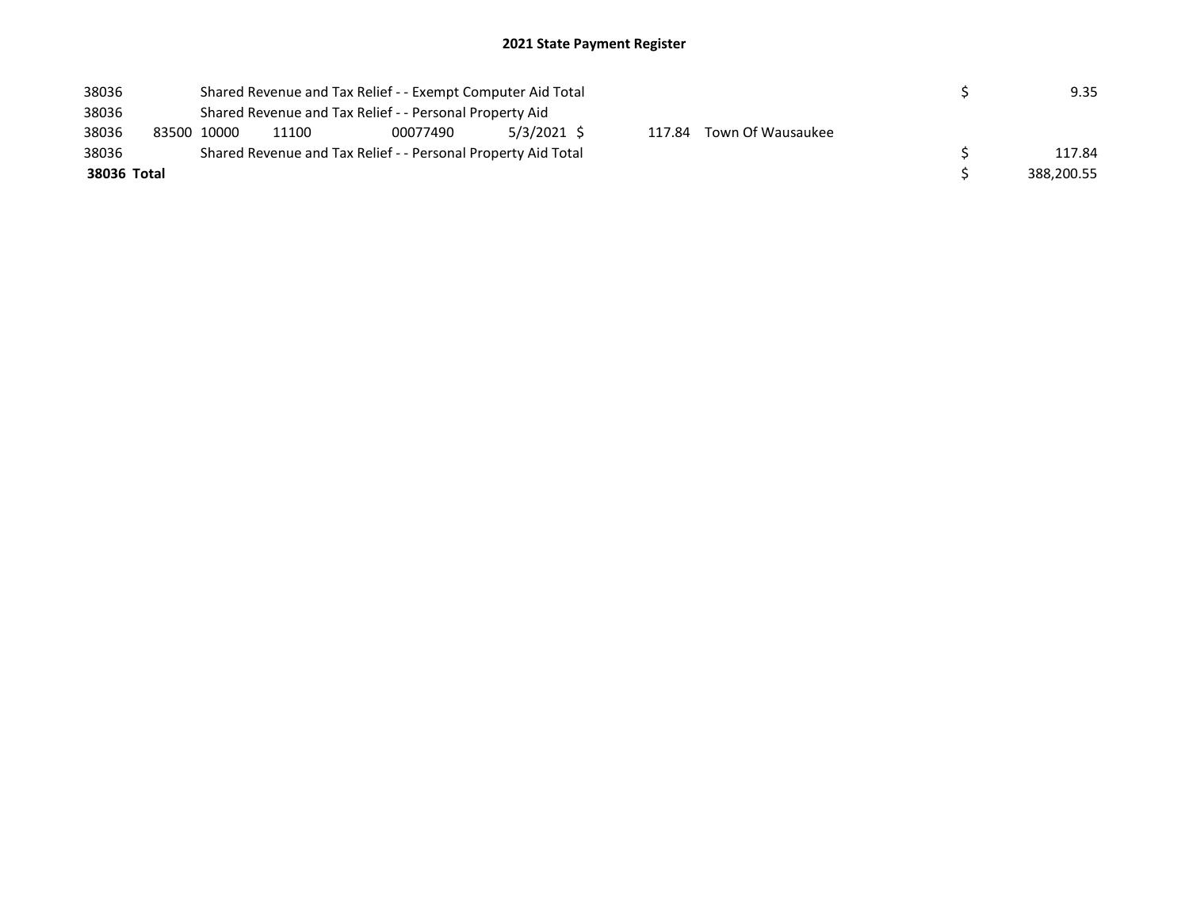## 2021 State Payment Register

| | | | | | | | | | |
|---|---|---|---|---|---|---|---|---|---|
| 38036 | | Shared Revenue and Tax Relief - - Exempt Computer Aid Total | | | | | | $ | 9.35 |
| 38036 | | Shared Revenue and Tax Relief - - Personal Property Aid | | | | | | | |
| 38036 | 83500 | 10000 | 11100 | 00077490 | 5/3/2021 | $ 117.84 | Town Of Wausaukee | | |
| 38036 | | Shared Revenue and Tax Relief - - Personal Property Aid Total | | | | | | $ | 117.84 |
| **38036 Total** | | | | | | | | $ | 388,200.55 |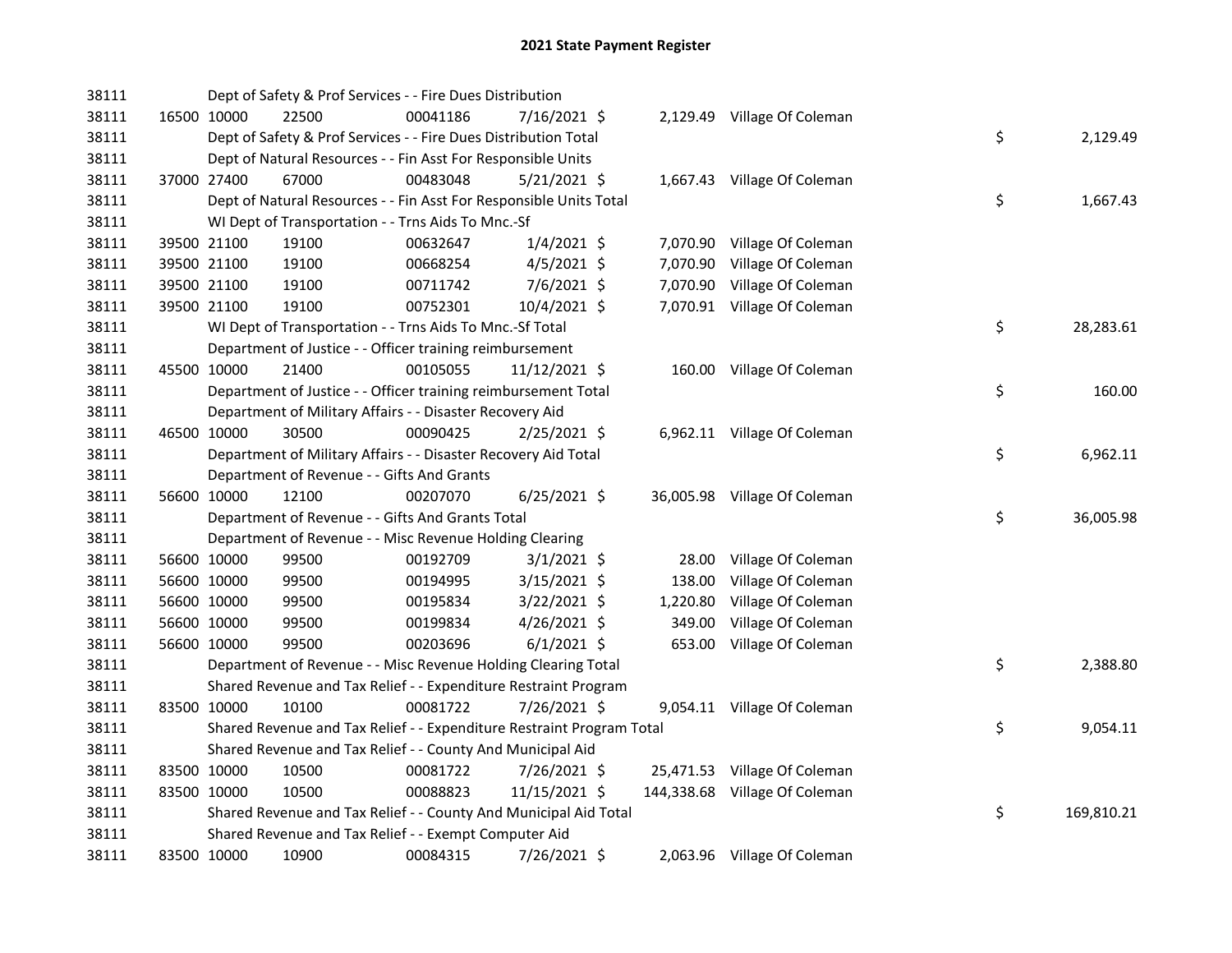# 2021 State Payment Register

| | | | | | | | | | |
|---|---|---|---|---|---|---|---|---|---|
| 38111 | | | Dept of Safety & Prof Services - - Fire Dues Distribution | | | | | | |
| 38111 | 16500 | 10000 | 22500 | 00041186 | 7/16/2021 | $ 2,129.49 | Village Of Coleman | | |
| 38111 | | | Dept of Safety & Prof Services - - Fire Dues Distribution Total | | | | | $ | 2,129.49 |
| 38111 | | | Dept of Natural Resources - - Fin Asst For Responsible Units | | | | | | |
| 38111 | 37000 | 27400 | 67000 | 00483048 | 5/21/2021 | $ 1,667.43 | Village Of Coleman | | |
| 38111 | | | Dept of Natural Resources - - Fin Asst For Responsible Units Total | | | | | $ | 1,667.43 |
| 38111 | | | WI Dept of Transportation - - Trns Aids To Mnc.-Sf | | | | | | |
| 38111 | 39500 | 21100 | 19100 | 00632647 | 1/4/2021 | $ 7,070.90 | Village Of Coleman | | |
| 38111 | 39500 | 21100 | 19100 | 00668254 | 4/5/2021 | $ 7,070.90 | Village Of Coleman | | |
| 38111 | 39500 | 21100 | 19100 | 00711742 | 7/6/2021 | $ 7,070.90 | Village Of Coleman | | |
| 38111 | 39500 | 21100 | 19100 | 00752301 | 10/4/2021 | $ 7,070.91 | Village Of Coleman | | |
| 38111 | | | WI Dept of Transportation - - Trns Aids To Mnc.-Sf Total | | | | | $ | 28,283.61 |
| 38111 | | | Department of Justice - - Officer training reimbursement | | | | | | |
| 38111 | 45500 | 10000 | 21400 | 00105055 | 11/12/2021 | $ 160.00 | Village Of Coleman | | |
| 38111 | | | Department of Justice - - Officer training reimbursement Total | | | | | $ | 160.00 |
| 38111 | | | Department of Military Affairs - - Disaster Recovery Aid | | | | | | |
| 38111 | 46500 | 10000 | 30500 | 00090425 | 2/25/2021 | $ 6,962.11 | Village Of Coleman | | |
| 38111 | | | Department of Military Affairs - - Disaster Recovery Aid Total | | | | | $ | 6,962.11 |
| 38111 | | | Department of Revenue - - Gifts And Grants | | | | | | |
| 38111 | 56600 | 10000 | 12100 | 00207070 | 6/25/2021 | $ 36,005.98 | Village Of Coleman | | |
| 38111 | | | Department of Revenue - - Gifts And Grants Total | | | | | $ | 36,005.98 |
| 38111 | | | Department of Revenue - - Misc Revenue Holding Clearing | | | | | | |
| 38111 | 56600 | 10000 | 99500 | 00192709 | 3/1/2021 | $ 28.00 | Village Of Coleman | | |
| 38111 | 56600 | 10000 | 99500 | 00194995 | 3/15/2021 | $ 138.00 | Village Of Coleman | | |
| 38111 | 56600 | 10000 | 99500 | 00195834 | 3/22/2021 | $ 1,220.80 | Village Of Coleman | | |
| 38111 | 56600 | 10000 | 99500 | 00199834 | 4/26/2021 | $ 349.00 | Village Of Coleman | | |
| 38111 | 56600 | 10000 | 99500 | 00203696 | 6/1/2021 | $ 653.00 | Village Of Coleman | | |
| 38111 | | | Department of Revenue - - Misc Revenue Holding Clearing Total | | | | | $ | 2,388.80 |
| 38111 | | | Shared Revenue and Tax Relief - - Expenditure Restraint Program | | | | | | |
| 38111 | 83500 | 10000 | 10100 | 00081722 | 7/26/2021 | $ 9,054.11 | Village Of Coleman | | |
| 38111 | | | Shared Revenue and Tax Relief - - Expenditure Restraint Program Total | | | | | $ | 9,054.11 |
| 38111 | | | Shared Revenue and Tax Relief - - County And Municipal Aid | | | | | | |
| 38111 | 83500 | 10000 | 10500 | 00081722 | 7/26/2021 | $ 25,471.53 | Village Of Coleman | | |
| 38111 | 83500 | 10000 | 10500 | 00088823 | 11/15/2021 | $ 144,338.68 | Village Of Coleman | | |
| 38111 | | | Shared Revenue and Tax Relief - - County And Municipal Aid Total | | | | | $ | 169,810.21 |
| 38111 | | | Shared Revenue and Tax Relief - - Exempt Computer Aid | | | | | | |
| 38111 | 83500 | 10000 | 10900 | 00084315 | 7/26/2021 | $ 2,063.96 | Village Of Coleman | | |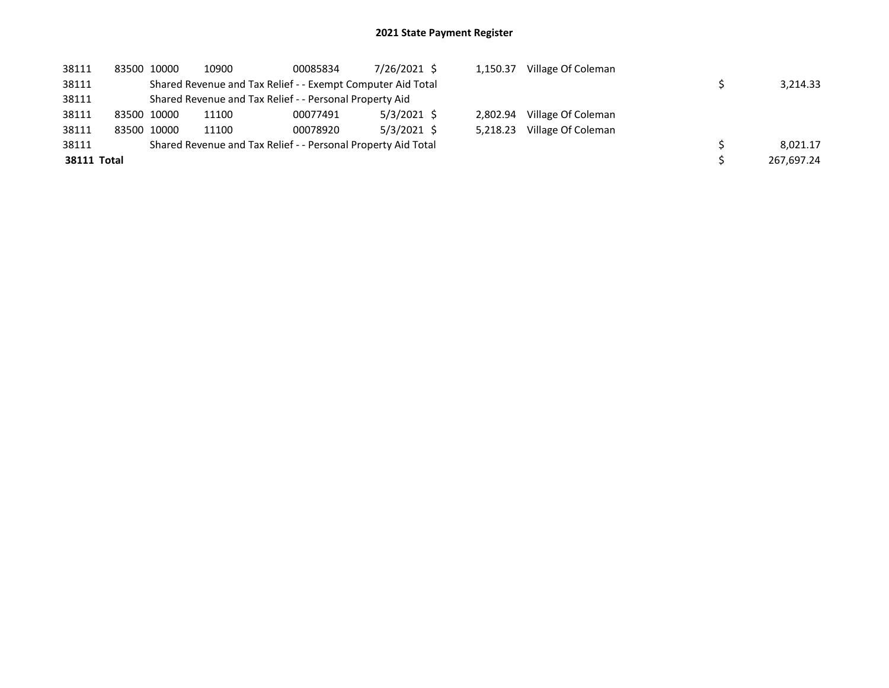# 2021 State Payment Register

| | | | | | | | | | |
|---|---|---|---|---|---|---|---|---|---|
| 38111 | 83500 | 10000 | 10900 | 00085834 | 7/26/2021 | $ 1,150.37 | Village Of Coleman | | |
| 38111 | | Shared Revenue and Tax Relief - - Exempt Computer Aid Total | | | | | | $ | 3,214.33 |
| 38111 | | Shared Revenue and Tax Relief - - Personal Property Aid | | | | | | | |
| 38111 | 83500 | 10000 | 11100 | 00077491 | 5/3/2021 | $ 2,802.94 | Village Of Coleman | | |
| 38111 | 83500 | 10000 | 11100 | 00078920 | 5/3/2021 | $ 5,218.23 | Village Of Coleman | | |
| 38111 | | Shared Revenue and Tax Relief - - Personal Property Aid Total | | | | | | $ | 8,021.17 |
| **38111 Total** | | | | | | | | $ | 267,697.24 |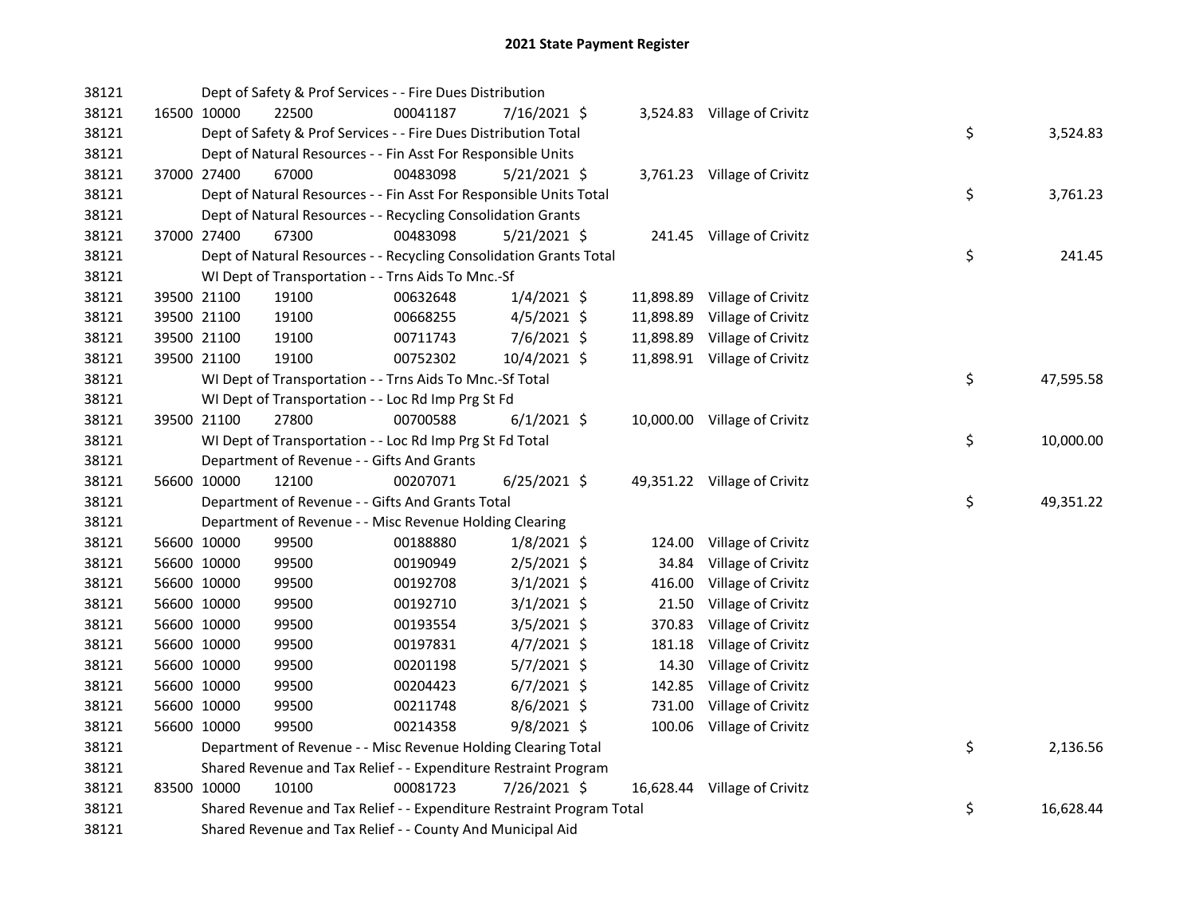## 2021 State Payment Register

| | | | | | | | | | |
|---|---|---|---|---|---|---|---|---|---|
| 38121 | | Dept of Safety & Prof Services - - Fire Dues Distribution | | | | | | | |
| 38121 | 16500 | 10000 | 22500 | 00041187 | 7/16/2021 | $ | 3,524.83 | Village of Crivitz | |
| 38121 | | Dept of Safety & Prof Services - - Fire Dues Distribution Total | | | | | | | $ 3,524.83 |
| 38121 | | Dept of Natural Resources - - Fin Asst For Responsible Units | | | | | | | |
| 38121 | 37000 | 27400 | 67000 | 00483098 | 5/21/2021 | $ | 3,761.23 | Village of Crivitz | |
| 38121 | | Dept of Natural Resources - - Fin Asst For Responsible Units Total | | | | | | | $ 3,761.23 |
| 38121 | | Dept of Natural Resources - - Recycling Consolidation Grants | | | | | | | |
| 38121 | 37000 | 27400 | 67300 | 00483098 | 5/21/2021 | $ | 241.45 | Village of Crivitz | |
| 38121 | | Dept of Natural Resources - - Recycling Consolidation Grants Total | | | | | | | $ 241.45 |
| 38121 | | WI Dept of Transportation - - Trns Aids To Mnc.-Sf | | | | | | | |
| 38121 | 39500 | 21100 | 19100 | 00632648 | 1/4/2021 | $ | 11,898.89 | Village of Crivitz | |
| 38121 | 39500 | 21100 | 19100 | 00668255 | 4/5/2021 | $ | 11,898.89 | Village of Crivitz | |
| 38121 | 39500 | 21100 | 19100 | 00711743 | 7/6/2021 | $ | 11,898.89 | Village of Crivitz | |
| 38121 | 39500 | 21100 | 19100 | 00752302 | 10/4/2021 | $ | 11,898.91 | Village of Crivitz | |
| 38121 | | WI Dept of Transportation - - Trns Aids To Mnc.-Sf Total | | | | | | | $ 47,595.58 |
| 38121 | | WI Dept of Transportation - - Loc Rd Imp Prg St Fd | | | | | | | |
| 38121 | 39500 | 21100 | 27800 | 00700588 | 6/1/2021 | $ | 10,000.00 | Village of Crivitz | |
| 38121 | | WI Dept of Transportation - - Loc Rd Imp Prg St Fd Total | | | | | | | $ 10,000.00 |
| 38121 | | Department of Revenue - - Gifts And Grants | | | | | | | |
| 38121 | 56600 | 10000 | 12100 | 00207071 | 6/25/2021 | $ | 49,351.22 | Village of Crivitz | |
| 38121 | | Department of Revenue - - Gifts And Grants Total | | | | | | | $ 49,351.22 |
| 38121 | | Department of Revenue - - Misc Revenue Holding Clearing | | | | | | | |
| 38121 | 56600 | 10000 | 99500 | 00188880 | 1/8/2021 | $ | 124.00 | Village of Crivitz | |
| 38121 | 56600 | 10000 | 99500 | 00190949 | 2/5/2021 | $ | 34.84 | Village of Crivitz | |
| 38121 | 56600 | 10000 | 99500 | 00192708 | 3/1/2021 | $ | 416.00 | Village of Crivitz | |
| 38121 | 56600 | 10000 | 99500 | 00192710 | 3/1/2021 | $ | 21.50 | Village of Crivitz | |
| 38121 | 56600 | 10000 | 99500 | 00193554 | 3/5/2021 | $ | 370.83 | Village of Crivitz | |
| 38121 | 56600 | 10000 | 99500 | 00197831 | 4/7/2021 | $ | 181.18 | Village of Crivitz | |
| 38121 | 56600 | 10000 | 99500 | 00201198 | 5/7/2021 | $ | 14.30 | Village of Crivitz | |
| 38121 | 56600 | 10000 | 99500 | 00204423 | 6/7/2021 | $ | 142.85 | Village of Crivitz | |
| 38121 | 56600 | 10000 | 99500 | 00211748 | 8/6/2021 | $ | 731.00 | Village of Crivitz | |
| 38121 | 56600 | 10000 | 99500 | 00214358 | 9/8/2021 | $ | 100.06 | Village of Crivitz | |
| 38121 | | Department of Revenue - - Misc Revenue Holding Clearing Total | | | | | | | $ 2,136.56 |
| 38121 | | Shared Revenue and Tax Relief - - Expenditure Restraint Program | | | | | | | |
| 38121 | 83500 | 10000 | 10100 | 00081723 | 7/26/2021 | $ | 16,628.44 | Village of Crivitz | |
| 38121 | | Shared Revenue and Tax Relief - - Expenditure Restraint Program Total | | | | | | | $ 16,628.44 |
| 38121 | | Shared Revenue and Tax Relief - - County And Municipal Aid | | | | | | | |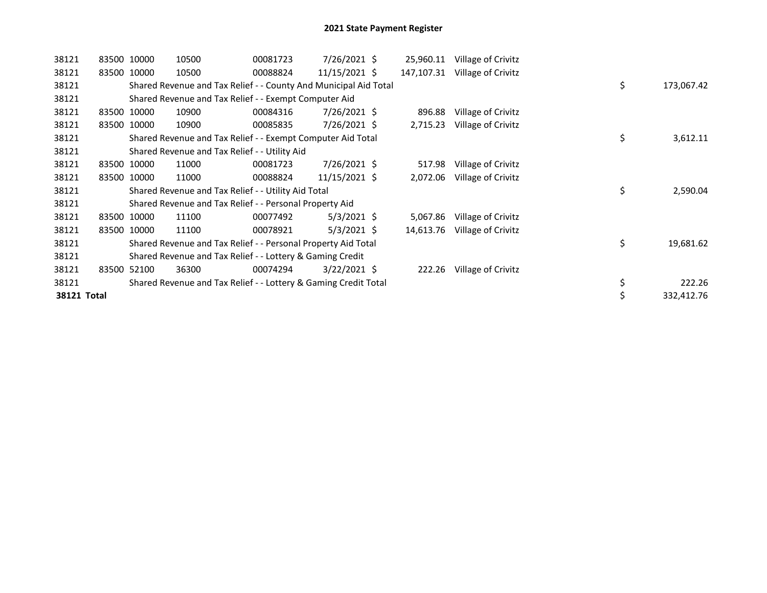# 2021 State Payment Register

| | | | | | | | | | |
|---|---|---|---|---|---|---|---|---|---|
| 38121 | 83500 | 10000 | 10500 | 00081723 | 7/26/2021 | $ 25,960.11 | Village of Crivitz | | |
| 38121 | 83500 | 10000 | 10500 | 00088824 | 11/15/2021 | $ 147,107.31 | Village of Crivitz | | |
| 38121 | | Shared Revenue and Tax Relief - - County And Municipal Aid Total | | | | | | $ | 173,067.42 |
| 38121 | | Shared Revenue and Tax Relief - - Exempt Computer Aid | | | | | | | |
| 38121 | 83500 | 10000 | 10900 | 00084316 | 7/26/2021 | $ 896.88 | Village of Crivitz | | |
| 38121 | 83500 | 10000 | 10900 | 00085835 | 7/26/2021 | $ 2,715.23 | Village of Crivitz | | |
| 38121 | | Shared Revenue and Tax Relief - - Exempt Computer Aid Total | | | | | | $ | 3,612.11 |
| 38121 | | Shared Revenue and Tax Relief - - Utility Aid | | | | | | | |
| 38121 | 83500 | 10000 | 11000 | 00081723 | 7/26/2021 | $ 517.98 | Village of Crivitz | | |
| 38121 | 83500 | 10000 | 11000 | 00088824 | 11/15/2021 | $ 2,072.06 | Village of Crivitz | | |
| 38121 | | Shared Revenue and Tax Relief - - Utility Aid Total | | | | | | $ | 2,590.04 |
| 38121 | | Shared Revenue and Tax Relief - - Personal Property Aid | | | | | | | |
| 38121 | 83500 | 10000 | 11100 | 00077492 | 5/3/2021 | $ 5,067.86 | Village of Crivitz | | |
| 38121 | 83500 | 10000 | 11100 | 00078921 | 5/3/2021 | $ 14,613.76 | Village of Crivitz | | |
| 38121 | | Shared Revenue and Tax Relief - - Personal Property Aid Total | | | | | | $ | 19,681.62 |
| 38121 | | Shared Revenue and Tax Relief - - Lottery & Gaming Credit | | | | | | | |
| 38121 | 83500 | 52100 | 36300 | 00074294 | 3/22/2021 | $ 222.26 | Village of Crivitz | | |
| 38121 | | Shared Revenue and Tax Relief - - Lottery & Gaming Credit Total | | | | | | $ | 222.26 |
| **38121 Total** | | | | | | | | $ | 332,412.76 |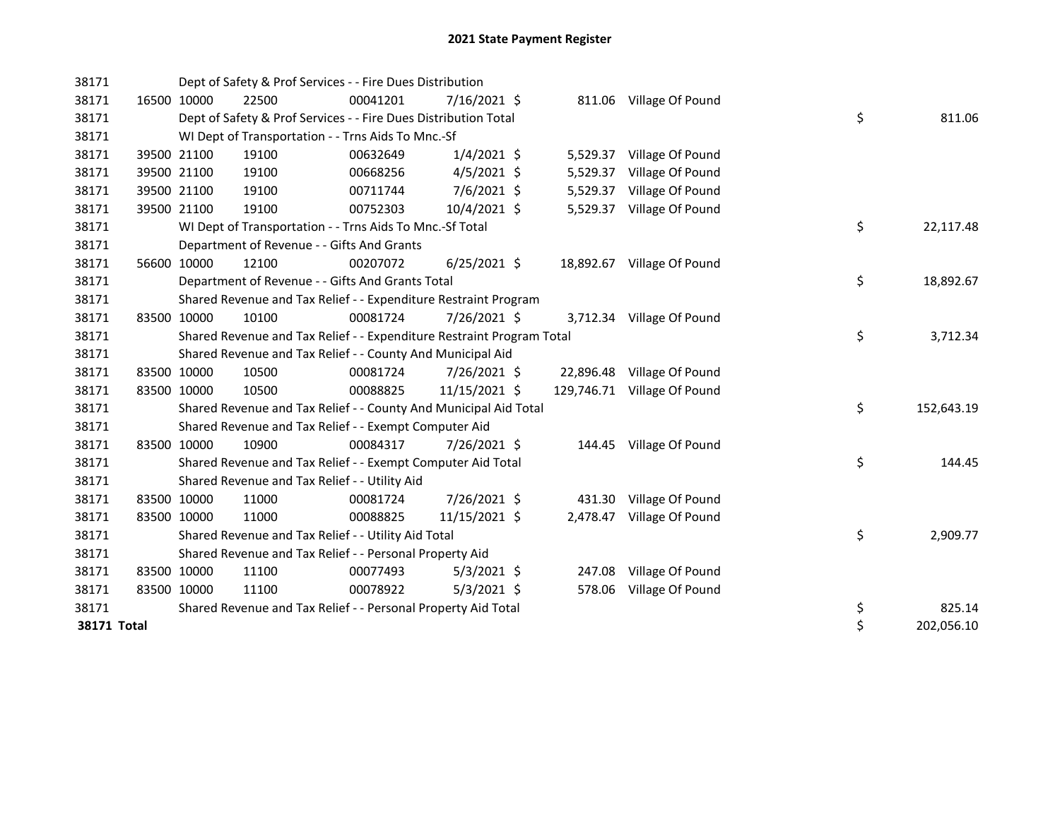# 2021 State Payment Register

| | | | | | | | | | |
|---|---|---|---|---|---|---|---|---|---|
| 38171 | | | Dept of Safety & Prof Services - - Fire Dues Distribution | | | | | | |
| 38171 | 16500 | 10000 | 22500 | 00041201 | 7/16/2021 | $ 811.06 | Village Of Pound | | |
| 38171 | | | Dept of Safety & Prof Services - - Fire Dues Distribution Total | | | | | $ | 811.06 |
| 38171 | | | WI Dept of Transportation - - Trns Aids To Mnc.-Sf | | | | | | |
| 38171 | 39500 | 21100 | 19100 | 00632649 | 1/4/2021 | $ 5,529.37 | Village Of Pound | | |
| 38171 | 39500 | 21100 | 19100 | 00668256 | 4/5/2021 | $ 5,529.37 | Village Of Pound | | |
| 38171 | 39500 | 21100 | 19100 | 00711744 | 7/6/2021 | $ 5,529.37 | Village Of Pound | | |
| 38171 | 39500 | 21100 | 19100 | 00752303 | 10/4/2021 | $ 5,529.37 | Village Of Pound | | |
| 38171 | | | WI Dept of Transportation - - Trns Aids To Mnc.-Sf Total | | | | | $ | 22,117.48 |
| 38171 | | | Department of Revenue - - Gifts And Grants | | | | | | |
| 38171 | 56600 | 10000 | 12100 | 00207072 | 6/25/2021 | $ 18,892.67 | Village Of Pound | | |
| 38171 | | | Department of Revenue - - Gifts And Grants Total | | | | | $ | 18,892.67 |
| 38171 | | | Shared Revenue and Tax Relief - - Expenditure Restraint Program | | | | | | |
| 38171 | 83500 | 10000 | 10100 | 00081724 | 7/26/2021 | $ 3,712.34 | Village Of Pound | | |
| 38171 | | | Shared Revenue and Tax Relief - - Expenditure Restraint Program Total | | | | | $ | 3,712.34 |
| 38171 | | | Shared Revenue and Tax Relief - - County And Municipal Aid | | | | | | |
| 38171 | 83500 | 10000 | 10500 | 00081724 | 7/26/2021 | $ 22,896.48 | Village Of Pound | | |
| 38171 | 83500 | 10000 | 10500 | 00088825 | 11/15/2021 | $ 129,746.71 | Village Of Pound | | |
| 38171 | | | Shared Revenue and Tax Relief - - County And Municipal Aid Total | | | | | $ | 152,643.19 |
| 38171 | | | Shared Revenue and Tax Relief - - Exempt Computer Aid | | | | | | |
| 38171 | 83500 | 10000 | 10900 | 00084317 | 7/26/2021 | $ 144.45 | Village Of Pound | | |
| 38171 | | | Shared Revenue and Tax Relief - - Exempt Computer Aid Total | | | | | $ | 144.45 |
| 38171 | | | Shared Revenue and Tax Relief - - Utility Aid | | | | | | |
| 38171 | 83500 | 10000 | 11000 | 00081724 | 7/26/2021 | $ 431.30 | Village Of Pound | | |
| 38171 | 83500 | 10000 | 11000 | 00088825 | 11/15/2021 | $ 2,478.47 | Village Of Pound | | |
| 38171 | | | Shared Revenue and Tax Relief - - Utility Aid Total | | | | | $ | 2,909.77 |
| 38171 | | | Shared Revenue and Tax Relief - - Personal Property Aid | | | | | | |
| 38171 | 83500 | 10000 | 11100 | 00077493 | 5/3/2021 | $ 247.08 | Village Of Pound | | |
| 38171 | 83500 | 10000 | 11100 | 00078922 | 5/3/2021 | $ 578.06 | Village Of Pound | | |
| 38171 | | | Shared Revenue and Tax Relief - - Personal Property Aid Total | | | | | $ | 825.14 |
| **38171 Total** | | | | | | | | $ | 202,056.10 |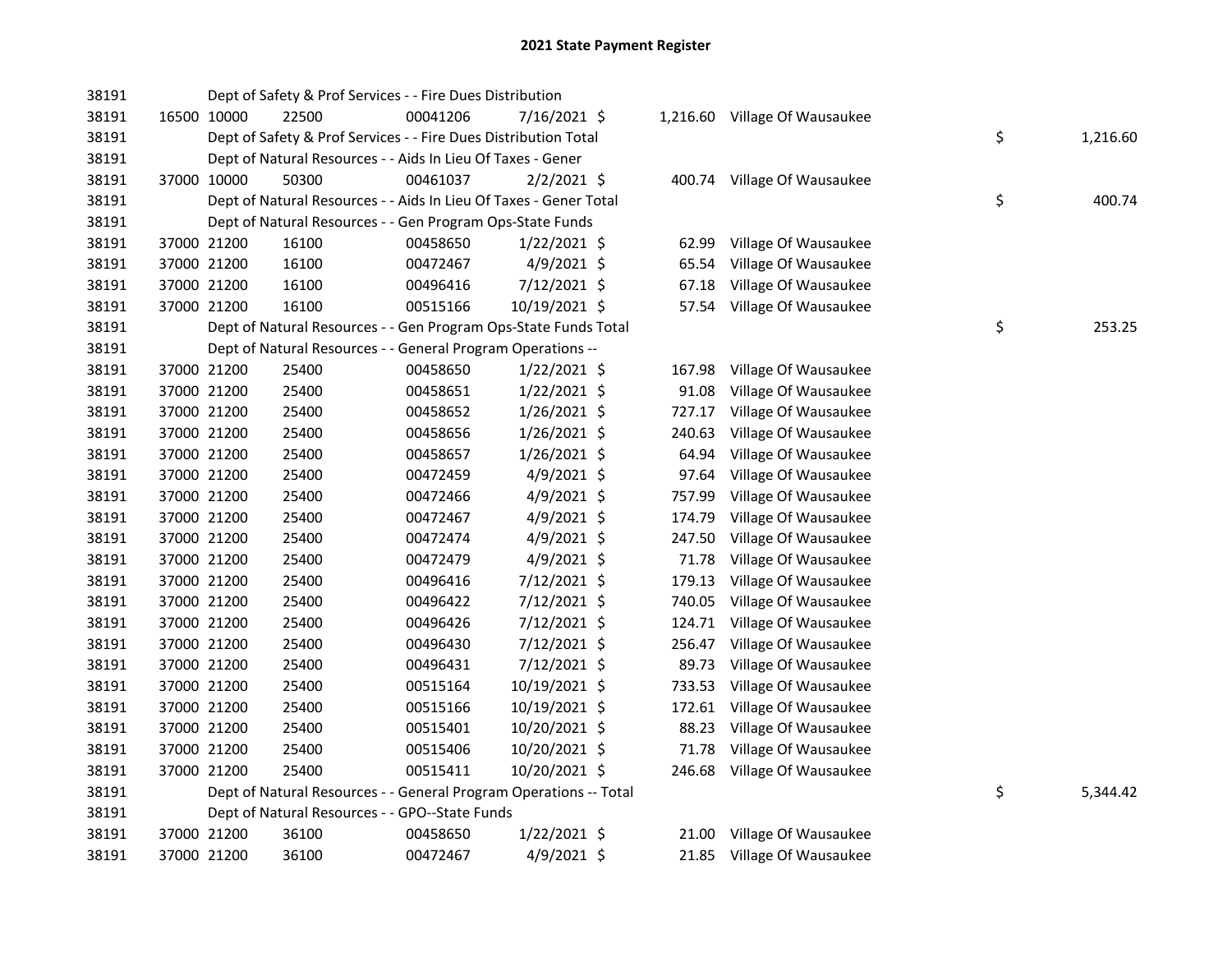# 2021 State Payment Register

| | | | | | | | | | |
|---|---|---|---|---|---|---|---|---|---|
| 38191 | | | Dept of Safety & Prof Services - - Fire Dues Distribution | | | | | | |
| 38191 | 16500 | 10000 | 22500 | 00041206 | 7/16/2021 | $ | 1,216.60 | Village Of Wausaukee | |
| 38191 | | | Dept of Safety & Prof Services - - Fire Dues Distribution Total | | | | | | $ 1,216.60 |
| 38191 | | | Dept of Natural Resources - - Aids In Lieu Of Taxes - Gener | | | | | | |
| 38191 | 37000 | 10000 | 50300 | 00461037 | 2/2/2021 | $ | 400.74 | Village Of Wausaukee | |
| 38191 | | | Dept of Natural Resources - - Aids In Lieu Of Taxes - Gener Total | | | | | | $ 400.74 |
| 38191 | | | Dept of Natural Resources - - Gen Program Ops-State Funds | | | | | | |
| 38191 | 37000 | 21200 | 16100 | 00458650 | 1/22/2021 | $ | 62.99 | Village Of Wausaukee | |
| 38191 | 37000 | 21200 | 16100 | 00472467 | 4/9/2021 | $ | 65.54 | Village Of Wausaukee | |
| 38191 | 37000 | 21200 | 16100 | 00496416 | 7/12/2021 | $ | 67.18 | Village Of Wausaukee | |
| 38191 | 37000 | 21200 | 16100 | 00515166 | 10/19/2021 | $ | 57.54 | Village Of Wausaukee | |
| 38191 | | | Dept of Natural Resources - - Gen Program Ops-State Funds Total | | | | | | $ 253.25 |
| 38191 | | | Dept of Natural Resources - - General Program Operations -- | | | | | | |
| 38191 | 37000 | 21200 | 25400 | 00458650 | 1/22/2021 | $ | 167.98 | Village Of Wausaukee | |
| 38191 | 37000 | 21200 | 25400 | 00458651 | 1/22/2021 | $ | 91.08 | Village Of Wausaukee | |
| 38191 | 37000 | 21200 | 25400 | 00458652 | 1/26/2021 | $ | 727.17 | Village Of Wausaukee | |
| 38191 | 37000 | 21200 | 25400 | 00458656 | 1/26/2021 | $ | 240.63 | Village Of Wausaukee | |
| 38191 | 37000 | 21200 | 25400 | 00458657 | 1/26/2021 | $ | 64.94 | Village Of Wausaukee | |
| 38191 | 37000 | 21200 | 25400 | 00472459 | 4/9/2021 | $ | 97.64 | Village Of Wausaukee | |
| 38191 | 37000 | 21200 | 25400 | 00472466 | 4/9/2021 | $ | 757.99 | Village Of Wausaukee | |
| 38191 | 37000 | 21200 | 25400 | 00472467 | 4/9/2021 | $ | 174.79 | Village Of Wausaukee | |
| 38191 | 37000 | 21200 | 25400 | 00472474 | 4/9/2021 | $ | 247.50 | Village Of Wausaukee | |
| 38191 | 37000 | 21200 | 25400 | 00472479 | 4/9/2021 | $ | 71.78 | Village Of Wausaukee | |
| 38191 | 37000 | 21200 | 25400 | 00496416 | 7/12/2021 | $ | 179.13 | Village Of Wausaukee | |
| 38191 | 37000 | 21200 | 25400 | 00496422 | 7/12/2021 | $ | 740.05 | Village Of Wausaukee | |
| 38191 | 37000 | 21200 | 25400 | 00496426 | 7/12/2021 | $ | 124.71 | Village Of Wausaukee | |
| 38191 | 37000 | 21200 | 25400 | 00496430 | 7/12/2021 | $ | 256.47 | Village Of Wausaukee | |
| 38191 | 37000 | 21200 | 25400 | 00496431 | 7/12/2021 | $ | 89.73 | Village Of Wausaukee | |
| 38191 | 37000 | 21200 | 25400 | 00515164 | 10/19/2021 | $ | 733.53 | Village Of Wausaukee | |
| 38191 | 37000 | 21200 | 25400 | 00515166 | 10/19/2021 | $ | 172.61 | Village Of Wausaukee | |
| 38191 | 37000 | 21200 | 25400 | 00515401 | 10/20/2021 | $ | 88.23 | Village Of Wausaukee | |
| 38191 | 37000 | 21200 | 25400 | 00515406 | 10/20/2021 | $ | 71.78 | Village Of Wausaukee | |
| 38191 | 37000 | 21200 | 25400 | 00515411 | 10/20/2021 | $ | 246.68 | Village Of Wausaukee | |
| 38191 | | | Dept of Natural Resources - - General Program Operations -- Total | | | | | | $ 5,344.42 |
| 38191 | | | Dept of Natural Resources - - GPO--State Funds | | | | | | |
| 38191 | 37000 | 21200 | 36100 | 00458650 | 1/22/2021 | $ | 21.00 | Village Of Wausaukee | |
| 38191 | 37000 | 21200 | 36100 | 00472467 | 4/9/2021 | $ | 21.85 | Village Of Wausaukee | |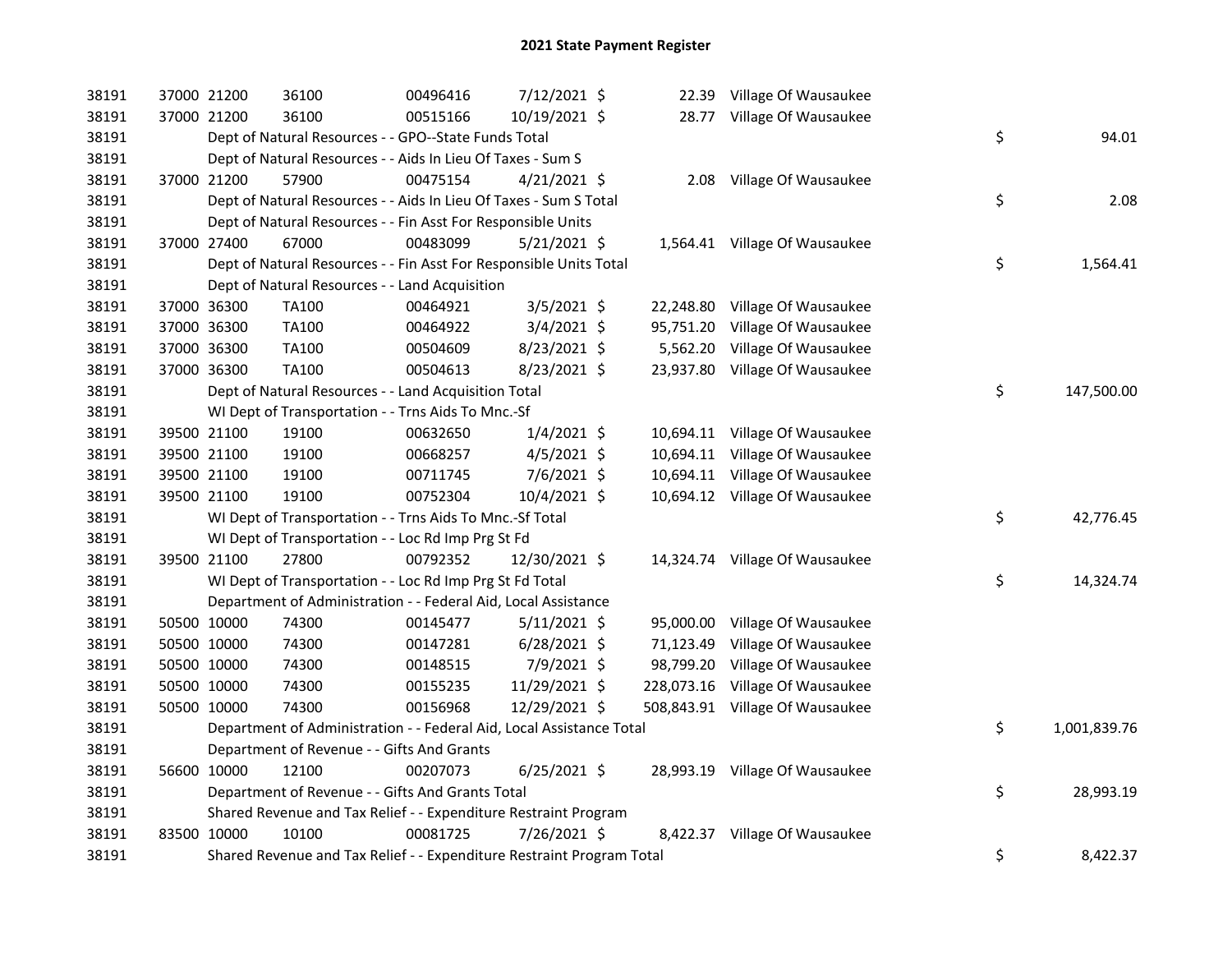# 2021 State Payment Register

| | | | | | | | | | |
|---|---|---|---|---|---|---|---|---|---|
| 38191 | 37000 | 21200 | 36100 | 00496416 | 7/12/2021 | $ | 22.39 | Village Of Wausaukee | | |
| 38191 | 37000 | 21200 | 36100 | 00515166 | 10/19/2021 | $ | 28.77 | Village Of Wausaukee | | |
| 38191 | | Dept of Natural Resources - - GPO--State Funds Total | | | | | | | $ | 94.01 |
| 38191 | | Dept of Natural Resources - - Aids In Lieu Of Taxes - Sum S | | | | | | | | |
| 38191 | 37000 | 21200 | 57900 | 00475154 | 4/21/2021 | $ | 2.08 | Village Of Wausaukee | | |
| 38191 | | Dept of Natural Resources - - Aids In Lieu Of Taxes - Sum S Total | | | | | | | $ | 2.08 |
| 38191 | | Dept of Natural Resources - - Fin Asst For Responsible Units | | | | | | | | |
| 38191 | 37000 | 27400 | 67000 | 00483099 | 5/21/2021 | $ | 1,564.41 | Village Of Wausaukee | | |
| 38191 | | Dept of Natural Resources - - Fin Asst For Responsible Units Total | | | | | | | $ | 1,564.41 |
| 38191 | | Dept of Natural Resources - - Land Acquisition | | | | | | | | |
| 38191 | 37000 | 36300 | TA100 | 00464921 | 3/5/2021 | $ | 22,248.80 | Village Of Wausaukee | | |
| 38191 | 37000 | 36300 | TA100 | 00464922 | 3/4/2021 | $ | 95,751.20 | Village Of Wausaukee | | |
| 38191 | 37000 | 36300 | TA100 | 00504609 | 8/23/2021 | $ | 5,562.20 | Village Of Wausaukee | | |
| 38191 | 37000 | 36300 | TA100 | 00504613 | 8/23/2021 | $ | 23,937.80 | Village Of Wausaukee | | |
| 38191 | | Dept of Natural Resources - - Land Acquisition Total | | | | | | | $ | 147,500.00 |
| 38191 | | WI Dept of Transportation - - Trns Aids To Mnc.-Sf | | | | | | | | |
| 38191 | 39500 | 21100 | 19100 | 00632650 | 1/4/2021 | $ | 10,694.11 | Village Of Wausaukee | | |
| 38191 | 39500 | 21100 | 19100 | 00668257 | 4/5/2021 | $ | 10,694.11 | Village Of Wausaukee | | |
| 38191 | 39500 | 21100 | 19100 | 00711745 | 7/6/2021 | $ | 10,694.11 | Village Of Wausaukee | | |
| 38191 | 39500 | 21100 | 19100 | 00752304 | 10/4/2021 | $ | 10,694.12 | Village Of Wausaukee | | |
| 38191 | | WI Dept of Transportation - - Trns Aids To Mnc.-Sf Total | | | | | | | $ | 42,776.45 |
| 38191 | | WI Dept of Transportation - - Loc Rd Imp Prg St Fd | | | | | | | | |
| 38191 | 39500 | 21100 | 27800 | 00792352 | 12/30/2021 | $ | 14,324.74 | Village Of Wausaukee | | |
| 38191 | | WI Dept of Transportation - - Loc Rd Imp Prg St Fd Total | | | | | | | $ | 14,324.74 |
| 38191 | | Department of Administration - - Federal Aid, Local Assistance | | | | | | | | |
| 38191 | 50500 | 10000 | 74300 | 00145477 | 5/11/2021 | $ | 95,000.00 | Village Of Wausaukee | | |
| 38191 | 50500 | 10000 | 74300 | 00147281 | 6/28/2021 | $ | 71,123.49 | Village Of Wausaukee | | |
| 38191 | 50500 | 10000 | 74300 | 00148515 | 7/9/2021 | $ | 98,799.20 | Village Of Wausaukee | | |
| 38191 | 50500 | 10000 | 74300 | 00155235 | 11/29/2021 | $ | 228,073.16 | Village Of Wausaukee | | |
| 38191 | 50500 | 10000 | 74300 | 00156968 | 12/29/2021 | $ | 508,843.91 | Village Of Wausaukee | | |
| 38191 | | Department of Administration - - Federal Aid, Local Assistance Total | | | | | | | $ | 1,001,839.76 |
| 38191 | | Department of Revenue - - Gifts And Grants | | | | | | | | |
| 38191 | 56600 | 10000 | 12100 | 00207073 | 6/25/2021 | $ | 28,993.19 | Village Of Wausaukee | | |
| 38191 | | Department of Revenue - - Gifts And Grants Total | | | | | | | $ | 28,993.19 |
| 38191 | | Shared Revenue and Tax Relief - - Expenditure Restraint Program | | | | | | | | |
| 38191 | 83500 | 10000 | 10100 | 00081725 | 7/26/2021 | $ | 8,422.37 | Village Of Wausaukee | | |
| 38191 | | Shared Revenue and Tax Relief - - Expenditure Restraint Program Total | | | | | | | $ | 8,422.37 |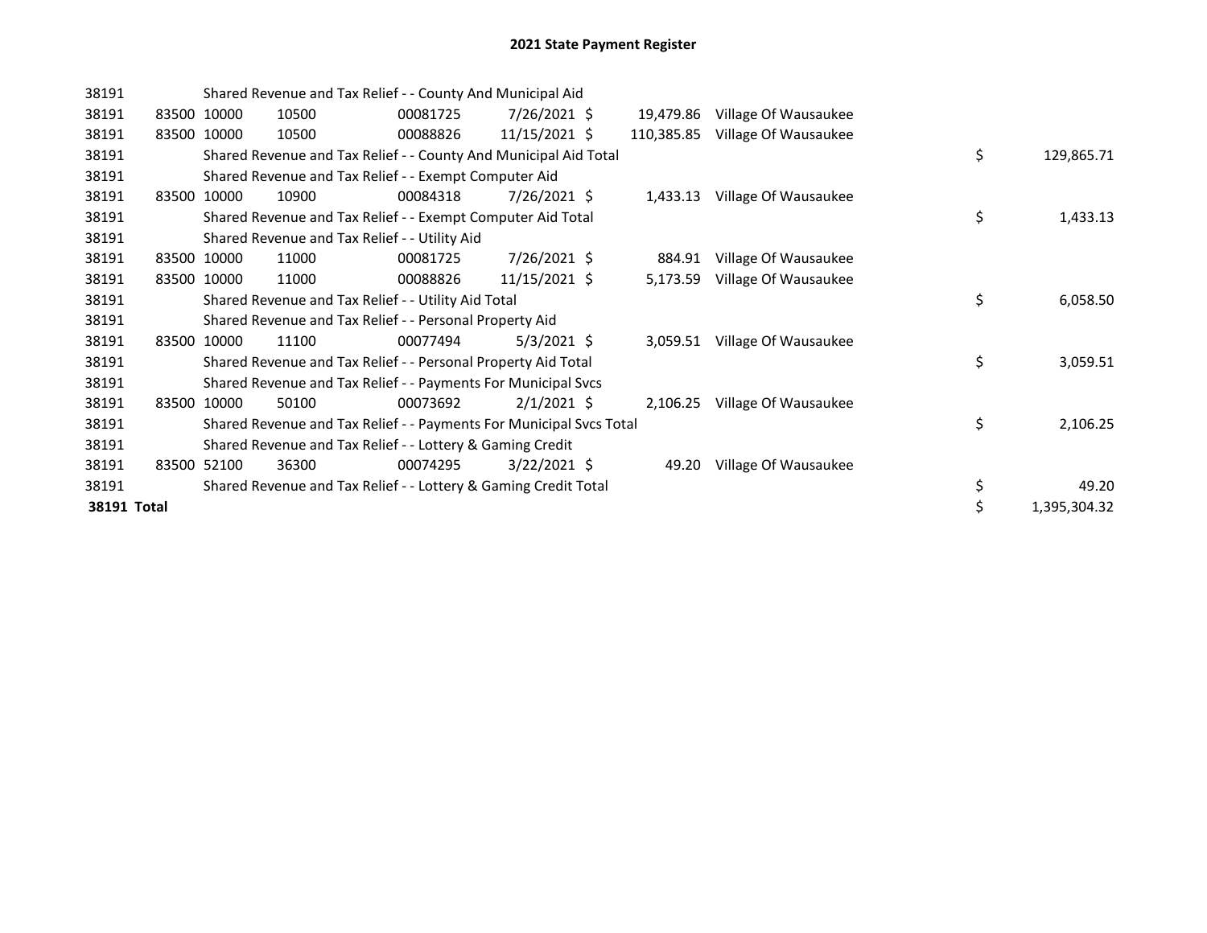# 2021 State Payment Register

| | | | | | | | | | |
|---|---|---|---|---|---|---|---|---|---|
| 38191 | | Shared Revenue and Tax Relief - - County And Municipal Aid | | | | | | | |
| 38191 | 83500 | 10000 | 10500 | 00081725 | 7/26/2021 | $ 19,479.86 | Village Of Wausaukee | | |
| 38191 | 83500 | 10000 | 10500 | 00088826 | 11/15/2021 | $ 110,385.85 | Village Of Wausaukee | | |
| 38191 | | Shared Revenue and Tax Relief - - County And Municipal Aid Total | | | | | | $ | 129,865.71 |
| 38191 | | Shared Revenue and Tax Relief - - Exempt Computer Aid | | | | | | | |
| 38191 | 83500 | 10000 | 10900 | 00084318 | 7/26/2021 | $ 1,433.13 | Village Of Wausaukee | | |
| 38191 | | Shared Revenue and Tax Relief - - Exempt Computer Aid Total | | | | | | $ | 1,433.13 |
| 38191 | | Shared Revenue and Tax Relief - - Utility Aid | | | | | | | |
| 38191 | 83500 | 10000 | 11000 | 00081725 | 7/26/2021 | $ 884.91 | Village Of Wausaukee | | |
| 38191 | 83500 | 10000 | 11000 | 00088826 | 11/15/2021 | $ 5,173.59 | Village Of Wausaukee | | |
| 38191 | | Shared Revenue and Tax Relief - - Utility Aid Total | | | | | | $ | 6,058.50 |
| 38191 | | Shared Revenue and Tax Relief - - Personal Property Aid | | | | | | | |
| 38191 | 83500 | 10000 | 11100 | 00077494 | 5/3/2021 | $ 3,059.51 | Village Of Wausaukee | | |
| 38191 | | Shared Revenue and Tax Relief - - Personal Property Aid Total | | | | | | $ | 3,059.51 |
| 38191 | | Shared Revenue and Tax Relief - - Payments For Municipal Svcs | | | | | | | |
| 38191 | 83500 | 10000 | 50100 | 00073692 | 2/1/2021 | $ 2,106.25 | Village Of Wausaukee | | |
| 38191 | | Shared Revenue and Tax Relief - - Payments For Municipal Svcs Total | | | | | | $ | 2,106.25 |
| 38191 | | Shared Revenue and Tax Relief - - Lottery & Gaming Credit | | | | | | | |
| 38191 | 83500 | 52100 | 36300 | 00074295 | 3/22/2021 | $ 49.20 | Village Of Wausaukee | | |
| 38191 | | Shared Revenue and Tax Relief - - Lottery & Gaming Credit Total | | | | | | $ | 49.20 |
| **38191 Total** | | | | | | | | $ | 1,395,304.32 |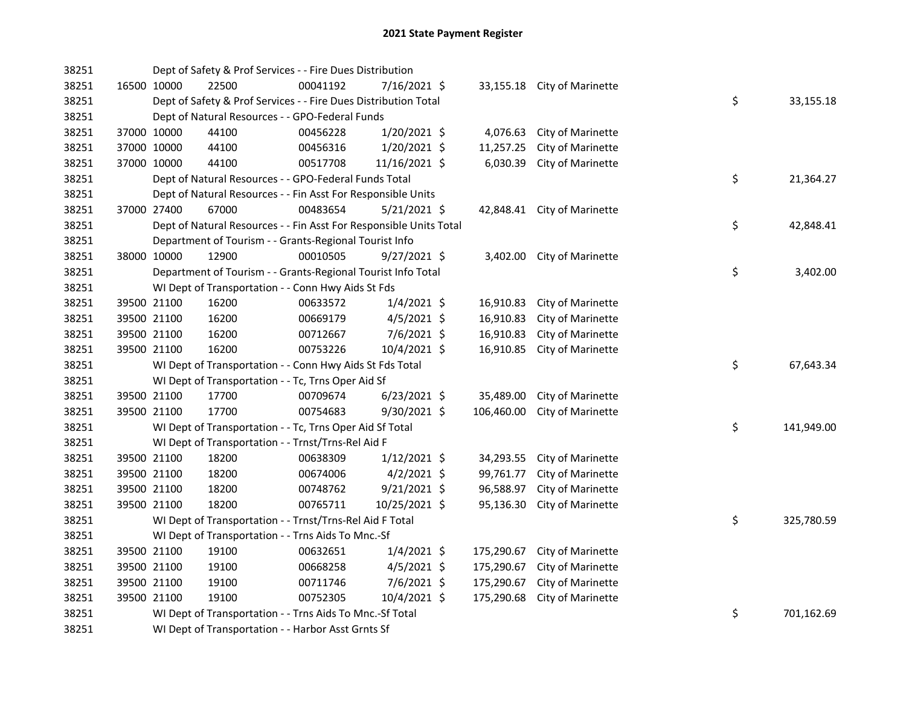# 2021 State Payment Register

| | | | | | | | | | |
|---|---|---|---|---|---|---|---|---|---|
| 38251 | | Dept of Safety & Prof Services - - Fire Dues Distribution | | | | | | | |
| 38251 | 16500 | 10000 | 22500 | 00041192 | 7/16/2021 | $ 33,155.18 | City of Marinette | | |
| 38251 | | Dept of Safety & Prof Services - - Fire Dues Distribution Total | | | | | | $ | 33,155.18 |
| 38251 | | Dept of Natural Resources - - GPO-Federal Funds | | | | | | | |
| 38251 | 37000 | 10000 | 44100 | 00456228 | 1/20/2021 | $ 4,076.63 | City of Marinette | | |
| 38251 | 37000 | 10000 | 44100 | 00456316 | 1/20/2021 | $ 11,257.25 | City of Marinette | | |
| 38251 | 37000 | 10000 | 44100 | 00517708 | 11/16/2021 | $ 6,030.39 | City of Marinette | | |
| 38251 | | Dept of Natural Resources - - GPO-Federal Funds Total | | | | | | $ | 21,364.27 |
| 38251 | | Dept of Natural Resources - - Fin Asst For Responsible Units | | | | | | | |
| 38251 | 37000 | 27400 | 67000 | 00483654 | 5/21/2021 | $ 42,848.41 | City of Marinette | | |
| 38251 | | Dept of Natural Resources - - Fin Asst For Responsible Units Total | | | | | | $ | 42,848.41 |
| 38251 | | Department of Tourism - - Grants-Regional Tourist Info | | | | | | | |
| 38251 | 38000 | 10000 | 12900 | 00010505 | 9/27/2021 | $ 3,402.00 | City of Marinette | | |
| 38251 | | Department of Tourism - - Grants-Regional Tourist Info Total | | | | | | $ | 3,402.00 |
| 38251 | | WI Dept of Transportation - - Conn Hwy Aids St Fds | | | | | | | |
| 38251 | 39500 | 21100 | 16200 | 00633572 | 1/4/2021 | $ 16,910.83 | City of Marinette | | |
| 38251 | 39500 | 21100 | 16200 | 00669179 | 4/5/2021 | $ 16,910.83 | City of Marinette | | |
| 38251 | 39500 | 21100 | 16200 | 00712667 | 7/6/2021 | $ 16,910.83 | City of Marinette | | |
| 38251 | 39500 | 21100 | 16200 | 00753226 | 10/4/2021 | $ 16,910.85 | City of Marinette | | |
| 38251 | | WI Dept of Transportation - - Conn Hwy Aids St Fds Total | | | | | | $ | 67,643.34 |
| 38251 | | WI Dept of Transportation - - Tc, Trns Oper Aid Sf | | | | | | | |
| 38251 | 39500 | 21100 | 17700 | 00709674 | 6/23/2021 | $ 35,489.00 | City of Marinette | | |
| 38251 | 39500 | 21100 | 17700 | 00754683 | 9/30/2021 | $ 106,460.00 | City of Marinette | | |
| 38251 | | WI Dept of Transportation - - Tc, Trns Oper Aid Sf Total | | | | | | $ | 141,949.00 |
| 38251 | | WI Dept of Transportation - - Trnst/Trns-Rel Aid F | | | | | | | |
| 38251 | 39500 | 21100 | 18200 | 00638309 | 1/12/2021 | $ 34,293.55 | City of Marinette | | |
| 38251 | 39500 | 21100 | 18200 | 00674006 | 4/2/2021 | $ 99,761.77 | City of Marinette | | |
| 38251 | 39500 | 21100 | 18200 | 00748762 | 9/21/2021 | $ 96,588.97 | City of Marinette | | |
| 38251 | 39500 | 21100 | 18200 | 00765711 | 10/25/2021 | $ 95,136.30 | City of Marinette | | |
| 38251 | | WI Dept of Transportation - - Trnst/Trns-Rel Aid F Total | | | | | | $ | 325,780.59 |
| 38251 | | WI Dept of Transportation - - Trns Aids To Mnc.-Sf | | | | | | | |
| 38251 | 39500 | 21100 | 19100 | 00632651 | 1/4/2021 | $ 175,290.67 | City of Marinette | | |
| 38251 | 39500 | 21100 | 19100 | 00668258 | 4/5/2021 | $ 175,290.67 | City of Marinette | | |
| 38251 | 39500 | 21100 | 19100 | 00711746 | 7/6/2021 | $ 175,290.67 | City of Marinette | | |
| 38251 | 39500 | 21100 | 19100 | 00752305 | 10/4/2021 | $ 175,290.68 | City of Marinette | | |
| 38251 | | WI Dept of Transportation - - Trns Aids To Mnc.-Sf Total | | | | | | $ | 701,162.69 |
| 38251 | | WI Dept of Transportation - - Harbor Asst Grnts Sf | | | | | | | |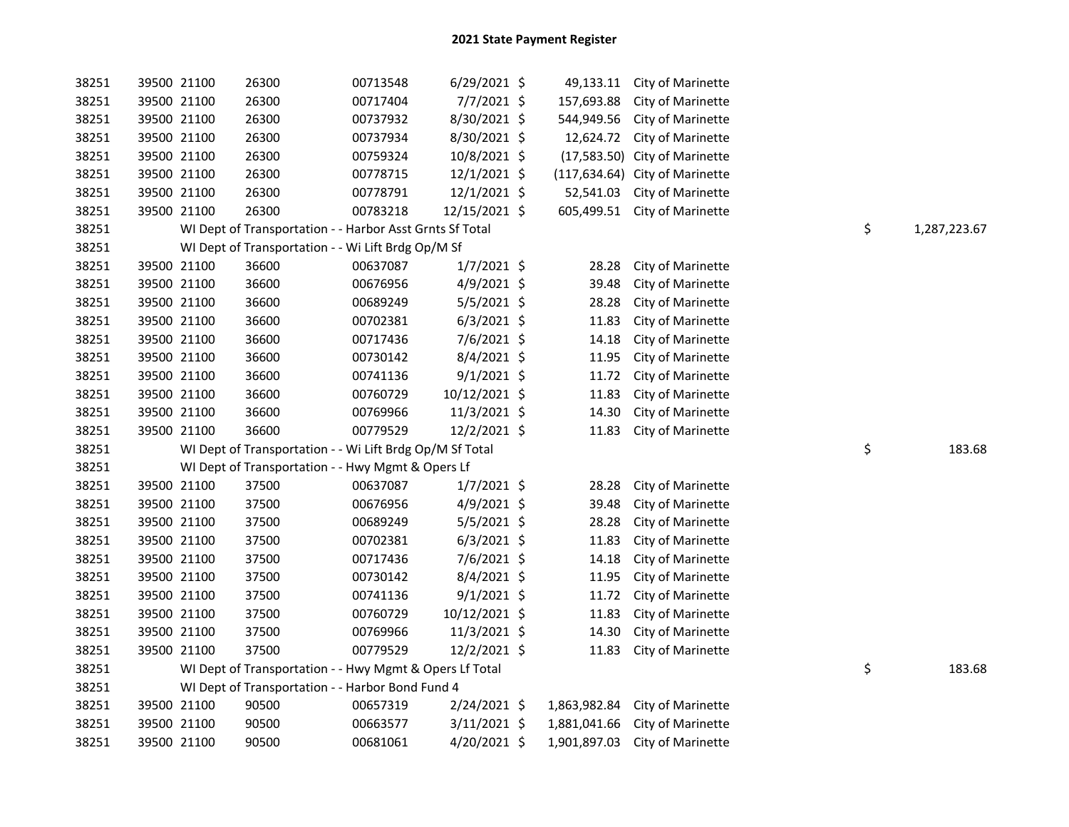# 2021 State Payment Register

| | | | | | | | | | |
|---|---|---|---|---|---|---|---|---|---|
| 38251 | 39500 | 21100 | 26300 | 00713548 | 6/29/2021 | $ 49,133.11 | City of Marinette | | |
| 38251 | 39500 | 21100 | 26300 | 00717404 | 7/7/2021 | $ 157,693.88 | City of Marinette | | |
| 38251 | 39500 | 21100 | 26300 | 00737932 | 8/30/2021 | $ 544,949.56 | City of Marinette | | |
| 38251 | 39500 | 21100 | 26300 | 00737934 | 8/30/2021 | $ 12,624.72 | City of Marinette | | |
| 38251 | 39500 | 21100 | 26300 | 00759324 | 10/8/2021 | $ (17,583.50) | City of Marinette | | |
| 38251 | 39500 | 21100 | 26300 | 00778715 | 12/1/2021 | $ (117,634.64) | City of Marinette | | |
| 38251 | 39500 | 21100 | 26300 | 00778791 | 12/1/2021 | $ 52,541.03 | City of Marinette | | |
| 38251 | 39500 | 21100 | 26300 | 00783218 | 12/15/2021 | $ 605,499.51 | City of Marinette | | |
| 38251 | | WI Dept of Transportation - - Harbor Asst Grnts Sf Total | | | | | | $ | 1,287,223.67 |
| 38251 | | WI Dept of Transportation - - Wi Lift Brdg Op/M Sf | | | | | | | |
| 38251 | 39500 | 21100 | 36600 | 00637087 | 1/7/2021 | $ 28.28 | City of Marinette | | |
| 38251 | 39500 | 21100 | 36600 | 00676956 | 4/9/2021 | $ 39.48 | City of Marinette | | |
| 38251 | 39500 | 21100 | 36600 | 00689249 | 5/5/2021 | $ 28.28 | City of Marinette | | |
| 38251 | 39500 | 21100 | 36600 | 00702381 | 6/3/2021 | $ 11.83 | City of Marinette | | |
| 38251 | 39500 | 21100 | 36600 | 00717436 | 7/6/2021 | $ 14.18 | City of Marinette | | |
| 38251 | 39500 | 21100 | 36600 | 00730142 | 8/4/2021 | $ 11.95 | City of Marinette | | |
| 38251 | 39500 | 21100 | 36600 | 00741136 | 9/1/2021 | $ 11.72 | City of Marinette | | |
| 38251 | 39500 | 21100 | 36600 | 00760729 | 10/12/2021 | $ 11.83 | City of Marinette | | |
| 38251 | 39500 | 21100 | 36600 | 00769966 | 11/3/2021 | $ 14.30 | City of Marinette | | |
| 38251 | 39500 | 21100 | 36600 | 00779529 | 12/2/2021 | $ 11.83 | City of Marinette | | |
| 38251 | | WI Dept of Transportation - - Wi Lift Brdg Op/M Sf Total | | | | | | $ | 183.68 |
| 38251 | | WI Dept of Transportation - - Hwy Mgmt & Opers Lf | | | | | | | |
| 38251 | 39500 | 21100 | 37500 | 00637087 | 1/7/2021 | $ 28.28 | City of Marinette | | |
| 38251 | 39500 | 21100 | 37500 | 00676956 | 4/9/2021 | $ 39.48 | City of Marinette | | |
| 38251 | 39500 | 21100 | 37500 | 00689249 | 5/5/2021 | $ 28.28 | City of Marinette | | |
| 38251 | 39500 | 21100 | 37500 | 00702381 | 6/3/2021 | $ 11.83 | City of Marinette | | |
| 38251 | 39500 | 21100 | 37500 | 00717436 | 7/6/2021 | $ 14.18 | City of Marinette | | |
| 38251 | 39500 | 21100 | 37500 | 00730142 | 8/4/2021 | $ 11.95 | City of Marinette | | |
| 38251 | 39500 | 21100 | 37500 | 00741136 | 9/1/2021 | $ 11.72 | City of Marinette | | |
| 38251 | 39500 | 21100 | 37500 | 00760729 | 10/12/2021 | $ 11.83 | City of Marinette | | |
| 38251 | 39500 | 21100 | 37500 | 00769966 | 11/3/2021 | $ 14.30 | City of Marinette | | |
| 38251 | 39500 | 21100 | 37500 | 00779529 | 12/2/2021 | $ 11.83 | City of Marinette | | |
| 38251 | | WI Dept of Transportation - - Hwy Mgmt & Opers Lf Total | | | | | | $ | 183.68 |
| 38251 | | WI Dept of Transportation - - Harbor Bond Fund 4 | | | | | | | |
| 38251 | 39500 | 21100 | 90500 | 00657319 | 2/24/2021 | $ 1,863,982.84 | City of Marinette | | |
| 38251 | 39500 | 21100 | 90500 | 00663577 | 3/11/2021 | $ 1,881,041.66 | City of Marinette | | |
| 38251 | 39500 | 21100 | 90500 | 00681061 | 4/20/2021 | $ 1,901,897.03 | City of Marinette | | |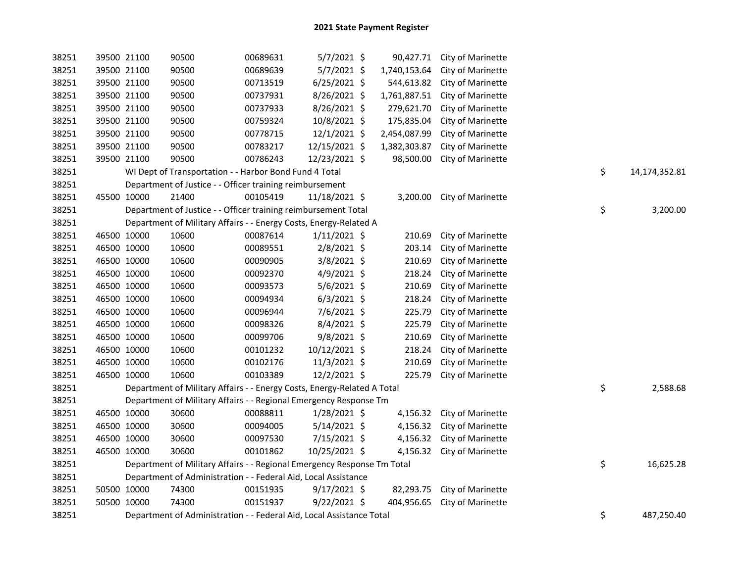# 2021 State Payment Register

| | | | | | | | | | |
|---|---|---|---|---|---|---|---|---|---|
| 38251 | 39500 | 21100 | 90500 | 00689631 | 5/7/2021 | $ 90,427.71 | City of Marinette | | |
| 38251 | 39500 | 21100 | 90500 | 00689639 | 5/7/2021 | $ 1,740,153.64 | City of Marinette | | |
| 38251 | 39500 | 21100 | 90500 | 00713519 | 6/25/2021 | $ 544,613.82 | City of Marinette | | |
| 38251 | 39500 | 21100 | 90500 | 00737931 | 8/26/2021 | $ 1,761,887.51 | City of Marinette | | |
| 38251 | 39500 | 21100 | 90500 | 00737933 | 8/26/2021 | $ 279,621.70 | City of Marinette | | |
| 38251 | 39500 | 21100 | 90500 | 00759324 | 10/8/2021 | $ 175,835.04 | City of Marinette | | |
| 38251 | 39500 | 21100 | 90500 | 00778715 | 12/1/2021 | $ 2,454,087.99 | City of Marinette | | |
| 38251 | 39500 | 21100 | 90500 | 00783217 | 12/15/2021 | $ 1,382,303.87 | City of Marinette | | |
| 38251 | 39500 | 21100 | 90500 | 00786243 | 12/23/2021 | $ 98,500.00 | City of Marinette | | |
| 38251 | | WI Dept of Transportation - - Harbor Bond Fund 4 Total | | | | | | $ | 14,174,352.81 |
| 38251 | | Department of Justice - - Officer training reimbursement | | | | | | | |
| 38251 | 45500 | 10000 | 21400 | 00105419 | 11/18/2021 | $ 3,200.00 | City of Marinette | | |
| 38251 | | Department of Justice - - Officer training reimbursement Total | | | | | | $ | 3,200.00 |
| 38251 | | Department of Military Affairs - - Energy Costs, Energy-Related A | | | | | | | |
| 38251 | 46500 | 10000 | 10600 | 00087614 | 1/11/2021 | $ 210.69 | City of Marinette | | |
| 38251 | 46500 | 10000 | 10600 | 00089551 | 2/8/2021 | $ 203.14 | City of Marinette | | |
| 38251 | 46500 | 10000 | 10600 | 00090905 | 3/8/2021 | $ 210.69 | City of Marinette | | |
| 38251 | 46500 | 10000 | 10600 | 00092370 | 4/9/2021 | $ 218.24 | City of Marinette | | |
| 38251 | 46500 | 10000 | 10600 | 00093573 | 5/6/2021 | $ 210.69 | City of Marinette | | |
| 38251 | 46500 | 10000 | 10600 | 00094934 | 6/3/2021 | $ 218.24 | City of Marinette | | |
| 38251 | 46500 | 10000 | 10600 | 00096944 | 7/6/2021 | $ 225.79 | City of Marinette | | |
| 38251 | 46500 | 10000 | 10600 | 00098326 | 8/4/2021 | $ 225.79 | City of Marinette | | |
| 38251 | 46500 | 10000 | 10600 | 00099706 | 9/8/2021 | $ 210.69 | City of Marinette | | |
| 38251 | 46500 | 10000 | 10600 | 00101232 | 10/12/2021 | $ 218.24 | City of Marinette | | |
| 38251 | 46500 | 10000 | 10600 | 00102176 | 11/3/2021 | $ 210.69 | City of Marinette | | |
| 38251 | 46500 | 10000 | 10600 | 00103389 | 12/2/2021 | $ 225.79 | City of Marinette | | |
| 38251 | | Department of Military Affairs - - Energy Costs, Energy-Related A Total | | | | | | $ | 2,588.68 |
| 38251 | | Department of Military Affairs - - Regional Emergency Response Tm | | | | | | | |
| 38251 | 46500 | 10000 | 30600 | 00088811 | 1/28/2021 | $ 4,156.32 | City of Marinette | | |
| 38251 | 46500 | 10000 | 30600 | 00094005 | 5/14/2021 | $ 4,156.32 | City of Marinette | | |
| 38251 | 46500 | 10000 | 30600 | 00097530 | 7/15/2021 | $ 4,156.32 | City of Marinette | | |
| 38251 | 46500 | 10000 | 30600 | 00101862 | 10/25/2021 | $ 4,156.32 | City of Marinette | | |
| 38251 | | Department of Military Affairs - - Regional Emergency Response Tm Total | | | | | | $ | 16,625.28 |
| 38251 | | Department of Administration - - Federal Aid, Local Assistance | | | | | | | |
| 38251 | 50500 | 10000 | 74300 | 00151935 | 9/17/2021 | $ 82,293.75 | City of Marinette | | |
| 38251 | 50500 | 10000 | 74300 | 00151937 | 9/22/2021 | $ 404,956.65 | City of Marinette | | |
| 38251 | | Department of Administration - - Federal Aid, Local Assistance Total | | | | | | $ | 487,250.40 |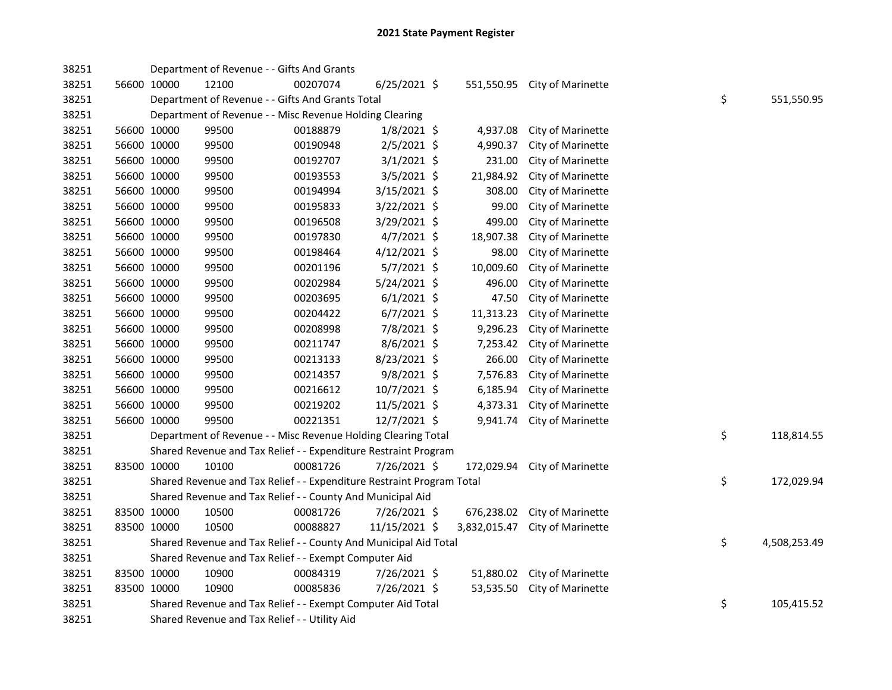## 2021 State Payment Register

| | | | | | | | | | |
|---|---|---|---|---|---|---|---|---|---|
| 38251 | | Department of Revenue - - Gifts And Grants | | | | | | | |
| 38251 | 56600 | 10000 | 12100 | 00207074 | 6/25/2021 | $ 551,550.95 | City of Marinette | | |
| 38251 | | Department of Revenue - - Gifts And Grants Total | | | | | | $ | 551,550.95 |
| 38251 | | Department of Revenue - - Misc Revenue Holding Clearing | | | | | | | |
| 38251 | 56600 | 10000 | 99500 | 00188879 | 1/8/2021 | $ 4,937.08 | City of Marinette | | |
| 38251 | 56600 | 10000 | 99500 | 00190948 | 2/5/2021 | $ 4,990.37 | City of Marinette | | |
| 38251 | 56600 | 10000 | 99500 | 00192707 | 3/1/2021 | $ 231.00 | City of Marinette | | |
| 38251 | 56600 | 10000 | 99500 | 00193553 | 3/5/2021 | $ 21,984.92 | City of Marinette | | |
| 38251 | 56600 | 10000 | 99500 | 00194994 | 3/15/2021 | $ 308.00 | City of Marinette | | |
| 38251 | 56600 | 10000 | 99500 | 00195833 | 3/22/2021 | $ 99.00 | City of Marinette | | |
| 38251 | 56600 | 10000 | 99500 | 00196508 | 3/29/2021 | $ 499.00 | City of Marinette | | |
| 38251 | 56600 | 10000 | 99500 | 00197830 | 4/7/2021 | $ 18,907.38 | City of Marinette | | |
| 38251 | 56600 | 10000 | 99500 | 00198464 | 4/12/2021 | $ 98.00 | City of Marinette | | |
| 38251 | 56600 | 10000 | 99500 | 00201196 | 5/7/2021 | $ 10,009.60 | City of Marinette | | |
| 38251 | 56600 | 10000 | 99500 | 00202984 | 5/24/2021 | $ 496.00 | City of Marinette | | |
| 38251 | 56600 | 10000 | 99500 | 00203695 | 6/1/2021 | $ 47.50 | City of Marinette | | |
| 38251 | 56600 | 10000 | 99500 | 00204422 | 6/7/2021 | $ 11,313.23 | City of Marinette | | |
| 38251 | 56600 | 10000 | 99500 | 00208998 | 7/8/2021 | $ 9,296.23 | City of Marinette | | |
| 38251 | 56600 | 10000 | 99500 | 00211747 | 8/6/2021 | $ 7,253.42 | City of Marinette | | |
| 38251 | 56600 | 10000 | 99500 | 00213133 | 8/23/2021 | $ 266.00 | City of Marinette | | |
| 38251 | 56600 | 10000 | 99500 | 00214357 | 9/8/2021 | $ 7,576.83 | City of Marinette | | |
| 38251 | 56600 | 10000 | 99500 | 00216612 | 10/7/2021 | $ 6,185.94 | City of Marinette | | |
| 38251 | 56600 | 10000 | 99500 | 00219202 | 11/5/2021 | $ 4,373.31 | City of Marinette | | |
| 38251 | 56600 | 10000 | 99500 | 00221351 | 12/7/2021 | $ 9,941.74 | City of Marinette | | |
| 38251 | | Department of Revenue - - Misc Revenue Holding Clearing Total | | | | | | $ | 118,814.55 |
| 38251 | | Shared Revenue and Tax Relief - - Expenditure Restraint Program | | | | | | | |
| 38251 | 83500 | 10000 | 10100 | 00081726 | 7/26/2021 | $ 172,029.94 | City of Marinette | | |
| 38251 | | Shared Revenue and Tax Relief - - Expenditure Restraint Program Total | | | | | | $ | 172,029.94 |
| 38251 | | Shared Revenue and Tax Relief - - County And Municipal Aid | | | | | | | |
| 38251 | 83500 | 10000 | 10500 | 00081726 | 7/26/2021 | $ 676,238.02 | City of Marinette | | |
| 38251 | 83500 | 10000 | 10500 | 00088827 | 11/15/2021 | $ 3,832,015.47 | City of Marinette | | |
| 38251 | | Shared Revenue and Tax Relief - - County And Municipal Aid Total | | | | | | $ | 4,508,253.49 |
| 38251 | | Shared Revenue and Tax Relief - - Exempt Computer Aid | | | | | | | |
| 38251 | 83500 | 10000 | 10900 | 00084319 | 7/26/2021 | $ 51,880.02 | City of Marinette | | |
| 38251 | 83500 | 10000 | 10900 | 00085836 | 7/26/2021 | $ 53,535.50 | City of Marinette | | |
| 38251 | | Shared Revenue and Tax Relief - - Exempt Computer Aid Total | | | | | | $ | 105,415.52 |
| 38251 | | Shared Revenue and Tax Relief - - Utility Aid | | | | | | | |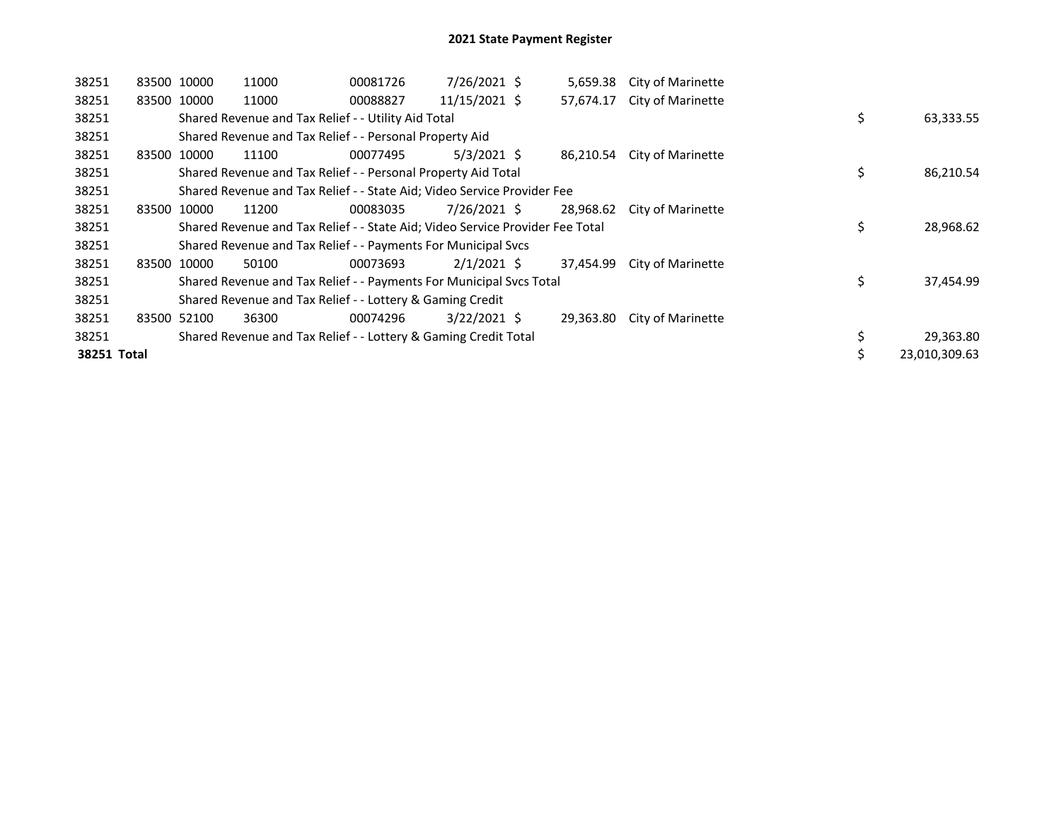# 2021 State Payment Register

| | | | | | | | | | |
|---|---|---|---|---|---|---|---|---|---|
| 38251 | 83500 | 10000 | 11000 | 00081726 | 7/26/2021 | $ 5,659.38 | City of Marinette | | |
| 38251 | 83500 | 10000 | 11000 | 00088827 | 11/15/2021 | $ 57,674.17 | City of Marinette | | |
| 38251 | | Shared Revenue and Tax Relief - - Utility Aid Total | | | | | | $ | 63,333.55 |
| 38251 | | Shared Revenue and Tax Relief - - Personal Property Aid | | | | | | | |
| 38251 | 83500 | 10000 | 11100 | 00077495 | 5/3/2021 | $ 86,210.54 | City of Marinette | | |
| 38251 | | Shared Revenue and Tax Relief - - Personal Property Aid Total | | | | | | $ | 86,210.54 |
| 38251 | | Shared Revenue and Tax Relief - - State Aid; Video Service Provider Fee | | | | | | | |
| 38251 | 83500 | 10000 | 11200 | 00083035 | 7/26/2021 | $ 28,968.62 | City of Marinette | | |
| 38251 | | Shared Revenue and Tax Relief - - State Aid; Video Service Provider Fee Total | | | | | | $ | 28,968.62 |
| 38251 | | Shared Revenue and Tax Relief - - Payments For Municipal Svcs | | | | | | | |
| 38251 | 83500 | 10000 | 50100 | 00073693 | 2/1/2021 | $ 37,454.99 | City of Marinette | | |
| 38251 | | Shared Revenue and Tax Relief - - Payments For Municipal Svcs Total | | | | | | $ | 37,454.99 |
| 38251 | | Shared Revenue and Tax Relief - - Lottery & Gaming Credit | | | | | | | |
| 38251 | 83500 | 52100 | 36300 | 00074296 | 3/22/2021 | $ 29,363.80 | City of Marinette | | |
| 38251 | | Shared Revenue and Tax Relief - - Lottery & Gaming Credit Total | | | | | | $ | 29,363.80 |
| **38251 Total** | | | | | | | | $ | 23,010,309.63 |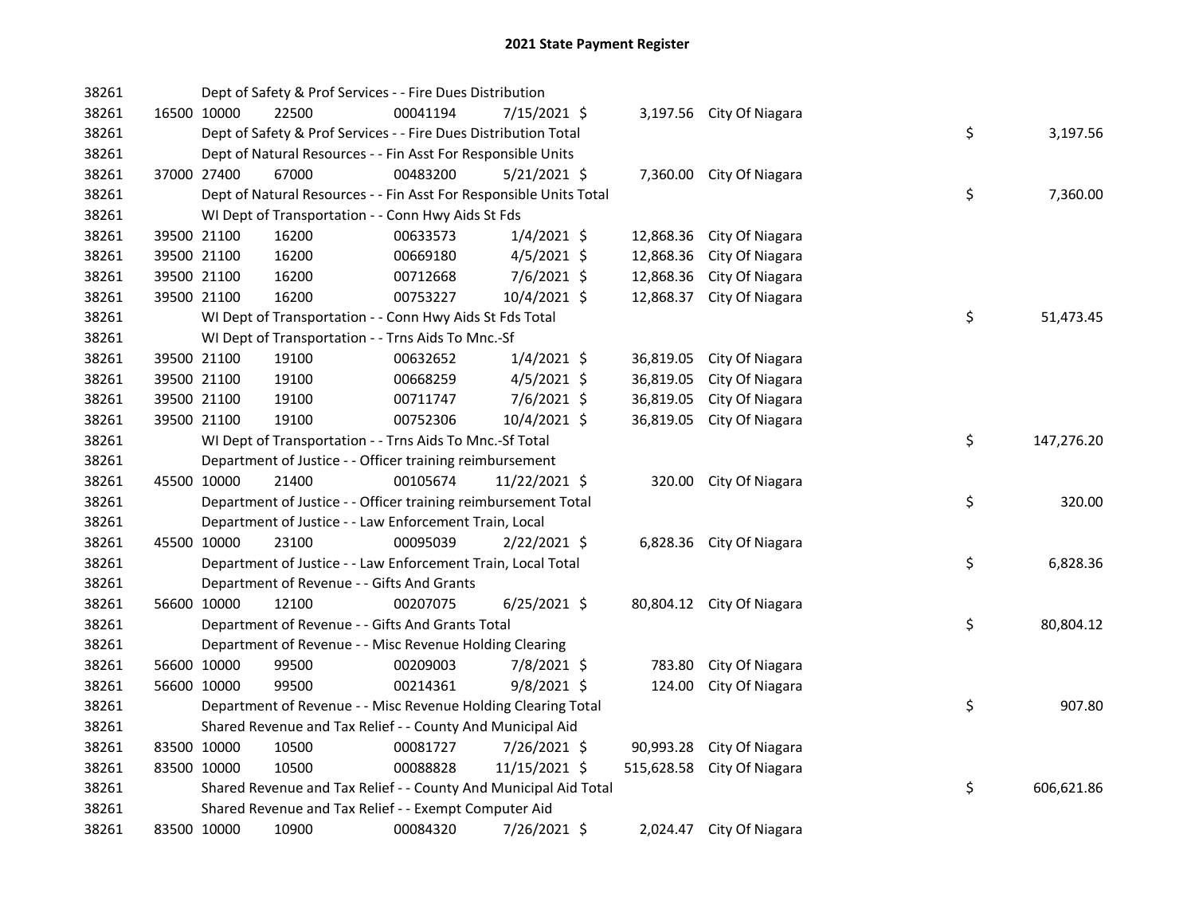# 2021 State Payment Register

| | | | | | | | | | |
|---|---|---|---|---|---|---|---|---|---|
| 38261 | | | Dept of Safety & Prof Services - - Fire Dues Distribution | | | | | | |
| 38261 | 16500 | 10000 | 22500 | 00041194 | 7/15/2021 | $ 3,197.56 | City Of Niagara | | |
| 38261 | | | Dept of Safety & Prof Services - - Fire Dues Distribution Total | | | | | $ | 3,197.56 |
| 38261 | | | Dept of Natural Resources - - Fin Asst For Responsible Units | | | | | | |
| 38261 | 37000 | 27400 | 67000 | 00483200 | 5/21/2021 | $ 7,360.00 | City Of Niagara | | |
| 38261 | | | Dept of Natural Resources - - Fin Asst For Responsible Units Total | | | | | $ | 7,360.00 |
| 38261 | | | WI Dept of Transportation - - Conn Hwy Aids St Fds | | | | | | |
| 38261 | 39500 | 21100 | 16200 | 00633573 | 1/4/2021 | $ 12,868.36 | City Of Niagara | | |
| 38261 | 39500 | 21100 | 16200 | 00669180 | 4/5/2021 | $ 12,868.36 | City Of Niagara | | |
| 38261 | 39500 | 21100 | 16200 | 00712668 | 7/6/2021 | $ 12,868.36 | City Of Niagara | | |
| 38261 | 39500 | 21100 | 16200 | 00753227 | 10/4/2021 | $ 12,868.37 | City Of Niagara | | |
| 38261 | | | WI Dept of Transportation - - Conn Hwy Aids St Fds Total | | | | | $ | 51,473.45 |
| 38261 | | | WI Dept of Transportation - - Trns Aids To Mnc.-Sf | | | | | | |
| 38261 | 39500 | 21100 | 19100 | 00632652 | 1/4/2021 | $ 36,819.05 | City Of Niagara | | |
| 38261 | 39500 | 21100 | 19100 | 00668259 | 4/5/2021 | $ 36,819.05 | City Of Niagara | | |
| 38261 | 39500 | 21100 | 19100 | 00711747 | 7/6/2021 | $ 36,819.05 | City Of Niagara | | |
| 38261 | 39500 | 21100 | 19100 | 00752306 | 10/4/2021 | $ 36,819.05 | City Of Niagara | | |
| 38261 | | | WI Dept of Transportation - - Trns Aids To Mnc.-Sf Total | | | | | $ | 147,276.20 |
| 38261 | | | Department of Justice - - Officer training reimbursement | | | | | | |
| 38261 | 45500 | 10000 | 21400 | 00105674 | 11/22/2021 | $ 320.00 | City Of Niagara | | |
| 38261 | | | Department of Justice - - Officer training reimbursement Total | | | | | $ | 320.00 |
| 38261 | | | Department of Justice - - Law Enforcement Train, Local | | | | | | |
| 38261 | 45500 | 10000 | 23100 | 00095039 | 2/22/2021 | $ 6,828.36 | City Of Niagara | | |
| 38261 | | | Department of Justice - - Law Enforcement Train, Local Total | | | | | $ | 6,828.36 |
| 38261 | | | Department of Revenue - - Gifts And Grants | | | | | | |
| 38261 | 56600 | 10000 | 12100 | 00207075 | 6/25/2021 | $ 80,804.12 | City Of Niagara | | |
| 38261 | | | Department of Revenue - - Gifts And Grants Total | | | | | $ | 80,804.12 |
| 38261 | | | Department of Revenue - - Misc Revenue Holding Clearing | | | | | | |
| 38261 | 56600 | 10000 | 99500 | 00209003 | 7/8/2021 | $ 783.80 | City Of Niagara | | |
| 38261 | 56600 | 10000 | 99500 | 00214361 | 9/8/2021 | $ 124.00 | City Of Niagara | | |
| 38261 | | | Department of Revenue - - Misc Revenue Holding Clearing Total | | | | | $ | 907.80 |
| 38261 | | | Shared Revenue and Tax Relief - - County And Municipal Aid | | | | | | |
| 38261 | 83500 | 10000 | 10500 | 00081727 | 7/26/2021 | $ 90,993.28 | City Of Niagara | | |
| 38261 | 83500 | 10000 | 10500 | 00088828 | 11/15/2021 | $ 515,628.58 | City Of Niagara | | |
| 38261 | | | Shared Revenue and Tax Relief - - County And Municipal Aid Total | | | | | $ | 606,621.86 |
| 38261 | | | Shared Revenue and Tax Relief - - Exempt Computer Aid | | | | | | |
| 38261 | 83500 | 10000 | 10900 | 00084320 | 7/26/2021 | $ 2,024.47 | City Of Niagara | | |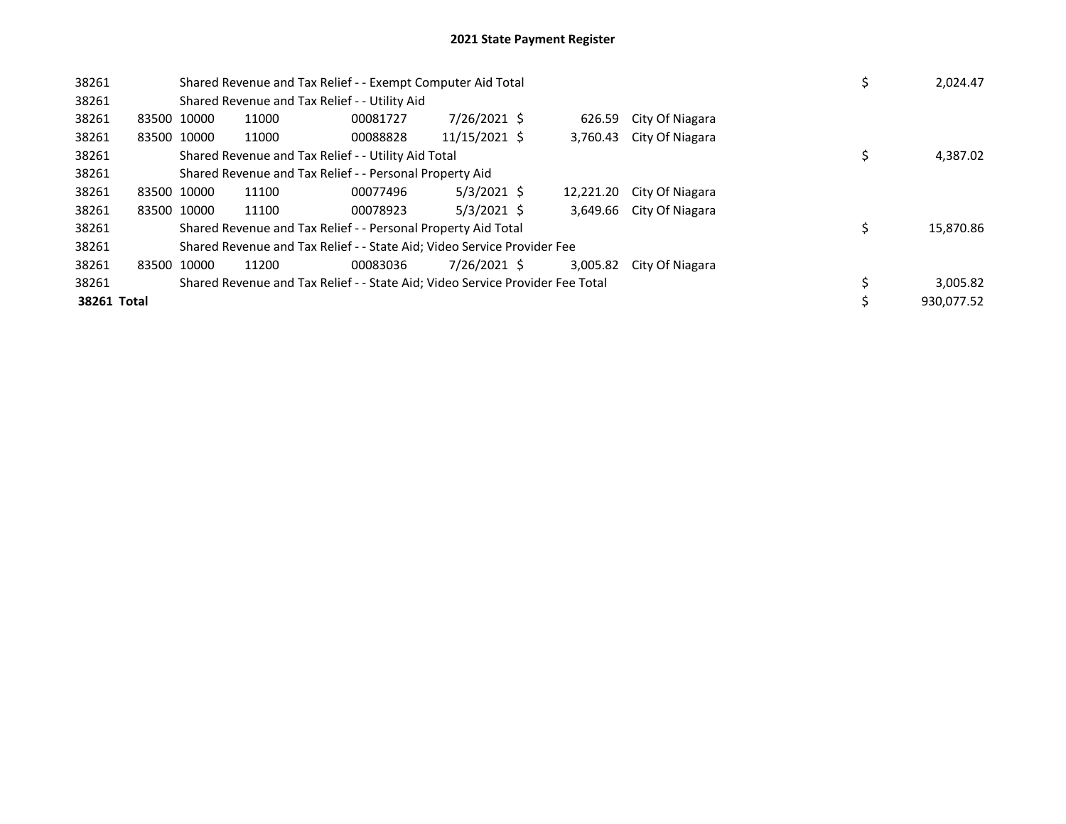# 2021 State Payment Register

| | | | | | | | | | |
|---|---|---|---|---|---|---|---|---|---|
| 38261 | | Shared Revenue and Tax Relief - - Exempt Computer Aid Total | | | | | | $ | 2,024.47 |
| 38261 | | Shared Revenue and Tax Relief - - Utility Aid | | | | | | | |
| 38261 | 83500 | 10000 | 11000 | 00081727 | 7/26/2021 | $ 626.59 | City Of Niagara | | |
| 38261 | 83500 | 10000 | 11000 | 00088828 | 11/15/2021 | $ 3,760.43 | City Of Niagara | | |
| 38261 | | Shared Revenue and Tax Relief - - Utility Aid Total | | | | | | $ | 4,387.02 |
| 38261 | | Shared Revenue and Tax Relief - - Personal Property Aid | | | | | | | |
| 38261 | 83500 | 10000 | 11100 | 00077496 | 5/3/2021 | $ 12,221.20 | City Of Niagara | | |
| 38261 | 83500 | 10000 | 11100 | 00078923 | 5/3/2021 | $ 3,649.66 | City Of Niagara | | |
| 38261 | | Shared Revenue and Tax Relief - - Personal Property Aid Total | | | | | | $ | 15,870.86 |
| 38261 | | Shared Revenue and Tax Relief - - State Aid; Video Service Provider Fee | | | | | | | |
| 38261 | 83500 | 10000 | 11200 | 00083036 | 7/26/2021 | $ 3,005.82 | City Of Niagara | | |
| 38261 | | Shared Revenue and Tax Relief - - State Aid; Video Service Provider Fee Total | | | | | | $ | 3,005.82 |
| **38261 Total** | | | | | | | | $ | 930,077.52 |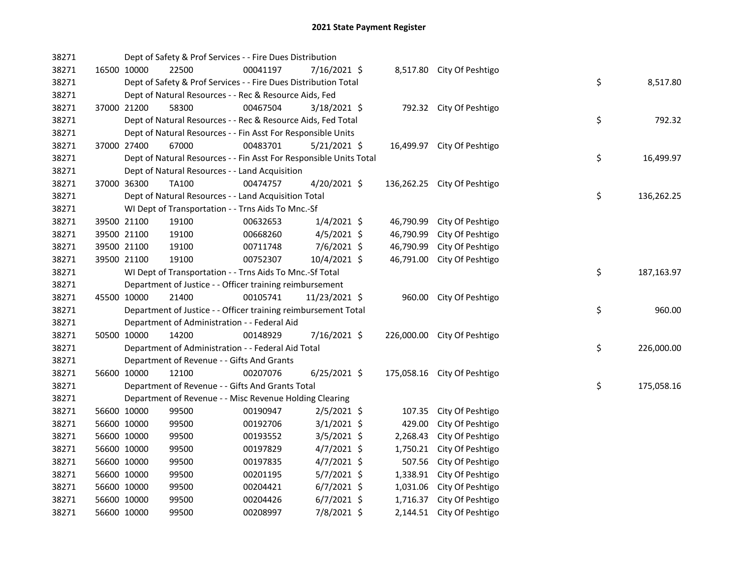# 2021 State Payment Register

| | | | | | | | | | |
|---|---|---|---|---|---|---|---|---|---|
| 38271 | | | Dept of Safety & Prof Services - - Fire Dues Distribution | | | | | | |
| 38271 | 16500 | 10000 | 22500 | 00041197 | 7/16/2021 | $ 8,517.80 | City Of Peshtigo | | |
| 38271 | | | Dept of Safety & Prof Services - - Fire Dues Distribution Total | | | | | $ | 8,517.80 |
| 38271 | | | Dept of Natural Resources - - Rec & Resource Aids, Fed | | | | | | |
| 38271 | 37000 | 21200 | 58300 | 00467504 | 3/18/2021 | $ 792.32 | City Of Peshtigo | | |
| 38271 | | | Dept of Natural Resources - - Rec & Resource Aids, Fed Total | | | | | $ | 792.32 |
| 38271 | | | Dept of Natural Resources - - Fin Asst For Responsible Units | | | | | | |
| 38271 | 37000 | 27400 | 67000 | 00483701 | 5/21/2021 | $ 16,499.97 | City Of Peshtigo | | |
| 38271 | | | Dept of Natural Resources - - Fin Asst For Responsible Units Total | | | | | $ | 16,499.97 |
| 38271 | | | Dept of Natural Resources - - Land Acquisition | | | | | | |
| 38271 | 37000 | 36300 | TA100 | 00474757 | 4/20/2021 | $ 136,262.25 | City Of Peshtigo | | |
| 38271 | | | Dept of Natural Resources - - Land Acquisition Total | | | | | $ | 136,262.25 |
| 38271 | | | WI Dept of Transportation - - Trns Aids To Mnc.-Sf | | | | | | |
| 38271 | 39500 | 21100 | 19100 | 00632653 | 1/4/2021 | $ 46,790.99 | City Of Peshtigo | | |
| 38271 | 39500 | 21100 | 19100 | 00668260 | 4/5/2021 | $ 46,790.99 | City Of Peshtigo | | |
| 38271 | 39500 | 21100 | 19100 | 00711748 | 7/6/2021 | $ 46,790.99 | City Of Peshtigo | | |
| 38271 | 39500 | 21100 | 19100 | 00752307 | 10/4/2021 | $ 46,791.00 | City Of Peshtigo | | |
| 38271 | | | WI Dept of Transportation - - Trns Aids To Mnc.-Sf Total | | | | | $ | 187,163.97 |
| 38271 | | | Department of Justice - - Officer training reimbursement | | | | | | |
| 38271 | 45500 | 10000 | 21400 | 00105741 | 11/23/2021 | $ 960.00 | City Of Peshtigo | | |
| 38271 | | | Department of Justice - - Officer training reimbursement Total | | | | | $ | 960.00 |
| 38271 | | | Department of Administration - - Federal Aid | | | | | | |
| 38271 | 50500 | 10000 | 14200 | 00148929 | 7/16/2021 | $ 226,000.00 | City Of Peshtigo | | |
| 38271 | | | Department of Administration - - Federal Aid Total | | | | | $ | 226,000.00 |
| 38271 | | | Department of Revenue - - Gifts And Grants | | | | | | |
| 38271 | 56600 | 10000 | 12100 | 00207076 | 6/25/2021 | $ 175,058.16 | City Of Peshtigo | | |
| 38271 | | | Department of Revenue - - Gifts And Grants Total | | | | | $ | 175,058.16 |
| 38271 | | | Department of Revenue - - Misc Revenue Holding Clearing | | | | | | |
| 38271 | 56600 | 10000 | 99500 | 00190947 | 2/5/2021 | $ 107.35 | City Of Peshtigo | | |
| 38271 | 56600 | 10000 | 99500 | 00192706 | 3/1/2021 | $ 429.00 | City Of Peshtigo | | |
| 38271 | 56600 | 10000 | 99500 | 00193552 | 3/5/2021 | $ 2,268.43 | City Of Peshtigo | | |
| 38271 | 56600 | 10000 | 99500 | 00197829 | 4/7/2021 | $ 1,750.21 | City Of Peshtigo | | |
| 38271 | 56600 | 10000 | 99500 | 00197835 | 4/7/2021 | $ 507.56 | City Of Peshtigo | | |
| 38271 | 56600 | 10000 | 99500 | 00201195 | 5/7/2021 | $ 1,338.91 | City Of Peshtigo | | |
| 38271 | 56600 | 10000 | 99500 | 00204421 | 6/7/2021 | $ 1,031.06 | City Of Peshtigo | | |
| 38271 | 56600 | 10000 | 99500 | 00204426 | 6/7/2021 | $ 1,716.37 | City Of Peshtigo | | |
| 38271 | 56600 | 10000 | 99500 | 00208997 | 7/8/2021 | $ 2,144.51 | City Of Peshtigo | | |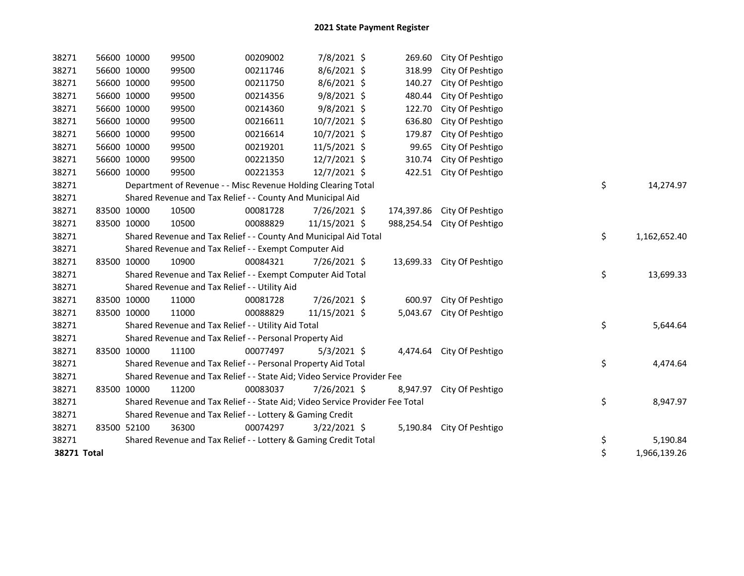# 2021 State Payment Register

| | | | | | | | | | |
|---|---|---|---|---|---|---|---|---|---|
| 38271 | 56600 | 10000 | 99500 | 00209002 | 7/8/2021 | $ 269.60 | City Of Peshtigo | | |
| 38271 | 56600 | 10000 | 99500 | 00211746 | 8/6/2021 | $ 318.99 | City Of Peshtigo | | |
| 38271 | 56600 | 10000 | 99500 | 00211750 | 8/6/2021 | $ 140.27 | City Of Peshtigo | | |
| 38271 | 56600 | 10000 | 99500 | 00214356 | 9/8/2021 | $ 480.44 | City Of Peshtigo | | |
| 38271 | 56600 | 10000 | 99500 | 00214360 | 9/8/2021 | $ 122.70 | City Of Peshtigo | | |
| 38271 | 56600 | 10000 | 99500 | 00216611 | 10/7/2021 | $ 636.80 | City Of Peshtigo | | |
| 38271 | 56600 | 10000 | 99500 | 00216614 | 10/7/2021 | $ 179.87 | City Of Peshtigo | | |
| 38271 | 56600 | 10000 | 99500 | 00219201 | 11/5/2021 | $ 99.65 | City Of Peshtigo | | |
| 38271 | 56600 | 10000 | 99500 | 00221350 | 12/7/2021 | $ 310.74 | City Of Peshtigo | | |
| 38271 | 56600 | 10000 | 99500 | 00221353 | 12/7/2021 | $ 422.51 | City Of Peshtigo | | |
| 38271 | Department of Revenue - - Misc Revenue Holding Clearing Total | | | | | | | $ | 14,274.97 |
| 38271 | Shared Revenue and Tax Relief - - County And Municipal Aid | | | | | | | | |
| 38271 | 83500 | 10000 | 10500 | 00081728 | 7/26/2021 | $ 174,397.86 | City Of Peshtigo | | |
| 38271 | 83500 | 10000 | 10500 | 00088829 | 11/15/2021 | $ 988,254.54 | City Of Peshtigo | | |
| 38271 | Shared Revenue and Tax Relief - - County And Municipal Aid Total | | | | | | | $ | 1,162,652.40 |
| 38271 | Shared Revenue and Tax Relief - - Exempt Computer Aid | | | | | | | | |
| 38271 | 83500 | 10000 | 10900 | 00084321 | 7/26/2021 | $ 13,699.33 | City Of Peshtigo | | |
| 38271 | Shared Revenue and Tax Relief - - Exempt Computer Aid Total | | | | | | | $ | 13,699.33 |
| 38271 | Shared Revenue and Tax Relief - - Utility Aid | | | | | | | | |
| 38271 | 83500 | 10000 | 11000 | 00081728 | 7/26/2021 | $ 600.97 | City Of Peshtigo | | |
| 38271 | 83500 | 10000 | 11000 | 00088829 | 11/15/2021 | $ 5,043.67 | City Of Peshtigo | | |
| 38271 | Shared Revenue and Tax Relief - - Utility Aid Total | | | | | | | $ | 5,644.64 |
| 38271 | Shared Revenue and Tax Relief - - Personal Property Aid | | | | | | | | |
| 38271 | 83500 | 10000 | 11100 | 00077497 | 5/3/2021 | $ 4,474.64 | City Of Peshtigo | | |
| 38271 | Shared Revenue and Tax Relief - - Personal Property Aid Total | | | | | | | $ | 4,474.64 |
| 38271 | Shared Revenue and Tax Relief - - State Aid; Video Service Provider Fee | | | | | | | | |
| 38271 | 83500 | 10000 | 11200 | 00083037 | 7/26/2021 | $ 8,947.97 | City Of Peshtigo | | |
| 38271 | Shared Revenue and Tax Relief - - State Aid; Video Service Provider Fee Total | | | | | | | $ | 8,947.97 |
| 38271 | Shared Revenue and Tax Relief - - Lottery & Gaming Credit | | | | | | | | |
| 38271 | 83500 | 52100 | 36300 | 00074297 | 3/22/2021 | $ 5,190.84 | City Of Peshtigo | | |
| 38271 | Shared Revenue and Tax Relief - - Lottery & Gaming Credit Total | | | | | | | $ | 5,190.84 |
| **38271 Total** | | | | | | | | $ | 1,966,139.26 |